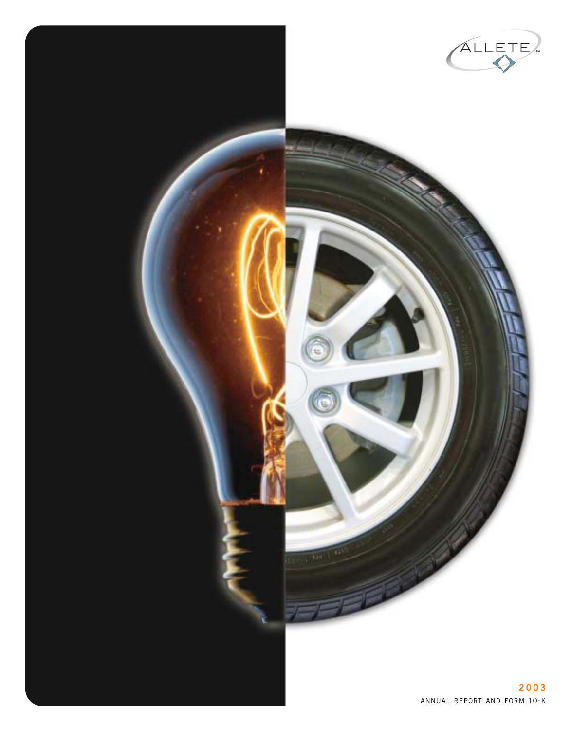ALLETE™

**2003**

ANNUAL REPORT AND FORM 10-K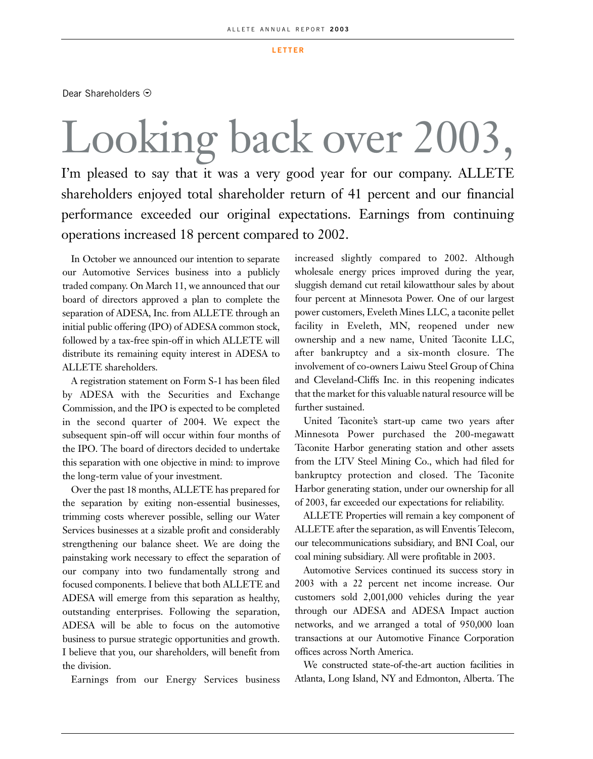LETTER

Dear Shareholders

# Looking back over 2003,

I'm pleased to say that it was a very good year for our company. ALLETE shareholders enjoyed total shareholder return of 41 percent and our financial performance exceeded our original expectations. Earnings from continuing operations increased 18 percent compared to 2002.

In October we announced our intention to separate our Automotive Services business into a publicly traded company. On March 11, we announced that our board of directors approved a plan to complete the separation of ADESA, Inc. from ALLETE through an initial public offering (IPO) of ADESA common stock, followed by a tax-free spin-off in which ALLETE will distribute its remaining equity interest in ADESA to ALLETE shareholders.

A registration statement on Form S-1 has been filed by ADESA with the Securities and Exchange Commission, and the IPO is expected to be completed in the second quarter of 2004. We expect the subsequent spin-off will occur within four months of the IPO. The board of directors decided to undertake this separation with one objective in mind: to improve the long-term value of your investment.

Over the past 18 months, ALLETE has prepared for the separation by exiting non-essential businesses, trimming costs wherever possible, selling our Water Services businesses at a sizable profit and considerably strengthening our balance sheet. We are doing the painstaking work necessary to effect the separation of our company into two fundamentally strong and focused components. I believe that both ALLETE and ADESA will emerge from this separation as healthy, outstanding enterprises. Following the separation, ADESA will be able to focus on the automotive business to pursue strategic opportunities and growth. I believe that you, our shareholders, will benefit from the division.

Earnings from our Energy Services business increased slightly compared to 2002. Although wholesale energy prices improved during the year, sluggish demand cut retail kilowatthour sales by about four percent at Minnesota Power. One of our largest power customers, Eveleth Mines LLC, a taconite pellet facility in Eveleth, MN, reopened under new ownership and a new name, United Taconite LLC, after bankruptcy and a six-month closure. The involvement of co-owners Laiwu Steel Group of China and Cleveland-Cliffs Inc. in this reopening indicates that the market for this valuable natural resource will be further sustained.

United Taconite's start-up came two years after Minnesota Power purchased the 200-megawatt Taconite Harbor generating station and other assets from the LTV Steel Mining Co., which had filed for bankruptcy protection and closed. The Taconite Harbor generating station, under our ownership for all of 2003, far exceeded our expectations for reliability.

ALLETE Properties will remain a key component of ALLETE after the separation, as will Enventis Telecom, our telecommunications subsidiary, and BNI Coal, our coal mining subsidiary. All were profitable in 2003.

Automotive Services continued its success story in 2003 with a 22 percent net income increase. Our customers sold 2,001,000 vehicles during the year through our ADESA and ADESA Impact auction networks, and we arranged a total of 950,000 loan transactions at our Automotive Finance Corporation offices across North America.

We constructed state-of-the-art auction facilities in Atlanta, Long Island, NY and Edmonton, Alberta. The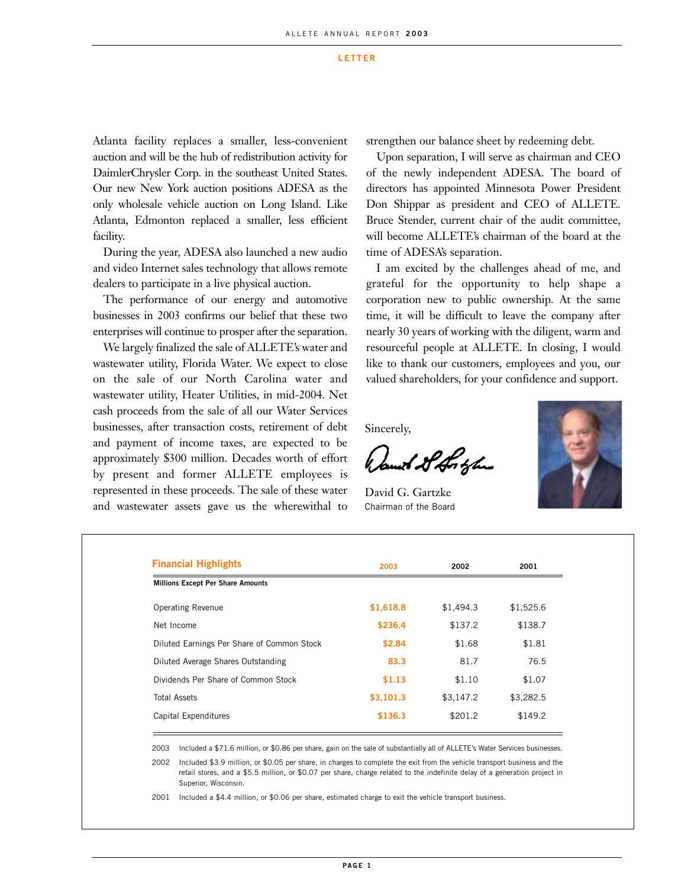## LETTER

Atlanta facility replaces a smaller, less-convenient auction and will be the hub of redistribution activity for DaimlerChrysler Corp. in the southeast United States. Our new New York auction positions ADESA as the only wholesale vehicle auction on Long Island. Like Atlanta, Edmonton replaced a smaller, less efficient facility.

During the year, ADESA also launched a new audio and video Internet sales technology that allows remote dealers to participate in a live physical auction.

The performance of our energy and automotive businesses in 2003 confirms our belief that these two enterprises will continue to prosper after the separation.

We largely finalized the sale of ALLETE's water and wastewater utility, Florida Water. We expect to close on the sale of our North Carolina water and wastewater utility, Heater Utilities, in mid-2004. Net cash proceeds from the sale of all our Water Services businesses, after transaction costs, retirement of debt and payment of income taxes, are expected to be approximately $300 million. Decades worth of effort by present and former ALLETE employees is represented in these proceeds. The sale of these water and wastewater assets gave us the wherewithal to strengthen our balance sheet by redeeming debt.

Upon separation, I will serve as chairman and CEO of the newly independent ADESA. The board of directors has appointed Minnesota Power President Don Shippar as president and CEO of ALLETE. Bruce Stender, current chair of the audit committee, will become ALLETE's chairman of the board at the time of ADESA's separation.

I am excited by the challenges ahead of me, and grateful for the opportunity to help shape a corporation new to public ownership. At the same time, it will be difficult to leave the company after nearly 30 years of working with the diligent, warm and resourceful people at ALLETE. In closing, I would like to thank our customers, employees and you, our valued shareholders, for your confidence and support.

Sincerely,

David G. Gartzke
Chairman of the Board

### Financial Highlights

| Millions Except Per Share Amounts | 2003 | 2002 | 2001 |
|---|---|---|---|
| Operating Revenue | $1,618.8 | $1,494.3 | $1,525.6 |
| Net Income | $236.4 | $137.2 | $138.7 |
| Diluted Earnings Per Share of Common Stock | $2.84 | $1.68 | $1.81 |
| Diluted Average Shares Outstanding | 83.3 | 81.7 | 76.5 |
| Dividends Per Share of Common Stock | $1.13 | $1.10 | $1.07 |
| Total Assets | $3,101.3 | $3,147.2 | $3,282.5 |
| Capital Expenditures | $136.3 | $201.2 | $149.2 |

2003 Included a $71.6 million, or $0.86 per share, gain on the sale of substantially all of ALLETE's Water Services businesses.

2002 Included $3.9 million, or $0.05 per share, in charges to complete the exit from the vehicle transport business and the retail stores, and a $5.5 million, or $0.07 per share, charge related to the indefinite delay of a generation project in Superior, Wisconsin.

2001 Included a $4.4 million, or $0.06 per share, estimated charge to exit the vehicle transport business.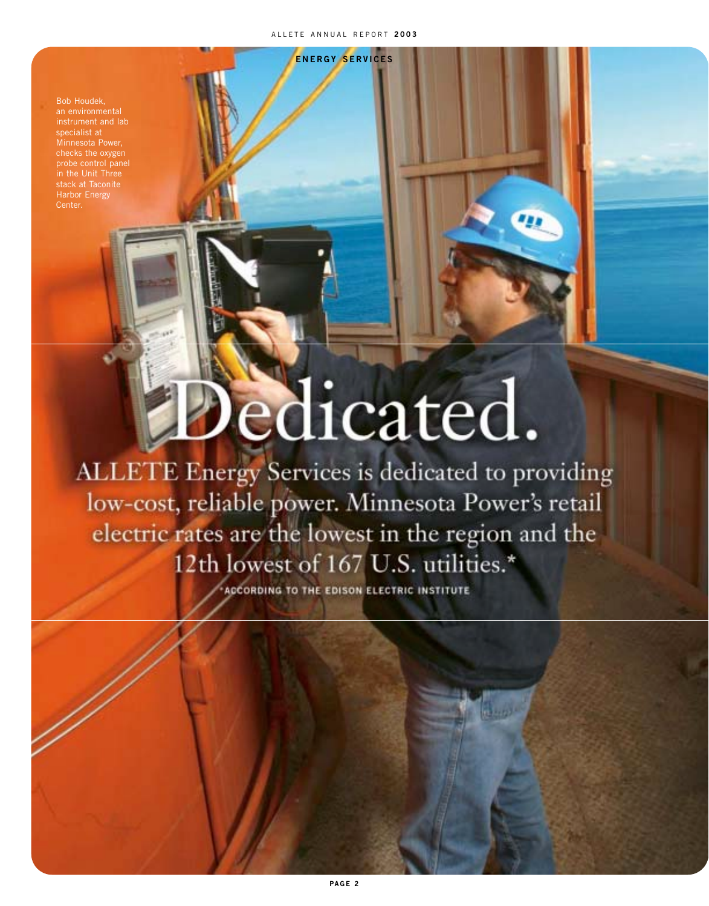## ENERGY SERVICES

Bob Houdek, an environmental instrument and lab specialist at Minnesota Power, checks the oxygen probe control panel in the Unit Three stack at Taconite Harbor Energy Center.

# Dedicated.

ALLETE Energy Services is dedicated to providing low-cost, reliable power. Minnesota Power's retail electric rates are the lowest in the region and the 12th lowest of 167 U.S. utilities.*

*ACCORDING TO THE EDISON ELECTRIC INSTITUTE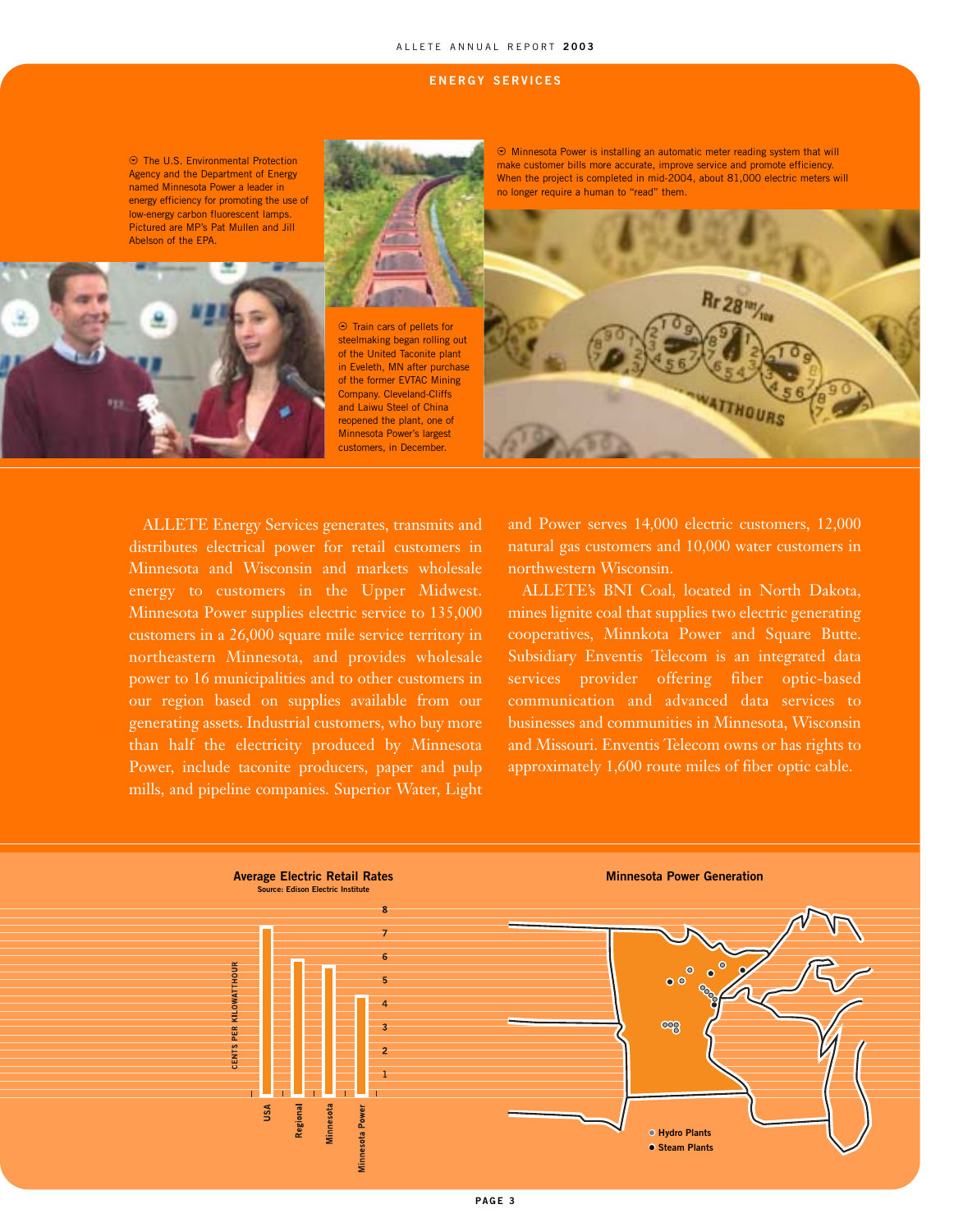## ENERGY SERVICES

The U.S. Environmental Protection Agency and the Department of Energy named Minnesota Power a leader in energy efficiency for promoting the use of low-energy carbon fluorescent lamps. Pictured are MP's Pat Mullen and Jill Abelson of the EPA.

Train cars of pellets for steelmaking began rolling out of the United Taconite plant in Eveleth, MN after purchase of the former EVTAC Mining Company. Cleveland-Cliffs and Laiwu Steel of China reopened the plant, one of Minnesota Power's largest customers, in December.

Minnesota Power is installing an automatic meter reading system that will make customer bills more accurate, improve service and promote efficiency. When the project is completed in mid-2004, about 81,000 electric meters will no longer require a human to "read" them.

ALLETE Energy Services generates, transmits and distributes electrical power for retail customers in Minnesota and Wisconsin and markets wholesale energy to customers in the Upper Midwest. Minnesota Power supplies electric service to 135,000 customers in a 26,000 square mile service territory in northeastern Minnesota, and provides wholesale power to 16 municipalities and to other customers in our region based on supplies available from our generating assets. Industrial customers, who buy more than half the electricity produced by Minnesota Power, include taconite producers, paper and pulp mills, and pipeline companies. Superior Water, Light and Power serves 14,000 electric customers, 12,000 natural gas customers and 10,000 water customers in northwestern Wisconsin.

ALLETE's BNI Coal, located in North Dakota, mines lignite coal that supplies two electric generating cooperatives, Minnkota Power and Square Butte. Subsidiary Enventis Telecom is an integrated data services provider offering fiber optic-based communication and advanced data services to businesses and communities in Minnesota, Wisconsin and Missouri. Enventis Telecom owns or has rights to approximately 1,600 route miles of fiber optic cable.

**Average Electric Retail Rates**
Source: Edison Electric Institute

CENTS PER KILOWATTHOUR

| | Cents per kilowatthour (approx.) |
|---|---|
| USA | ~7.2 |
| Regional | ~5.8 |
| Minnesota | ~5.6 |
| Minnesota Power | ~4.2 |

**Minnesota Power Generation**

- Hydro Plants
- Steam Plants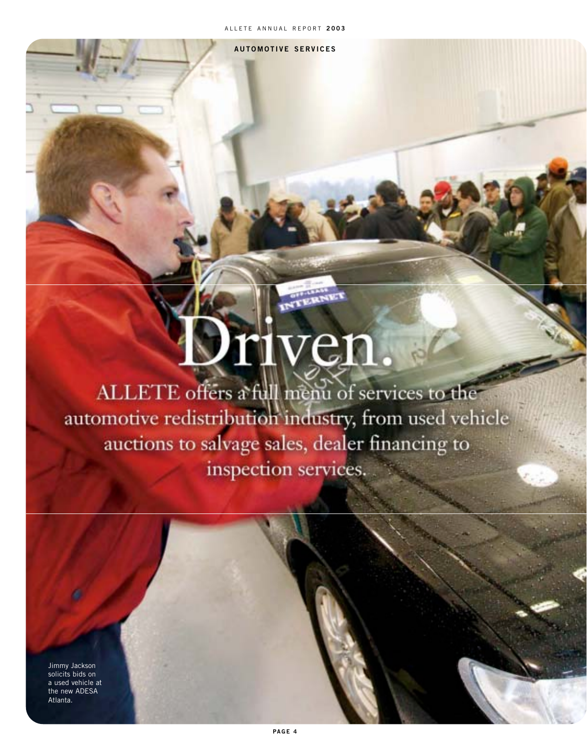## AUTOMOTIVE SERVICES

# Driven.

ALLETE offers a full menu of services to the automotive redistribution industry, from used vehicle auctions to salvage sales, dealer financing to inspection services.

Jimmy Jackson solicits bids on a used vehicle at the new ADESA Atlanta.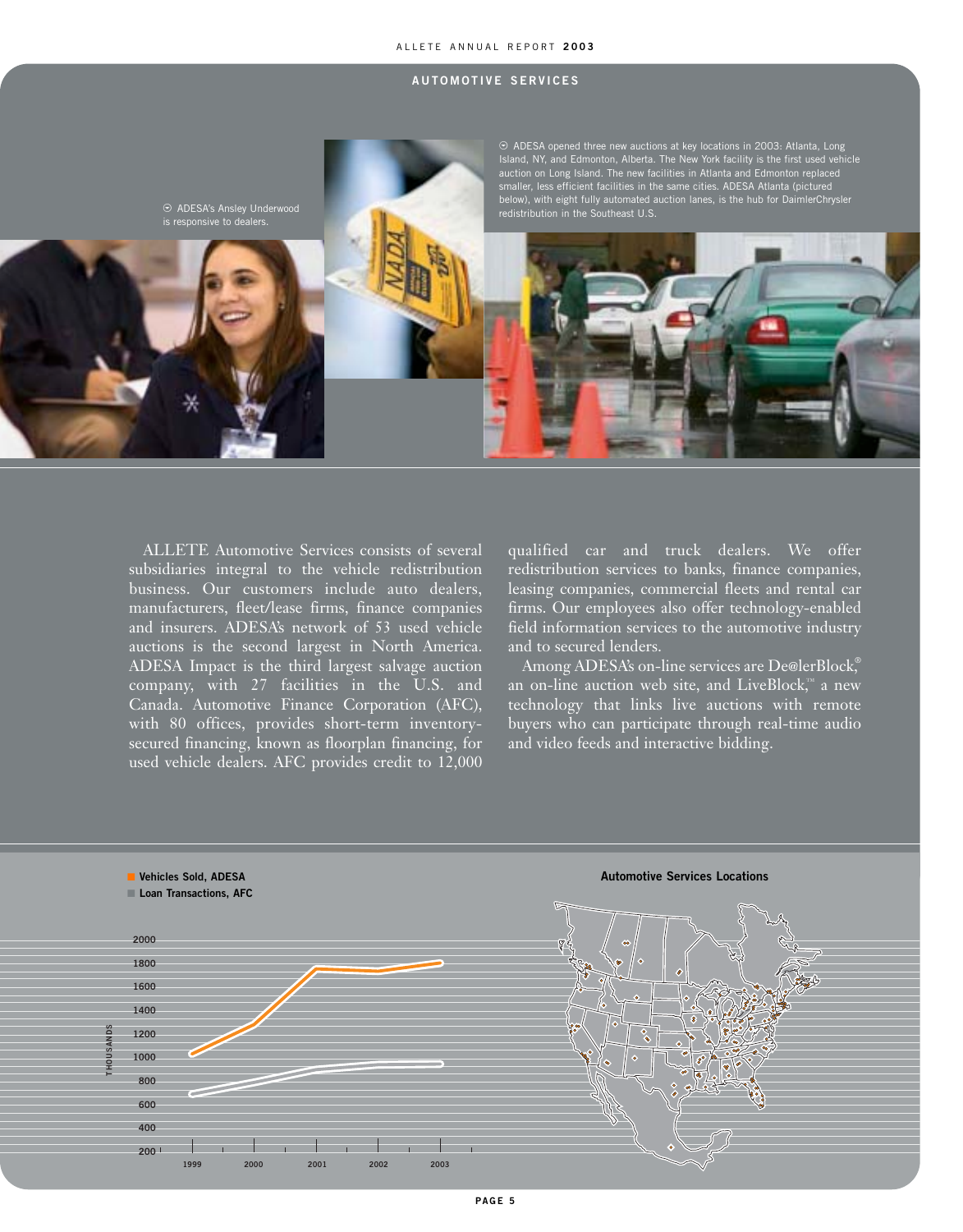## AUTOMOTIVE SERVICES

ADESA's Ansley Underwood is responsive to dealers.

ADESA opened three new auctions at key locations in 2003: Atlanta, Long Island, NY, and Edmonton, Alberta. The New York facility is the first used vehicle auction on Long Island. The new facilities in Atlanta and Edmonton replaced smaller, less efficient facilities in the same cities. ADESA Atlanta (pictured below), with eight fully automated auction lanes, is the hub for DaimlerChrysler redistribution in the Southeast U.S.

ALLETE Automotive Services consists of several subsidiaries integral to the vehicle redistribution business. Our customers include auto dealers, manufacturers, fleet/lease firms, finance companies and insurers. ADESA's network of 53 used vehicle auctions is the second largest in North America. ADESA Impact is the third largest salvage auction company, with 27 facilities in the U.S. and Canada. Automotive Finance Corporation (AFC), with 80 offices, provides short-term inventory-secured financing, known as floorplan financing, for used vehicle dealers. AFC provides credit to 12,000 qualified car and truck dealers. We offer redistribution services to banks, finance companies, leasing companies, commercial fleets and rental car firms. Our employees also offer technology-enabled field information services to the automotive industry and to secured lenders.

Among ADESA's on-line services are De@lerBlock,® an on-line auction web site, and LiveBlock,™ a new technology that links live auctions with remote buyers who can participate through real-time audio and video feeds and interactive bidding.

**Vehicles Sold, ADESA**
**Loan Transactions, AFC**

THOUSANDS

**Automotive Services Locations**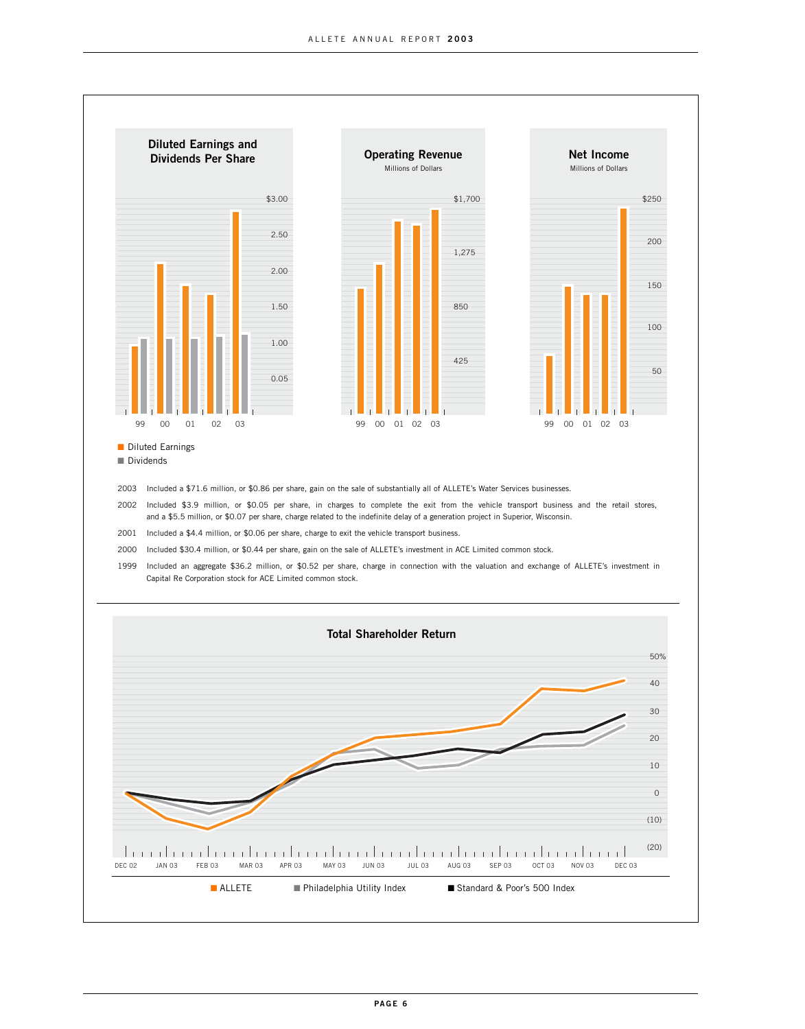## Diluted Earnings and Dividends Per Share

- Diluted Earnings
- Dividends

## Operating Revenue

Millions of Dollars

## Net Income

Millions of Dollars

2003 Included a $71.6 million, or $0.86 per share, gain on the sale of substantially all of ALLETE's Water Services businesses.

2002 Included $3.9 million, or $0.05 per share, in charges to complete the exit from the vehicle transport business and the retail stores, and a $5.5 million, or $0.07 per share, charge related to the indefinite delay of a generation project in Superior, Wisconsin.

2001 Included a $4.4 million, or $0.06 per share, charge to exit the vehicle transport business.

2000 Included $30.4 million, or $0.44 per share, gain on the sale of ALLETE's investment in ACE Limited common stock.

1999 Included an aggregate $36.2 million, or $0.52 per share, charge in connection with the valuation and exchange of ALLETE's investment in Capital Re Corporation stock for ACE Limited common stock.

## Total Shareholder Return

- ALLETE
- Philadelphia Utility Index
- Standard & Poor's 500 Index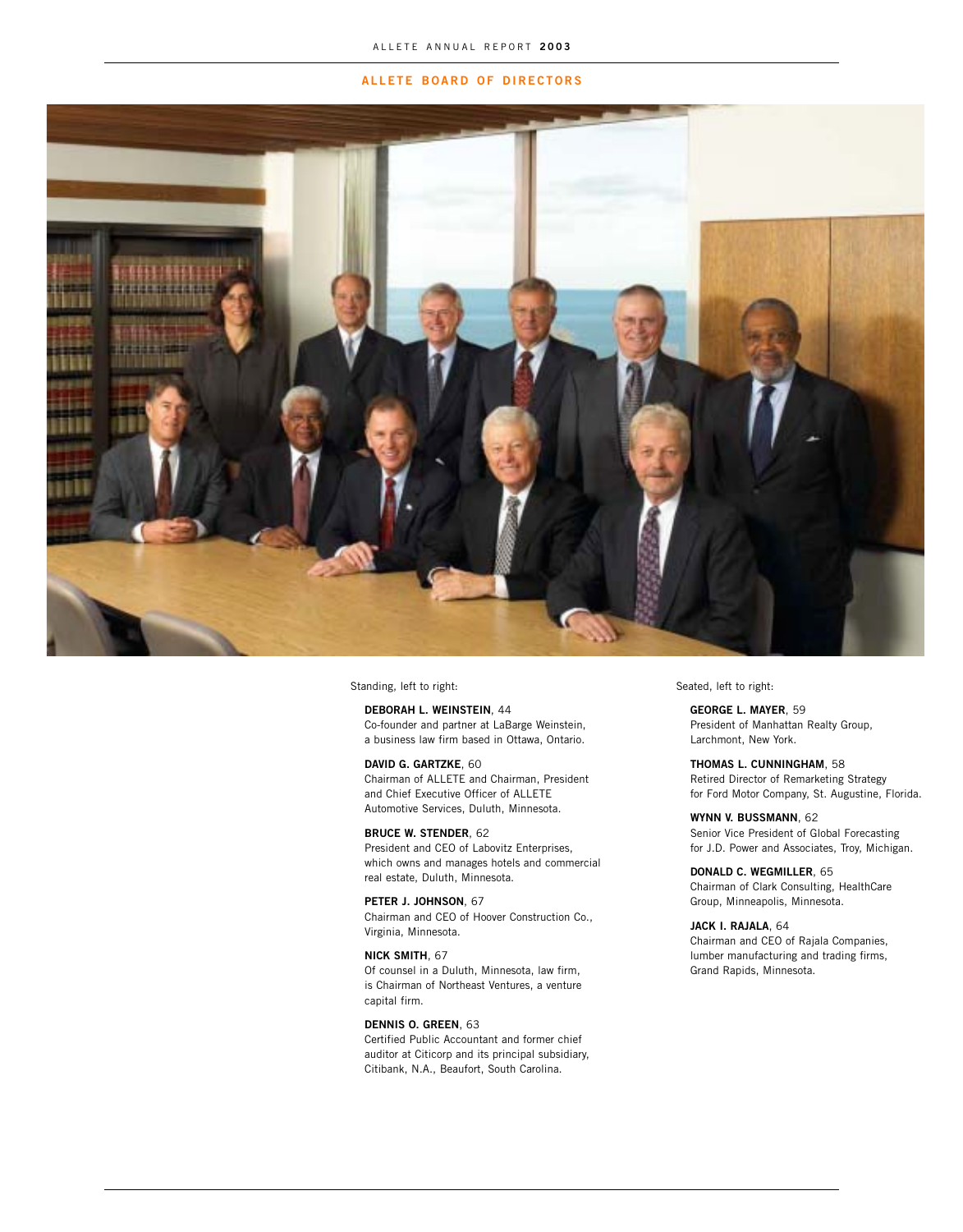## ALLETE BOARD OF DIRECTORS

Standing, left to right:

**DEBORAH L. WEINSTEIN**, 44
Co-founder and partner at LaBarge Weinstein, a business law firm based in Ottawa, Ontario.

**DAVID G. GARTZKE**, 60
Chairman of ALLETE and Chairman, President and Chief Executive Officer of ALLETE Automotive Services, Duluth, Minnesota.

**BRUCE W. STENDER**, 62
President and CEO of Labovitz Enterprises, which owns and manages hotels and commercial real estate, Duluth, Minnesota.

**PETER J. JOHNSON**, 67
Chairman and CEO of Hoover Construction Co., Virginia, Minnesota.

**NICK SMITH**, 67
Of counsel in a Duluth, Minnesota, law firm, is Chairman of Northeast Ventures, a venture capital firm.

**DENNIS O. GREEN**, 63
Certified Public Accountant and former chief auditor at Citicorp and its principal subsidiary, Citibank, N.A., Beaufort, South Carolina.

Seated, left to right:

**GEORGE L. MAYER**, 59
President of Manhattan Realty Group, Larchmont, New York.

**THOMAS L. CUNNINGHAM**, 58
Retired Director of Remarketing Strategy for Ford Motor Company, St. Augustine, Florida.

**WYNN V. BUSSMANN**, 62
Senior Vice President of Global Forecasting for J.D. Power and Associates, Troy, Michigan.

**DONALD C. WEGMILLER**, 65
Chairman of Clark Consulting, HealthCare Group, Minneapolis, Minnesota.

**JACK I. RAJALA**, 64
Chairman and CEO of Rajala Companies, lumber manufacturing and trading firms, Grand Rapids, Minnesota.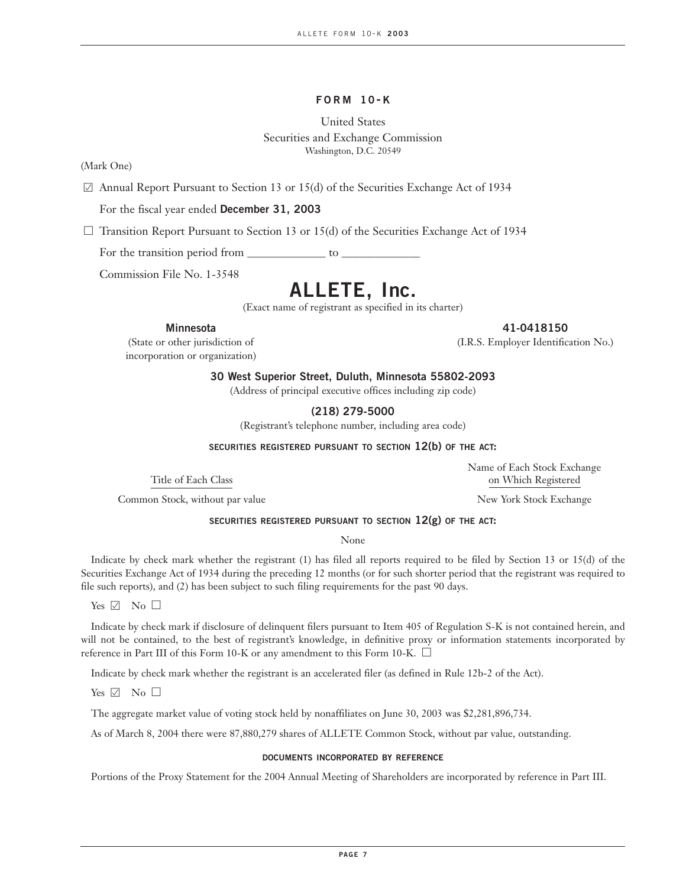# FORM 10-K

United States
Securities and Exchange Commission
Washington, D.C. 20549

(Mark One)

☑ Annual Report Pursuant to Section 13 or 15(d) of the Securities Exchange Act of 1934

For the fiscal year ended **December 31, 2003**

☐ Transition Report Pursuant to Section 13 or 15(d) of the Securities Exchange Act of 1934

For the transition period from _____________ to _____________

Commission File No. 1-3548

# ALLETE, Inc.

(Exact name of registrant as specified in its charter)

| **Minnesota** | **41-0418150** |
|---|---|
| (State or other jurisdiction of incorporation or organization) | (I.R.S. Employer Identification No.) |

**30 West Superior Street, Duluth, Minnesota 55802-2093**
(Address of principal executive offices including zip code)

**(218) 279-5000**
(Registrant's telephone number, including area code)

**SECURITIES REGISTERED PURSUANT TO SECTION 12(b) OF THE ACT:**

| Title of Each Class | Name of Each Stock Exchange on Which Registered |
|---|---|
| Common Stock, without par value | New York Stock Exchange |

**SECURITIES REGISTERED PURSUANT TO SECTION 12(g) OF THE ACT:**

None

Indicate by check mark whether the registrant (1) has filed all reports required to be filed by Section 13 or 15(d) of the Securities Exchange Act of 1934 during the preceding 12 months (or for such shorter period that the registrant was required to file such reports), and (2) has been subject to such filing requirements for the past 90 days.

Yes ☑ No ☐

Indicate by check mark if disclosure of delinquent filers pursuant to Item 405 of Regulation S-K is not contained herein, and will not be contained, to the best of registrant's knowledge, in definitive proxy or information statements incorporated by reference in Part III of this Form 10-K or any amendment to this Form 10-K. ☐

Indicate by check mark whether the registrant is an accelerated filer (as defined in Rule 12b-2 of the Act).

Yes ☑ No ☐

The aggregate market value of voting stock held by nonaffiliates on June 30, 2003 was $2,281,896,734.

As of March 8, 2004 there were 87,880,279 shares of ALLETE Common Stock, without par value, outstanding.

**DOCUMENTS INCORPORATED BY REFERENCE**

Portions of the Proxy Statement for the 2004 Annual Meeting of Shareholders are incorporated by reference in Part III.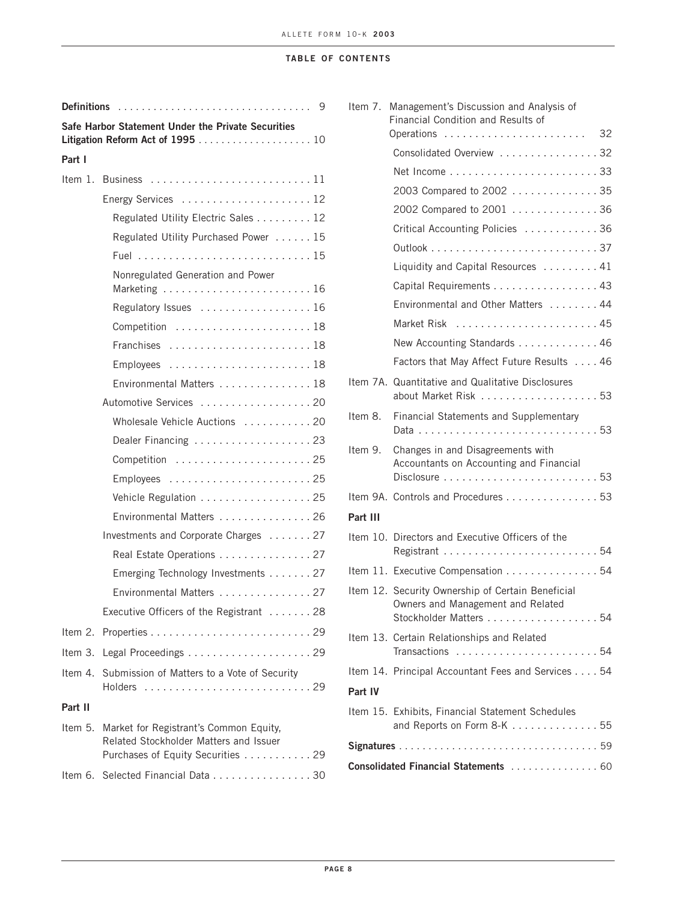## TABLE OF CONTENTS

| | | |
|---|---|---|
| **Definitions** | | 9 |
| **Safe Harbor Statement Under the Private Securities Litigation Reform Act of 1995** | | 10 |
| **Part I** | | |
| Item 1. | Business | 11 |
| | Energy Services | 12 |
| | Regulated Utility Electric Sales | 12 |
| | Regulated Utility Purchased Power | 15 |
| | Fuel | 15 |
| | Nonregulated Generation and Power Marketing | 16 |
| | Regulatory Issues | 16 |
| | Competition | 18 |
| | Franchises | 18 |
| | Employees | 18 |
| | Environmental Matters | 18 |
| | Automotive Services | 20 |
| | Wholesale Vehicle Auctions | 20 |
| | Dealer Financing | 23 |
| | Competition | 25 |
| | Employees | 25 |
| | Vehicle Regulation | 25 |
| | Environmental Matters | 26 |
| | Investments and Corporate Charges | 27 |
| | Real Estate Operations | 27 |
| | Emerging Technology Investments | 27 |
| | Environmental Matters | 27 |
| | Executive Officers of the Registrant | 28 |
| Item 2. | Properties | 29 |
| Item 3. | Legal Proceedings | 29 |
| Item 4. | Submission of Matters to a Vote of Security Holders | 29 |
| **Part II** | | |
| Item 5. | Market for Registrant's Common Equity, Related Stockholder Matters and Issuer Purchases of Equity Securities | 29 |
| Item 6. | Selected Financial Data | 30 |
| Item 7. | Management's Discussion and Analysis of Financial Condition and Results of Operations | 32 |
| | Consolidated Overview | 32 |
| | Net Income | 33 |
| | 2003 Compared to 2002 | 35 |
| | 2002 Compared to 2001 | 36 |
| | Critical Accounting Policies | 36 |
| | Outlook | 37 |
| | Liquidity and Capital Resources | 41 |
| | Capital Requirements | 43 |
| | Environmental and Other Matters | 44 |
| | Market Risk | 45 |
| | New Accounting Standards | 46 |
| | Factors that May Affect Future Results | 46 |
| Item 7A. | Quantitative and Qualitative Disclosures about Market Risk | 53 |
| Item 8. | Financial Statements and Supplementary Data | 53 |
| Item 9. | Changes in and Disagreements with Accountants on Accounting and Financial Disclosure | 53 |
| Item 9A. | Controls and Procedures | 53 |
| **Part III** | | |
| Item 10. | Directors and Executive Officers of the Registrant | 54 |
| Item 11. | Executive Compensation | 54 |
| Item 12. | Security Ownership of Certain Beneficial Owners and Management and Related Stockholder Matters | 54 |
| Item 13. | Certain Relationships and Related Transactions | 54 |
| Item 14. | Principal Accountant Fees and Services | 54 |
| **Part IV** | | |
| Item 15. | Exhibits, Financial Statement Schedules and Reports on Form 8-K | 55 |
| **Signatures** | | 59 |
| **Consolidated Financial Statements** | | 60 |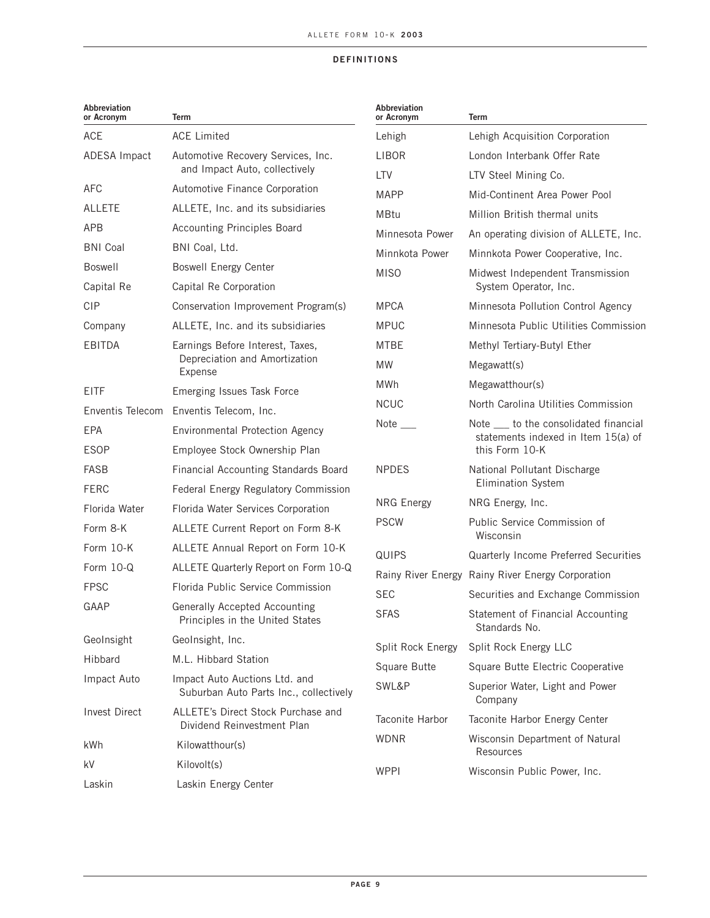## DEFINITIONS

| Abbreviation or Acronym | Term |
|---|---|
| ACE | ACE Limited |
| ADESA Impact | Automotive Recovery Services, Inc. and Impact Auto, collectively |
| AFC | Automotive Finance Corporation |
| ALLETE | ALLETE, Inc. and its subsidiaries |
| APB | Accounting Principles Board |
| BNI Coal | BNI Coal, Ltd. |
| Boswell | Boswell Energy Center |
| Capital Re | Capital Re Corporation |
| CIP | Conservation Improvement Program(s) |
| Company | ALLETE, Inc. and its subsidiaries |
| EBITDA | Earnings Before Interest, Taxes, Depreciation and Amortization Expense |
| EITF | Emerging Issues Task Force |
| Enventis Telecom | Enventis Telecom, Inc. |
| EPA | Environmental Protection Agency |
| ESOP | Employee Stock Ownership Plan |
| FASB | Financial Accounting Standards Board |
| FERC | Federal Energy Regulatory Commission |
| Florida Water | Florida Water Services Corporation |
| Form 8-K | ALLETE Current Report on Form 8-K |
| Form 10-K | ALLETE Annual Report on Form 10-K |
| Form 10-Q | ALLETE Quarterly Report on Form 10-Q |
| FPSC | Florida Public Service Commission |
| GAAP | Generally Accepted Accounting Principles in the United States |
| GeoInsight | GeoInsight, Inc. |
| Hibbard | M.L. Hibbard Station |
| Impact Auto | Impact Auto Auctions Ltd. and Suburban Auto Parts Inc., collectively |
| Invest Direct | ALLETE's Direct Stock Purchase and Dividend Reinvestment Plan |
| kWh | Kilowatthour(s) |
| kV | Kilovolt(s) |
| Laskin | Laskin Energy Center |
| Lehigh | Lehigh Acquisition Corporation |
| LIBOR | London Interbank Offer Rate |
| LTV | LTV Steel Mining Co. |
| MAPP | Mid-Continent Area Power Pool |
| MBtu | Million British thermal units |
| Minnesota Power | An operating division of ALLETE, Inc. |
| Minnkota Power | Minnkota Power Cooperative, Inc. |
| MISO | Midwest Independent Transmission System Operator, Inc. |
| MPCA | Minnesota Pollution Control Agency |
| MPUC | Minnesota Public Utilities Commission |
| MTBE | Methyl Tertiary-Butyl Ether |
| MW | Megawatt(s) |
| MWh | Megawatthour(s) |
| NCUC | North Carolina Utilities Commission |
| Note ___ | Note ___ to the consolidated financial statements indexed in Item 15(a) of this Form 10-K |
| NPDES | National Pollutant Discharge Elimination System |
| NRG Energy | NRG Energy, Inc. |
| PSCW | Public Service Commission of Wisconsin |
| QUIPS | Quarterly Income Preferred Securities |
| Rainy River Energy | Rainy River Energy Corporation |
| SEC | Securities and Exchange Commission |
| SFAS | Statement of Financial Accounting Standards No. |
| Split Rock Energy | Split Rock Energy LLC |
| Square Butte | Square Butte Electric Cooperative |
| SWL&P | Superior Water, Light and Power Company |
| Taconite Harbor | Taconite Harbor Energy Center |
| WDNR | Wisconsin Department of Natural Resources |
| WPPI | Wisconsin Public Power, Inc. |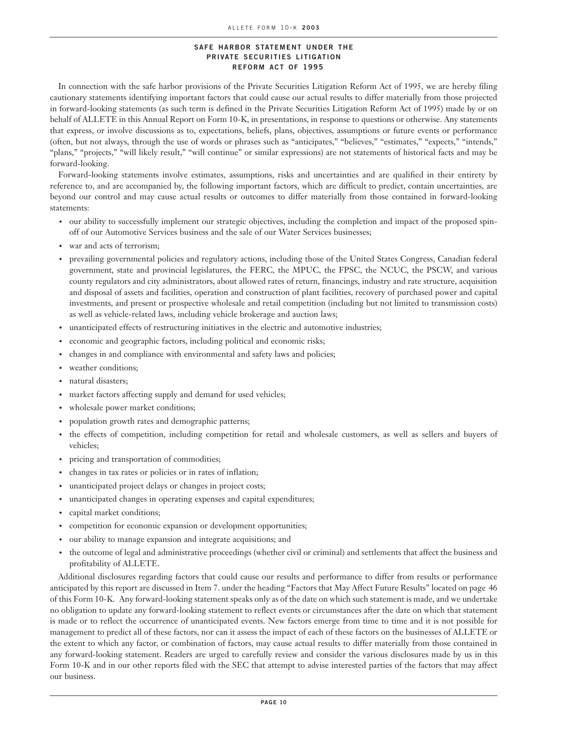## SAFE HARBOR STATEMENT UNDER THE PRIVATE SECURITIES LITIGATION REFORM ACT OF 1995

In connection with the safe harbor provisions of the Private Securities Litigation Reform Act of 1995, we are hereby filing cautionary statements identifying important factors that could cause our actual results to differ materially from those projected in forward-looking statements (as such term is defined in the Private Securities Litigation Reform Act of 1995) made by or on behalf of ALLETE in this Annual Report on Form 10-K, in presentations, in response to questions or otherwise. Any statements that express, or involve discussions as to, expectations, beliefs, plans, objectives, assumptions or future events or performance (often, but not always, through the use of words or phrases such as "anticipates," "believes," "estimates," "expects," "intends," "plans," "projects," "will likely result," "will continue" or similar expressions) are not statements of historical facts and may be forward-looking.

Forward-looking statements involve estimates, assumptions, risks and uncertainties and are qualified in their entirety by reference to, and are accompanied by, the following important factors, which are difficult to predict, contain uncertainties, are beyond our control and may cause actual results or outcomes to differ materially from those contained in forward-looking statements:

- our ability to successfully implement our strategic objectives, including the completion and impact of the proposed spin-off of our Automotive Services business and the sale of our Water Services businesses;
- war and acts of terrorism;
- prevailing governmental policies and regulatory actions, including those of the United States Congress, Canadian federal government, state and provincial legislatures, the FERC, the MPUC, the FPSC, the NCUC, the PSCW, and various county regulators and city administrators, about allowed rates of return, financings, industry and rate structure, acquisition and disposal of assets and facilities, operation and construction of plant facilities, recovery of purchased power and capital investments, and present or prospective wholesale and retail competition (including but not limited to transmission costs) as well as vehicle-related laws, including vehicle brokerage and auction laws;
- unanticipated effects of restructuring initiatives in the electric and automotive industries;
- economic and geographic factors, including political and economic risks;
- changes in and compliance with environmental and safety laws and policies;
- weather conditions;
- natural disasters;
- market factors affecting supply and demand for used vehicles;
- wholesale power market conditions;
- population growth rates and demographic patterns;
- the effects of competition, including competition for retail and wholesale customers, as well as sellers and buyers of vehicles;
- pricing and transportation of commodities;
- changes in tax rates or policies or in rates of inflation;
- unanticipated project delays or changes in project costs;
- unanticipated changes in operating expenses and capital expenditures;
- capital market conditions;
- competition for economic expansion or development opportunities;
- our ability to manage expansion and integrate acquisitions; and
- the outcome of legal and administrative proceedings (whether civil or criminal) and settlements that affect the business and profitability of ALLETE.

Additional disclosures regarding factors that could cause our results and performance to differ from results or performance anticipated by this report are discussed in Item 7. under the heading "Factors that May Affect Future Results" located on page 46 of this Form 10-K. Any forward-looking statement speaks only as of the date on which such statement is made, and we undertake no obligation to update any forward-looking statement to reflect events or circumstances after the date on which that statement is made or to reflect the occurrence of unanticipated events. New factors emerge from time to time and it is not possible for management to predict all of these factors, nor can it assess the impact of each of these factors on the businesses of ALLETE or the extent to which any factor, or combination of factors, may cause actual results to differ materially from those contained in any forward-looking statement. Readers are urged to carefully review and consider the various disclosures made by us in this Form 10-K and in our other reports filed with the SEC that attempt to advise interested parties of the factors that may affect our business.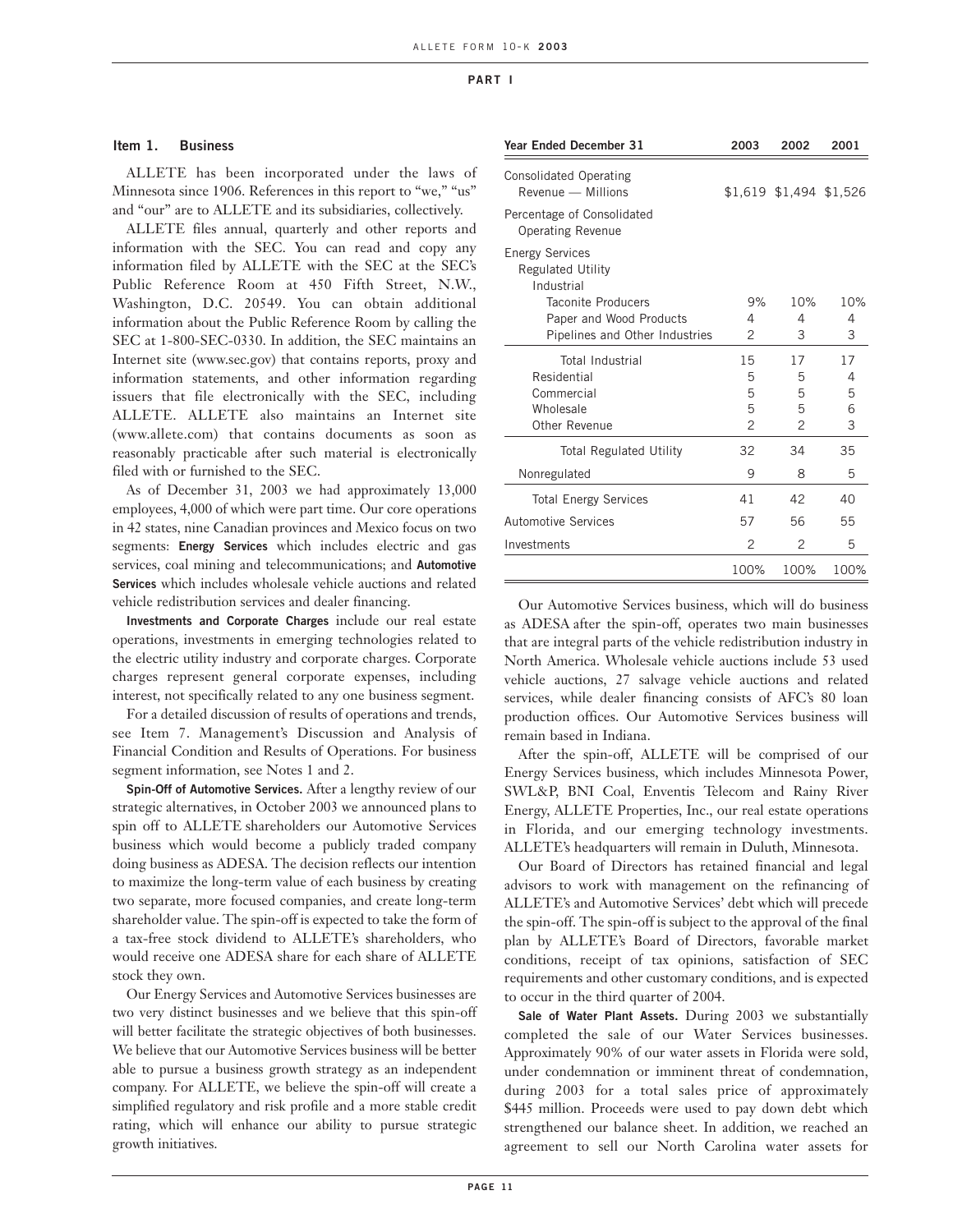## PART I

### Item 1. Business

ALLETE has been incorporated under the laws of Minnesota since 1906. References in this report to "we," "us" and "our" are to ALLETE and its subsidiaries, collectively.

ALLETE files annual, quarterly and other reports and information with the SEC. You can read and copy any information filed by ALLETE with the SEC at the SEC's Public Reference Room at 450 Fifth Street, N.W., Washington, D.C. 20549. You can obtain additional information about the Public Reference Room by calling the SEC at 1-800-SEC-0330. In addition, the SEC maintains an Internet site (www.sec.gov) that contains reports, proxy and information statements, and other information regarding issuers that file electronically with the SEC, including ALLETE. ALLETE also maintains an Internet site (www.allete.com) that contains documents as soon as reasonably practicable after such material is electronically filed with or furnished to the SEC.

As of December 31, 2003 we had approximately 13,000 employees, 4,000 of which were part time. Our core operations in 42 states, nine Canadian provinces and Mexico focus on two segments: **Energy Services** which includes electric and gas services, coal mining and telecommunications; and **Automotive Services** which includes wholesale vehicle auctions and related vehicle redistribution services and dealer financing.

**Investments and Corporate Charges** include our real estate operations, investments in emerging technologies related to the electric utility industry and corporate charges. Corporate charges represent general corporate expenses, including interest, not specifically related to any one business segment.

For a detailed discussion of results of operations and trends, see Item 7. Management's Discussion and Analysis of Financial Condition and Results of Operations. For business segment information, see Notes 1 and 2.

**Spin-Off of Automotive Services.** After a lengthy review of our strategic alternatives, in October 2003 we announced plans to spin off to ALLETE shareholders our Automotive Services business which would become a publicly traded company doing business as ADESA. The decision reflects our intention to maximize the long-term value of each business by creating two separate, more focused companies, and create long-term shareholder value. The spin-off is expected to take the form of a tax-free stock dividend to ALLETE's shareholders, who would receive one ADESA share for each share of ALLETE stock they own.

Our Energy Services and Automotive Services businesses are two very distinct businesses and we believe that this spin-off will better facilitate the strategic objectives of both businesses. We believe that our Automotive Services business will be better able to pursue a business growth strategy as an independent company. For ALLETE, we believe the spin-off will create a simplified regulatory and risk profile and a more stable credit rating, which will enhance our ability to pursue strategic growth initiatives.

| Year Ended December 31 | 2003 | 2002 | 2001 |
|---|---|---|---|
| Consolidated Operating Revenue — Millions | $1,619 | $1,494 | $1,526 |
| Percentage of Consolidated Operating Revenue | | | |
| Energy Services | | | |
| Regulated Utility | | | |
| Industrial | | | |
| Taconite Producers | 9% | 10% | 10% |
| Paper and Wood Products | 4 | 4 | 4 |
| Pipelines and Other Industries | 2 | 3 | 3 |
| Total Industrial | 15 | 17 | 17 |
| Residential | 5 | 5 | 4 |
| Commercial | 5 | 5 | 5 |
| Wholesale | 5 | 5 | 6 |
| Other Revenue | 2 | 2 | 3 |
| Total Regulated Utility | 32 | 34 | 35 |
| Nonregulated | 9 | 8 | 5 |
| Total Energy Services | 41 | 42 | 40 |
| Automotive Services | 57 | 56 | 55 |
| Investments | 2 | 2 | 5 |
| | 100% | 100% | 100% |

Our Automotive Services business, which will do business as ADESA after the spin-off, operates two main businesses that are integral parts of the vehicle redistribution industry in North America. Wholesale vehicle auctions include 53 used vehicle auctions, 27 salvage vehicle auctions and related services, while dealer financing consists of AFC's 80 loan production offices. Our Automotive Services business will remain based in Indiana.

After the spin-off, ALLETE will be comprised of our Energy Services business, which includes Minnesota Power, SWL&P, BNI Coal, Enventis Telecom and Rainy River Energy, ALLETE Properties, Inc., our real estate operations in Florida, and our emerging technology investments. ALLETE's headquarters will remain in Duluth, Minnesota.

Our Board of Directors has retained financial and legal advisors to work with management on the refinancing of ALLETE's and Automotive Services' debt which will precede the spin-off. The spin-off is subject to the approval of the final plan by ALLETE's Board of Directors, favorable market conditions, receipt of tax opinions, satisfaction of SEC requirements and other customary conditions, and is expected to occur in the third quarter of 2004.

**Sale of Water Plant Assets.** During 2003 we substantially completed the sale of our Water Services businesses. Approximately 90% of our water assets in Florida were sold, under condemnation or imminent threat of condemnation, during 2003 for a total sales price of approximately $445 million. Proceeds were used to pay down debt which strengthened our balance sheet. In addition, we reached an agreement to sell our North Carolina water assets for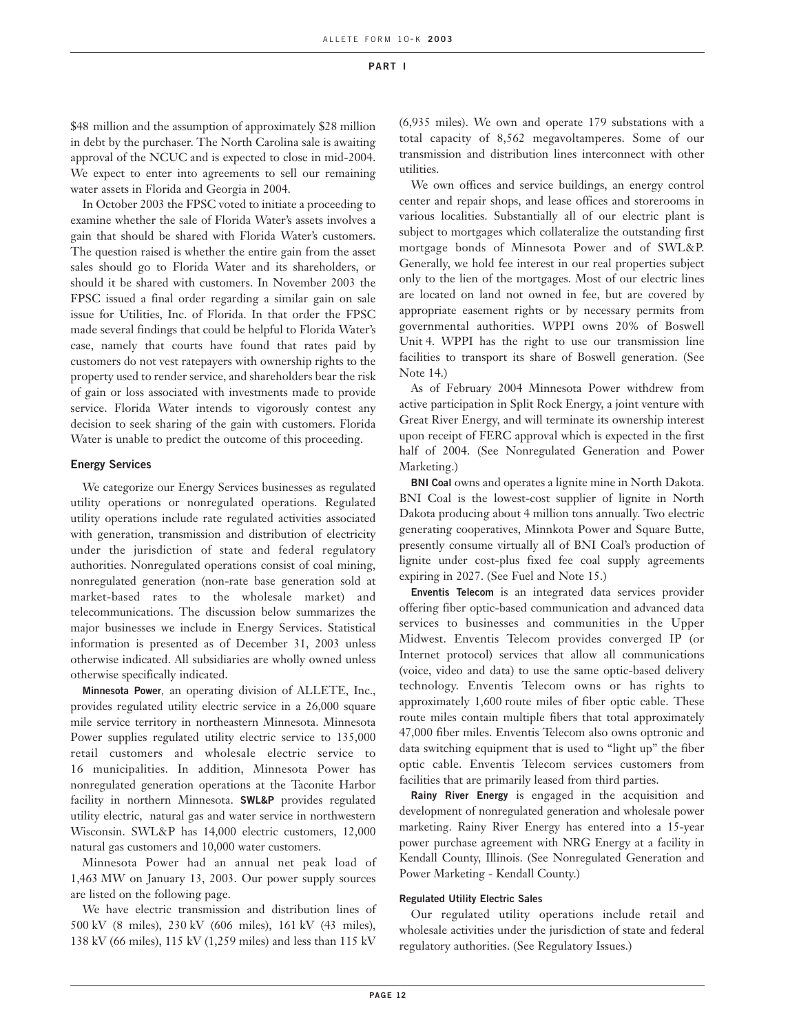$48 million and the assumption of approximately $28 million in debt by the purchaser. The North Carolina sale is awaiting approval of the NCUC and is expected to close in mid-2004. We expect to enter into agreements to sell our remaining water assets in Florida and Georgia in 2004.

In October 2003 the FPSC voted to initiate a proceeding to examine whether the sale of Florida Water's assets involves a gain that should be shared with Florida Water's customers. The question raised is whether the entire gain from the asset sales should go to Florida Water and its shareholders, or should it be shared with customers. In November 2003 the FPSC issued a final order regarding a similar gain on sale issue for Utilities, Inc. of Florida. In that order the FPSC made several findings that could be helpful to Florida Water's case, namely that courts have found that rates paid by customers do not vest ratepayers with ownership rights to the property used to render service, and shareholders bear the risk of gain or loss associated with investments made to provide service. Florida Water intends to vigorously contest any decision to seek sharing of the gain with customers. Florida Water is unable to predict the outcome of this proceeding.

### Energy Services

We categorize our Energy Services businesses as regulated utility operations or nonregulated operations. Regulated utility operations include rate regulated activities associated with generation, transmission and distribution of electricity under the jurisdiction of state and federal regulatory authorities. Nonregulated operations consist of coal mining, nonregulated generation (non-rate base generation sold at market-based rates to the wholesale market) and telecommunications. The discussion below summarizes the major businesses we include in Energy Services. Statistical information is presented as of December 31, 2003 unless otherwise indicated. All subsidiaries are wholly owned unless otherwise specifically indicated.

**Minnesota Power**, an operating division of ALLETE, Inc., provides regulated utility electric service in a 26,000 square mile service territory in northeastern Minnesota. Minnesota Power supplies regulated utility electric service to 135,000 retail customers and wholesale electric service to 16 municipalities. In addition, Minnesota Power has nonregulated generation operations at the Taconite Harbor facility in northern Minnesota. **SWL&P** provides regulated utility electric, natural gas and water service in northwestern Wisconsin. SWL&P has 14,000 electric customers, 12,000 natural gas customers and 10,000 water customers.

Minnesota Power had an annual net peak load of 1,463 MW on January 13, 2003. Our power supply sources are listed on the following page.

We have electric transmission and distribution lines of 500 kV (8 miles), 230 kV (606 miles), 161 kV (43 miles), 138 kV (66 miles), 115 kV (1,259 miles) and less than 115 kV (6,935 miles). We own and operate 179 substations with a total capacity of 8,562 megavoltamperes. Some of our transmission and distribution lines interconnect with other utilities.

We own offices and service buildings, an energy control center and repair shops, and lease offices and storerooms in various localities. Substantially all of our electric plant is subject to mortgages which collateralize the outstanding first mortgage bonds of Minnesota Power and of SWL&P. Generally, we hold fee interest in our real properties subject only to the lien of the mortgages. Most of our electric lines are located on land not owned in fee, but are covered by appropriate easement rights or by necessary permits from governmental authorities. WPPI owns 20% of Boswell Unit 4. WPPI has the right to use our transmission line facilities to transport its share of Boswell generation. (See Note 14.)

As of February 2004 Minnesota Power withdrew from active participation in Split Rock Energy, a joint venture with Great River Energy, and will terminate its ownership interest upon receipt of FERC approval which is expected in the first half of 2004. (See Nonregulated Generation and Power Marketing.)

**BNI Coal** owns and operates a lignite mine in North Dakota. BNI Coal is the lowest-cost supplier of lignite in North Dakota producing about 4 million tons annually. Two electric generating cooperatives, Minnkota Power and Square Butte, presently consume virtually all of BNI Coal's production of lignite under cost-plus fixed fee coal supply agreements expiring in 2027. (See Fuel and Note 15.)

**Enventis Telecom** is an integrated data services provider offering fiber optic-based communication and advanced data services to businesses and communities in the Upper Midwest. Enventis Telecom provides converged IP (or Internet protocol) services that allow all communications (voice, video and data) to use the same optic-based delivery technology. Enventis Telecom owns or has rights to approximately 1,600 route miles of fiber optic cable. These route miles contain multiple fibers that total approximately 47,000 fiber miles. Enventis Telecom also owns optronic and data switching equipment that is used to "light up" the fiber optic cable. Enventis Telecom services customers from facilities that are primarily leased from third parties.

**Rainy River Energy** is engaged in the acquisition and development of nonregulated generation and wholesale power marketing. Rainy River Energy has entered into a 15-year power purchase agreement with NRG Energy at a facility in Kendall County, Illinois. (See Nonregulated Generation and Power Marketing - Kendall County.)

#### Regulated Utility Electric Sales

Our regulated utility operations include retail and wholesale activities under the jurisdiction of state and federal regulatory authorities. (See Regulatory Issues.)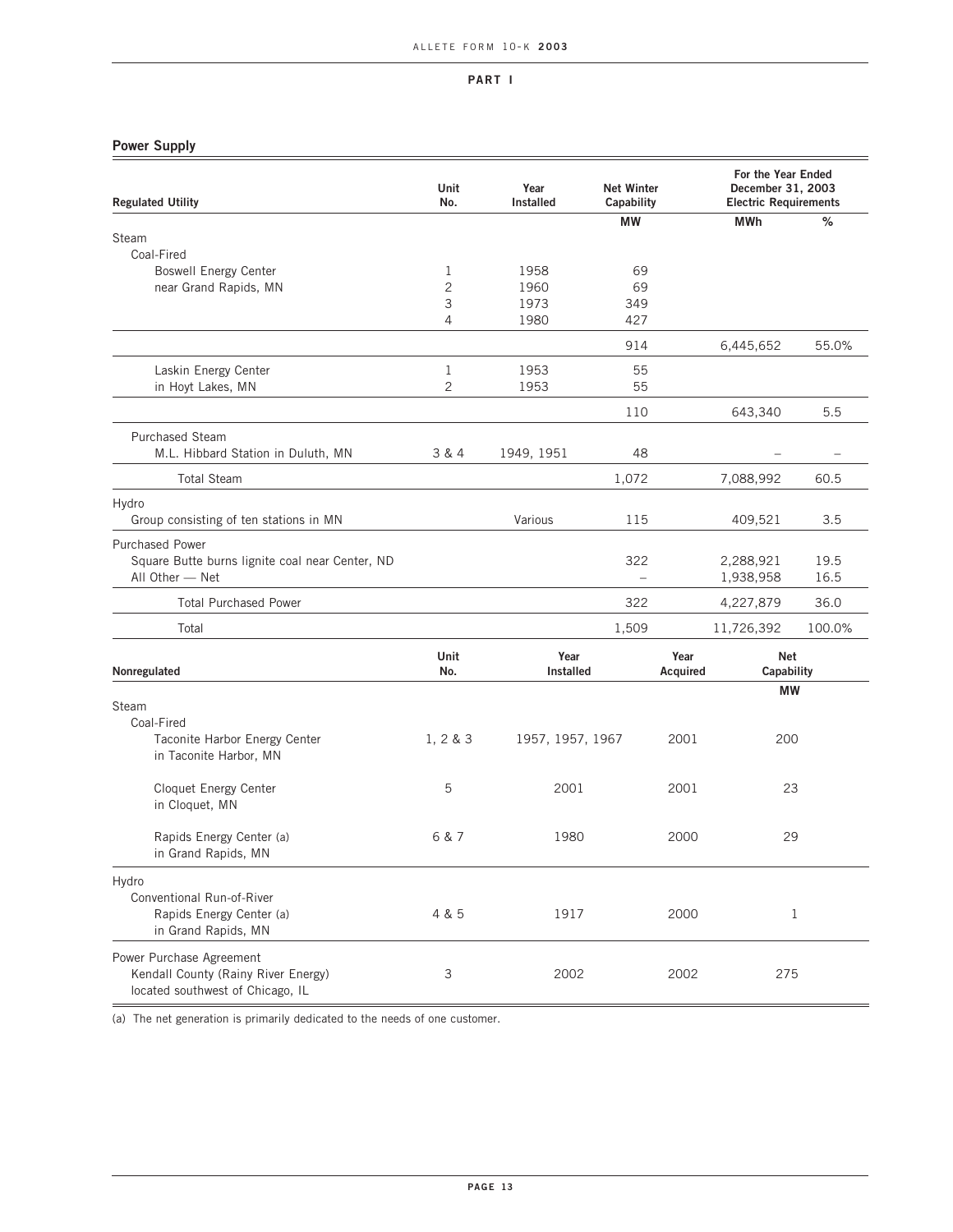PART I

## Power Supply

| Regulated Utility | Unit No. | Year Installed | Net Winter Capability | For the Year Ended December 31, 2003 Electric Requirements | |
|---|---|---|---|---|---|
| | | | MW | MWh | % |
| Steam | | | | | |
| Coal-Fired | | | | | |
| Boswell Energy Center | 1 | 1958 | 69 | | |
| near Grand Rapids, MN | 2 | 1960 | 69 | | |
| | 3 | 1973 | 349 | | |
| | 4 | 1980 | 427 | | |
| | | | 914 | 6,445,652 | 55.0% |
| Laskin Energy Center | 1 | 1953 | 55 | | |
| in Hoyt Lakes, MN | 2 | 1953 | 55 | | |
| | | | 110 | 643,340 | 5.5 |
| Purchased Steam | | | | | |
| M.L. Hibbard Station in Duluth, MN | 3 & 4 | 1949, 1951 | 48 | – | – |
| Total Steam | | | 1,072 | 7,088,992 | 60.5 |
| Hydro | | | | | |
| Group consisting of ten stations in MN | | Various | 115 | 409,521 | 3.5 |
| Purchased Power | | | | | |
| Square Butte burns lignite coal near Center, ND | | | 322 | 2,288,921 | 19.5 |
| All Other — Net | | | – | 1,938,958 | 16.5 |
| Total Purchased Power | | | 322 | 4,227,879 | 36.0 |
| Total | | | 1,509 | 11,726,392 | 100.0% |

| Nonregulated | Unit No. | Year Installed | Year Acquired | Net Capability |
|---|---|---|---|---|
| | | | | MW |
| Steam | | | | |
| Coal-Fired | | | | |
| Taconite Harbor Energy Center in Taconite Harbor, MN | 1, 2 & 3 | 1957, 1957, 1967 | 2001 | 200 |
| Cloquet Energy Center in Cloquet, MN | 5 | 2001 | 2001 | 23 |
| Rapids Energy Center (a) in Grand Rapids, MN | 6 & 7 | 1980 | 2000 | 29 |
| Hydro | | | | |
| Conventional Run-of-River | | | | |
| Rapids Energy Center (a) in Grand Rapids, MN | 4 & 5 | 1917 | 2000 | 1 |
| Power Purchase Agreement | | | | |
| Kendall County (Rainy River Energy) located southwest of Chicago, IL | 3 | 2002 | 2002 | 275 |

(a) The net generation is primarily dedicated to the needs of one customer.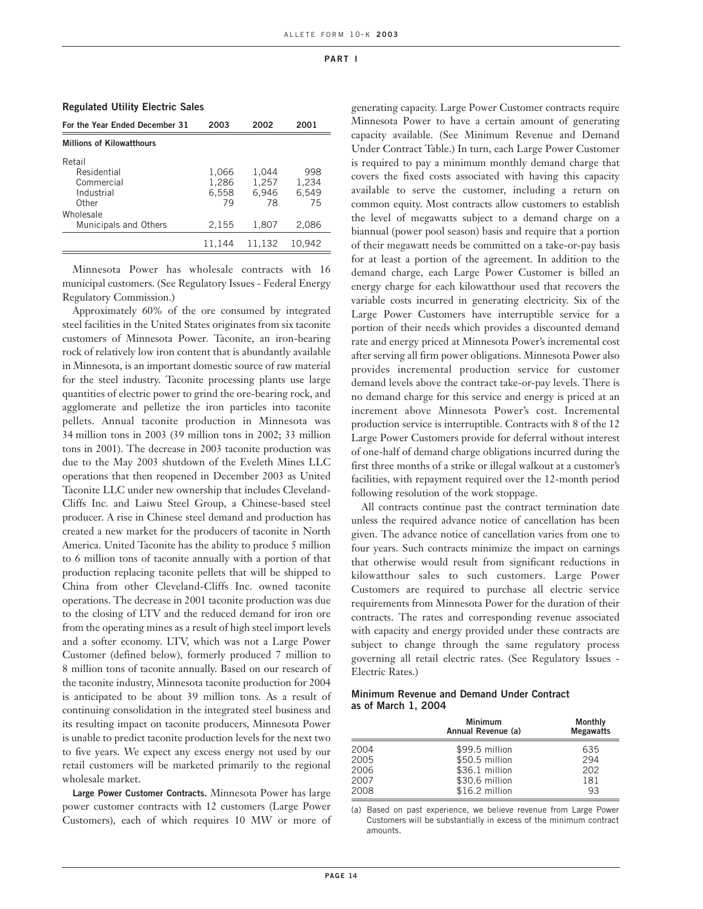**Regulated Utility Electric Sales**

| For the Year Ended December 31 | 2003 | 2002 | 2001 |
|---|---|---|---|
| **Millions of Kilowatthours** | | | |
| Retail | | | |
| Residential | 1,066 | 1,044 | 998 |
| Commercial | 1,286 | 1,257 | 1,234 |
| Industrial | 6,558 | 6,946 | 6,549 |
| Other | 79 | 78 | 75 |
| Wholesale | | | |
| Municipals and Others | 2,155 | 1,807 | 2,086 |
| | 11,144 | 11,132 | 10,942 |

Minnesota Power has wholesale contracts with 16 municipal customers. (See Regulatory Issues - Federal Energy Regulatory Commission.)

Approximately 60% of the ore consumed by integrated steel facilities in the United States originates from six taconite customers of Minnesota Power. Taconite, an iron-bearing rock of relatively low iron content that is abundantly available in Minnesota, is an important domestic source of raw material for the steel industry. Taconite processing plants use large quantities of electric power to grind the ore-bearing rock, and agglomerate and pelletize the iron particles into taconite pellets. Annual taconite production in Minnesota was 34 million tons in 2003 (39 million tons in 2002; 33 million tons in 2001). The decrease in 2003 taconite production was due to the May 2003 shutdown of the Eveleth Mines LLC operations that then reopened in December 2003 as United Taconite LLC under new ownership that includes Cleveland-Cliffs Inc. and Laiwu Steel Group, a Chinese-based steel producer. A rise in Chinese steel demand and production has created a new market for the producers of taconite in North America. United Taconite has the ability to produce 5 million to 6 million tons of taconite annually with a portion of that production replacing taconite pellets that will be shipped to China from other Cleveland-Cliffs Inc. owned taconite operations. The decrease in 2001 taconite production was due to the closing of LTV and the reduced demand for iron ore from the operating mines as a result of high steel import levels and a softer economy. LTV, which was not a Large Power Customer (defined below), formerly produced 7 million to 8 million tons of taconite annually. Based on our research of the taconite industry, Minnesota taconite production for 2004 is anticipated to be about 39 million tons. As a result of continuing consolidation in the integrated steel business and its resulting impact on taconite producers, Minnesota Power is unable to predict taconite production levels for the next two to five years. We expect any excess energy not used by our retail customers will be marketed primarily to the regional wholesale market.

**Large Power Customer Contracts.** Minnesota Power has large power customer contracts with 12 customers (Large Power Customers), each of which requires 10 MW or more of generating capacity. Large Power Customer contracts require Minnesota Power to have a certain amount of generating capacity available. (See Minimum Revenue and Demand Under Contract Table.) In turn, each Large Power Customer is required to pay a minimum monthly demand charge that covers the fixed costs associated with having this capacity available to serve the customer, including a return on common equity. Most contracts allow customers to establish the level of megawatts subject to a demand charge on a biannual (power pool season) basis and require that a portion of their megawatt needs be committed on a take-or-pay basis for at least a portion of the agreement. In addition to the demand charge, each Large Power Customer is billed an energy charge for each kilowatthour used that recovers the variable costs incurred in generating electricity. Six of the Large Power Customers have interruptible service for a portion of their needs which provides a discounted demand rate and energy priced at Minnesota Power's incremental cost after serving all firm power obligations. Minnesota Power also provides incremental production service for customer demand levels above the contract take-or-pay levels. There is no demand charge for this service and energy is priced at an increment above Minnesota Power's cost. Incremental production service is interruptible. Contracts with 8 of the 12 Large Power Customers provide for deferral without interest of one-half of demand charge obligations incurred during the first three months of a strike or illegal walkout at a customer's facilities, with repayment required over the 12-month period following resolution of the work stoppage.

All contracts continue past the contract termination date unless the required advance notice of cancellation has been given. The advance notice of cancellation varies from one to four years. Such contracts minimize the impact on earnings that otherwise would result from significant reductions in kilowatthour sales to such customers. Large Power Customers are required to purchase all electric service requirements from Minnesota Power for the duration of their contracts. The rates and corresponding revenue associated with capacity and energy provided under these contracts are subject to change through the same regulatory process governing all retail electric rates. (See Regulatory Issues - Electric Rates.)

**Minimum Revenue and Demand Under Contract as of March 1, 2004**

| | Minimum Annual Revenue (a) | Monthly Megawatts |
|---|---|---|
| 2004 | $99.5 million | 635 |
| 2005 | $50.5 million | 294 |
| 2006 | $36.1 million | 202 |
| 2007 | $30.6 million | 181 |
| 2008 | $16.2 million | 93 |

(a) Based on past experience, we believe revenue from Large Power Customers will be substantially in excess of the minimum contract amounts.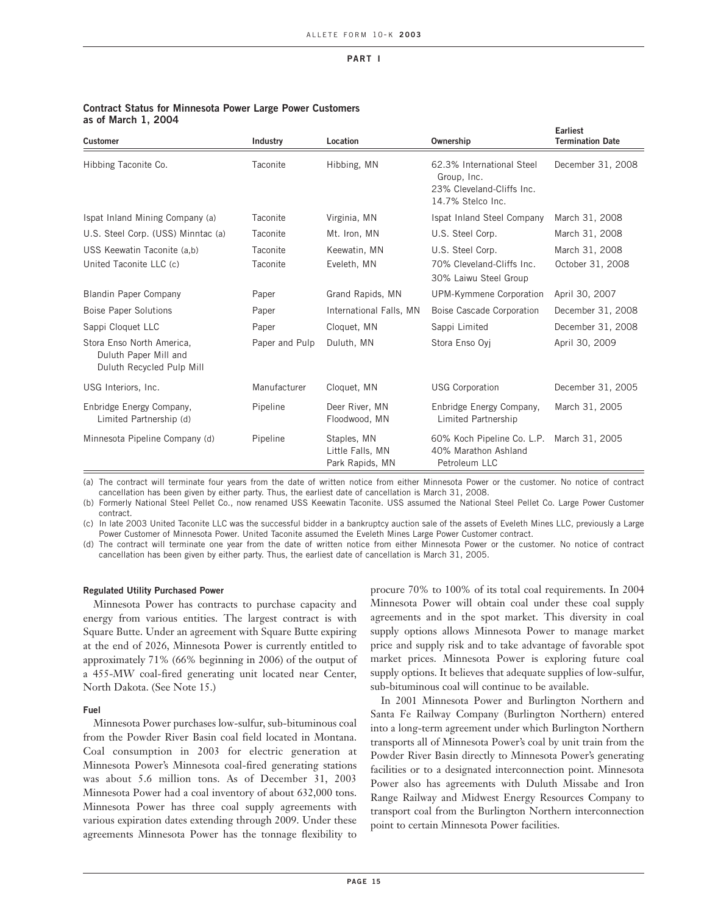**PART I**

**Contract Status for Minnesota Power Large Power Customers as of March 1, 2004**

| Customer | Industry | Location | Ownership | Earliest Termination Date |
|---|---|---|---|---|
| Hibbing Taconite Co. | Taconite | Hibbing, MN | 62.3% International Steel Group, Inc. 23% Cleveland-Cliffs Inc. 14.7% Stelco Inc. | December 31, 2008 |
| Ispat Inland Mining Company (a) | Taconite | Virginia, MN | Ispat Inland Steel Company | March 31, 2008 |
| U.S. Steel Corp. (USS) Minntac (a) | Taconite | Mt. Iron, MN | U.S. Steel Corp. | March 31, 2008 |
| USS Keewatin Taconite (a,b) | Taconite | Keewatin, MN | U.S. Steel Corp. | March 31, 2008 |
| United Taconite LLC (c) | Taconite | Eveleth, MN | 70% Cleveland-Cliffs Inc. 30% Laiwu Steel Group | October 31, 2008 |
| Blandin Paper Company | Paper | Grand Rapids, MN | UPM-Kymmene Corporation | April 30, 2007 |
| Boise Paper Solutions | Paper | International Falls, MN | Boise Cascade Corporation | December 31, 2008 |
| Sappi Cloquet LLC | Paper | Cloquet, MN | Sappi Limited | December 31, 2008 |
| Stora Enso North America, Duluth Paper Mill and Duluth Recycled Pulp Mill | Paper and Pulp | Duluth, MN | Stora Enso Oyj | April 30, 2009 |
| USG Interiors, Inc. | Manufacturer | Cloquet, MN | USG Corporation | December 31, 2005 |
| Enbridge Energy Company, Limited Partnership (d) | Pipeline | Deer River, MN Floodwood, MN | Enbridge Energy Company, Limited Partnership | March 31, 2005 |
| Minnesota Pipeline Company (d) | Pipeline | Staples, MN Little Falls, MN Park Rapids, MN | 60% Koch Pipeline Co. L.P. 40% Marathon Ashland Petroleum LLC | March 31, 2005 |

(a) The contract will terminate four years from the date of written notice from either Minnesota Power or the customer. No notice of contract cancellation has been given by either party. Thus, the earliest date of cancellation is March 31, 2008.

(b) Formerly National Steel Pellet Co., now renamed USS Keewatin Taconite. USS assumed the National Steel Pellet Co. Large Power Customer contract.

(c) In late 2003 United Taconite LLC was the successful bidder in a bankruptcy auction sale of the assets of Eveleth Mines LLC, previously a Large Power Customer of Minnesota Power. United Taconite assumed the Eveleth Mines Large Power Customer contract.

(d) The contract will terminate one year from the date of written notice from either Minnesota Power or the customer. No notice of contract cancellation has been given by either party. Thus, the earliest date of cancellation is March 31, 2005.

**Regulated Utility Purchased Power**

Minnesota Power has contracts to purchase capacity and energy from various entities. The largest contract is with Square Butte. Under an agreement with Square Butte expiring at the end of 2026, Minnesota Power is currently entitled to approximately 71% (66% beginning in 2006) of the output of a 455-MW coal-fired generating unit located near Center, North Dakota. (See Note 15.)

**Fuel**

Minnesota Power purchases low-sulfur, sub-bituminous coal from the Powder River Basin coal field located in Montana. Coal consumption in 2003 for electric generation at Minnesota Power's Minnesota coal-fired generating stations was about 5.6 million tons. As of December 31, 2003 Minnesota Power had a coal inventory of about 632,000 tons. Minnesota Power has three coal supply agreements with various expiration dates extending through 2009. Under these agreements Minnesota Power has the tonnage flexibility to procure 70% to 100% of its total coal requirements. In 2004 Minnesota Power will obtain coal under these coal supply agreements and in the spot market. This diversity in coal supply options allows Minnesota Power to manage market price and supply risk and to take advantage of favorable spot market prices. Minnesota Power is exploring future coal supply options. It believes that adequate supplies of low-sulfur, sub-bituminous coal will continue to be available.

In 2001 Minnesota Power and Burlington Northern and Santa Fe Railway Company (Burlington Northern) entered into a long-term agreement under which Burlington Northern transports all of Minnesota Power's coal by unit train from the Powder River Basin directly to Minnesota Power's generating facilities or to a designated interconnection point. Minnesota Power also has agreements with Duluth Missabe and Iron Range Railway and Midwest Energy Resources Company to transport coal from the Burlington Northern interconnection point to certain Minnesota Power facilities.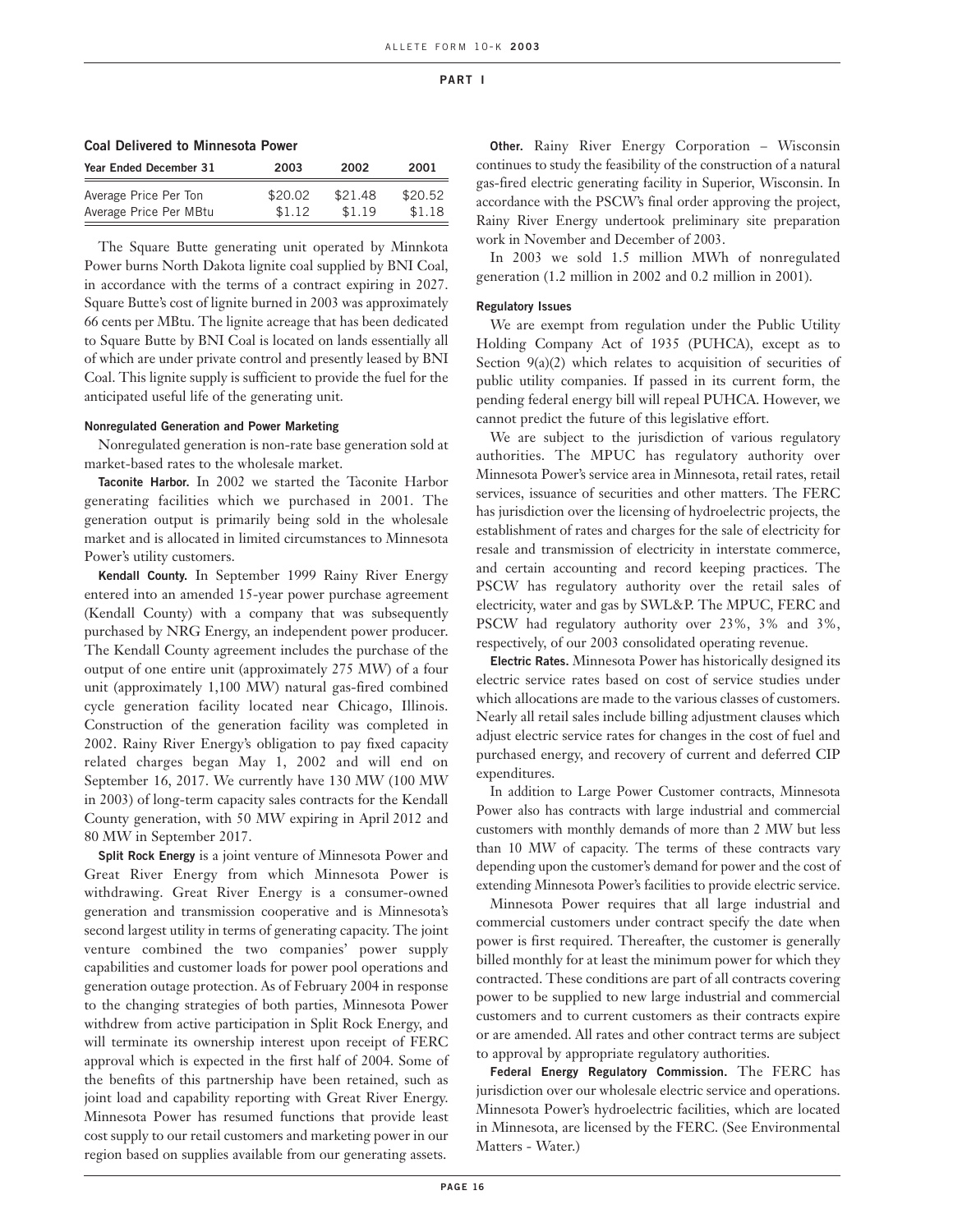**Coal Delivered to Minnesota Power**

| Year Ended December 31 | 2003 | 2002 | 2001 |
|---|---|---|---|
| Average Price Per Ton | $20.02 | $21.48 | $20.52 |
| Average Price Per MBtu | $1.12 | $1.19 | $1.18 |

The Square Butte generating unit operated by Minnkota Power burns North Dakota lignite coal supplied by BNI Coal, in accordance with the terms of a contract expiring in 2027. Square Butte's cost of lignite burned in 2003 was approximately 66 cents per MBtu. The lignite acreage that has been dedicated to Square Butte by BNI Coal is located on lands essentially all of which are under private control and presently leased by BNI Coal. This lignite supply is sufficient to provide the fuel for the anticipated useful life of the generating unit.

#### Nonregulated Generation and Power Marketing

Nonregulated generation is non-rate base generation sold at market-based rates to the wholesale market.

**Taconite Harbor.** In 2002 we started the Taconite Harbor generating facilities which we purchased in 2001. The generation output is primarily being sold in the wholesale market and is allocated in limited circumstances to Minnesota Power's utility customers.

**Kendall County.** In September 1999 Rainy River Energy entered into an amended 15-year power purchase agreement (Kendall County) with a company that was subsequently purchased by NRG Energy, an independent power producer. The Kendall County agreement includes the purchase of the output of one entire unit (approximately 275 MW) of a four unit (approximately 1,100 MW) natural gas-fired combined cycle generation facility located near Chicago, Illinois. Construction of the generation facility was completed in 2002. Rainy River Energy's obligation to pay fixed capacity related charges began May 1, 2002 and will end on September 16, 2017. We currently have 130 MW (100 MW in 2003) of long-term capacity sales contracts for the Kendall County generation, with 50 MW expiring in April 2012 and 80 MW in September 2017.

**Split Rock Energy** is a joint venture of Minnesota Power and Great River Energy from which Minnesota Power is withdrawing. Great River Energy is a consumer-owned generation and transmission cooperative and is Minnesota's second largest utility in terms of generating capacity. The joint venture combined the two companies' power supply capabilities and customer loads for power pool operations and generation outage protection. As of February 2004 in response to the changing strategies of both parties, Minnesota Power withdrew from active participation in Split Rock Energy, and will terminate its ownership interest upon receipt of FERC approval which is expected in the first half of 2004. Some of the benefits of this partnership have been retained, such as joint load and capability reporting with Great River Energy. Minnesota Power has resumed functions that provide least cost supply to our retail customers and marketing power in our region based on supplies available from our generating assets.

**Other.** Rainy River Energy Corporation – Wisconsin continues to study the feasibility of the construction of a natural gas-fired electric generating facility in Superior, Wisconsin. In accordance with the PSCW's final order approving the project, Rainy River Energy undertook preliminary site preparation work in November and December of 2003.

In 2003 we sold 1.5 million MWh of nonregulated generation (1.2 million in 2002 and 0.2 million in 2001).

#### Regulatory Issues

We are exempt from regulation under the Public Utility Holding Company Act of 1935 (PUHCA), except as to Section 9(a)(2) which relates to acquisition of securities of public utility companies. If passed in its current form, the pending federal energy bill will repeal PUHCA. However, we cannot predict the future of this legislative effort.

We are subject to the jurisdiction of various regulatory authorities. The MPUC has regulatory authority over Minnesota Power's service area in Minnesota, retail rates, retail services, issuance of securities and other matters. The FERC has jurisdiction over the licensing of hydroelectric projects, the establishment of rates and charges for the sale of electricity for resale and transmission of electricity in interstate commerce, and certain accounting and record keeping practices. The PSCW has regulatory authority over the retail sales of electricity, water and gas by SWL&P. The MPUC, FERC and PSCW had regulatory authority over 23%, 3% and 3%, respectively, of our 2003 consolidated operating revenue.

**Electric Rates.** Minnesota Power has historically designed its electric service rates based on cost of service studies under which allocations are made to the various classes of customers. Nearly all retail sales include billing adjustment clauses which adjust electric service rates for changes in the cost of fuel and purchased energy, and recovery of current and deferred CIP expenditures.

In addition to Large Power Customer contracts, Minnesota Power also has contracts with large industrial and commercial customers with monthly demands of more than 2 MW but less than 10 MW of capacity. The terms of these contracts vary depending upon the customer's demand for power and the cost of extending Minnesota Power's facilities to provide electric service.

Minnesota Power requires that all large industrial and commercial customers under contract specify the date when power is first required. Thereafter, the customer is generally billed monthly for at least the minimum power for which they contracted. These conditions are part of all contracts covering power to be supplied to new large industrial and commercial customers and to current customers as their contracts expire or are amended. All rates and other contract terms are subject to approval by appropriate regulatory authorities.

**Federal Energy Regulatory Commission.** The FERC has jurisdiction over our wholesale electric service and operations. Minnesota Power's hydroelectric facilities, which are located in Minnesota, are licensed by the FERC. (See Environmental Matters - Water.)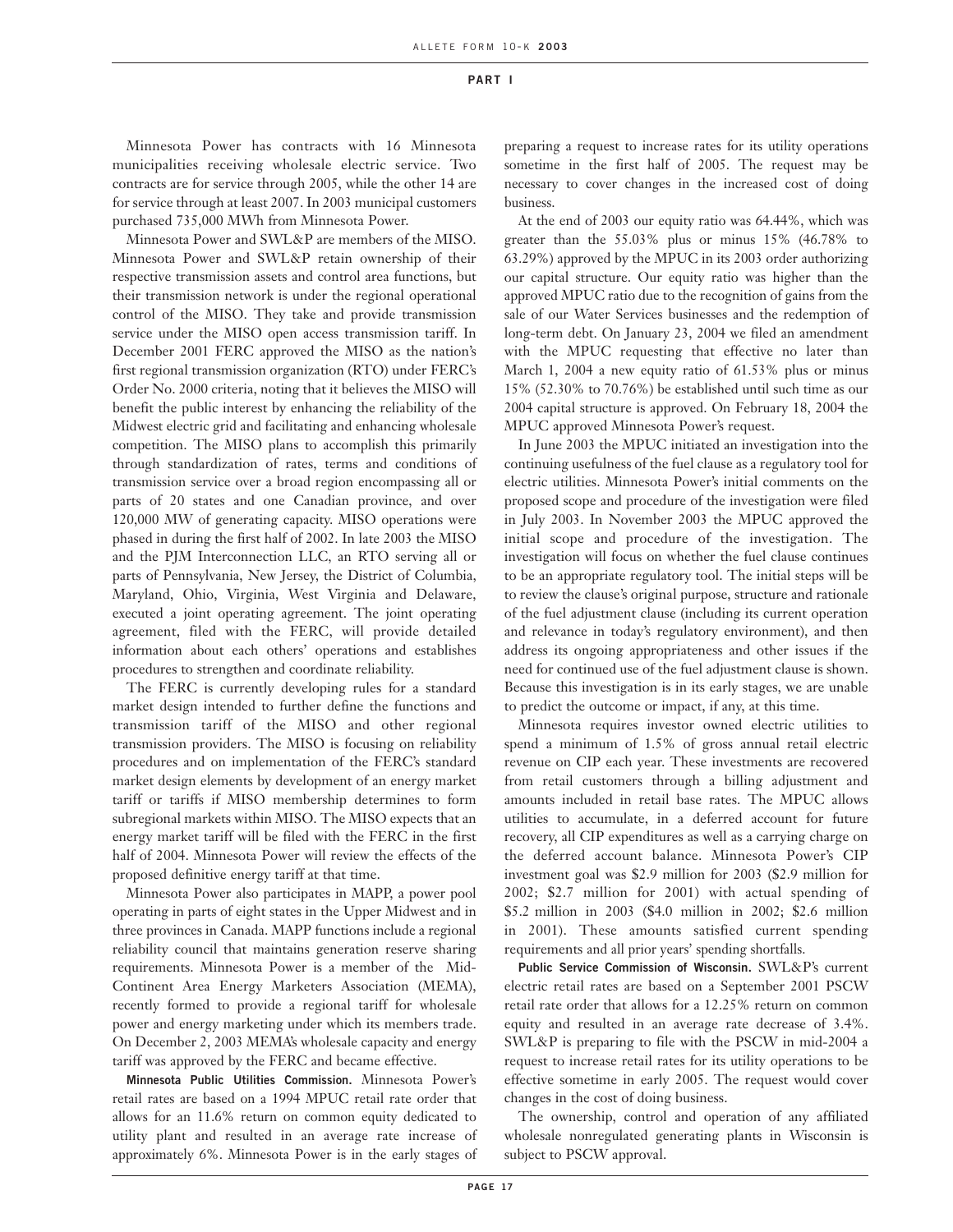Minnesota Power has contracts with 16 Minnesota municipalities receiving wholesale electric service. Two contracts are for service through 2005, while the other 14 are for service through at least 2007. In 2003 municipal customers purchased 735,000 MWh from Minnesota Power.

Minnesota Power and SWL&P are members of the MISO. Minnesota Power and SWL&P retain ownership of their respective transmission assets and control area functions, but their transmission network is under the regional operational control of the MISO. They take and provide transmission service under the MISO open access transmission tariff. In December 2001 FERC approved the MISO as the nation's first regional transmission organization (RTO) under FERC's Order No. 2000 criteria, noting that it believes the MISO will benefit the public interest by enhancing the reliability of the Midwest electric grid and facilitating and enhancing wholesale competition. The MISO plans to accomplish this primarily through standardization of rates, terms and conditions of transmission service over a broad region encompassing all or parts of 20 states and one Canadian province, and over 120,000 MW of generating capacity. MISO operations were phased in during the first half of 2002. In late 2003 the MISO and the PJM Interconnection LLC, an RTO serving all or parts of Pennsylvania, New Jersey, the District of Columbia, Maryland, Ohio, Virginia, West Virginia and Delaware, executed a joint operating agreement. The joint operating agreement, filed with the FERC, will provide detailed information about each others' operations and establishes procedures to strengthen and coordinate reliability.

The FERC is currently developing rules for a standard market design intended to further define the functions and transmission tariff of the MISO and other regional transmission providers. The MISO is focusing on reliability procedures and on implementation of the FERC's standard market design elements by development of an energy market tariff or tariffs if MISO membership determines to form subregional markets within MISO. The MISO expects that an energy market tariff will be filed with the FERC in the first half of 2004. Minnesota Power will review the effects of the proposed definitive energy tariff at that time.

Minnesota Power also participates in MAPP, a power pool operating in parts of eight states in the Upper Midwest and in three provinces in Canada. MAPP functions include a regional reliability council that maintains generation reserve sharing requirements. Minnesota Power is a member of the Mid-Continent Area Energy Marketers Association (MEMA), recently formed to provide a regional tariff for wholesale power and energy marketing under which its members trade. On December 2, 2003 MEMA's wholesale capacity and energy tariff was approved by the FERC and became effective.

**Minnesota Public Utilities Commission.** Minnesota Power's retail rates are based on a 1994 MPUC retail rate order that allows for an 11.6% return on common equity dedicated to utility plant and resulted in an average rate increase of approximately 6%. Minnesota Power is in the early stages of preparing a request to increase rates for its utility operations sometime in the first half of 2005. The request may be necessary to cover changes in the increased cost of doing business.

At the end of 2003 our equity ratio was 64.44%, which was greater than the 55.03% plus or minus 15% (46.78% to 63.29%) approved by the MPUC in its 2003 order authorizing our capital structure. Our equity ratio was higher than the approved MPUC ratio due to the recognition of gains from the sale of our Water Services businesses and the redemption of long-term debt. On January 23, 2004 we filed an amendment with the MPUC requesting that effective no later than March 1, 2004 a new equity ratio of 61.53% plus or minus 15% (52.30% to 70.76%) be established until such time as our 2004 capital structure is approved. On February 18, 2004 the MPUC approved Minnesota Power's request.

In June 2003 the MPUC initiated an investigation into the continuing usefulness of the fuel clause as a regulatory tool for electric utilities. Minnesota Power's initial comments on the proposed scope and procedure of the investigation were filed in July 2003. In November 2003 the MPUC approved the initial scope and procedure of the investigation. The investigation will focus on whether the fuel clause continues to be an appropriate regulatory tool. The initial steps will be to review the clause's original purpose, structure and rationale of the fuel adjustment clause (including its current operation and relevance in today's regulatory environment), and then address its ongoing appropriateness and other issues if the need for continued use of the fuel adjustment clause is shown. Because this investigation is in its early stages, we are unable to predict the outcome or impact, if any, at this time.

Minnesota requires investor owned electric utilities to spend a minimum of 1.5% of gross annual retail electric revenue on CIP each year. These investments are recovered from retail customers through a billing adjustment and amounts included in retail base rates. The MPUC allows utilities to accumulate, in a deferred account for future recovery, all CIP expenditures as well as a carrying charge on the deferred account balance. Minnesota Power's CIP investment goal was \$2.9 million for 2003 (\$2.9 million for 2002; \$2.7 million for 2001) with actual spending of \$5.2 million in 2003 (\$4.0 million in 2002; \$2.6 million in 2001). These amounts satisfied current spending requirements and all prior years' spending shortfalls.

**Public Service Commission of Wisconsin.** SWL&P's current electric retail rates are based on a September 2001 PSCW retail rate order that allows for a 12.25% return on common equity and resulted in an average rate decrease of 3.4%. SWL&P is preparing to file with the PSCW in mid-2004 a request to increase retail rates for its utility operations to be effective sometime in early 2005. The request would cover changes in the cost of doing business.

The ownership, control and operation of any affiliated wholesale nonregulated generating plants in Wisconsin is subject to PSCW approval.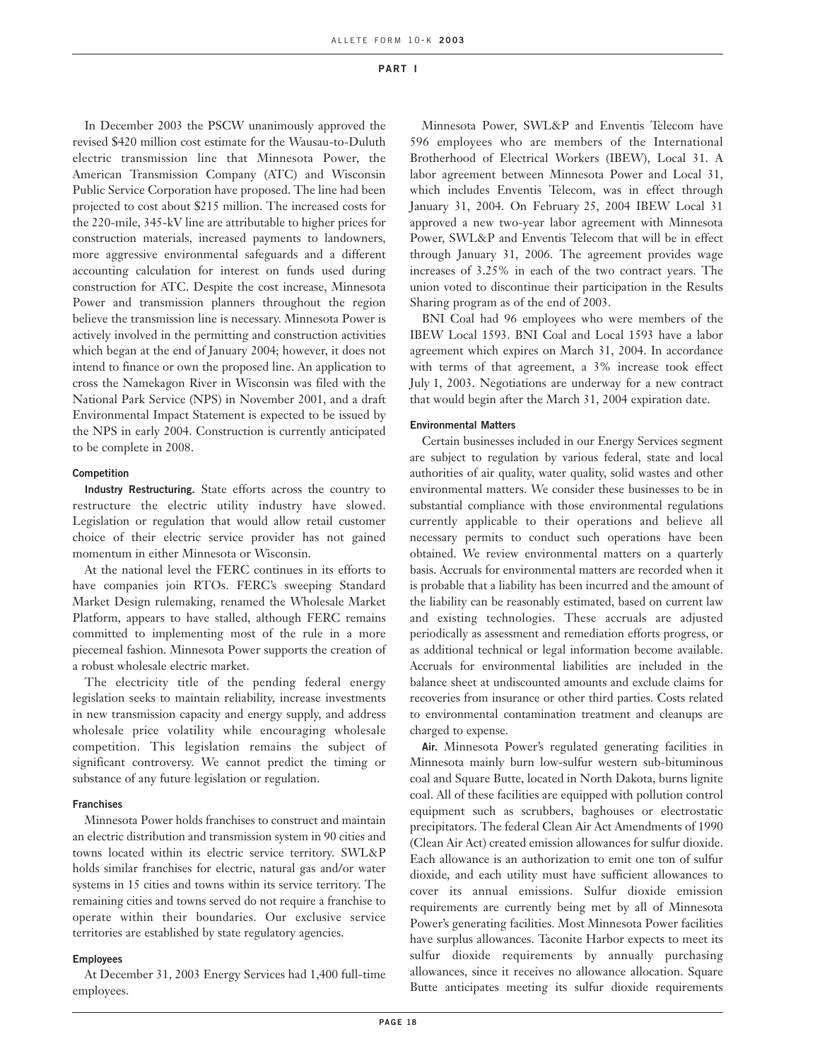In December 2003 the PSCW unanimously approved the revised $420 million cost estimate for the Wausau-to-Duluth electric transmission line that Minnesota Power, the American Transmission Company (ATC) and Wisconsin Public Service Corporation have proposed. The line had been projected to cost about $215 million. The increased costs for the 220-mile, 345-kV line are attributable to higher prices for construction materials, increased payments to landowners, more aggressive environmental safeguards and a different accounting calculation for interest on funds used during construction for ATC. Despite the cost increase, Minnesota Power and transmission planners throughout the region believe the transmission line is necessary. Minnesota Power is actively involved in the permitting and construction activities which began at the end of January 2004; however, it does not intend to finance or own the proposed line. An application to cross the Namekagon River in Wisconsin was filed with the National Park Service (NPS) in November 2001, and a draft Environmental Impact Statement is expected to be issued by the NPS in early 2004. Construction is currently anticipated to be complete in 2008.

#### Competition

**Industry Restructuring.** State efforts across the country to restructure the electric utility industry have slowed. Legislation or regulation that would allow retail customer choice of their electric service provider has not gained momentum in either Minnesota or Wisconsin.

At the national level the FERC continues in its efforts to have companies join RTOs. FERC's sweeping Standard Market Design rulemaking, renamed the Wholesale Market Platform, appears to have stalled, although FERC remains committed to implementing most of the rule in a more piecemeal fashion. Minnesota Power supports the creation of a robust wholesale electric market.

The electricity title of the pending federal energy legislation seeks to maintain reliability, increase investments in new transmission capacity and energy supply, and address wholesale price volatility while encouraging wholesale competition. This legislation remains the subject of significant controversy. We cannot predict the timing or substance of any future legislation or regulation.

#### Franchises

Minnesota Power holds franchises to construct and maintain an electric distribution and transmission system in 90 cities and towns located within its electric service territory. SWL&P holds similar franchises for electric, natural gas and/or water systems in 15 cities and towns within its service territory. The remaining cities and towns served do not require a franchise to operate within their boundaries. Our exclusive service territories are established by state regulatory agencies.

#### Employees

At December 31, 2003 Energy Services had 1,400 full-time employees.

Minnesota Power, SWL&P and Enventis Telecom have 596 employees who are members of the International Brotherhood of Electrical Workers (IBEW), Local 31. A labor agreement between Minnesota Power and Local 31, which includes Enventis Telecom, was in effect through January 31, 2004. On February 25, 2004 IBEW Local 31 approved a new two-year labor agreement with Minnesota Power, SWL&P and Enventis Telecom that will be in effect through January 31, 2006. The agreement provides wage increases of 3.25% in each of the two contract years. The union voted to discontinue their participation in the Results Sharing program as of the end of 2003.

BNI Coal had 96 employees who were members of the IBEW Local 1593. BNI Coal and Local 1593 have a labor agreement which expires on March 31, 2004. In accordance with terms of that agreement, a 3% increase took effect July 1, 2003. Negotiations are underway for a new contract that would begin after the March 31, 2004 expiration date.

#### Environmental Matters

Certain businesses included in our Energy Services segment are subject to regulation by various federal, state and local authorities of air quality, water quality, solid wastes and other environmental matters. We consider these businesses to be in substantial compliance with those environmental regulations currently applicable to their operations and believe all necessary permits to conduct such operations have been obtained. We review environmental matters on a quarterly basis. Accruals for environmental matters are recorded when it is probable that a liability has been incurred and the amount of the liability can be reasonably estimated, based on current law and existing technologies. These accruals are adjusted periodically as assessment and remediation efforts progress, or as additional technical or legal information become available. Accruals for environmental liabilities are included in the balance sheet at undiscounted amounts and exclude claims for recoveries from insurance or other third parties. Costs related to environmental contamination treatment and cleanups are charged to expense.

**Air.** Minnesota Power's regulated generating facilities in Minnesota mainly burn low-sulfur western sub-bituminous coal and Square Butte, located in North Dakota, burns lignite coal. All of these facilities are equipped with pollution control equipment such as scrubbers, baghouses or electrostatic precipitators. The federal Clean Air Act Amendments of 1990 (Clean Air Act) created emission allowances for sulfur dioxide. Each allowance is an authorization to emit one ton of sulfur dioxide, and each utility must have sufficient allowances to cover its annual emissions. Sulfur dioxide emission requirements are currently being met by all of Minnesota Power's generating facilities. Most Minnesota Power facilities have surplus allowances. Taconite Harbor expects to meet its sulfur dioxide requirements by annually purchasing allowances, since it receives no allowance allocation. Square Butte anticipates meeting its sulfur dioxide requirements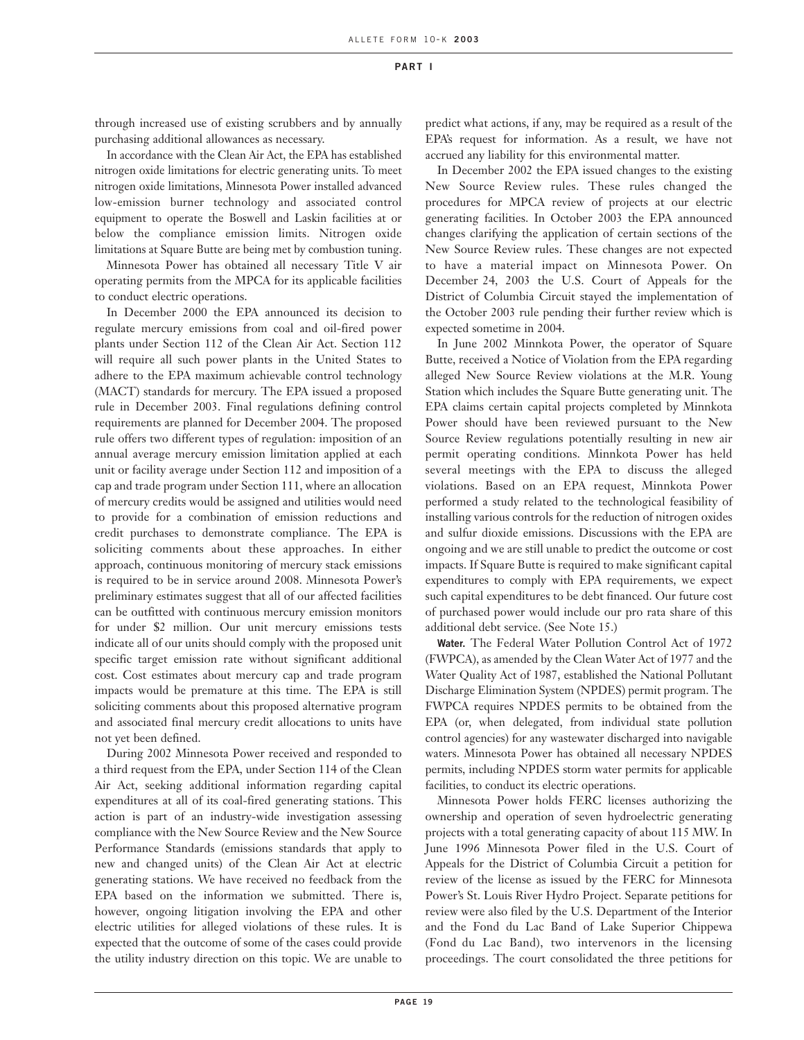through increased use of existing scrubbers and by annually purchasing additional allowances as necessary.

In accordance with the Clean Air Act, the EPA has established nitrogen oxide limitations for electric generating units. To meet nitrogen oxide limitations, Minnesota Power installed advanced low-emission burner technology and associated control equipment to operate the Boswell and Laskin facilities at or below the compliance emission limits. Nitrogen oxide limitations at Square Butte are being met by combustion tuning.

Minnesota Power has obtained all necessary Title V air operating permits from the MPCA for its applicable facilities to conduct electric operations.

In December 2000 the EPA announced its decision to regulate mercury emissions from coal and oil-fired power plants under Section 112 of the Clean Air Act. Section 112 will require all such power plants in the United States to adhere to the EPA maximum achievable control technology (MACT) standards for mercury. The EPA issued a proposed rule in December 2003. Final regulations defining control requirements are planned for December 2004. The proposed rule offers two different types of regulation: imposition of an annual average mercury emission limitation applied at each unit or facility average under Section 112 and imposition of a cap and trade program under Section 111, where an allocation of mercury credits would be assigned and utilities would need to provide for a combination of emission reductions and credit purchases to demonstrate compliance. The EPA is soliciting comments about these approaches. In either approach, continuous monitoring of mercury stack emissions is required to be in service around 2008. Minnesota Power's preliminary estimates suggest that all of our affected facilities can be outfitted with continuous mercury emission monitors for under $2 million. Our unit mercury emissions tests indicate all of our units should comply with the proposed unit specific target emission rate without significant additional cost. Cost estimates about mercury cap and trade program impacts would be premature at this time. The EPA is still soliciting comments about this proposed alternative program and associated final mercury credit allocations to units have not yet been defined.

During 2002 Minnesota Power received and responded to a third request from the EPA, under Section 114 of the Clean Air Act, seeking additional information regarding capital expenditures at all of its coal-fired generating stations. This action is part of an industry-wide investigation assessing compliance with the New Source Review and the New Source Performance Standards (emissions standards that apply to new and changed units) of the Clean Air Act at electric generating stations. We have received no feedback from the EPA based on the information we submitted. There is, however, ongoing litigation involving the EPA and other electric utilities for alleged violations of these rules. It is expected that the outcome of some of the cases could provide the utility industry direction on this topic. We are unable to predict what actions, if any, may be required as a result of the EPA's request for information. As a result, we have not accrued any liability for this environmental matter.

In December 2002 the EPA issued changes to the existing New Source Review rules. These rules changed the procedures for MPCA review of projects at our electric generating facilities. In October 2003 the EPA announced changes clarifying the application of certain sections of the New Source Review rules. These changes are not expected to have a material impact on Minnesota Power. On December 24, 2003 the U.S. Court of Appeals for the District of Columbia Circuit stayed the implementation of the October 2003 rule pending their further review which is expected sometime in 2004.

In June 2002 Minnkota Power, the operator of Square Butte, received a Notice of Violation from the EPA regarding alleged New Source Review violations at the M.R. Young Station which includes the Square Butte generating unit. The EPA claims certain capital projects completed by Minnkota Power should have been reviewed pursuant to the New Source Review regulations potentially resulting in new air permit operating conditions. Minnkota Power has held several meetings with the EPA to discuss the alleged violations. Based on an EPA request, Minnkota Power performed a study related to the technological feasibility of installing various controls for the reduction of nitrogen oxides and sulfur dioxide emissions. Discussions with the EPA are ongoing and we are still unable to predict the outcome or cost impacts. If Square Butte is required to make significant capital expenditures to comply with EPA requirements, we expect such capital expenditures to be debt financed. Our future cost of purchased power would include our pro rata share of this additional debt service. (See Note 15.)

**Water.** The Federal Water Pollution Control Act of 1972 (FWPCA), as amended by the Clean Water Act of 1977 and the Water Quality Act of 1987, established the National Pollutant Discharge Elimination System (NPDES) permit program. The FWPCA requires NPDES permits to be obtained from the EPA (or, when delegated, from individual state pollution control agencies) for any wastewater discharged into navigable waters. Minnesota Power has obtained all necessary NPDES permits, including NPDES storm water permits for applicable facilities, to conduct its electric operations.

Minnesota Power holds FERC licenses authorizing the ownership and operation of seven hydroelectric generating projects with a total generating capacity of about 115 MW. In June 1996 Minnesota Power filed in the U.S. Court of Appeals for the District of Columbia Circuit a petition for review of the license as issued by the FERC for Minnesota Power's St. Louis River Hydro Project. Separate petitions for review were also filed by the U.S. Department of the Interior and the Fond du Lac Band of Lake Superior Chippewa (Fond du Lac Band), two intervenors in the licensing proceedings. The court consolidated the three petitions for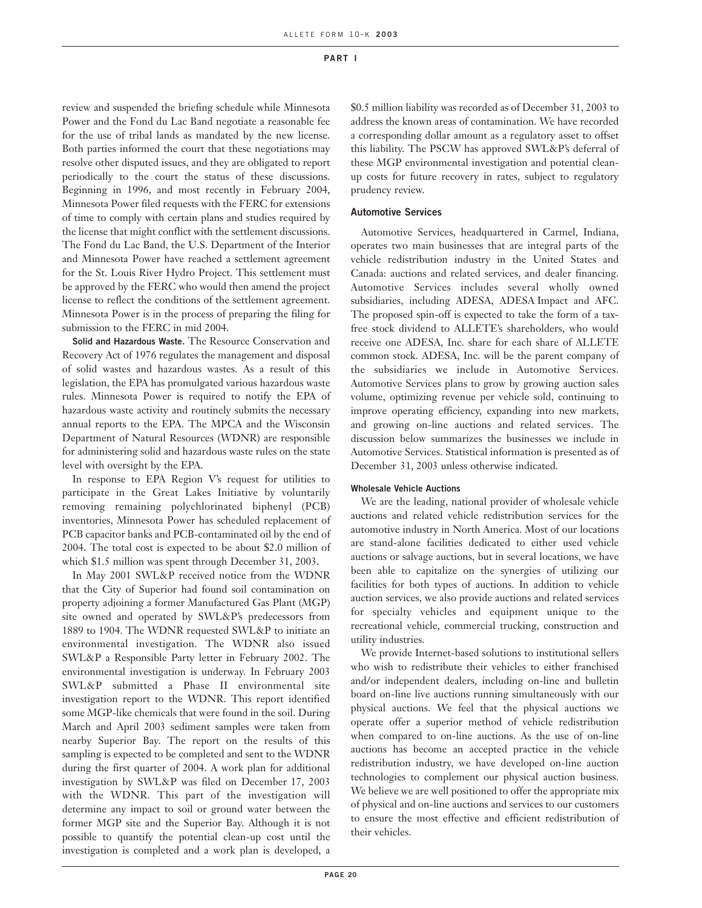review and suspended the briefing schedule while Minnesota Power and the Fond du Lac Band negotiate a reasonable fee for the use of tribal lands as mandated by the new license. Both parties informed the court that these negotiations may resolve other disputed issues, and they are obligated to report periodically to the court the status of these discussions. Beginning in 1996, and most recently in February 2004, Minnesota Power filed requests with the FERC for extensions of time to comply with certain plans and studies required by the license that might conflict with the settlement discussions. The Fond du Lac Band, the U.S. Department of the Interior and Minnesota Power have reached a settlement agreement for the St. Louis River Hydro Project. This settlement must be approved by the FERC who would then amend the project license to reflect the conditions of the settlement agreement. Minnesota Power is in the process of preparing the filing for submission to the FERC in mid 2004.

**Solid and Hazardous Waste.** The Resource Conservation and Recovery Act of 1976 regulates the management and disposal of solid wastes and hazardous wastes. As a result of this legislation, the EPA has promulgated various hazardous waste rules. Minnesota Power is required to notify the EPA of hazardous waste activity and routinely submits the necessary annual reports to the EPA. The MPCA and the Wisconsin Department of Natural Resources (WDNR) are responsible for administering solid and hazardous waste rules on the state level with oversight by the EPA.

In response to EPA Region V's request for utilities to participate in the Great Lakes Initiative by voluntarily removing remaining polychlorinated biphenyl (PCB) inventories, Minnesota Power has scheduled replacement of PCB capacitor banks and PCB-contaminated oil by the end of 2004. The total cost is expected to be about \$2.0 million of which \$1.5 million was spent through December 31, 2003.

In May 2001 SWL&P received notice from the WDNR that the City of Superior had found soil contamination on property adjoining a former Manufactured Gas Plant (MGP) site owned and operated by SWL&P's predecessors from 1889 to 1904. The WDNR requested SWL&P to initiate an environmental investigation. The WDNR also issued SWL&P a Responsible Party letter in February 2002. The environmental investigation is underway. In February 2003 SWL&P submitted a Phase II environmental site investigation report to the WDNR. This report identified some MGP-like chemicals that were found in the soil. During March and April 2003 sediment samples were taken from nearby Superior Bay. The report on the results of this sampling is expected to be completed and sent to the WDNR during the first quarter of 2004. A work plan for additional investigation by SWL&P was filed on December 17, 2003 with the WDNR. This part of the investigation will determine any impact to soil or ground water between the former MGP site and the Superior Bay. Although it is not possible to quantify the potential clean-up cost until the investigation is completed and a work plan is developed, a \$0.5 million liability was recorded as of December 31, 2003 to address the known areas of contamination. We have recorded a corresponding dollar amount as a regulatory asset to offset this liability. The PSCW has approved SWL&P's deferral of these MGP environmental investigation and potential clean-up costs for future recovery in rates, subject to regulatory prudency review.

### Automotive Services

Automotive Services, headquartered in Carmel, Indiana, operates two main businesses that are integral parts of the vehicle redistribution industry in the United States and Canada: auctions and related services, and dealer financing. Automotive Services includes several wholly owned subsidiaries, including ADESA, ADESA Impact and AFC. The proposed spin-off is expected to take the form of a tax-free stock dividend to ALLETE's shareholders, who would receive one ADESA, Inc. share for each share of ALLETE common stock. ADESA, Inc. will be the parent company of the subsidiaries we include in Automotive Services. Automotive Services plans to grow by growing auction sales volume, optimizing revenue per vehicle sold, continuing to improve operating efficiency, expanding into new markets, and growing on-line auctions and related services. The discussion below summarizes the businesses we include in Automotive Services. Statistical information is presented as of December 31, 2003 unless otherwise indicated.

#### Wholesale Vehicle Auctions

We are the leading, national provider of wholesale vehicle auctions and related vehicle redistribution services for the automotive industry in North America. Most of our locations are stand-alone facilities dedicated to either used vehicle auctions or salvage auctions, but in several locations, we have been able to capitalize on the synergies of utilizing our facilities for both types of auctions. In addition to vehicle auction services, we also provide auctions and related services for specialty vehicles and equipment unique to the recreational vehicle, commercial trucking, construction and utility industries.

We provide Internet-based solutions to institutional sellers who wish to redistribute their vehicles to either franchised and/or independent dealers, including on-line and bulletin board on-line live auctions running simultaneously with our physical auctions. We feel that the physical auctions we operate offer a superior method of vehicle redistribution when compared to on-line auctions. As the use of on-line auctions has become an accepted practice in the vehicle redistribution industry, we have developed on-line auction technologies to complement our physical auction business. We believe we are well positioned to offer the appropriate mix of physical and on-line auctions and services to our customers to ensure the most effective and efficient redistribution of their vehicles.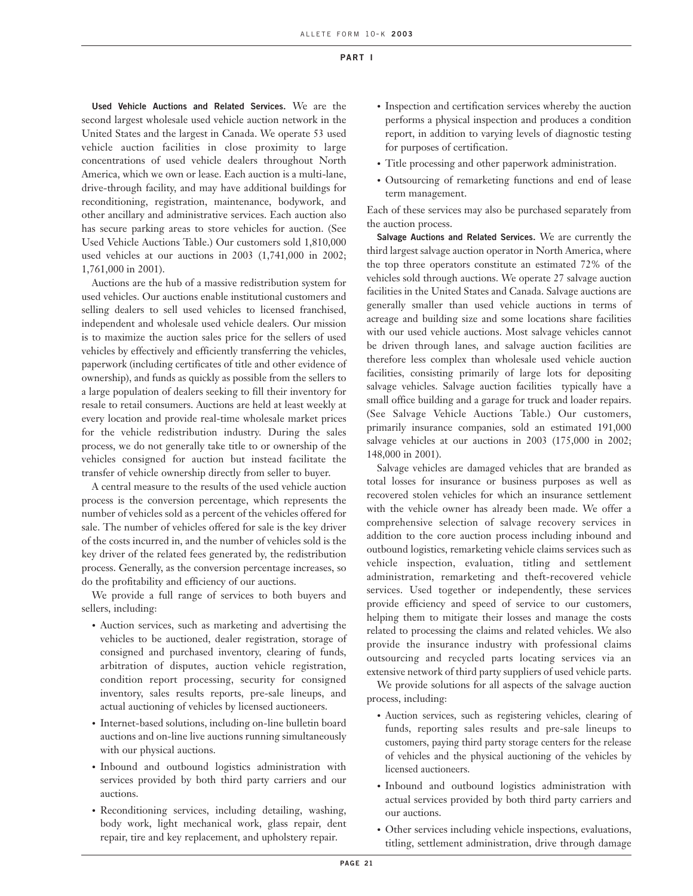**Used Vehicle Auctions and Related Services.** We are the second largest wholesale used vehicle auction network in the United States and the largest in Canada. We operate 53 used vehicle auction facilities in close proximity to large concentrations of used vehicle dealers throughout North America, which we own or lease. Each auction is a multi-lane, drive-through facility, and may have additional buildings for reconditioning, registration, maintenance, bodywork, and other ancillary and administrative services. Each auction also has secure parking areas to store vehicles for auction. (See Used Vehicle Auctions Table.) Our customers sold 1,810,000 used vehicles at our auctions in 2003 (1,741,000 in 2002; 1,761,000 in 2001).

Auctions are the hub of a massive redistribution system for used vehicles. Our auctions enable institutional customers and selling dealers to sell used vehicles to licensed franchised, independent and wholesale used vehicle dealers. Our mission is to maximize the auction sales price for the sellers of used vehicles by effectively and efficiently transferring the vehicles, paperwork (including certificates of title and other evidence of ownership), and funds as quickly as possible from the sellers to a large population of dealers seeking to fill their inventory for resale to retail consumers. Auctions are held at least weekly at every location and provide real-time wholesale market prices for the vehicle redistribution industry. During the sales process, we do not generally take title to or ownership of the vehicles consigned for auction but instead facilitate the transfer of vehicle ownership directly from seller to buyer.

A central measure to the results of the used vehicle auction process is the conversion percentage, which represents the number of vehicles sold as a percent of the vehicles offered for sale. The number of vehicles offered for sale is the key driver of the costs incurred in, and the number of vehicles sold is the key driver of the related fees generated by, the redistribution process. Generally, as the conversion percentage increases, so do the profitability and efficiency of our auctions.

We provide a full range of services to both buyers and sellers, including:

- Auction services, such as marketing and advertising the vehicles to be auctioned, dealer registration, storage of consigned and purchased inventory, clearing of funds, arbitration of disputes, auction vehicle registration, condition report processing, security for consigned inventory, sales results reports, pre-sale lineups, and actual auctioning of vehicles by licensed auctioneers.
- Internet-based solutions, including on-line bulletin board auctions and on-line live auctions running simultaneously with our physical auctions.
- Inbound and outbound logistics administration with services provided by both third party carriers and our auctions.
- Reconditioning services, including detailing, washing, body work, light mechanical work, glass repair, dent repair, tire and key replacement, and upholstery repair.
- Inspection and certification services whereby the auction performs a physical inspection and produces a condition report, in addition to varying levels of diagnostic testing for purposes of certification.
- Title processing and other paperwork administration.
- Outsourcing of remarketing functions and end of lease term management.

Each of these services may also be purchased separately from the auction process.

**Salvage Auctions and Related Services.** We are currently the third largest salvage auction operator in North America, where the top three operators constitute an estimated 72% of the vehicles sold through auctions. We operate 27 salvage auction facilities in the United States and Canada. Salvage auctions are generally smaller than used vehicle auctions in terms of acreage and building size and some locations share facilities with our used vehicle auctions. Most salvage vehicles cannot be driven through lanes, and salvage auction facilities are therefore less complex than wholesale used vehicle auction facilities, consisting primarily of large lots for depositing salvage vehicles. Salvage auction facilities typically have a small office building and a garage for truck and loader repairs. (See Salvage Vehicle Auctions Table.) Our customers, primarily insurance companies, sold an estimated 191,000 salvage vehicles at our auctions in 2003 (175,000 in 2002; 148,000 in 2001).

Salvage vehicles are damaged vehicles that are branded as total losses for insurance or business purposes as well as recovered stolen vehicles for which an insurance settlement with the vehicle owner has already been made. We offer a comprehensive selection of salvage recovery services in addition to the core auction process including inbound and outbound logistics, remarketing vehicle claims services such as vehicle inspection, evaluation, titling and settlement administration, remarketing and theft-recovered vehicle services. Used together or independently, these services provide efficiency and speed of service to our customers, helping them to mitigate their losses and manage the costs related to processing the claims and related vehicles. We also provide the insurance industry with professional claims outsourcing and recycled parts locating services via an extensive network of third party suppliers of used vehicle parts.

We provide solutions for all aspects of the salvage auction process, including:

- Auction services, such as registering vehicles, clearing of funds, reporting sales results and pre-sale lineups to customers, paying third party storage centers for the release of vehicles and the physical auctioning of the vehicles by licensed auctioneers.
- Inbound and outbound logistics administration with actual services provided by both third party carriers and our auctions.
- Other services including vehicle inspections, evaluations, titling, settlement administration, drive through damage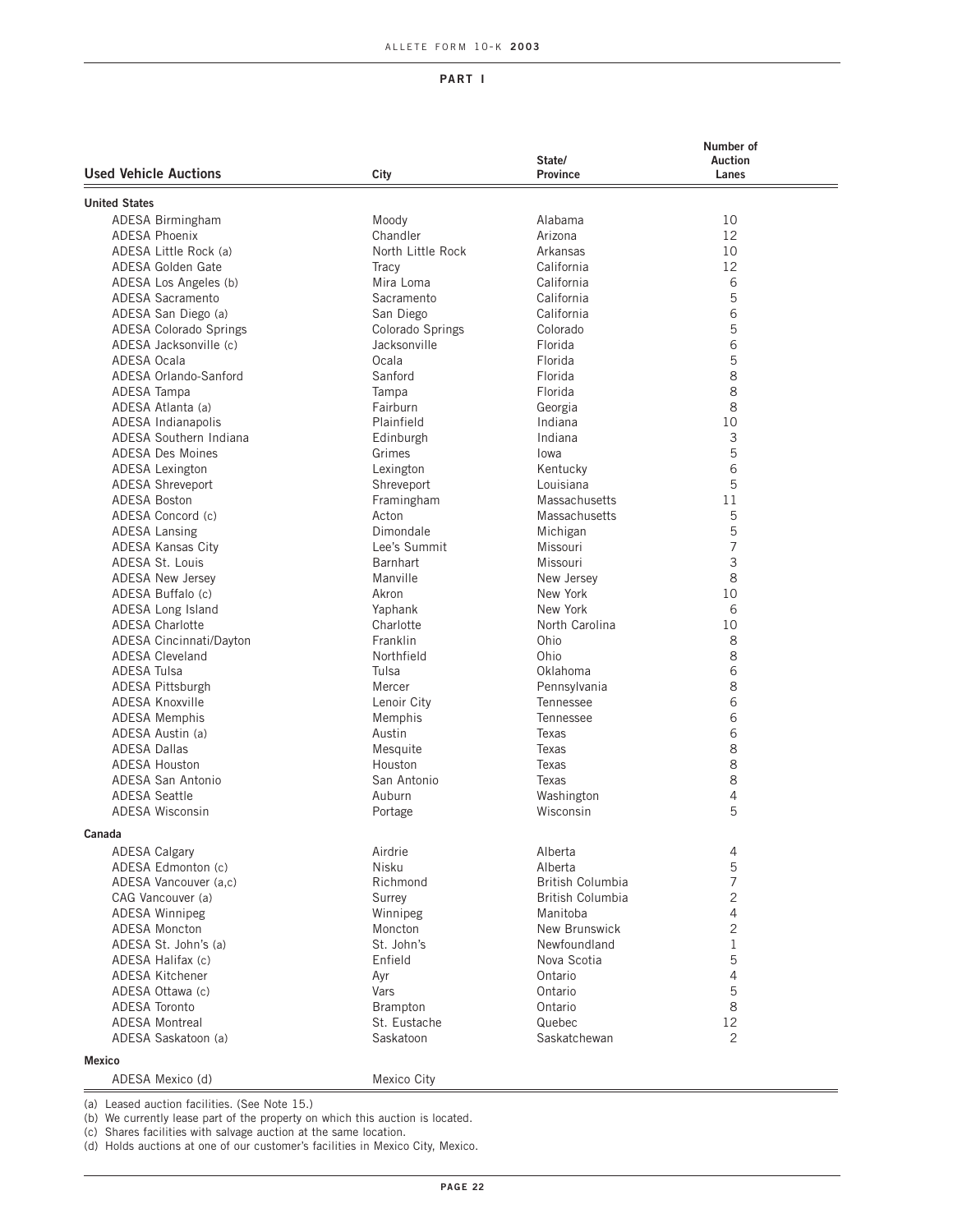**PART I**

| Used Vehicle Auctions | City | State/ Province | Number of Auction Lanes |
|---|---|---|---|
| **United States** | | | |
| ADESA Birmingham | Moody | Alabama | 10 |
| ADESA Phoenix | Chandler | Arizona | 12 |
| ADESA Little Rock (a) | North Little Rock | Arkansas | 10 |
| ADESA Golden Gate | Tracy | California | 12 |
| ADESA Los Angeles (b) | Mira Loma | California | 6 |
| ADESA Sacramento | Sacramento | California | 5 |
| ADESA San Diego (a) | San Diego | California | 6 |
| ADESA Colorado Springs | Colorado Springs | Colorado | 5 |
| ADESA Jacksonville (c) | Jacksonville | Florida | 6 |
| ADESA Ocala | Ocala | Florida | 5 |
| ADESA Orlando-Sanford | Sanford | Florida | 8 |
| ADESA Tampa | Tampa | Florida | 8 |
| ADESA Atlanta (a) | Fairburn | Georgia | 8 |
| ADESA Indianapolis | Plainfield | Indiana | 10 |
| ADESA Southern Indiana | Edinburgh | Indiana | 3 |
| ADESA Des Moines | Grimes | Iowa | 5 |
| ADESA Lexington | Lexington | Kentucky | 6 |
| ADESA Shreveport | Shreveport | Louisiana | 5 |
| ADESA Boston | Framingham | Massachusetts | 11 |
| ADESA Concord (c) | Acton | Massachusetts | 5 |
| ADESA Lansing | Dimondale | Michigan | 5 |
| ADESA Kansas City | Lee's Summit | Missouri | 7 |
| ADESA St. Louis | Barnhart | Missouri | 3 |
| ADESA New Jersey | Manville | New Jersey | 8 |
| ADESA Buffalo (c) | Akron | New York | 10 |
| ADESA Long Island | Yaphank | New York | 6 |
| ADESA Charlotte | Charlotte | North Carolina | 10 |
| ADESA Cincinnati/Dayton | Franklin | Ohio | 8 |
| ADESA Cleveland | Northfield | Ohio | 8 |
| ADESA Tulsa | Tulsa | Oklahoma | 6 |
| ADESA Pittsburgh | Mercer | Pennsylvania | 8 |
| ADESA Knoxville | Lenoir City | Tennessee | 6 |
| ADESA Memphis | Memphis | Tennessee | 6 |
| ADESA Austin (a) | Austin | Texas | 6 |
| ADESA Dallas | Mesquite | Texas | 8 |
| ADESA Houston | Houston | Texas | 8 |
| ADESA San Antonio | San Antonio | Texas | 8 |
| ADESA Seattle | Auburn | Washington | 4 |
| ADESA Wisconsin | Portage | Wisconsin | 5 |
| **Canada** | | | |
| ADESA Calgary | Airdrie | Alberta | 4 |
| ADESA Edmonton (c) | Nisku | Alberta | 5 |
| ADESA Vancouver (a,c) | Richmond | British Columbia | 7 |
| CAG Vancouver (a) | Surrey | British Columbia | 2 |
| ADESA Winnipeg | Winnipeg | Manitoba | 4 |
| ADESA Moncton | Moncton | New Brunswick | 2 |
| ADESA St. John's (a) | St. John's | Newfoundland | 1 |
| ADESA Halifax (c) | Enfield | Nova Scotia | 5 |
| ADESA Kitchener | Ayr | Ontario | 4 |
| ADESA Ottawa (c) | Vars | Ontario | 5 |
| ADESA Toronto | Brampton | Ontario | 8 |
| ADESA Montreal | St. Eustache | Quebec | 12 |
| ADESA Saskatoon (a) | Saskatoon | Saskatchewan | 2 |
| **Mexico** | | | |
| ADESA Mexico (d) | Mexico City | | |

(a) Leased auction facilities. (See Note 15.)
(b) We currently lease part of the property on which this auction is located.
(c) Shares facilities with salvage auction at the same location.
(d) Holds auctions at one of our customer's facilities in Mexico City, Mexico.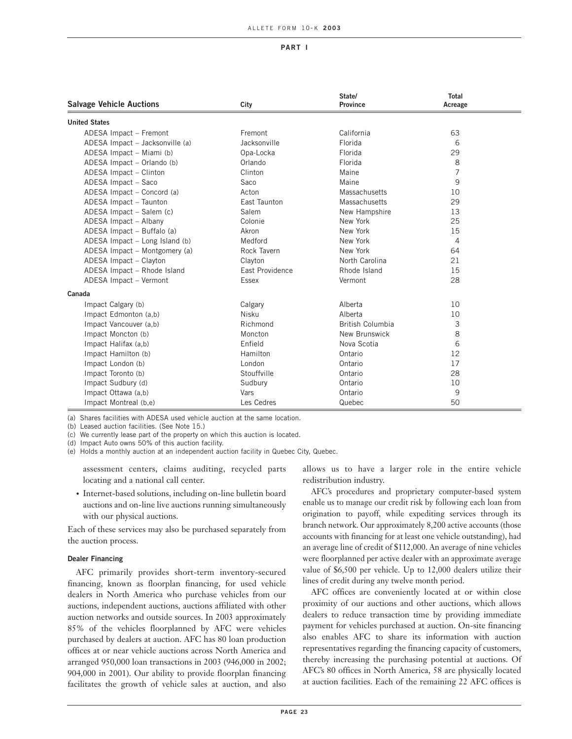**PART I**

| Salvage Vehicle Auctions | City | State/ Province | Total Acreage |
|---|---|---|---|
| **United States** | | | |
| ADESA Impact – Fremont | Fremont | California | 63 |
| ADESA Impact – Jacksonville (a) | Jacksonville | Florida | 6 |
| ADESA Impact – Miami (b) | Opa-Locka | Florida | 29 |
| ADESA Impact – Orlando (b) | Orlando | Florida | 8 |
| ADESA Impact – Clinton | Clinton | Maine | 7 |
| ADESA Impact – Saco | Saco | Maine | 9 |
| ADESA Impact – Concord (a) | Acton | Massachusetts | 10 |
| ADESA Impact – Taunton | East Taunton | Massachusetts | 29 |
| ADESA Impact – Salem (c) | Salem | New Hampshire | 13 |
| ADESA Impact – Albany | Colonie | New York | 25 |
| ADESA Impact – Buffalo (a) | Akron | New York | 15 |
| ADESA Impact – Long Island (b) | Medford | New York | 4 |
| ADESA Impact – Montgomery (a) | Rock Tavern | New York | 64 |
| ADESA Impact – Clayton | Clayton | North Carolina | 21 |
| ADESA Impact – Rhode Island | East Providence | Rhode Island | 15 |
| ADESA Impact – Vermont | Essex | Vermont | 28 |
| **Canada** | | | |
| Impact Calgary (b) | Calgary | Alberta | 10 |
| Impact Edmonton (a,b) | Nisku | Alberta | 10 |
| Impact Vancouver (a,b) | Richmond | British Columbia | 3 |
| Impact Moncton (b) | Moncton | New Brunswick | 8 |
| Impact Halifax (a,b) | Enfield | Nova Scotia | 6 |
| Impact Hamilton (b) | Hamilton | Ontario | 12 |
| Impact London (b) | London | Ontario | 17 |
| Impact Toronto (b) | Stouffville | Ontario | 28 |
| Impact Sudbury (d) | Sudbury | Ontario | 10 |
| Impact Ottawa (a,b) | Vars | Ontario | 9 |
| Impact Montreal (b,e) | Les Cedres | Quebec | 50 |

(a) Shares facilities with ADESA used vehicle auction at the same location.
(b) Leased auction facilities. (See Note 15.)
(c) We currently lease part of the property on which this auction is located.
(d) Impact Auto owns 50% of this auction facility.
(e) Holds a monthly auction at an independent auction facility in Quebec City, Quebec.

assessment centers, claims auditing, recycled parts locating and a national call center.

- Internet-based solutions, including on-line bulletin board auctions and on-line live auctions running simultaneously with our physical auctions.

Each of these services may also be purchased separately from the auction process.

**Dealer Financing**

AFC primarily provides short-term inventory-secured financing, known as floorplan financing, for used vehicle dealers in North America who purchase vehicles from our auctions, independent auctions, auctions affiliated with other auction networks and outside sources. In 2003 approximately 85% of the vehicles floorplanned by AFC were vehicles purchased by dealers at auction. AFC has 80 loan production offices at or near vehicle auctions across North America and arranged 950,000 loan transactions in 2003 (946,000 in 2002; 904,000 in 2001). Our ability to provide floorplan financing facilitates the growth of vehicle sales at auction, and also allows us to have a larger role in the entire vehicle redistribution industry.

AFC's procedures and proprietary computer-based system enable us to manage our credit risk by following each loan from origination to payoff, while expediting services through its branch network. Our approximately 8,200 active accounts (those accounts with financing for at least one vehicle outstanding), had an average line of credit of $112,000. An average of nine vehicles were floorplanned per active dealer with an approximate average value of $6,500 per vehicle. Up to 12,000 dealers utilize their lines of credit during any twelve month period.

AFC offices are conveniently located at or within close proximity of our auctions and other auctions, which allows dealers to reduce transaction time by providing immediate payment for vehicles purchased at auction. On-site financing also enables AFC to share its information with auction representatives regarding the financing capacity of customers, thereby increasing the purchasing potential at auctions. Of AFC's 80 offices in North America, 58 are physically located at auction facilities. Each of the remaining 22 AFC offices is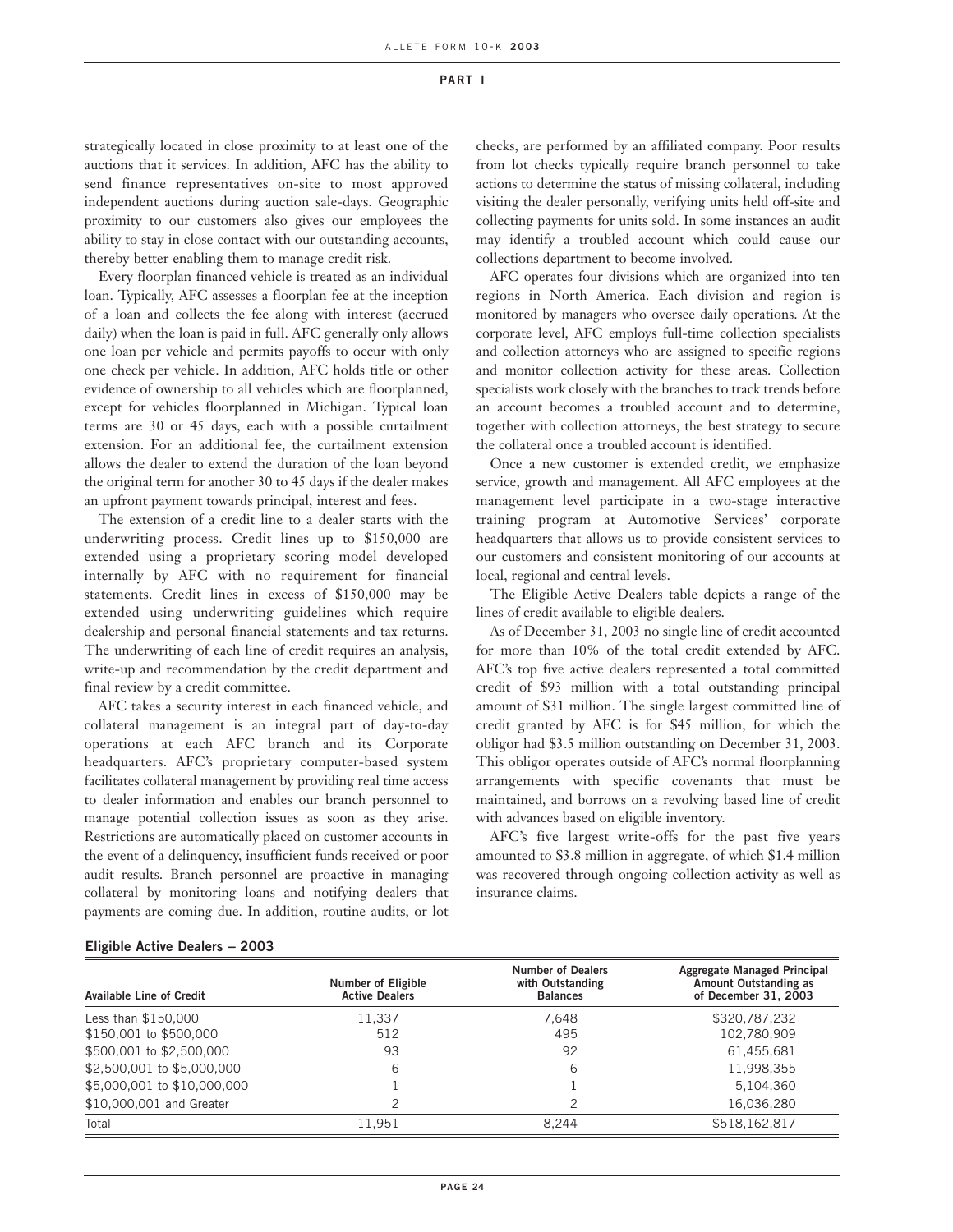strategically located in close proximity to at least one of the auctions that it services. In addition, AFC has the ability to send finance representatives on-site to most approved independent auctions during auction sale-days. Geographic proximity to our customers also gives our employees the ability to stay in close contact with our outstanding accounts, thereby better enabling them to manage credit risk.

Every floorplan financed vehicle is treated as an individual loan. Typically, AFC assesses a floorplan fee at the inception of a loan and collects the fee along with interest (accrued daily) when the loan is paid in full. AFC generally only allows one loan per vehicle and permits payoffs to occur with only one check per vehicle. In addition, AFC holds title or other evidence of ownership to all vehicles which are floorplanned, except for vehicles floorplanned in Michigan. Typical loan terms are 30 or 45 days, each with a possible curtailment extension. For an additional fee, the curtailment extension allows the dealer to extend the duration of the loan beyond the original term for another 30 to 45 days if the dealer makes an upfront payment towards principal, interest and fees.

The extension of a credit line to a dealer starts with the underwriting process. Credit lines up to $150,000 are extended using a proprietary scoring model developed internally by AFC with no requirement for financial statements. Credit lines in excess of $150,000 may be extended using underwriting guidelines which require dealership and personal financial statements and tax returns. The underwriting of each line of credit requires an analysis, write-up and recommendation by the credit department and final review by a credit committee.

AFC takes a security interest in each financed vehicle, and collateral management is an integral part of day-to-day operations at each AFC branch and its Corporate headquarters. AFC's proprietary computer-based system facilitates collateral management by providing real time access to dealer information and enables our branch personnel to manage potential collection issues as soon as they arise. Restrictions are automatically placed on customer accounts in the event of a delinquency, insufficient funds received or poor audit results. Branch personnel are proactive in managing collateral by monitoring loans and notifying dealers that payments are coming due. In addition, routine audits, or lot checks, are performed by an affiliated company. Poor results from lot checks typically require branch personnel to take actions to determine the status of missing collateral, including visiting the dealer personally, verifying units held off-site and collecting payments for units sold. In some instances an audit may identify a troubled account which could cause our collections department to become involved.

AFC operates four divisions which are organized into ten regions in North America. Each division and region is monitored by managers who oversee daily operations. At the corporate level, AFC employs full-time collection specialists and collection attorneys who are assigned to specific regions and monitor collection activity for these areas. Collection specialists work closely with the branches to track trends before an account becomes a troubled account and to determine, together with collection attorneys, the best strategy to secure the collateral once a troubled account is identified.

Once a new customer is extended credit, we emphasize service, growth and management. All AFC employees at the management level participate in a two-stage interactive training program at Automotive Services' corporate headquarters that allows us to provide consistent services to our customers and consistent monitoring of our accounts at local, regional and central levels.

The Eligible Active Dealers table depicts a range of the lines of credit available to eligible dealers.

As of December 31, 2003 no single line of credit accounted for more than 10% of the total credit extended by AFC. AFC's top five active dealers represented a total committed credit of $93 million with a total outstanding principal amount of $31 million. The single largest committed line of credit granted by AFC is for $45 million, for which the obligor had $3.5 million outstanding on December 31, 2003. This obligor operates outside of AFC's normal floorplanning arrangements with specific covenants that must be maintained, and borrows on a revolving based line of credit with advances based on eligible inventory.

AFC's five largest write-offs for the past five years amounted to $3.8 million in aggregate, of which $1.4 million was recovered through ongoing collection activity as well as insurance claims.

**Eligible Active Dealers – 2003**

| Available Line of Credit | Number of Eligible Active Dealers | Number of Dealers with Outstanding Balances | Aggregate Managed Principal Amount Outstanding as of December 31, 2003 |
|---|---|---|---|
| Less than $150,000 | 11,337 | 7,648 | $320,787,232 |
| $150,001 to $500,000 | 512 | 495 | 102,780,909 |
| $500,001 to $2,500,000 | 93 | 92 | 61,455,681 |
| $2,500,001 to $5,000,000 | 6 | 6 | 11,998,355 |
| $5,000,001 to $10,000,000 | 1 | 1 | 5,104,360 |
| $10,000,001 and Greater | 2 | 2 | 16,036,280 |
| Total | 11,951 | 8,244 | $518,162,817 |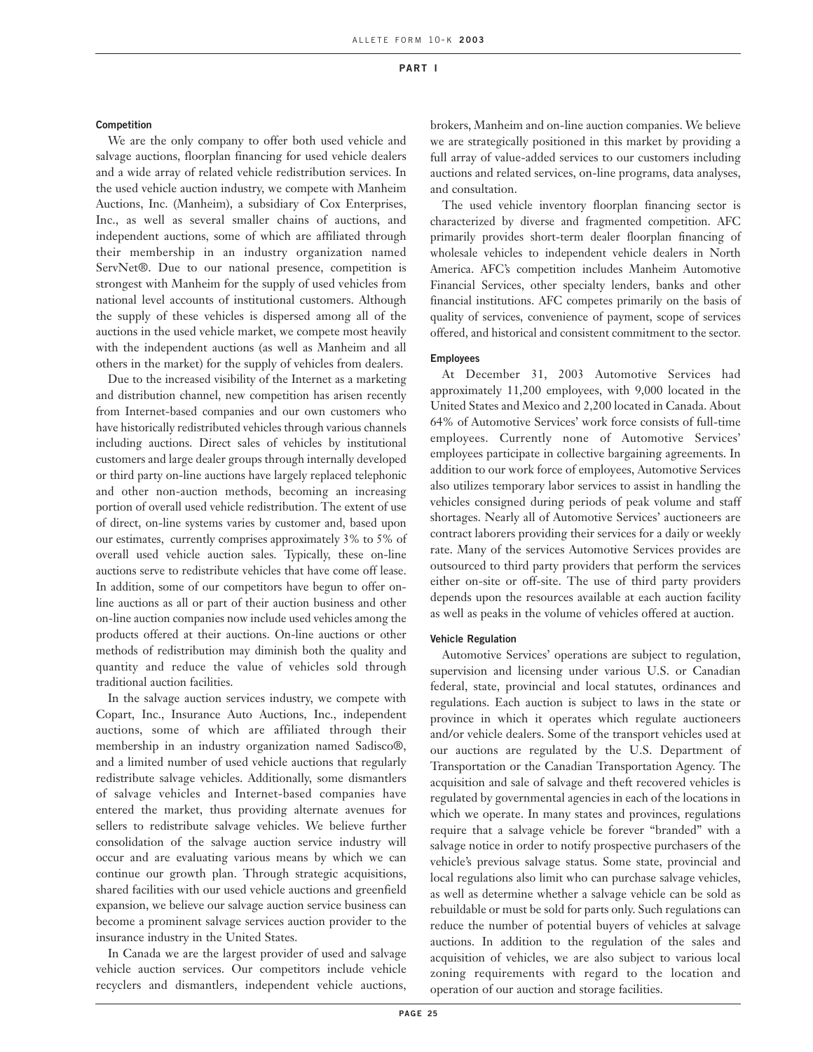#### Competition

We are the only company to offer both used vehicle and salvage auctions, floorplan financing for used vehicle dealers and a wide array of related vehicle redistribution services. In the used vehicle auction industry, we compete with Manheim Auctions, Inc. (Manheim), a subsidiary of Cox Enterprises, Inc., as well as several smaller chains of auctions, and independent auctions, some of which are affiliated through their membership in an industry organization named ServNet®. Due to our national presence, competition is strongest with Manheim for the supply of used vehicles from national level accounts of institutional customers. Although the supply of these vehicles is dispersed among all of the auctions in the used vehicle market, we compete most heavily with the independent auctions (as well as Manheim and all others in the market) for the supply of vehicles from dealers.

Due to the increased visibility of the Internet as a marketing and distribution channel, new competition has arisen recently from Internet-based companies and our own customers who have historically redistributed vehicles through various channels including auctions. Direct sales of vehicles by institutional customers and large dealer groups through internally developed or third party on-line auctions have largely replaced telephonic and other non-auction methods, becoming an increasing portion of overall used vehicle redistribution. The extent of use of direct, on-line systems varies by customer and, based upon our estimates, currently comprises approximately 3% to 5% of overall used vehicle auction sales. Typically, these on-line auctions serve to redistribute vehicles that have come off lease. In addition, some of our competitors have begun to offer on-line auctions as all or part of their auction business and other on-line auction companies now include used vehicles among the products offered at their auctions. On-line auctions or other methods of redistribution may diminish both the quality and quantity and reduce the value of vehicles sold through traditional auction facilities.

In the salvage auction services industry, we compete with Copart, Inc., Insurance Auto Auctions, Inc., independent auctions, some of which are affiliated through their membership in an industry organization named Sadisco®, and a limited number of used vehicle auctions that regularly redistribute salvage vehicles. Additionally, some dismantlers of salvage vehicles and Internet-based companies have entered the market, thus providing alternate avenues for sellers to redistribute salvage vehicles. We believe further consolidation of the salvage auction service industry will occur and are evaluating various means by which we can continue our growth plan. Through strategic acquisitions, shared facilities with our used vehicle auctions and greenfield expansion, we believe our salvage auction service business can become a prominent salvage services auction provider to the insurance industry in the United States.

In Canada we are the largest provider of used and salvage vehicle auction services. Our competitors include vehicle recyclers and dismantlers, independent vehicle auctions, brokers, Manheim and on-line auction companies. We believe we are strategically positioned in this market by providing a full array of value-added services to our customers including auctions and related services, on-line programs, data analyses, and consultation.

The used vehicle inventory floorplan financing sector is characterized by diverse and fragmented competition. AFC primarily provides short-term dealer floorplan financing of wholesale vehicles to independent vehicle dealers in North America. AFC's competition includes Manheim Automotive Financial Services, other specialty lenders, banks and other financial institutions. AFC competes primarily on the basis of quality of services, convenience of payment, scope of services offered, and historical and consistent commitment to the sector.

#### Employees

At December 31, 2003 Automotive Services had approximately 11,200 employees, with 9,000 located in the United States and Mexico and 2,200 located in Canada. About 64% of Automotive Services' work force consists of full-time employees. Currently none of Automotive Services' employees participate in collective bargaining agreements. In addition to our work force of employees, Automotive Services also utilizes temporary labor services to assist in handling the vehicles consigned during periods of peak volume and staff shortages. Nearly all of Automotive Services' auctioneers are contract laborers providing their services for a daily or weekly rate. Many of the services Automotive Services provides are outsourced to third party providers that perform the services either on-site or off-site. The use of third party providers depends upon the resources available at each auction facility as well as peaks in the volume of vehicles offered at auction.

#### Vehicle Regulation

Automotive Services' operations are subject to regulation, supervision and licensing under various U.S. or Canadian federal, state, provincial and local statutes, ordinances and regulations. Each auction is subject to laws in the state or province in which it operates which regulate auctioneers and/or vehicle dealers. Some of the transport vehicles used at our auctions are regulated by the U.S. Department of Transportation or the Canadian Transportation Agency. The acquisition and sale of salvage and theft recovered vehicles is regulated by governmental agencies in each of the locations in which we operate. In many states and provinces, regulations require that a salvage vehicle be forever "branded" with a salvage notice in order to notify prospective purchasers of the vehicle's previous salvage status. Some state, provincial and local regulations also limit who can purchase salvage vehicles, as well as determine whether a salvage vehicle can be sold as rebuildable or must be sold for parts only. Such regulations can reduce the number of potential buyers of vehicles at salvage auctions. In addition to the regulation of the sales and acquisition of vehicles, we are also subject to various local zoning requirements with regard to the location and operation of our auction and storage facilities.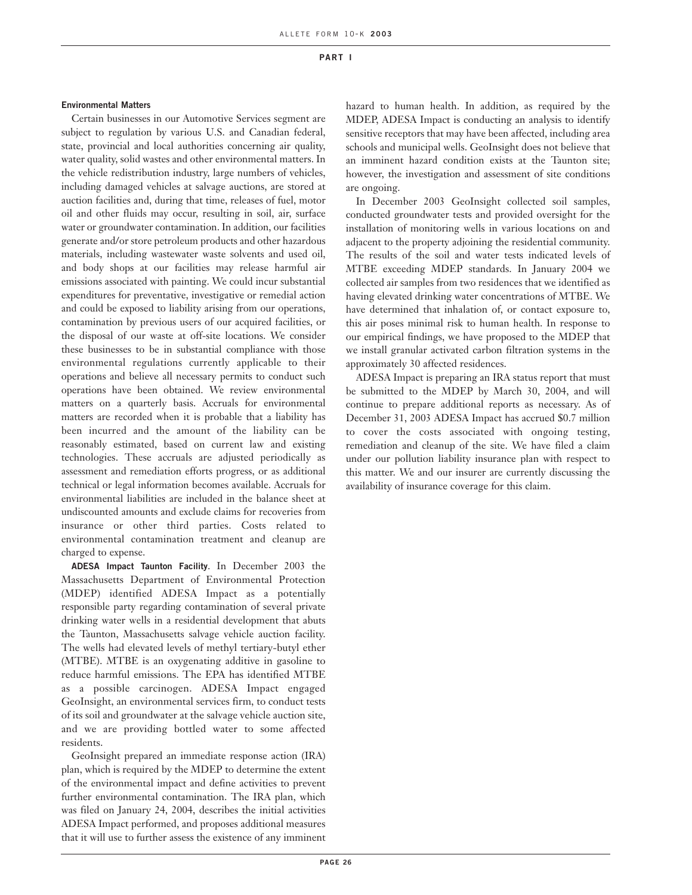#### Environmental Matters

Certain businesses in our Automotive Services segment are subject to regulation by various U.S. and Canadian federal, state, provincial and local authorities concerning air quality, water quality, solid wastes and other environmental matters. In the vehicle redistribution industry, large numbers of vehicles, including damaged vehicles at salvage auctions, are stored at auction facilities and, during that time, releases of fuel, motor oil and other fluids may occur, resulting in soil, air, surface water or groundwater contamination. In addition, our facilities generate and/or store petroleum products and other hazardous materials, including wastewater waste solvents and used oil, and body shops at our facilities may release harmful air emissions associated with painting. We could incur substantial expenditures for preventative, investigative or remedial action and could be exposed to liability arising from our operations, contamination by previous users of our acquired facilities, or the disposal of our waste at off-site locations. We consider these businesses to be in substantial compliance with those environmental regulations currently applicable to their operations and believe all necessary permits to conduct such operations have been obtained. We review environmental matters on a quarterly basis. Accruals for environmental matters are recorded when it is probable that a liability has been incurred and the amount of the liability can be reasonably estimated, based on current law and existing technologies. These accruals are adjusted periodically as assessment and remediation efforts progress, or as additional technical or legal information becomes available. Accruals for environmental liabilities are included in the balance sheet at undiscounted amounts and exclude claims for recoveries from insurance or other third parties. Costs related to environmental contamination treatment and cleanup are charged to expense.

**ADESA Impact Taunton Facility**. In December 2003 the Massachusetts Department of Environmental Protection (MDEP) identified ADESA Impact as a potentially responsible party regarding contamination of several private drinking water wells in a residential development that abuts the Taunton, Massachusetts salvage vehicle auction facility. The wells had elevated levels of methyl tertiary-butyl ether (MTBE). MTBE is an oxygenating additive in gasoline to reduce harmful emissions. The EPA has identified MTBE as a possible carcinogen. ADESA Impact engaged GeoInsight, an environmental services firm, to conduct tests of its soil and groundwater at the salvage vehicle auction site, and we are providing bottled water to some affected residents.

GeoInsight prepared an immediate response action (IRA) plan, which is required by the MDEP to determine the extent of the environmental impact and define activities to prevent further environmental contamination. The IRA plan, which was filed on January 24, 2004, describes the initial activities ADESA Impact performed, and proposes additional measures that it will use to further assess the existence of any imminent hazard to human health. In addition, as required by the MDEP, ADESA Impact is conducting an analysis to identify sensitive receptors that may have been affected, including area schools and municipal wells. GeoInsight does not believe that an imminent hazard condition exists at the Taunton site; however, the investigation and assessment of site conditions are ongoing.

In December 2003 GeoInsight collected soil samples, conducted groundwater tests and provided oversight for the installation of monitoring wells in various locations on and adjacent to the property adjoining the residential community. The results of the soil and water tests indicated levels of MTBE exceeding MDEP standards. In January 2004 we collected air samples from two residences that we identified as having elevated drinking water concentrations of MTBE. We have determined that inhalation of, or contact exposure to, this air poses minimal risk to human health. In response to our empirical findings, we have proposed to the MDEP that we install granular activated carbon filtration systems in the approximately 30 affected residences.

ADESA Impact is preparing an IRA status report that must be submitted to the MDEP by March 30, 2004, and will continue to prepare additional reports as necessary. As of December 31, 2003 ADESA Impact has accrued $0.7 million to cover the costs associated with ongoing testing, remediation and cleanup of the site. We have filed a claim under our pollution liability insurance plan with respect to this matter. We and our insurer are currently discussing the availability of insurance coverage for this claim.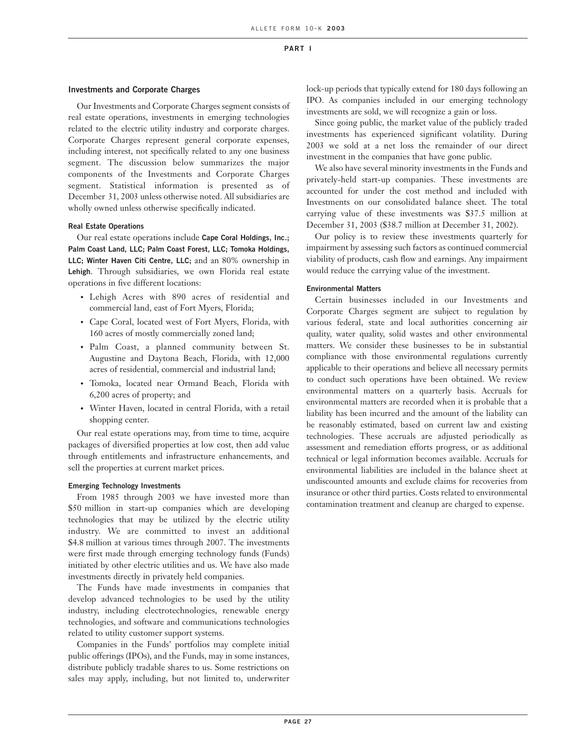## Investments and Corporate Charges

Our Investments and Corporate Charges segment consists of real estate operations, investments in emerging technologies related to the electric utility industry and corporate charges. Corporate Charges represent general corporate expenses, including interest, not specifically related to any one business segment. The discussion below summarizes the major components of the Investments and Corporate Charges segment. Statistical information is presented as of December 31, 2003 unless otherwise noted. All subsidiaries are wholly owned unless otherwise specifically indicated.

### Real Estate Operations

Our real estate operations include **Cape Coral Holdings, Inc.; Palm Coast Land, LLC; Palm Coast Forest, LLC; Tomoka Holdings, LLC; Winter Haven Citi Centre, LLC;** and an 80% ownership in **Lehigh**. Through subsidiaries, we own Florida real estate operations in five different locations:

- Lehigh Acres with 890 acres of residential and commercial land, east of Fort Myers, Florida;
- Cape Coral, located west of Fort Myers, Florida, with 160 acres of mostly commercially zoned land;
- Palm Coast, a planned community between St. Augustine and Daytona Beach, Florida, with 12,000 acres of residential, commercial and industrial land;
- Tomoka, located near Ormand Beach, Florida with 6,200 acres of property; and
- Winter Haven, located in central Florida, with a retail shopping center.

Our real estate operations may, from time to time, acquire packages of diversified properties at low cost, then add value through entitlements and infrastructure enhancements, and sell the properties at current market prices.

### Emerging Technology Investments

From 1985 through 2003 we have invested more than $50 million in start-up companies which are developing technologies that may be utilized by the electric utility industry. We are committed to invest an additional $4.8 million at various times through 2007. The investments were first made through emerging technology funds (Funds) initiated by other electric utilities and us. We have also made investments directly in privately held companies.

The Funds have made investments in companies that develop advanced technologies to be used by the utility industry, including electrotechnologies, renewable energy technologies, and software and communications technologies related to utility customer support systems.

Companies in the Funds' portfolios may complete initial public offerings (IPOs), and the Funds, may in some instances, distribute publicly tradable shares to us. Some restrictions on sales may apply, including, but not limited to, underwriter lock-up periods that typically extend for 180 days following an IPO. As companies included in our emerging technology investments are sold, we will recognize a gain or loss.

Since going public, the market value of the publicly traded investments has experienced significant volatility. During 2003 we sold at a net loss the remainder of our direct investment in the companies that have gone public.

We also have several minority investments in the Funds and privately-held start-up companies. These investments are accounted for under the cost method and included with Investments on our consolidated balance sheet. The total carrying value of these investments was $37.5 million at December 31, 2003 ($38.7 million at December 31, 2002).

Our policy is to review these investments quarterly for impairment by assessing such factors as continued commercial viability of products, cash flow and earnings. Any impairment would reduce the carrying value of the investment.

### Environmental Matters

Certain businesses included in our Investments and Corporate Charges segment are subject to regulation by various federal, state and local authorities concerning air quality, water quality, solid wastes and other environmental matters. We consider these businesses to be in substantial compliance with those environmental regulations currently applicable to their operations and believe all necessary permits to conduct such operations have been obtained. We review environmental matters on a quarterly basis. Accruals for environmental matters are recorded when it is probable that a liability has been incurred and the amount of the liability can be reasonably estimated, based on current law and existing technologies. These accruals are adjusted periodically as assessment and remediation efforts progress, or as additional technical or legal information becomes available. Accruals for environmental liabilities are included in the balance sheet at undiscounted amounts and exclude claims for recoveries from insurance or other third parties. Costs related to environmental contamination treatment and cleanup are charged to expense.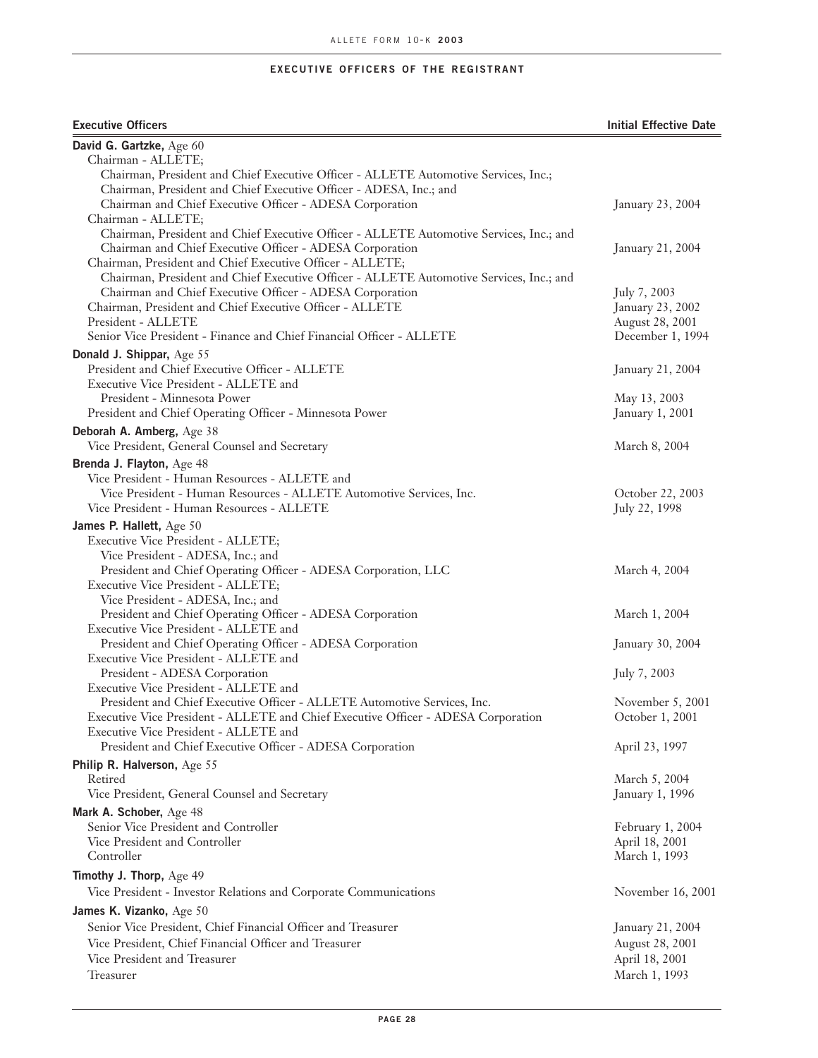## EXECUTIVE OFFICERS OF THE REGISTRANT

| Executive Officers | Initial Effective Date |
|---|---|
| **David G. Gartzke,** Age 60 | |
| Chairman - ALLETE; Chairman, President and Chief Executive Officer - ALLETE Automotive Services, Inc.; Chairman, President and Chief Executive Officer - ADESA, Inc.; and Chairman and Chief Executive Officer - ADESA Corporation | January 23, 2004 |
| Chairman - ALLETE; Chairman, President and Chief Executive Officer - ALLETE Automotive Services, Inc.; and Chairman and Chief Executive Officer - ADESA Corporation | January 21, 2004 |
| Chairman, President and Chief Executive Officer - ALLETE; Chairman, President and Chief Executive Officer - ALLETE Automotive Services, Inc.; and Chairman and Chief Executive Officer - ADESA Corporation | July 7, 2003 |
| Chairman, President and Chief Executive Officer - ALLETE | January 23, 2002 |
| President - ALLETE | August 28, 2001 |
| Senior Vice President - Finance and Chief Financial Officer - ALLETE | December 1, 1994 |
| **Donald J. Shippar,** Age 55 | |
| President and Chief Executive Officer - ALLETE | January 21, 2004 |
| Executive Vice President - ALLETE and President - Minnesota Power | May 13, 2003 |
| President and Chief Operating Officer - Minnesota Power | January 1, 2001 |
| **Deborah A. Amberg,** Age 38 | |
| Vice President, General Counsel and Secretary | March 8, 2004 |
| **Brenda J. Flayton,** Age 48 | |
| Vice President - Human Resources - ALLETE and Vice President - Human Resources - ALLETE Automotive Services, Inc. | October 22, 2003 |
| Vice President - Human Resources - ALLETE | July 22, 1998 |
| **James P. Hallett,** Age 50 | |
| Executive Vice President - ALLETE; Vice President - ADESA, Inc.; and President and Chief Operating Officer - ADESA Corporation, LLC | March 4, 2004 |
| Executive Vice President - ALLETE; Vice President - ADESA, Inc.; and President and Chief Operating Officer - ADESA Corporation | March 1, 2004 |
| Executive Vice President - ALLETE and President and Chief Operating Officer - ADESA Corporation | January 30, 2004 |
| Executive Vice President - ALLETE and President - ADESA Corporation | July 7, 2003 |
| Executive Vice President - ALLETE and President and Chief Executive Officer - ALLETE Automotive Services, Inc. | November 5, 2001 |
| Executive Vice President - ALLETE and Chief Executive Officer - ADESA Corporation | October 1, 2001 |
| Executive Vice President - ALLETE and President and Chief Executive Officer - ADESA Corporation | April 23, 1997 |
| **Philip R. Halverson,** Age 55 | |
| Retired | March 5, 2004 |
| Vice President, General Counsel and Secretary | January 1, 1996 |
| **Mark A. Schober,** Age 48 | |
| Senior Vice President and Controller | February 1, 2004 |
| Vice President and Controller | April 18, 2001 |
| Controller | March 1, 1993 |
| **Timothy J. Thorp,** Age 49 | |
| Vice President - Investor Relations and Corporate Communications | November 16, 2001 |
| **James K. Vizanko,** Age 50 | |
| Senior Vice President, Chief Financial Officer and Treasurer | January 21, 2004 |
| Vice President, Chief Financial Officer and Treasurer | August 28, 2001 |
| Vice President and Treasurer | April 18, 2001 |
| Treasurer | March 1, 1993 |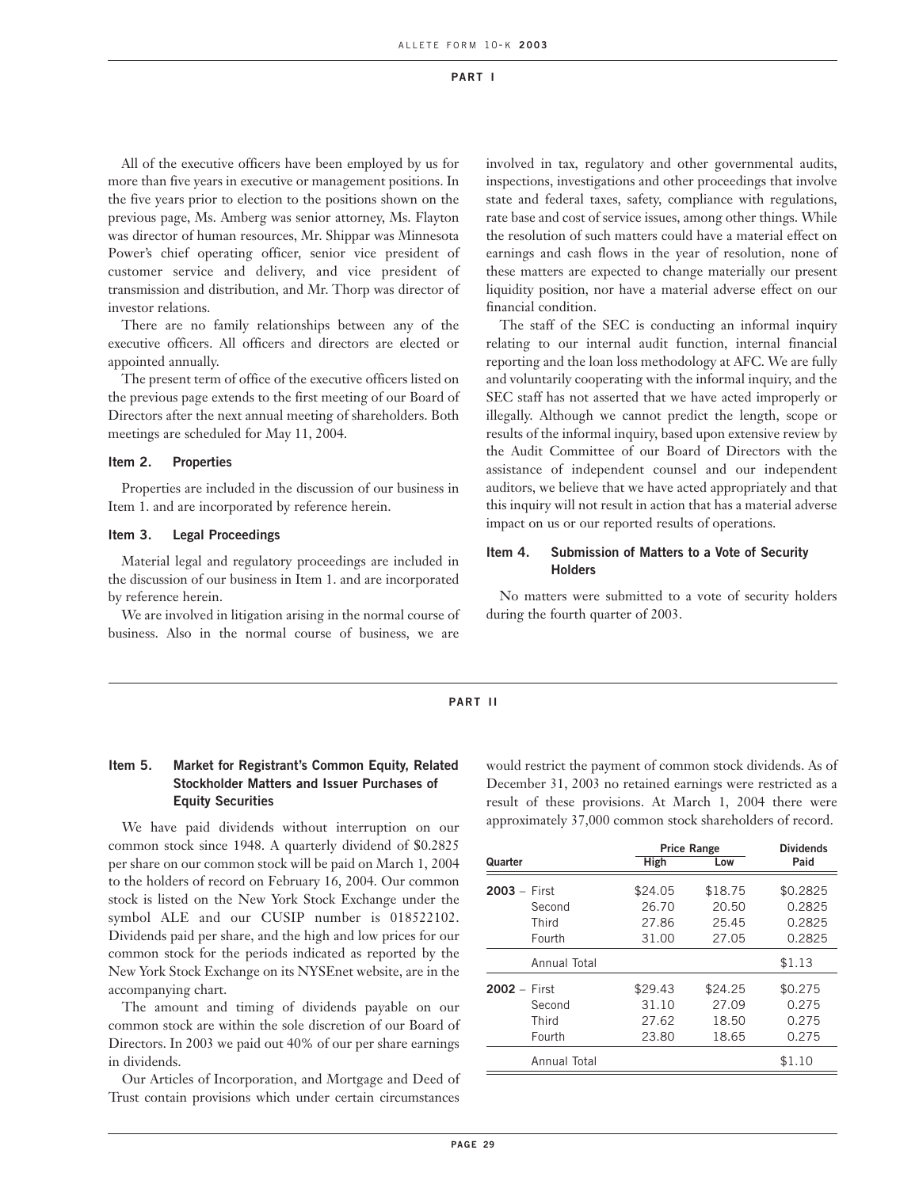## PART I

All of the executive officers have been employed by us for more than five years in executive or management positions. In the five years prior to election to the positions shown on the previous page, Ms. Amberg was senior attorney, Ms. Flayton was director of human resources, Mr. Shippar was Minnesota Power's chief operating officer, senior vice president of customer service and delivery, and vice president of transmission and distribution, and Mr. Thorp was director of investor relations.

There are no family relationships between any of the executive officers. All officers and directors are elected or appointed annually.

The present term of office of the executive officers listed on the previous page extends to the first meeting of our Board of Directors after the next annual meeting of shareholders. Both meetings are scheduled for May 11, 2004.

### Item 2. Properties

Properties are included in the discussion of our business in Item 1. and are incorporated by reference herein.

### Item 3. Legal Proceedings

Material legal and regulatory proceedings are included in the discussion of our business in Item 1. and are incorporated by reference herein.

We are involved in litigation arising in the normal course of business. Also in the normal course of business, we are involved in tax, regulatory and other governmental audits, inspections, investigations and other proceedings that involve state and federal taxes, safety, compliance with regulations, rate base and cost of service issues, among other things. While the resolution of such matters could have a material effect on earnings and cash flows in the year of resolution, none of these matters are expected to change materially our present liquidity position, nor have a material adverse effect on our financial condition.

The staff of the SEC is conducting an informal inquiry relating to our internal audit function, internal financial reporting and the loan loss methodology at AFC. We are fully and voluntarily cooperating with the informal inquiry, and the SEC staff has not asserted that we have acted improperly or illegally. Although we cannot predict the length, scope or results of the informal inquiry, based upon extensive review by the Audit Committee of our Board of Directors with the assistance of independent counsel and our independent auditors, we believe that we have acted appropriately and that this inquiry will not result in action that has a material adverse impact on us or our reported results of operations.

### Item 4. Submission of Matters to a Vote of Security Holders

No matters were submitted to a vote of security holders during the fourth quarter of 2003.

## PART II

### Item 5. Market for Registrant's Common Equity, Related Stockholder Matters and Issuer Purchases of Equity Securities

We have paid dividends without interruption on our common stock since 1948. A quarterly dividend of $0.2825 per share on our common stock will be paid on March 1, 2004 to the holders of record on February 16, 2004. Our common stock is listed on the New York Stock Exchange under the symbol ALE and our CUSIP number is 018522102. Dividends paid per share, and the high and low prices for our common stock for the periods indicated as reported by the New York Stock Exchange on its NYSEnet website, are in the accompanying chart.

The amount and timing of dividends payable on our common stock are within the sole discretion of our Board of Directors. In 2003 we paid out 40% of our per share earnings in dividends.

Our Articles of Incorporation, and Mortgage and Deed of Trust contain provisions which under certain circumstances would restrict the payment of common stock dividends. As of December 31, 2003 no retained earnings were restricted as a result of these provisions. At March 1, 2004 there were approximately 37,000 common stock shareholders of record.

| Quarter | Price Range | | Dividends |
|---|---|---|---|
| | High | Low | Paid |
| **2003** – First | $24.05 | $18.75 | $0.2825 |
| Second | 26.70 | 20.50 | 0.2825 |
| Third | 27.86 | 25.45 | 0.2825 |
| Fourth | 31.00 | 27.05 | 0.2825 |
| Annual Total | | | $1.13 |
| **2002** – First | $29.43 | $24.25 | $0.275 |
| Second | 31.10 | 27.09 | 0.275 |
| Third | 27.62 | 18.50 | 0.275 |
| Fourth | 23.80 | 18.65 | 0.275 |
| Annual Total | | | $1.10 |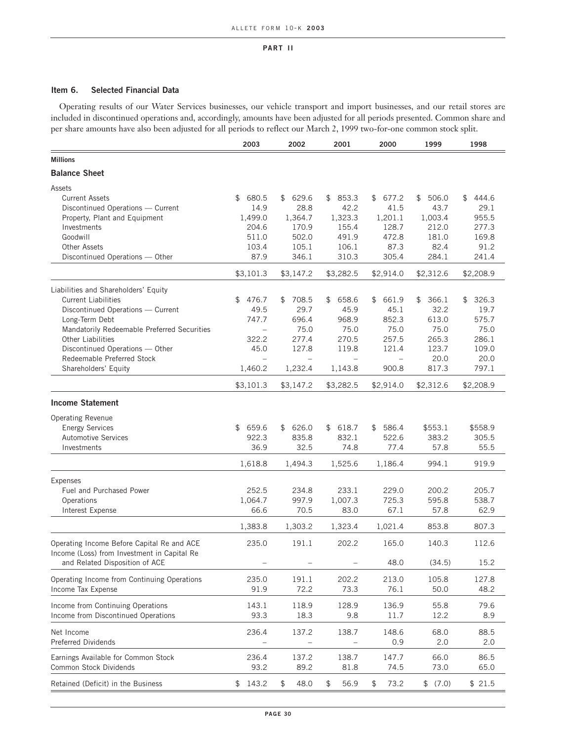**PART II**

### Item 6. Selected Financial Data

Operating results of our Water Services businesses, our vehicle transport and import businesses, and our retail stores are included in discontinued operations and, accordingly, amounts have been adjusted for all periods presented. Common share and per share amounts have also been adjusted for all periods to reflect our March 2, 1999 two-for-one common stock split.

| | 2003 | 2002 | 2001 | 2000 | 1999 | 1998 |
|---|---|---|---|---|---|---|
| **Millions** | | | | | | |
| **Balance Sheet** | | | | | | |
| Assets | | | | | | |
| Current Assets | $ 680.5 | $ 629.6 | $ 853.3 | $ 677.2 | $ 506.0 | $ 444.6 |
| Discontinued Operations — Current | 14.9 | 28.8 | 42.2 | 41.5 | 43.7 | 29.1 |
| Property, Plant and Equipment | 1,499.0 | 1,364.7 | 1,323.3 | 1,201.1 | 1,003.4 | 955.5 |
| Investments | 204.6 | 170.9 | 155.4 | 128.7 | 212.0 | 277.3 |
| Goodwill | 511.0 | 502.0 | 491.9 | 472.8 | 181.0 | 169.8 |
| Other Assets | 103.4 | 105.1 | 106.1 | 87.3 | 82.4 | 91.2 |
| Discontinued Operations — Other | 87.9 | 346.1 | 310.3 | 305.4 | 284.1 | 241.4 |
| | $3,101.3 | $3,147.2 | $3,282.5 | $2,914.0 | $2,312.6 | $2,208.9 |
| Liabilities and Shareholders' Equity | | | | | | |
| Current Liabilities | $ 476.7 | $ 708.5 | $ 658.6 | $ 661.9 | $ 366.1 | $ 326.3 |
| Discontinued Operations — Current | 49.5 | 29.7 | 45.9 | 45.1 | 32.2 | 19.7 |
| Long-Term Debt | 747.7 | 696.4 | 968.9 | 852.3 | 613.0 | 575.7 |
| Mandatorily Redeemable Preferred Securities | – | 75.0 | 75.0 | 75.0 | 75.0 | 75.0 |
| Other Liabilities | 322.2 | 277.4 | 270.5 | 257.5 | 265.3 | 286.1 |
| Discontinued Operations — Other | 45.0 | 127.8 | 119.8 | 121.4 | 123.7 | 109.0 |
| Redeemable Preferred Stock | – | – | – | – | 20.0 | 20.0 |
| Shareholders' Equity | 1,460.2 | 1,232.4 | 1,143.8 | 900.8 | 817.3 | 797.1 |
| | $3,101.3 | $3,147.2 | $3,282.5 | $2,914.0 | $2,312.6 | $2,208.9 |
| **Income Statement** | | | | | | |
| Operating Revenue | | | | | | |
| Energy Services | $ 659.6 | $ 626.0 | $ 618.7 | $ 586.4 | $553.1 | $558.9 |
| Automotive Services | 922.3 | 835.8 | 832.1 | 522.6 | 383.2 | 305.5 |
| Investments | 36.9 | 32.5 | 74.8 | 77.4 | 57.8 | 55.5 |
| | 1,618.8 | 1,494.3 | 1,525.6 | 1,186.4 | 994.1 | 919.9 |
| Expenses | | | | | | |
| Fuel and Purchased Power | 252.5 | 234.8 | 233.1 | 229.0 | 200.2 | 205.7 |
| Operations | 1,064.7 | 997.9 | 1,007.3 | 725.3 | 595.8 | 538.7 |
| Interest Expense | 66.6 | 70.5 | 83.0 | 67.1 | 57.8 | 62.9 |
| | 1,383.8 | 1,303.2 | 1,323.4 | 1,021.4 | 853.8 | 807.3 |
| Operating Income Before Capital Re and ACE | 235.0 | 191.1 | 202.2 | 165.0 | 140.3 | 112.6 |
| Income (Loss) from Investment in Capital Re and Related Disposition of ACE | – | – | – | 48.0 | (34.5) | 15.2 |
| Operating Income from Continuing Operations | 235.0 | 191.1 | 202.2 | 213.0 | 105.8 | 127.8 |
| Income Tax Expense | 91.9 | 72.2 | 73.3 | 76.1 | 50.0 | 48.2 |
| Income from Continuing Operations | 143.1 | 118.9 | 128.9 | 136.9 | 55.8 | 79.6 |
| Income from Discontinued Operations | 93.3 | 18.3 | 9.8 | 11.7 | 12.2 | 8.9 |
| Net Income | 236.4 | 137.2 | 138.7 | 148.6 | 68.0 | 88.5 |
| Preferred Dividends | – | – | – | 0.9 | 2.0 | 2.0 |
| Earnings Available for Common Stock | 236.4 | 137.2 | 138.7 | 147.7 | 66.0 | 86.5 |
| Common Stock Dividends | 93.2 | 89.2 | 81.8 | 74.5 | 73.0 | 65.0 |
| Retained (Deficit) in the Business | $ 143.2 | $ 48.0 | $ 56.9 | $ 73.2 | $ (7.0) | $ 21.5 |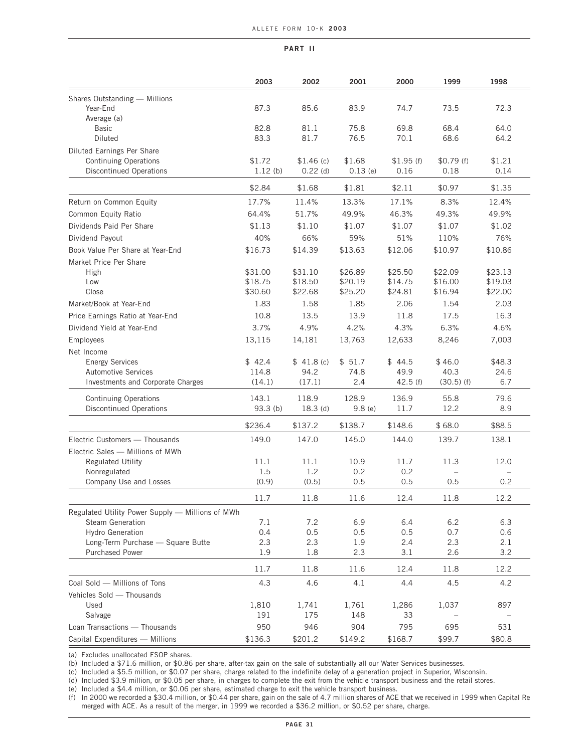## PART II

| | 2003 | 2002 | 2001 | 2000 | 1999 | 1998 |
|---|---|---|---|---|---|---|
| Shares Outstanding — Millions | | | | | | |
| Year-End | 87.3 | 85.6 | 83.9 | 74.7 | 73.5 | 72.3 |
| Average (a) | | | | | | |
| Basic | 82.8 | 81.1 | 75.8 | 69.8 | 68.4 | 64.0 |
| Diluted | 83.3 | 81.7 | 76.5 | 70.1 | 68.6 | 64.2 |
| Diluted Earnings Per Share | | | | | | |
| Continuing Operations | $1.72 | $1.46 (c) | $1.68 | $1.95 (f) | $0.79 (f) | $1.21 |
| Discontinued Operations | 1.12 (b) | 0.22 (d) | 0.13 (e) | 0.16 | 0.18 | 0.14 |
| | $2.84 | $1.68 | $1.81 | $2.11 | $0.97 | $1.35 |
| Return on Common Equity | 17.7% | 11.4% | 13.3% | 17.1% | 8.3% | 12.4% |
| Common Equity Ratio | 64.4% | 51.7% | 49.9% | 46.3% | 49.3% | 49.9% |
| Dividends Paid Per Share | $1.13 | $1.10 | $1.07 | $1.07 | $1.07 | $1.02 |
| Dividend Payout | 40% | 66% | 59% | 51% | 110% | 76% |
| Book Value Per Share at Year-End | $16.73 | $14.39 | $13.63 | $12.06 | $10.97 | $10.86 |
| Market Price Per Share | | | | | | |
| High | $31.00 | $31.10 | $26.89 | $25.50 | $22.09 | $23.13 |
| Low | $18.75 | $18.50 | $20.19 | $14.75 | $16.00 | $19.03 |
| Close | $30.60 | $22.68 | $25.20 | $24.81 | $16.94 | $22.00 |
| Market/Book at Year-End | 1.83 | 1.58 | 1.85 | 2.06 | 1.54 | 2.03 |
| Price Earnings Ratio at Year-End | 10.8 | 13.5 | 13.9 | 11.8 | 17.5 | 16.3 |
| Dividend Yield at Year-End | 3.7% | 4.9% | 4.2% | 4.3% | 6.3% | 4.6% |
| Employees | 13,115 | 14,181 | 13,763 | 12,633 | 8,246 | 7,003 |
| Net Income | | | | | | |
| Energy Services | $ 42.4 | $ 41.8 (c) | $ 51.7 | $ 44.5 | $ 46.0 | $48.3 |
| Automotive Services | 114.8 | 94.2 | 74.8 | 49.9 | 40.3 | 24.6 |
| Investments and Corporate Charges | (14.1) | (17.1) | 2.4 | 42.5 (f) | (30.5) (f) | 6.7 |
| Continuing Operations | 143.1 | 118.9 | 128.9 | 136.9 | 55.8 | 79.6 |
| Discontinued Operations | 93.3 (b) | 18.3 (d) | 9.8 (e) | 11.7 | 12.2 | 8.9 |
| | $236.4 | $137.2 | $138.7 | $148.6 | $ 68.0 | $88.5 |
| Electric Customers — Thousands | 149.0 | 147.0 | 145.0 | 144.0 | 139.7 | 138.1 |
| Electric Sales — Millions of MWh | | | | | | |
| Regulated Utility | 11.1 | 11.1 | 10.9 | 11.7 | 11.3 | 12.0 |
| Nonregulated | 1.5 | 1.2 | 0.2 | 0.2 | – | – |
| Company Use and Losses | (0.9) | (0.5) | 0.5 | 0.5 | 0.5 | 0.2 |
| | 11.7 | 11.8 | 11.6 | 12.4 | 11.8 | 12.2 |
| Regulated Utility Power Supply — Millions of MWh | | | | | | |
| Steam Generation | 7.1 | 7.2 | 6.9 | 6.4 | 6.2 | 6.3 |
| Hydro Generation | 0.4 | 0.5 | 0.5 | 0.5 | 0.7 | 0.6 |
| Long-Term Purchase — Square Butte | 2.3 | 2.3 | 1.9 | 2.4 | 2.3 | 2.1 |
| Purchased Power | 1.9 | 1.8 | 2.3 | 3.1 | 2.6 | 3.2 |
| | 11.7 | 11.8 | 11.6 | 12.4 | 11.8 | 12.2 |
| Coal Sold — Millions of Tons | 4.3 | 4.6 | 4.1 | 4.4 | 4.5 | 4.2 |
| Vehicles Sold — Thousands | | | | | | |
| Used | 1,810 | 1,741 | 1,761 | 1,286 | 1,037 | 897 |
| Salvage | 191 | 175 | 148 | 33 | – | – |
| Loan Transactions — Thousands | 950 | 946 | 904 | 795 | 695 | 531 |
| Capital Expenditures — Millions | $136.3 | $201.2 | $149.2 | $168.7 | $99.7 | $80.8 |

(a) Excludes unallocated ESOP shares.
(b) Included a $71.6 million, or $0.86 per share, after-tax gain on the sale of substantially all our Water Services businesses.
(c) Included a $5.5 million, or $0.07 per share, charge related to the indefinite delay of a generation project in Superior, Wisconsin.
(d) Included $3.9 million, or $0.05 per share, in charges to complete the exit from the vehicle transport business and the retail stores.
(e) Included a $4.4 million, or $0.06 per share, estimated charge to exit the vehicle transport business.
(f) In 2000 we recorded a $30.4 million, or $0.44 per share, gain on the sale of 4.7 million shares of ACE that we received in 1999 when Capital Re merged with ACE. As a result of the merger, in 1999 we recorded a $36.2 million, or $0.52 per share, charge.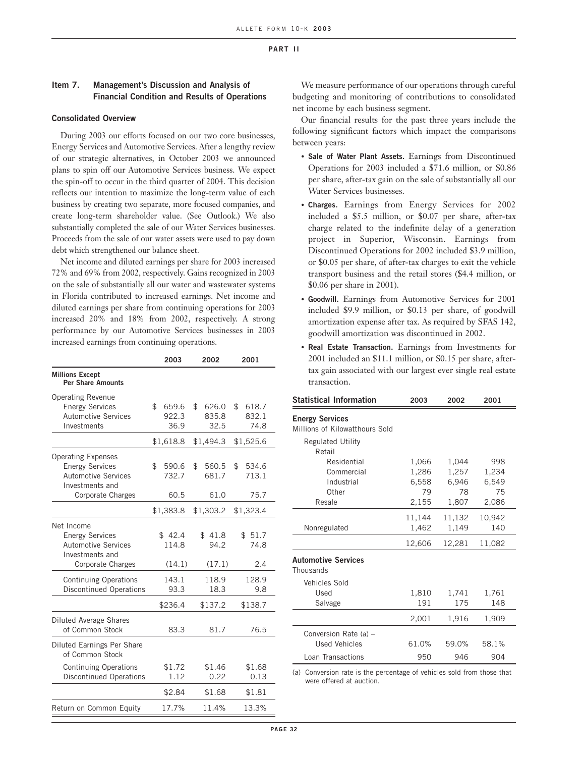PART II

## Item 7. Management's Discussion and Analysis of Financial Condition and Results of Operations

### Consolidated Overview

During 2003 our efforts focused on our two core businesses, Energy Services and Automotive Services. After a lengthy review of our strategic alternatives, in October 2003 we announced plans to spin off our Automotive Services business. We expect the spin-off to occur in the third quarter of 2004. This decision reflects our intention to maximize the long-term value of each business by creating two separate, more focused companies, and create long-term shareholder value. (See Outlook.) We also substantially completed the sale of our Water Services businesses. Proceeds from the sale of our water assets were used to pay down debt which strengthened our balance sheet.

Net income and diluted earnings per share for 2003 increased 72% and 69% from 2002, respectively. Gains recognized in 2003 on the sale of substantially all our water and wastewater systems in Florida contributed to increased earnings. Net income and diluted earnings per share from continuing operations for 2003 increased 20% and 18% from 2002, respectively. A strong performance by our Automotive Services businesses in 2003 increased earnings from continuing operations.

| | 2003 | 2002 | 2001 |
|---|---|---|---|
| **Millions Except Per Share Amounts** | | | |
| Operating Revenue | | | |
| Energy Services | $ 659.6 | $ 626.0 | $ 618.7 |
| Automotive Services | 922.3 | 835.8 | 832.1 |
| Investments | 36.9 | 32.5 | 74.8 |
| | $1,618.8 | $1,494.3 | $1,525.6 |
| Operating Expenses | | | |
| Energy Services | $ 590.6 | $ 560.5 | $ 534.6 |
| Automotive Services | 732.7 | 681.7 | 713.1 |
| Investments and Corporate Charges | 60.5 | 61.0 | 75.7 |
| | $1,383.8 | $1,303.2 | $1,323.4 |
| Net Income | | | |
| Energy Services | $ 42.4 | $ 41.8 | $ 51.7 |
| Automotive Services | 114.8 | 94.2 | 74.8 |
| Investments and Corporate Charges | (14.1) | (17.1) | 2.4 |
| Continuing Operations | 143.1 | 118.9 | 128.9 |
| Discontinued Operations | 93.3 | 18.3 | 9.8 |
| | $236.4 | $137.2 | $138.7 |
| Diluted Average Shares of Common Stock | 83.3 | 81.7 | 76.5 |
| Diluted Earnings Per Share of Common Stock | | | |
| Continuing Operations | $1.72 | $1.46 | $1.68 |
| Discontinued Operations | 1.12 | 0.22 | 0.13 |
| | $2.84 | $1.68 | $1.81 |
| Return on Common Equity | 17.7% | 11.4% | 13.3% |

We measure performance of our operations through careful budgeting and monitoring of contributions to consolidated net income by each business segment.

Our financial results for the past three years include the following significant factors which impact the comparisons between years:

- **Sale of Water Plant Assets.** Earnings from Discontinued Operations for 2003 included a $71.6 million, or $0.86 per share, after-tax gain on the sale of substantially all our Water Services businesses.
- **Charges.** Earnings from Energy Services for 2002 included a $5.5 million, or $0.07 per share, after-tax charge related to the indefinite delay of a generation project in Superior, Wisconsin. Earnings from Discontinued Operations for 2002 included $3.9 million, or $0.05 per share, of after-tax charges to exit the vehicle transport business and the retail stores ($4.4 million, or $0.06 per share in 2001).
- **Goodwill.** Earnings from Automotive Services for 2001 included $9.9 million, or $0.13 per share, of goodwill amortization expense after tax. As required by SFAS 142, goodwill amortization was discontinued in 2002.
- **Real Estate Transaction.** Earnings from Investments for 2001 included an $11.1 million, or $0.15 per share, after-tax gain associated with our largest ever single real estate transaction.

| Statistical Information | 2003 | 2002 | 2001 |
|---|---|---|---|
| **Energy Services** | | | |
| Millions of Kilowatthours Sold | | | |
| Regulated Utility | | | |
| Retail | | | |
| Residential | 1,066 | 1,044 | 998 |
| Commercial | 1,286 | 1,257 | 1,234 |
| Industrial | 6,558 | 6,946 | 6,549 |
| Other | 79 | 78 | 75 |
| Resale | 2,155 | 1,807 | 2,086 |
| | 11,144 | 11,132 | 10,942 |
| Nonregulated | 1,462 | 1,149 | 140 |
| | 12,606 | 12,281 | 11,082 |
| **Automotive Services** | | | |
| Thousands | | | |
| Vehicles Sold | | | |
| Used | 1,810 | 1,741 | 1,761 |
| Salvage | 191 | 175 | 148 |
| | 2,001 | 1,916 | 1,909 |
| Conversion Rate (a) – Used Vehicles | 61.0% | 59.0% | 58.1% |
| Loan Transactions | 950 | 946 | 904 |

(a) Conversion rate is the percentage of vehicles sold from those that were offered at auction.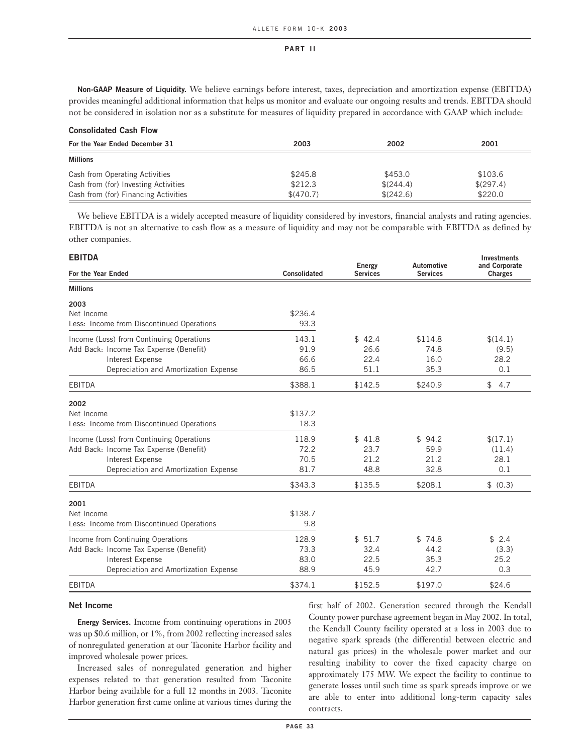**Non-GAAP Measure of Liquidity.** We believe earnings before interest, taxes, depreciation and amortization expense (EBITDA) provides meaningful additional information that helps us monitor and evaluate our ongoing results and trends. EBITDA should not be considered in isolation nor as a substitute for measures of liquidity prepared in accordance with GAAP which include:

**Consolidated Cash Flow**

| For the Year Ended December 31 | 2003 | 2002 | 2001 |
|---|---|---|---|
| **Millions** | | | |
| Cash from Operating Activities | $245.8 | $453.0 | $103.6 |
| Cash from (for) Investing Activities | $212.3 | $(244.4) | $(297.4) |
| Cash from (for) Financing Activities | $(470.7) | $(242.6) | $220.0 |

We believe EBITDA is a widely accepted measure of liquidity considered by investors, financial analysts and rating agencies. EBITDA is not an alternative to cash flow as a measure of liquidity and may not be comparable with EBITDA as defined by other companies.

**EBITDA**

| For the Year Ended | Consolidated | Energy Services | Automotive Services | Investments and Corporate Charges |
|---|---|---|---|---|
| **Millions** | | | | |
| **2003** | | | | |
| Net Income | $236.4 | | | |
| Less: Income from Discontinued Operations | 93.3 | | | |
| Income (Loss) from Continuing Operations | 143.1 | $ 42.4 | $114.8 | $(14.1) |
| Add Back: Income Tax Expense (Benefit) | 91.9 | 26.6 | 74.8 | (9.5) |
| Interest Expense | 66.6 | 22.4 | 16.0 | 28.2 |
| Depreciation and Amortization Expense | 86.5 | 51.1 | 35.3 | 0.1 |
| EBITDA | $388.1 | $142.5 | $240.9 | $ 4.7 |
| **2002** | | | | |
| Net Income | $137.2 | | | |
| Less: Income from Discontinued Operations | 18.3 | | | |
| Income (Loss) from Continuing Operations | 118.9 | $ 41.8 | $ 94.2 | $(17.1) |
| Add Back: Income Tax Expense (Benefit) | 72.2 | 23.7 | 59.9 | (11.4) |
| Interest Expense | 70.5 | 21.2 | 21.2 | 28.1 |
| Depreciation and Amortization Expense | 81.7 | 48.8 | 32.8 | 0.1 |
| EBITDA | $343.3 | $135.5 | $208.1 | $ (0.3) |
| **2001** | | | | |
| Net Income | $138.7 | | | |
| Less: Income from Discontinued Operations | 9.8 | | | |
| Income from Continuing Operations | 128.9 | $ 51.7 | $ 74.8 | $ 2.4 |
| Add Back: Income Tax Expense (Benefit) | 73.3 | 32.4 | 44.2 | (3.3) |
| Interest Expense | 83.0 | 22.5 | 35.3 | 25.2 |
| Depreciation and Amortization Expense | 88.9 | 45.9 | 42.7 | 0.3 |
| EBITDA | $374.1 | $152.5 | $197.0 | $24.6 |

### Net Income

**Energy Services.** Income from continuing operations in 2003 was up $0.6 million, or 1%, from 2002 reflecting increased sales of nonregulated generation at our Taconite Harbor facility and improved wholesale power prices.

Increased sales of nonregulated generation and higher expenses related to that generation resulted from Taconite Harbor being available for a full 12 months in 2003. Taconite Harbor generation first came online at various times during the first half of 2002. Generation secured through the Kendall County power purchase agreement began in May 2002. In total, the Kendall County facility operated at a loss in 2003 due to negative spark spreads (the differential between electric and natural gas prices) in the wholesale power market and our resulting inability to cover the fixed capacity charge on approximately 175 MW. We expect the facility to continue to generate losses until such time as spark spreads improve or we are able to enter into additional long-term capacity sales contracts.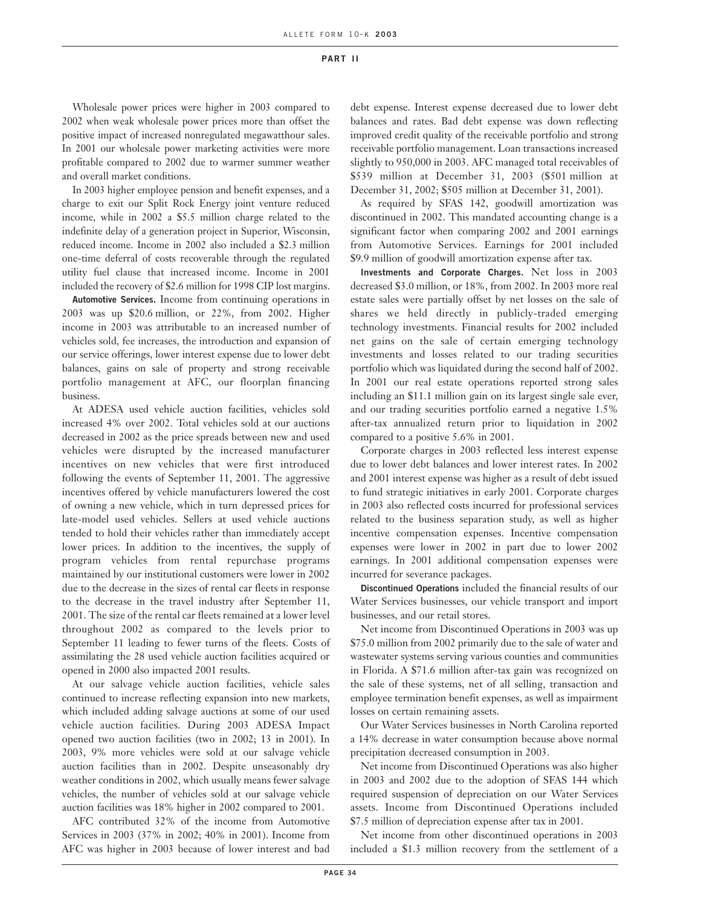Wholesale power prices were higher in 2003 compared to 2002 when weak wholesale power prices more than offset the positive impact of increased nonregulated megawatthour sales. In 2001 our wholesale power marketing activities were more profitable compared to 2002 due to warmer summer weather and overall market conditions.

In 2003 higher employee pension and benefit expenses, and a charge to exit our Split Rock Energy joint venture reduced income, while in 2002 a $5.5 million charge related to the indefinite delay of a generation project in Superior, Wisconsin, reduced income. Income in 2002 also included a $2.3 million one-time deferral of costs recoverable through the regulated utility fuel clause that increased income. Income in 2001 included the recovery of $2.6 million for 1998 CIP lost margins.

**Automotive Services.** Income from continuing operations in 2003 was up $20.6 million, or 22%, from 2002. Higher income in 2003 was attributable to an increased number of vehicles sold, fee increases, the introduction and expansion of our service offerings, lower interest expense due to lower debt balances, gains on sale of property and strong receivable portfolio management at AFC, our floorplan financing business.

At ADESA used vehicle auction facilities, vehicles sold increased 4% over 2002. Total vehicles sold at our auctions decreased in 2002 as the price spreads between new and used vehicles were disrupted by the increased manufacturer incentives on new vehicles that were first introduced following the events of September 11, 2001. The aggressive incentives offered by vehicle manufacturers lowered the cost of owning a new vehicle, which in turn depressed prices for late-model used vehicles. Sellers at used vehicle auctions tended to hold their vehicles rather than immediately accept lower prices. In addition to the incentives, the supply of program vehicles from rental repurchase programs maintained by our institutional customers were lower in 2002 due to the decrease in the sizes of rental car fleets in response to the decrease in the travel industry after September 11, 2001. The size of the rental car fleets remained at a lower level throughout 2002 as compared to the levels prior to September 11 leading to fewer turns of the fleets. Costs of assimilating the 28 used vehicle auction facilities acquired or opened in 2000 also impacted 2001 results.

At our salvage vehicle auction facilities, vehicle sales continued to increase reflecting expansion into new markets, which included adding salvage auctions at some of our used vehicle auction facilities. During 2003 ADESA Impact opened two auction facilities (two in 2002; 13 in 2001). In 2003, 9% more vehicles were sold at our salvage vehicle auction facilities than in 2002. Despite unseasonably dry weather conditions in 2002, which usually means fewer salvage vehicles, the number of vehicles sold at our salvage vehicle auction facilities was 18% higher in 2002 compared to 2001.

AFC contributed 32% of the income from Automotive Services in 2003 (37% in 2002; 40% in 2001). Income from AFC was higher in 2003 because of lower interest and bad debt expense. Interest expense decreased due to lower debt balances and rates. Bad debt expense was down reflecting improved credit quality of the receivable portfolio and strong receivable portfolio management. Loan transactions increased slightly to 950,000 in 2003. AFC managed total receivables of $539 million at December 31, 2003 ($501 million at December 31, 2002; $505 million at December 31, 2001).

As required by SFAS 142, goodwill amortization was discontinued in 2002. This mandated accounting change is a significant factor when comparing 2002 and 2001 earnings from Automotive Services. Earnings for 2001 included $9.9 million of goodwill amortization expense after tax.

**Investments and Corporate Charges.** Net loss in 2003 decreased $3.0 million, or 18%, from 2002. In 2003 more real estate sales were partially offset by net losses on the sale of shares we held directly in publicly-traded emerging technology investments. Financial results for 2002 included net gains on the sale of certain emerging technology investments and losses related to our trading securities portfolio which was liquidated during the second half of 2002. In 2001 our real estate operations reported strong sales including an $11.1 million gain on its largest single sale ever, and our trading securities portfolio earned a negative 1.5% after-tax annualized return prior to liquidation in 2002 compared to a positive 5.6% in 2001.

Corporate charges in 2003 reflected less interest expense due to lower debt balances and lower interest rates. In 2002 and 2001 interest expense was higher as a result of debt issued to fund strategic initiatives in early 2001. Corporate charges in 2003 also reflected costs incurred for professional services related to the business separation study, as well as higher incentive compensation expenses. Incentive compensation expenses were lower in 2002 in part due to lower 2002 earnings. In 2001 additional compensation expenses were incurred for severance packages.

**Discontinued Operations** included the financial results of our Water Services businesses, our vehicle transport and import businesses, and our retail stores.

Net income from Discontinued Operations in 2003 was up $75.0 million from 2002 primarily due to the sale of water and wastewater systems serving various counties and communities in Florida. A $71.6 million after-tax gain was recognized on the sale of these systems, net of all selling, transaction and employee termination benefit expenses, as well as impairment losses on certain remaining assets.

Our Water Services businesses in North Carolina reported a 14% decrease in water consumption because above normal precipitation decreased consumption in 2003.

Net income from Discontinued Operations was also higher in 2003 and 2002 due to the adoption of SFAS 144 which required suspension of depreciation on our Water Services assets. Income from Discontinued Operations included $7.5 million of depreciation expense after tax in 2001.

Net income from other discontinued operations in 2003 included a $1.3 million recovery from the settlement of a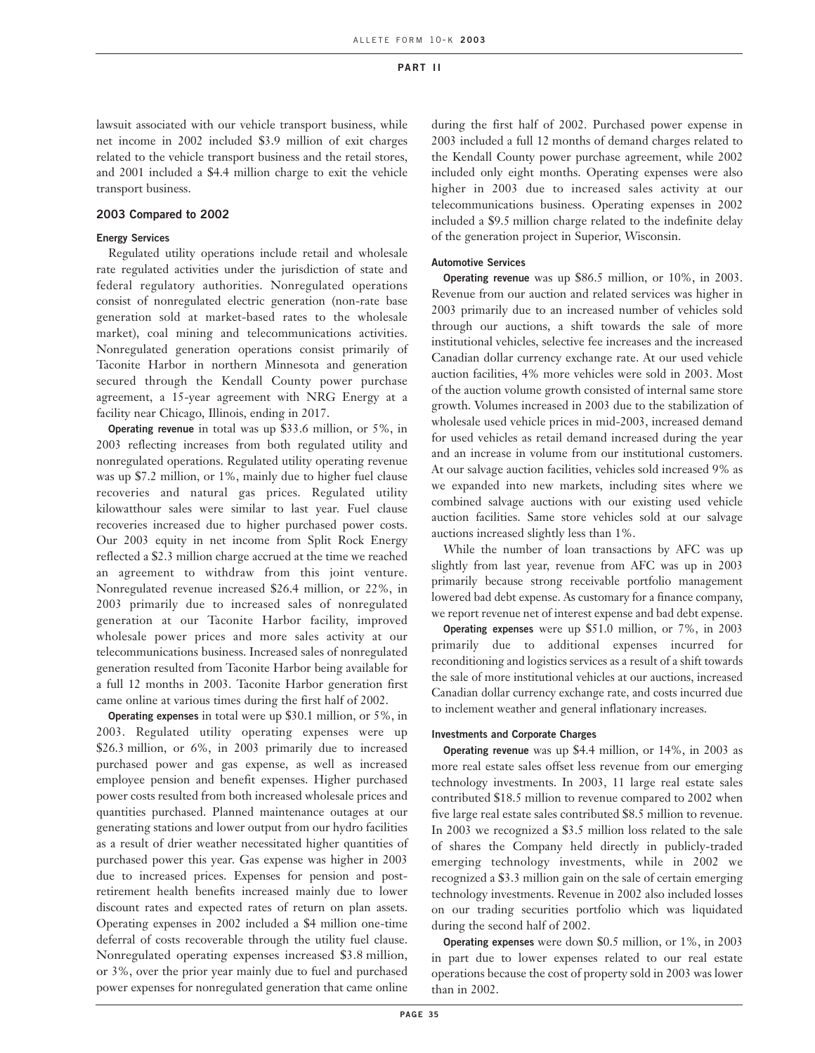lawsuit associated with our vehicle transport business, while net income in 2002 included $3.9 million of exit charges related to the vehicle transport business and the retail stores, and 2001 included a $4.4 million charge to exit the vehicle transport business.

## 2003 Compared to 2002

### Energy Services

Regulated utility operations include retail and wholesale rate regulated activities under the jurisdiction of state and federal regulatory authorities. Nonregulated operations consist of nonregulated electric generation (non-rate base generation sold at market-based rates to the wholesale market), coal mining and telecommunications activities. Nonregulated generation operations consist primarily of Taconite Harbor in northern Minnesota and generation secured through the Kendall County power purchase agreement, a 15-year agreement with NRG Energy at a facility near Chicago, Illinois, ending in 2017.

**Operating revenue** in total was up $33.6 million, or 5%, in 2003 reflecting increases from both regulated utility and nonregulated operations. Regulated utility operating revenue was up $7.2 million, or 1%, mainly due to higher fuel clause recoveries and natural gas prices. Regulated utility kilowatthour sales were similar to last year. Fuel clause recoveries increased due to higher purchased power costs. Our 2003 equity in net income from Split Rock Energy reflected a $2.3 million charge accrued at the time we reached an agreement to withdraw from this joint venture. Nonregulated revenue increased $26.4 million, or 22%, in 2003 primarily due to increased sales of nonregulated generation at our Taconite Harbor facility, improved wholesale power prices and more sales activity at our telecommunications business. Increased sales of nonregulated generation resulted from Taconite Harbor being available for a full 12 months in 2003. Taconite Harbor generation first came online at various times during the first half of 2002.

**Operating expenses** in total were up $30.1 million, or 5%, in 2003. Regulated utility operating expenses were up $26.3 million, or 6%, in 2003 primarily due to increased purchased power and gas expense, as well as increased employee pension and benefit expenses. Higher purchased power costs resulted from both increased wholesale prices and quantities purchased. Planned maintenance outages at our generating stations and lower output from our hydro facilities as a result of drier weather necessitated higher quantities of purchased power this year. Gas expense was higher in 2003 due to increased prices. Expenses for pension and post-retirement health benefits increased mainly due to lower discount rates and expected rates of return on plan assets. Operating expenses in 2002 included a $4 million one-time deferral of costs recoverable through the utility fuel clause. Nonregulated operating expenses increased $3.8 million, or 3%, over the prior year mainly due to fuel and purchased power expenses for nonregulated generation that came online during the first half of 2002. Purchased power expense in 2003 included a full 12 months of demand charges related to the Kendall County power purchase agreement, while 2002 included only eight months. Operating expenses were also higher in 2003 due to increased sales activity at our telecommunications business. Operating expenses in 2002 included a $9.5 million charge related to the indefinite delay of the generation project in Superior, Wisconsin.

### Automotive Services

**Operating revenue** was up $86.5 million, or 10%, in 2003. Revenue from our auction and related services was higher in 2003 primarily due to an increased number of vehicles sold through our auctions, a shift towards the sale of more institutional vehicles, selective fee increases and the increased Canadian dollar currency exchange rate. At our used vehicle auction facilities, 4% more vehicles were sold in 2003. Most of the auction volume growth consisted of internal same store growth. Volumes increased in 2003 due to the stabilization of wholesale used vehicle prices in mid-2003, increased demand for used vehicles as retail demand increased during the year and an increase in volume from our institutional customers. At our salvage auction facilities, vehicles sold increased 9% as we expanded into new markets, including sites where we combined salvage auctions with our existing used vehicle auction facilities. Same store vehicles sold at our salvage auctions increased slightly less than 1%.

While the number of loan transactions by AFC was up slightly from last year, revenue from AFC was up in 2003 primarily because strong receivable portfolio management lowered bad debt expense. As customary for a finance company, we report revenue net of interest expense and bad debt expense.

**Operating expenses** were up $51.0 million, or 7%, in 2003 primarily due to additional expenses incurred for reconditioning and logistics services as a result of a shift towards the sale of more institutional vehicles at our auctions, increased Canadian dollar currency exchange rate, and costs incurred due to inclement weather and general inflationary increases.

### Investments and Corporate Charges

**Operating revenue** was up $4.4 million, or 14%, in 2003 as more real estate sales offset less revenue from our emerging technology investments. In 2003, 11 large real estate sales contributed $18.5 million to revenue compared to 2002 when five large real estate sales contributed $8.5 million to revenue. In 2003 we recognized a $3.5 million loss related to the sale of shares the Company held directly in publicly-traded emerging technology investments, while in 2002 we recognized a $3.3 million gain on the sale of certain emerging technology investments. Revenue in 2002 also included losses on our trading securities portfolio which was liquidated during the second half of 2002.

**Operating expenses** were down $0.5 million, or 1%, in 2003 in part due to lower expenses related to our real estate operations because the cost of property sold in 2003 was lower than in 2002.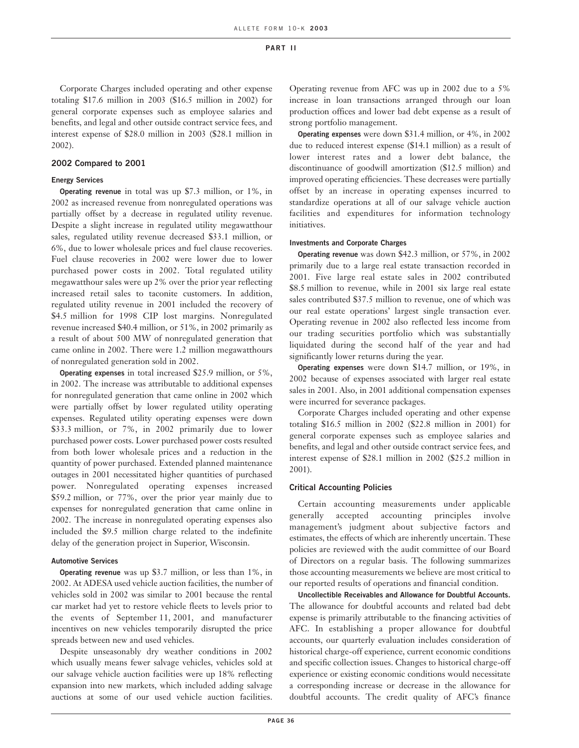Corporate Charges included operating and other expense totaling $17.6 million in 2003 ($16.5 million in 2002) for general corporate expenses such as employee salaries and benefits, and legal and other outside contract service fees, and interest expense of $28.0 million in 2003 ($28.1 million in 2002).

### 2002 Compared to 2001

#### Energy Services

**Operating revenue** in total was up $7.3 million, or 1%, in 2002 as increased revenue from nonregulated operations was partially offset by a decrease in regulated utility revenue. Despite a slight increase in regulated utility megawatthour sales, regulated utility revenue decreased $33.1 million, or 6%, due to lower wholesale prices and fuel clause recoveries. Fuel clause recoveries in 2002 were lower due to lower purchased power costs in 2002. Total regulated utility megawatthour sales were up 2% over the prior year reflecting increased retail sales to taconite customers. In addition, regulated utility revenue in 2001 included the recovery of $4.5 million for 1998 CIP lost margins. Nonregulated revenue increased $40.4 million, or 51%, in 2002 primarily as a result of about 500 MW of nonregulated generation that came online in 2002. There were 1.2 million megawatthours of nonregulated generation sold in 2002.

**Operating expenses** in total increased $25.9 million, or 5%, in 2002. The increase was attributable to additional expenses for nonregulated generation that came online in 2002 which were partially offset by lower regulated utility operating expenses. Regulated utility operating expenses were down $33.3 million, or 7%, in 2002 primarily due to lower purchased power costs. Lower purchased power costs resulted from both lower wholesale prices and a reduction in the quantity of power purchased. Extended planned maintenance outages in 2001 necessitated higher quantities of purchased power. Nonregulated operating expenses increased $59.2 million, or 77%, over the prior year mainly due to expenses for nonregulated generation that came online in 2002. The increase in nonregulated operating expenses also included the $9.5 million charge related to the indefinite delay of the generation project in Superior, Wisconsin.

#### Automotive Services

**Operating revenue** was up $3.7 million, or less than 1%, in 2002. At ADESA used vehicle auction facilities, the number of vehicles sold in 2002 was similar to 2001 because the rental car market had yet to restore vehicle fleets to levels prior to the events of September 11, 2001, and manufacturer incentives on new vehicles temporarily disrupted the price spreads between new and used vehicles.

Despite unseasonably dry weather conditions in 2002 which usually means fewer salvage vehicles, vehicles sold at our salvage vehicle auction facilities were up 18% reflecting expansion into new markets, which included adding salvage auctions at some of our used vehicle auction facilities. Operating revenue from AFC was up in 2002 due to a 5% increase in loan transactions arranged through our loan production offices and lower bad debt expense as a result of strong portfolio management.

**Operating expenses** were down $31.4 million, or 4%, in 2002 due to reduced interest expense ($14.1 million) as a result of lower interest rates and a lower debt balance, the discontinuance of goodwill amortization ($12.5 million) and improved operating efficiencies. These decreases were partially offset by an increase in operating expenses incurred to standardize operations at all of our salvage vehicle auction facilities and expenditures for information technology initiatives.

#### Investments and Corporate Charges

**Operating revenue** was down $42.3 million, or 57%, in 2002 primarily due to a large real estate transaction recorded in 2001. Five large real estate sales in 2002 contributed $8.5 million to revenue, while in 2001 six large real estate sales contributed $37.5 million to revenue, one of which was our real estate operations' largest single transaction ever. Operating revenue in 2002 also reflected less income from our trading securities portfolio which was substantially liquidated during the second half of the year and had significantly lower returns during the year.

**Operating expenses** were down $14.7 million, or 19%, in 2002 because of expenses associated with larger real estate sales in 2001. Also, in 2001 additional compensation expenses were incurred for severance packages.

Corporate Charges included operating and other expense totaling $16.5 million in 2002 ($22.8 million in 2001) for general corporate expenses such as employee salaries and benefits, and legal and other outside contract service fees, and interest expense of $28.1 million in 2002 ($25.2 million in 2001).

### Critical Accounting Policies

Certain accounting measurements under applicable generally accepted accounting principles involve management's judgment about subjective factors and estimates, the effects of which are inherently uncertain. These policies are reviewed with the audit committee of our Board of Directors on a regular basis. The following summarizes those accounting measurements we believe are most critical to our reported results of operations and financial condition.

**Uncollectible Receivables and Allowance for Doubtful Accounts.** The allowance for doubtful accounts and related bad debt expense is primarily attributable to the financing activities of AFC. In establishing a proper allowance for doubtful accounts, our quarterly evaluation includes consideration of historical charge-off experience, current economic conditions and specific collection issues. Changes to historical charge-off experience or existing economic conditions would necessitate a corresponding increase or decrease in the allowance for doubtful accounts. The credit quality of AFC's finance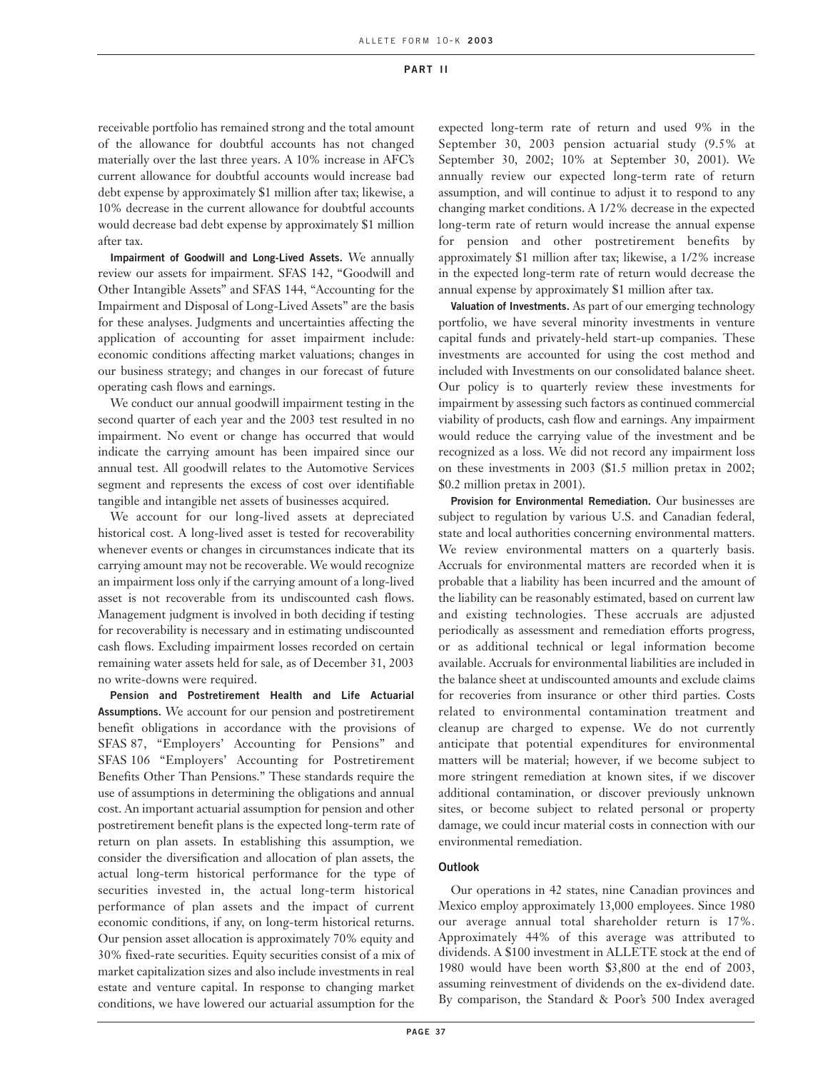receivable portfolio has remained strong and the total amount of the allowance for doubtful accounts has not changed materially over the last three years. A 10% increase in AFC's current allowance for doubtful accounts would increase bad debt expense by approximately $1 million after tax; likewise, a 10% decrease in the current allowance for doubtful accounts would decrease bad debt expense by approximately $1 million after tax.

**Impairment of Goodwill and Long-Lived Assets.** We annually review our assets for impairment. SFAS 142, "Goodwill and Other Intangible Assets" and SFAS 144, "Accounting for the Impairment and Disposal of Long-Lived Assets" are the basis for these analyses. Judgments and uncertainties affecting the application of accounting for asset impairment include: economic conditions affecting market valuations; changes in our business strategy; and changes in our forecast of future operating cash flows and earnings.

We conduct our annual goodwill impairment testing in the second quarter of each year and the 2003 test resulted in no impairment. No event or change has occurred that would indicate the carrying amount has been impaired since our annual test. All goodwill relates to the Automotive Services segment and represents the excess of cost over identifiable tangible and intangible net assets of businesses acquired.

We account for our long-lived assets at depreciated historical cost. A long-lived asset is tested for recoverability whenever events or changes in circumstances indicate that its carrying amount may not be recoverable. We would recognize an impairment loss only if the carrying amount of a long-lived asset is not recoverable from its undiscounted cash flows. Management judgment is involved in both deciding if testing for recoverability is necessary and in estimating undiscounted cash flows. Excluding impairment losses recorded on certain remaining water assets held for sale, as of December 31, 2003 no write-downs were required.

**Pension and Postretirement Health and Life Actuarial Assumptions.** We account for our pension and postretirement benefit obligations in accordance with the provisions of SFAS 87, "Employers' Accounting for Pensions" and SFAS 106 "Employers' Accounting for Postretirement Benefits Other Than Pensions." These standards require the use of assumptions in determining the obligations and annual cost. An important actuarial assumption for pension and other postretirement benefit plans is the expected long-term rate of return on plan assets. In establishing this assumption, we consider the diversification and allocation of plan assets, the actual long-term historical performance for the type of securities invested in, the actual long-term historical performance of plan assets and the impact of current economic conditions, if any, on long-term historical returns. Our pension asset allocation is approximately 70% equity and 30% fixed-rate securities. Equity securities consist of a mix of market capitalization sizes and also include investments in real estate and venture capital. In response to changing market conditions, we have lowered our actuarial assumption for the expected long-term rate of return and used 9% in the September 30, 2003 pension actuarial study (9.5% at September 30, 2002; 10% at September 30, 2001). We annually review our expected long-term rate of return assumption, and will continue to adjust it to respond to any changing market conditions. A 1/2% decrease in the expected long-term rate of return would increase the annual expense for pension and other postretirement benefits by approximately $1 million after tax; likewise, a 1/2% increase in the expected long-term rate of return would decrease the annual expense by approximately $1 million after tax.

**Valuation of Investments.** As part of our emerging technology portfolio, we have several minority investments in venture capital funds and privately-held start-up companies. These investments are accounted for using the cost method and included with Investments on our consolidated balance sheet. Our policy is to quarterly review these investments for impairment by assessing such factors as continued commercial viability of products, cash flow and earnings. Any impairment would reduce the carrying value of the investment and be recognized as a loss. We did not record any impairment loss on these investments in 2003 ($1.5 million pretax in 2002; $0.2 million pretax in 2001).

**Provision for Environmental Remediation.** Our businesses are subject to regulation by various U.S. and Canadian federal, state and local authorities concerning environmental matters. We review environmental matters on a quarterly basis. Accruals for environmental matters are recorded when it is probable that a liability has been incurred and the amount of the liability can be reasonably estimated, based on current law and existing technologies. These accruals are adjusted periodically as assessment and remediation efforts progress, or as additional technical or legal information become available. Accruals for environmental liabilities are included in the balance sheet at undiscounted amounts and exclude claims for recoveries from insurance or other third parties. Costs related to environmental contamination treatment and cleanup are charged to expense. We do not currently anticipate that potential expenditures for environmental matters will be material; however, if we become subject to more stringent remediation at known sites, if we discover additional contamination, or discover previously unknown sites, or become subject to related personal or property damage, we could incur material costs in connection with our environmental remediation.

### Outlook

Our operations in 42 states, nine Canadian provinces and Mexico employ approximately 13,000 employees. Since 1980 our average annual total shareholder return is 17%. Approximately 44% of this average was attributed to dividends. A $100 investment in ALLETE stock at the end of 1980 would have been worth $3,800 at the end of 2003, assuming reinvestment of dividends on the ex-dividend date. By comparison, the Standard & Poor's 500 Index averaged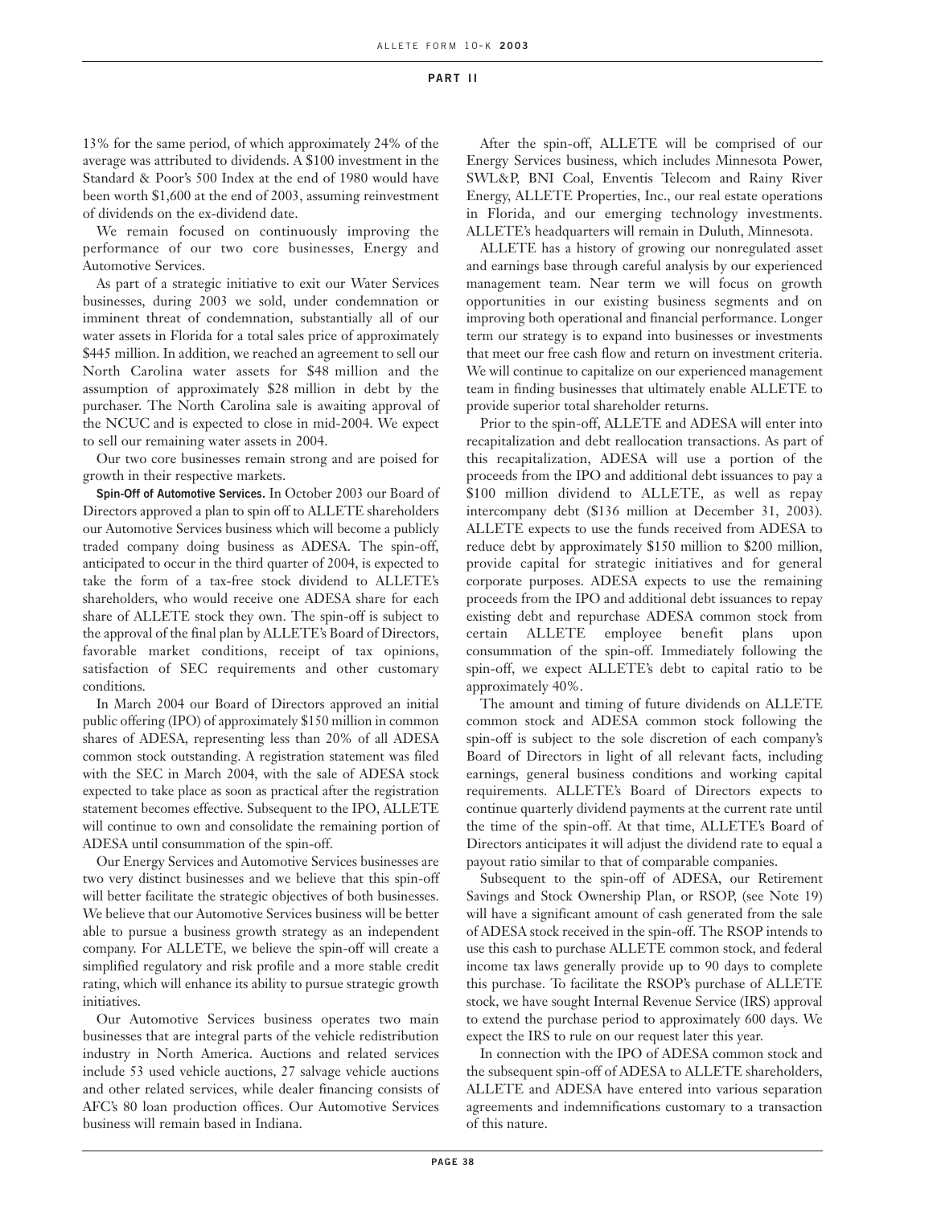13% for the same period, of which approximately 24% of the average was attributed to dividends. A $100 investment in the Standard & Poor's 500 Index at the end of 1980 would have been worth $1,600 at the end of 2003, assuming reinvestment of dividends on the ex-dividend date.

We remain focused on continuously improving the performance of our two core businesses, Energy and Automotive Services.

As part of a strategic initiative to exit our Water Services businesses, during 2003 we sold, under condemnation or imminent threat of condemnation, substantially all of our water assets in Florida for a total sales price of approximately $445 million. In addition, we reached an agreement to sell our North Carolina water assets for $48 million and the assumption of approximately $28 million in debt by the purchaser. The North Carolina sale is awaiting approval of the NCUC and is expected to close in mid-2004. We expect to sell our remaining water assets in 2004.

Our two core businesses remain strong and are poised for growth in their respective markets.

**Spin-Off of Automotive Services.** In October 2003 our Board of Directors approved a plan to spin off to ALLETE shareholders our Automotive Services business which will become a publicly traded company doing business as ADESA. The spin-off, anticipated to occur in the third quarter of 2004, is expected to take the form of a tax-free stock dividend to ALLETE's shareholders, who would receive one ADESA share for each share of ALLETE stock they own. The spin-off is subject to the approval of the final plan by ALLETE's Board of Directors, favorable market conditions, receipt of tax opinions, satisfaction of SEC requirements and other customary conditions.

In March 2004 our Board of Directors approved an initial public offering (IPO) of approximately $150 million in common shares of ADESA, representing less than 20% of all ADESA common stock outstanding. A registration statement was filed with the SEC in March 2004, with the sale of ADESA stock expected to take place as soon as practical after the registration statement becomes effective. Subsequent to the IPO, ALLETE will continue to own and consolidate the remaining portion of ADESA until consummation of the spin-off.

Our Energy Services and Automotive Services businesses are two very distinct businesses and we believe that this spin-off will better facilitate the strategic objectives of both businesses. We believe that our Automotive Services business will be better able to pursue a business growth strategy as an independent company. For ALLETE, we believe the spin-off will create a simplified regulatory and risk profile and a more stable credit rating, which will enhance its ability to pursue strategic growth initiatives.

Our Automotive Services business operates two main businesses that are integral parts of the vehicle redistribution industry in North America. Auctions and related services include 53 used vehicle auctions, 27 salvage vehicle auctions and other related services, while dealer financing consists of AFC's 80 loan production offices. Our Automotive Services business will remain based in Indiana.

After the spin-off, ALLETE will be comprised of our Energy Services business, which includes Minnesota Power, SWL&P, BNI Coal, Enventis Telecom and Rainy River Energy, ALLETE Properties, Inc., our real estate operations in Florida, and our emerging technology investments. ALLETE's headquarters will remain in Duluth, Minnesota.

ALLETE has a history of growing our nonregulated asset and earnings base through careful analysis by our experienced management team. Near term we will focus on growth opportunities in our existing business segments and on improving both operational and financial performance. Longer term our strategy is to expand into businesses or investments that meet our free cash flow and return on investment criteria. We will continue to capitalize on our experienced management team in finding businesses that ultimately enable ALLETE to provide superior total shareholder returns.

Prior to the spin-off, ALLETE and ADESA will enter into recapitalization and debt reallocation transactions. As part of this recapitalization, ADESA will use a portion of the proceeds from the IPO and additional debt issuances to pay a $100 million dividend to ALLETE, as well as repay intercompany debt ($136 million at December 31, 2003). ALLETE expects to use the funds received from ADESA to reduce debt by approximately $150 million to $200 million, provide capital for strategic initiatives and for general corporate purposes. ADESA expects to use the remaining proceeds from the IPO and additional debt issuances to repay existing debt and repurchase ADESA common stock from certain ALLETE employee benefit plans upon consummation of the spin-off. Immediately following the spin-off, we expect ALLETE's debt to capital ratio to be approximately 40%.

The amount and timing of future dividends on ALLETE common stock and ADESA common stock following the spin-off is subject to the sole discretion of each company's Board of Directors in light of all relevant facts, including earnings, general business conditions and working capital requirements. ALLETE's Board of Directors expects to continue quarterly dividend payments at the current rate until the time of the spin-off. At that time, ALLETE's Board of Directors anticipates it will adjust the dividend rate to equal a payout ratio similar to that of comparable companies.

Subsequent to the spin-off of ADESA, our Retirement Savings and Stock Ownership Plan, or RSOP, (see Note 19) will have a significant amount of cash generated from the sale of ADESA stock received in the spin-off. The RSOP intends to use this cash to purchase ALLETE common stock, and federal income tax laws generally provide up to 90 days to complete this purchase. To facilitate the RSOP's purchase of ALLETE stock, we have sought Internal Revenue Service (IRS) approval to extend the purchase period to approximately 600 days. We expect the IRS to rule on our request later this year.

In connection with the IPO of ADESA common stock and the subsequent spin-off of ADESA to ALLETE shareholders, ALLETE and ADESA have entered into various separation agreements and indemnifications customary to a transaction of this nature.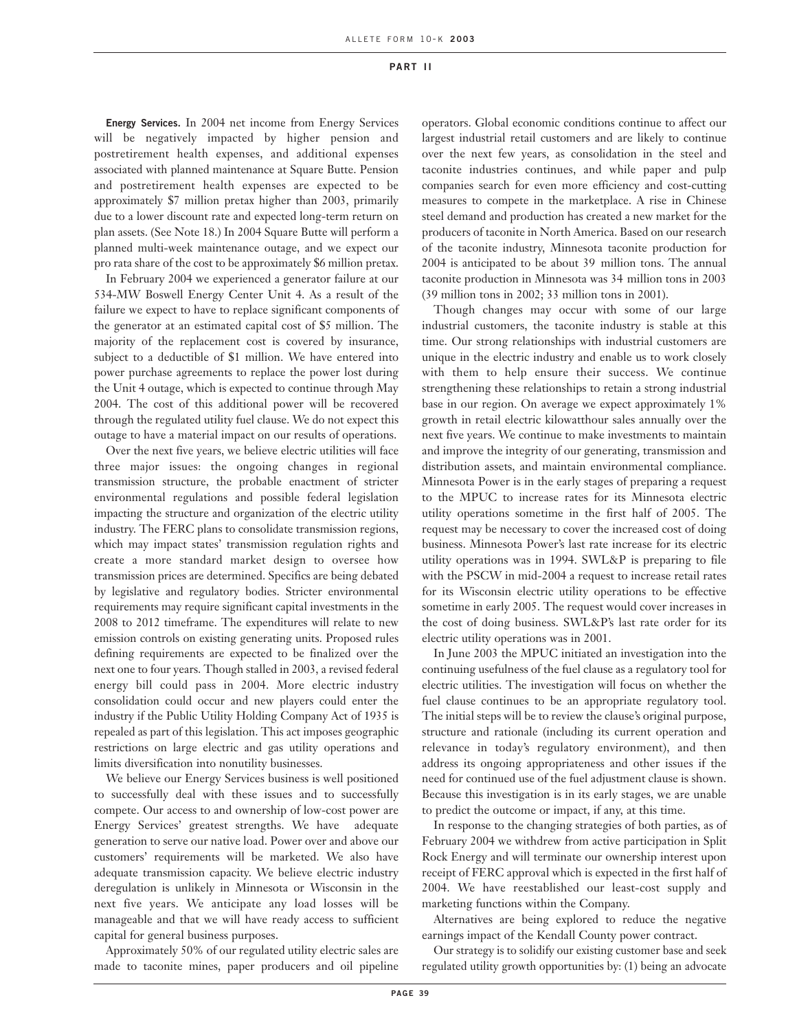**Energy Services.** In 2004 net income from Energy Services will be negatively impacted by higher pension and postretirement health expenses, and additional expenses associated with planned maintenance at Square Butte. Pension and postretirement health expenses are expected to be approximately $7 million pretax higher than 2003, primarily due to a lower discount rate and expected long-term return on plan assets. (See Note 18.) In 2004 Square Butte will perform a planned multi-week maintenance outage, and we expect our pro rata share of the cost to be approximately $6 million pretax.

In February 2004 we experienced a generator failure at our 534-MW Boswell Energy Center Unit 4. As a result of the failure we expect to have to replace significant components of the generator at an estimated capital cost of $5 million. The majority of the replacement cost is covered by insurance, subject to a deductible of $1 million. We have entered into power purchase agreements to replace the power lost during the Unit 4 outage, which is expected to continue through May 2004. The cost of this additional power will be recovered through the regulated utility fuel clause. We do not expect this outage to have a material impact on our results of operations.

Over the next five years, we believe electric utilities will face three major issues: the ongoing changes in regional transmission structure, the probable enactment of stricter environmental regulations and possible federal legislation impacting the structure and organization of the electric utility industry. The FERC plans to consolidate transmission regions, which may impact states' transmission regulation rights and create a more standard market design to oversee how transmission prices are determined. Specifics are being debated by legislative and regulatory bodies. Stricter environmental requirements may require significant capital investments in the 2008 to 2012 timeframe. The expenditures will relate to new emission controls on existing generating units. Proposed rules defining requirements are expected to be finalized over the next one to four years. Though stalled in 2003, a revised federal energy bill could pass in 2004. More electric industry consolidation could occur and new players could enter the industry if the Public Utility Holding Company Act of 1935 is repealed as part of this legislation. This act imposes geographic restrictions on large electric and gas utility operations and limits diversification into nonutility businesses.

We believe our Energy Services business is well positioned to successfully deal with these issues and to successfully compete. Our access to and ownership of low-cost power are Energy Services' greatest strengths. We have adequate generation to serve our native load. Power over and above our customers' requirements will be marketed. We also have adequate transmission capacity. We believe electric industry deregulation is unlikely in Minnesota or Wisconsin in the next five years. We anticipate any load losses will be manageable and that we will have ready access to sufficient capital for general business purposes.

Approximately 50% of our regulated utility electric sales are made to taconite mines, paper producers and oil pipeline operators. Global economic conditions continue to affect our largest industrial retail customers and are likely to continue over the next few years, as consolidation in the steel and taconite industries continues, and while paper and pulp companies search for even more efficiency and cost-cutting measures to compete in the marketplace. A rise in Chinese steel demand and production has created a new market for the producers of taconite in North America. Based on our research of the taconite industry, Minnesota taconite production for 2004 is anticipated to be about 39 million tons. The annual taconite production in Minnesota was 34 million tons in 2003 (39 million tons in 2002; 33 million tons in 2001).

Though changes may occur with some of our large industrial customers, the taconite industry is stable at this time. Our strong relationships with industrial customers are unique in the electric industry and enable us to work closely with them to help ensure their success. We continue strengthening these relationships to retain a strong industrial base in our region. On average we expect approximately 1% growth in retail electric kilowatthour sales annually over the next five years. We continue to make investments to maintain and improve the integrity of our generating, transmission and distribution assets, and maintain environmental compliance. Minnesota Power is in the early stages of preparing a request to the MPUC to increase rates for its Minnesota electric utility operations sometime in the first half of 2005. The request may be necessary to cover the increased cost of doing business. Minnesota Power's last rate increase for its electric utility operations was in 1994. SWL&P is preparing to file with the PSCW in mid-2004 a request to increase retail rates for its Wisconsin electric utility operations to be effective sometime in early 2005. The request would cover increases in the cost of doing business. SWL&P's last rate order for its electric utility operations was in 2001.

In June 2003 the MPUC initiated an investigation into the continuing usefulness of the fuel clause as a regulatory tool for electric utilities. The investigation will focus on whether the fuel clause continues to be an appropriate regulatory tool. The initial steps will be to review the clause's original purpose, structure and rationale (including its current operation and relevance in today's regulatory environment), and then address its ongoing appropriateness and other issues if the need for continued use of the fuel adjustment clause is shown. Because this investigation is in its early stages, we are unable to predict the outcome or impact, if any, at this time.

In response to the changing strategies of both parties, as of February 2004 we withdrew from active participation in Split Rock Energy and will terminate our ownership interest upon receipt of FERC approval which is expected in the first half of 2004. We have reestablished our least-cost supply and marketing functions within the Company.

Alternatives are being explored to reduce the negative earnings impact of the Kendall County power contract.

Our strategy is to solidify our existing customer base and seek regulated utility growth opportunities by: (1) being an advocate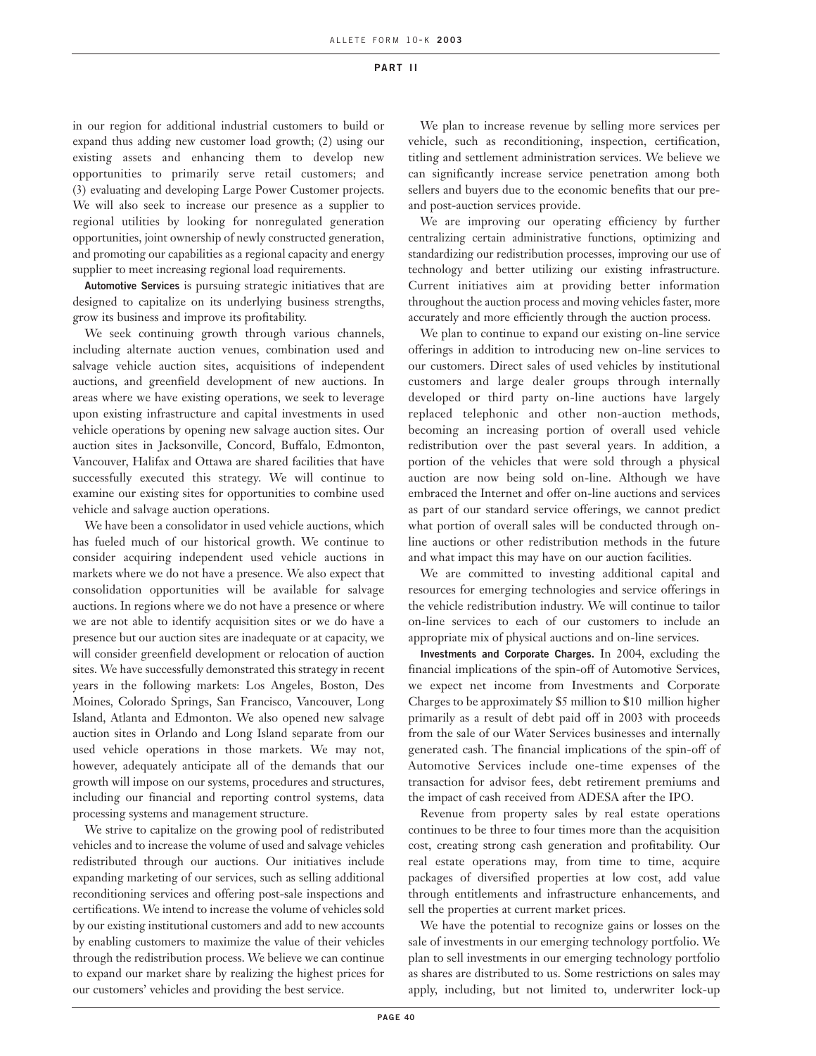in our region for additional industrial customers to build or expand thus adding new customer load growth; (2) using our existing assets and enhancing them to develop new opportunities to primarily serve retail customers; and (3) evaluating and developing Large Power Customer projects. We will also seek to increase our presence as a supplier to regional utilities by looking for nonregulated generation opportunities, joint ownership of newly constructed generation, and promoting our capabilities as a regional capacity and energy supplier to meet increasing regional load requirements.

**Automotive Services** is pursuing strategic initiatives that are designed to capitalize on its underlying business strengths, grow its business and improve its profitability.

We seek continuing growth through various channels, including alternate auction venues, combination used and salvage vehicle auction sites, acquisitions of independent auctions, and greenfield development of new auctions. In areas where we have existing operations, we seek to leverage upon existing infrastructure and capital investments in used vehicle operations by opening new salvage auction sites. Our auction sites in Jacksonville, Concord, Buffalo, Edmonton, Vancouver, Halifax and Ottawa are shared facilities that have successfully executed this strategy. We will continue to examine our existing sites for opportunities to combine used vehicle and salvage auction operations.

We have been a consolidator in used vehicle auctions, which has fueled much of our historical growth. We continue to consider acquiring independent used vehicle auctions in markets where we do not have a presence. We also expect that consolidation opportunities will be available for salvage auctions. In regions where we do not have a presence or where we are not able to identify acquisition sites or we do have a presence but our auction sites are inadequate or at capacity, we will consider greenfield development or relocation of auction sites. We have successfully demonstrated this strategy in recent years in the following markets: Los Angeles, Boston, Des Moines, Colorado Springs, San Francisco, Vancouver, Long Island, Atlanta and Edmonton. We also opened new salvage auction sites in Orlando and Long Island separate from our used vehicle operations in those markets. We may not, however, adequately anticipate all of the demands that our growth will impose on our systems, procedures and structures, including our financial and reporting control systems, data processing systems and management structure.

We strive to capitalize on the growing pool of redistributed vehicles and to increase the volume of used and salvage vehicles redistributed through our auctions. Our initiatives include expanding marketing of our services, such as selling additional reconditioning services and offering post-sale inspections and certifications. We intend to increase the volume of vehicles sold by our existing institutional customers and add to new accounts by enabling customers to maximize the value of their vehicles through the redistribution process. We believe we can continue to expand our market share by realizing the highest prices for our customers' vehicles and providing the best service.

We plan to increase revenue by selling more services per vehicle, such as reconditioning, inspection, certification, titling and settlement administration services. We believe we can significantly increase service penetration among both sellers and buyers due to the economic benefits that our pre- and post-auction services provide.

We are improving our operating efficiency by further centralizing certain administrative functions, optimizing and standardizing our redistribution processes, improving our use of technology and better utilizing our existing infrastructure. Current initiatives aim at providing better information throughout the auction process and moving vehicles faster, more accurately and more efficiently through the auction process.

We plan to continue to expand our existing on-line service offerings in addition to introducing new on-line services to our customers. Direct sales of used vehicles by institutional customers and large dealer groups through internally developed or third party on-line auctions have largely replaced telephonic and other non-auction methods, becoming an increasing portion of overall used vehicle redistribution over the past several years. In addition, a portion of the vehicles that were sold through a physical auction are now being sold on-line. Although we have embraced the Internet and offer on-line auctions and services as part of our standard service offerings, we cannot predict what portion of overall sales will be conducted through on-line auctions or other redistribution methods in the future and what impact this may have on our auction facilities.

We are committed to investing additional capital and resources for emerging technologies and service offerings in the vehicle redistribution industry. We will continue to tailor on-line services to each of our customers to include an appropriate mix of physical auctions and on-line services.

**Investments and Corporate Charges.** In 2004, excluding the financial implications of the spin-off of Automotive Services, we expect net income from Investments and Corporate Charges to be approximately $5 million to $10 million higher primarily as a result of debt paid off in 2003 with proceeds from the sale of our Water Services businesses and internally generated cash. The financial implications of the spin-off of Automotive Services include one-time expenses of the transaction for advisor fees, debt retirement premiums and the impact of cash received from ADESA after the IPO.

Revenue from property sales by real estate operations continues to be three to four times more than the acquisition cost, creating strong cash generation and profitability. Our real estate operations may, from time to time, acquire packages of diversified properties at low cost, add value through entitlements and infrastructure enhancements, and sell the properties at current market prices.

We have the potential to recognize gains or losses on the sale of investments in our emerging technology portfolio. We plan to sell investments in our emerging technology portfolio as shares are distributed to us. Some restrictions on sales may apply, including, but not limited to, underwriter lock-up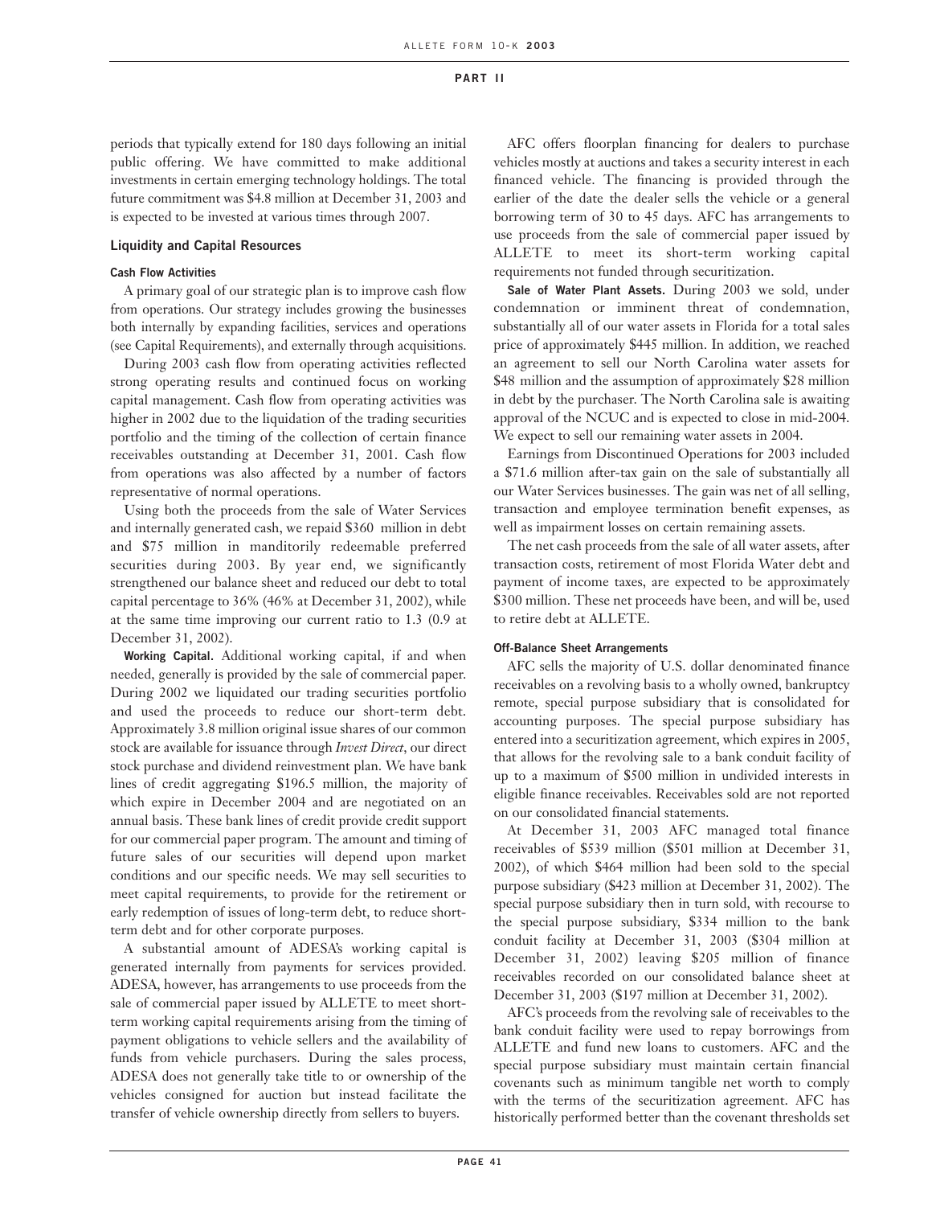periods that typically extend for 180 days following an initial public offering. We have committed to make additional investments in certain emerging technology holdings. The total future commitment was $4.8 million at December 31, 2003 and is expected to be invested at various times through 2007.

## Liquidity and Capital Resources

### Cash Flow Activities

A primary goal of our strategic plan is to improve cash flow from operations. Our strategy includes growing the businesses both internally by expanding facilities, services and operations (see Capital Requirements), and externally through acquisitions.

During 2003 cash flow from operating activities reflected strong operating results and continued focus on working capital management. Cash flow from operating activities was higher in 2002 due to the liquidation of the trading securities portfolio and the timing of the collection of certain finance receivables outstanding at December 31, 2001. Cash flow from operations was also affected by a number of factors representative of normal operations.

Using both the proceeds from the sale of Water Services and internally generated cash, we repaid $360 million in debt and $75 million in manditorily redeemable preferred securities during 2003. By year end, we significantly strengthened our balance sheet and reduced our debt to total capital percentage to 36% (46% at December 31, 2002), while at the same time improving our current ratio to 1.3 (0.9 at December 31, 2002).

**Working Capital.** Additional working capital, if and when needed, generally is provided by the sale of commercial paper. During 2002 we liquidated our trading securities portfolio and used the proceeds to reduce our short-term debt. Approximately 3.8 million original issue shares of our common stock are available for issuance through *Invest Direct*, our direct stock purchase and dividend reinvestment plan. We have bank lines of credit aggregating $196.5 million, the majority of which expire in December 2004 and are negotiated on an annual basis. These bank lines of credit provide credit support for our commercial paper program. The amount and timing of future sales of our securities will depend upon market conditions and our specific needs. We may sell securities to meet capital requirements, to provide for the retirement or early redemption of issues of long-term debt, to reduce short-term debt and for other corporate purposes.

A substantial amount of ADESA's working capital is generated internally from payments for services provided. ADESA, however, has arrangements to use proceeds from the sale of commercial paper issued by ALLETE to meet short-term working capital requirements arising from the timing of payment obligations to vehicle sellers and the availability of funds from vehicle purchasers. During the sales process, ADESA does not generally take title to or ownership of the vehicles consigned for auction but instead facilitate the transfer of vehicle ownership directly from sellers to buyers.

AFC offers floorplan financing for dealers to purchase vehicles mostly at auctions and takes a security interest in each financed vehicle. The financing is provided through the earlier of the date the dealer sells the vehicle or a general borrowing term of 30 to 45 days. AFC has arrangements to use proceeds from the sale of commercial paper issued by ALLETE to meet its short-term working capital requirements not funded through securitization.

**Sale of Water Plant Assets.** During 2003 we sold, under condemnation or imminent threat of condemnation, substantially all of our water assets in Florida for a total sales price of approximately $445 million. In addition, we reached an agreement to sell our North Carolina water assets for $48 million and the assumption of approximately $28 million in debt by the purchaser. The North Carolina sale is awaiting approval of the NCUC and is expected to close in mid-2004. We expect to sell our remaining water assets in 2004.

Earnings from Discontinued Operations for 2003 included a $71.6 million after-tax gain on the sale of substantially all our Water Services businesses. The gain was net of all selling, transaction and employee termination benefit expenses, as well as impairment losses on certain remaining assets.

The net cash proceeds from the sale of all water assets, after transaction costs, retirement of most Florida Water debt and payment of income taxes, are expected to be approximately $300 million. These net proceeds have been, and will be, used to retire debt at ALLETE.

### Off-Balance Sheet Arrangements

AFC sells the majority of U.S. dollar denominated finance receivables on a revolving basis to a wholly owned, bankruptcy remote, special purpose subsidiary that is consolidated for accounting purposes. The special purpose subsidiary has entered into a securitization agreement, which expires in 2005, that allows for the revolving sale to a bank conduit facility of up to a maximum of $500 million in undivided interests in eligible finance receivables. Receivables sold are not reported on our consolidated financial statements.

At December 31, 2003 AFC managed total finance receivables of $539 million ($501 million at December 31, 2002), of which $464 million had been sold to the special purpose subsidiary ($423 million at December 31, 2002). The special purpose subsidiary then in turn sold, with recourse to the special purpose subsidiary, $334 million to the bank conduit facility at December 31, 2003 ($304 million at December 31, 2002) leaving $205 million of finance receivables recorded on our consolidated balance sheet at December 31, 2003 ($197 million at December 31, 2002).

AFC's proceeds from the revolving sale of receivables to the bank conduit facility were used to repay borrowings from ALLETE and fund new loans to customers. AFC and the special purpose subsidiary must maintain certain financial covenants such as minimum tangible net worth to comply with the terms of the securitization agreement. AFC has historically performed better than the covenant thresholds set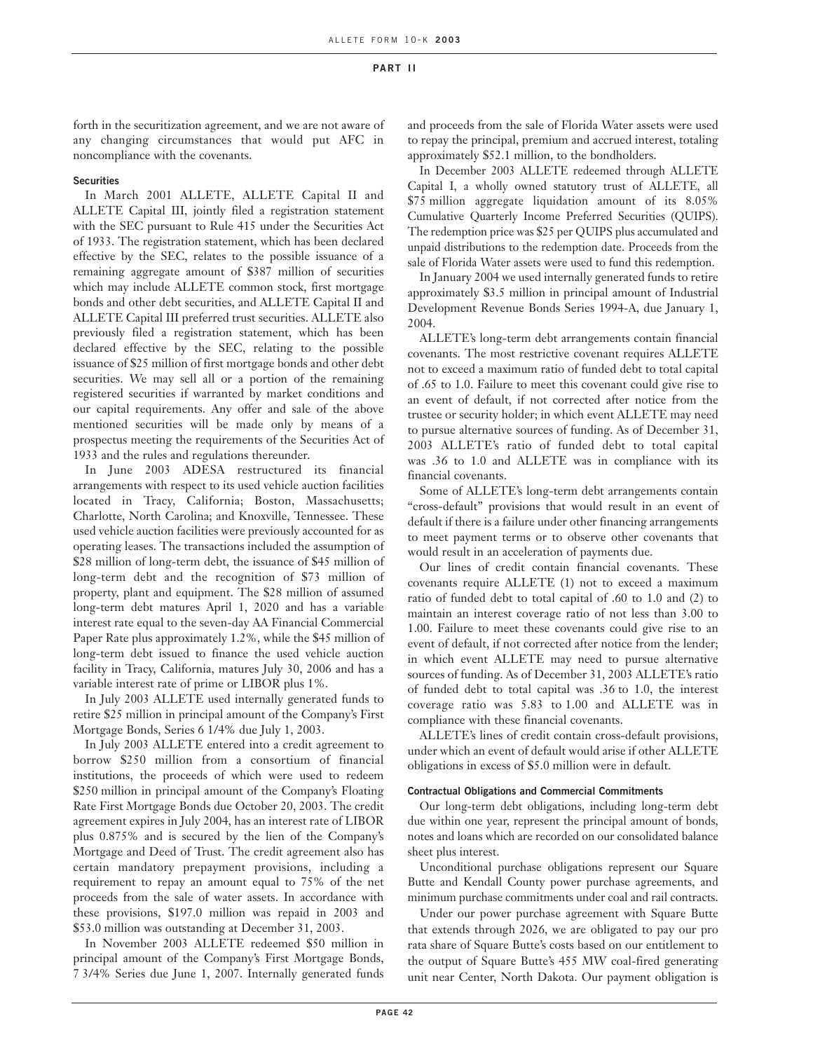forth in the securitization agreement, and we are not aware of any changing circumstances that would put AFC in noncompliance with the covenants.

**Securities**

In March 2001 ALLETE, ALLETE Capital II and ALLETE Capital III, jointly filed a registration statement with the SEC pursuant to Rule 415 under the Securities Act of 1933. The registration statement, which has been declared effective by the SEC, relates to the possible issuance of a remaining aggregate amount of $387 million of securities which may include ALLETE common stock, first mortgage bonds and other debt securities, and ALLETE Capital II and ALLETE Capital III preferred trust securities. ALLETE also previously filed a registration statement, which has been declared effective by the SEC, relating to the possible issuance of $25 million of first mortgage bonds and other debt securities. We may sell all or a portion of the remaining registered securities if warranted by market conditions and our capital requirements. Any offer and sale of the above mentioned securities will be made only by means of a prospectus meeting the requirements of the Securities Act of 1933 and the rules and regulations thereunder.

In June 2003 ADESA restructured its financial arrangements with respect to its used vehicle auction facilities located in Tracy, California; Boston, Massachusetts; Charlotte, North Carolina; and Knoxville, Tennessee. These used vehicle auction facilities were previously accounted for as operating leases. The transactions included the assumption of $28 million of long-term debt, the issuance of $45 million of long-term debt and the recognition of $73 million of property, plant and equipment. The $28 million of assumed long-term debt matures April 1, 2020 and has a variable interest rate equal to the seven-day AA Financial Commercial Paper Rate plus approximately 1.2%, while the $45 million of long-term debt issued to finance the used vehicle auction facility in Tracy, California, matures July 30, 2006 and has a variable interest rate of prime or LIBOR plus 1%.

In July 2003 ALLETE used internally generated funds to retire $25 million in principal amount of the Company's First Mortgage Bonds, Series 6 1/4% due July 1, 2003.

In July 2003 ALLETE entered into a credit agreement to borrow $250 million from a consortium of financial institutions, the proceeds of which were used to redeem $250 million in principal amount of the Company's Floating Rate First Mortgage Bonds due October 20, 2003. The credit agreement expires in July 2004, has an interest rate of LIBOR plus 0.875% and is secured by the lien of the Company's Mortgage and Deed of Trust. The credit agreement also has certain mandatory prepayment provisions, including a requirement to repay an amount equal to 75% of the net proceeds from the sale of water assets. In accordance with these provisions, $197.0 million was repaid in 2003 and $53.0 million was outstanding at December 31, 2003.

In November 2003 ALLETE redeemed $50 million in principal amount of the Company's First Mortgage Bonds, 7 3/4% Series due June 1, 2007. Internally generated funds and proceeds from the sale of Florida Water assets were used to repay the principal, premium and accrued interest, totaling approximately $52.1 million, to the bondholders.

In December 2003 ALLETE redeemed through ALLETE Capital I, a wholly owned statutory trust of ALLETE, all $75 million aggregate liquidation amount of its 8.05% Cumulative Quarterly Income Preferred Securities (QUIPS). The redemption price was $25 per QUIPS plus accumulated and unpaid distributions to the redemption date. Proceeds from the sale of Florida Water assets were used to fund this redemption.

In January 2004 we used internally generated funds to retire approximately $3.5 million in principal amount of Industrial Development Revenue Bonds Series 1994-A, due January 1, 2004.

ALLETE's long-term debt arrangements contain financial covenants. The most restrictive covenant requires ALLETE not to exceed a maximum ratio of funded debt to total capital of .65 to 1.0. Failure to meet this covenant could give rise to an event of default, if not corrected after notice from the trustee or security holder; in which event ALLETE may need to pursue alternative sources of funding. As of December 31, 2003 ALLETE's ratio of funded debt to total capital was .36 to 1.0 and ALLETE was in compliance with its financial covenants.

Some of ALLETE's long-term debt arrangements contain "cross-default" provisions that would result in an event of default if there is a failure under other financing arrangements to meet payment terms or to observe other covenants that would result in an acceleration of payments due.

Our lines of credit contain financial covenants. These covenants require ALLETE (1) not to exceed a maximum ratio of funded debt to total capital of .60 to 1.0 and (2) to maintain an interest coverage ratio of not less than 3.00 to 1.00. Failure to meet these covenants could give rise to an event of default, if not corrected after notice from the lender; in which event ALLETE may need to pursue alternative sources of funding. As of December 31, 2003 ALLETE's ratio of funded debt to total capital was .36 to 1.0, the interest coverage ratio was 5.83 to 1.00 and ALLETE was in compliance with these financial covenants.

ALLETE's lines of credit contain cross-default provisions, under which an event of default would arise if other ALLETE obligations in excess of $5.0 million were in default.

**Contractual Obligations and Commercial Commitments**

Our long-term debt obligations, including long-term debt due within one year, represent the principal amount of bonds, notes and loans which are recorded on our consolidated balance sheet plus interest.

Unconditional purchase obligations represent our Square Butte and Kendall County power purchase agreements, and minimum purchase commitments under coal and rail contracts.

Under our power purchase agreement with Square Butte that extends through 2026, we are obligated to pay our pro rata share of Square Butte's costs based on our entitlement to the output of Square Butte's 455 MW coal-fired generating unit near Center, North Dakota. Our payment obligation is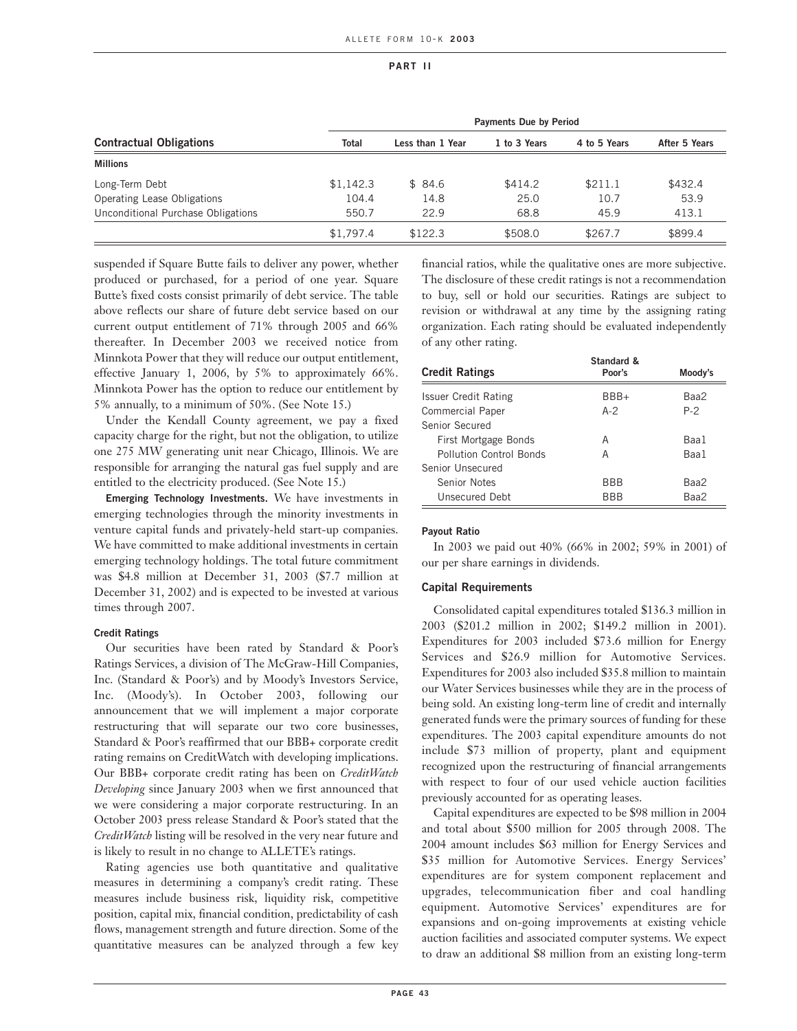| Contractual Obligations | Payments Due by Period | | | | |
|---|---|---|---|---|---|
| | Total | Less than 1 Year | 1 to 3 Years | 4 to 5 Years | After 5 Years |
| **Millions** | | | | | |
| Long-Term Debt | $1,142.3 | $ 84.6 | $414.2 | $211.1 | $432.4 |
| Operating Lease Obligations | 104.4 | 14.8 | 25.0 | 10.7 | 53.9 |
| Unconditional Purchase Obligations | 550.7 | 22.9 | 68.8 | 45.9 | 413.1 |
| | $1,797.4 | $122.3 | $508.0 | $267.7 | $899.4 |

suspended if Square Butte fails to deliver any power, whether produced or purchased, for a period of one year. Square Butte's fixed costs consist primarily of debt service. The table above reflects our share of future debt service based on our current output entitlement of 71% through 2005 and 66% thereafter. In December 2003 we received notice from Minnkota Power that they will reduce our output entitlement, effective January 1, 2006, by 5% to approximately 66%. Minnkota Power has the option to reduce our entitlement by 5% annually, to a minimum of 50%. (See Note 15.)

Under the Kendall County agreement, we pay a fixed capacity charge for the right, but not the obligation, to utilize one 275 MW generating unit near Chicago, Illinois. We are responsible for arranging the natural gas fuel supply and are entitled to the electricity produced. (See Note 15.)

**Emerging Technology Investments.** We have investments in emerging technologies through the minority investments in venture capital funds and privately-held start-up companies. We have committed to make additional investments in certain emerging technology holdings. The total future commitment was $4.8 million at December 31, 2003 ($7.7 million at December 31, 2002) and is expected to be invested at various times through 2007.

#### Credit Ratings

Our securities have been rated by Standard & Poor's Ratings Services, a division of The McGraw-Hill Companies, Inc. (Standard & Poor's) and by Moody's Investors Service, Inc. (Moody's). In October 2003, following our announcement that we will implement a major corporate restructuring that will separate our two core businesses, Standard & Poor's reaffirmed that our BBB+ corporate credit rating remains on CreditWatch with developing implications. Our BBB+ corporate credit rating has been on *CreditWatch Developing* since January 2003 when we first announced that we were considering a major corporate restructuring. In an October 2003 press release Standard & Poor's stated that the *CreditWatch* listing will be resolved in the very near future and is likely to result in no change to ALLETE's ratings.

Rating agencies use both quantitative and qualitative measures in determining a company's credit rating. These measures include business risk, liquidity risk, competitive position, capital mix, financial condition, predictability of cash flows, management strength and future direction. Some of the quantitative measures can be analyzed through a few key financial ratios, while the qualitative ones are more subjective. The disclosure of these credit ratings is not a recommendation to buy, sell or hold our securities. Ratings are subject to revision or withdrawal at any time by the assigning rating organization. Each rating should be evaluated independently of any other rating.

| Credit Ratings | Standard & Poor's | Moody's |
|---|---|---|
| Issuer Credit Rating | BBB+ | Baa2 |
| Commercial Paper | A-2 | P-2 |
| Senior Secured | | |
| First Mortgage Bonds | A | Baa1 |
| Pollution Control Bonds | A | Baa1 |
| Senior Unsecured | | |
| Senior Notes | BBB | Baa2 |
| Unsecured Debt | BBB | Baa2 |

#### Payout Ratio

In 2003 we paid out 40% (66% in 2002; 59% in 2001) of our per share earnings in dividends.

### Capital Requirements

Consolidated capital expenditures totaled $136.3 million in 2003 ($201.2 million in 2002; $149.2 million in 2001). Expenditures for 2003 included $73.6 million for Energy Services and $26.9 million for Automotive Services. Expenditures for 2003 also included $35.8 million to maintain our Water Services businesses while they are in the process of being sold. An existing long-term line of credit and internally generated funds were the primary sources of funding for these expenditures. The 2003 capital expenditure amounts do not include $73 million of property, plant and equipment recognized upon the restructuring of financial arrangements with respect to four of our used vehicle auction facilities previously accounted for as operating leases.

Capital expenditures are expected to be $98 million in 2004 and total about $500 million for 2005 through 2008. The 2004 amount includes $63 million for Energy Services and $35 million for Automotive Services. Energy Services' expenditures are for system component replacement and upgrades, telecommunication fiber and coal handling equipment. Automotive Services' expenditures are for expansions and on-going improvements at existing vehicle auction facilities and associated computer systems. We expect to draw an additional $8 million from an existing long-term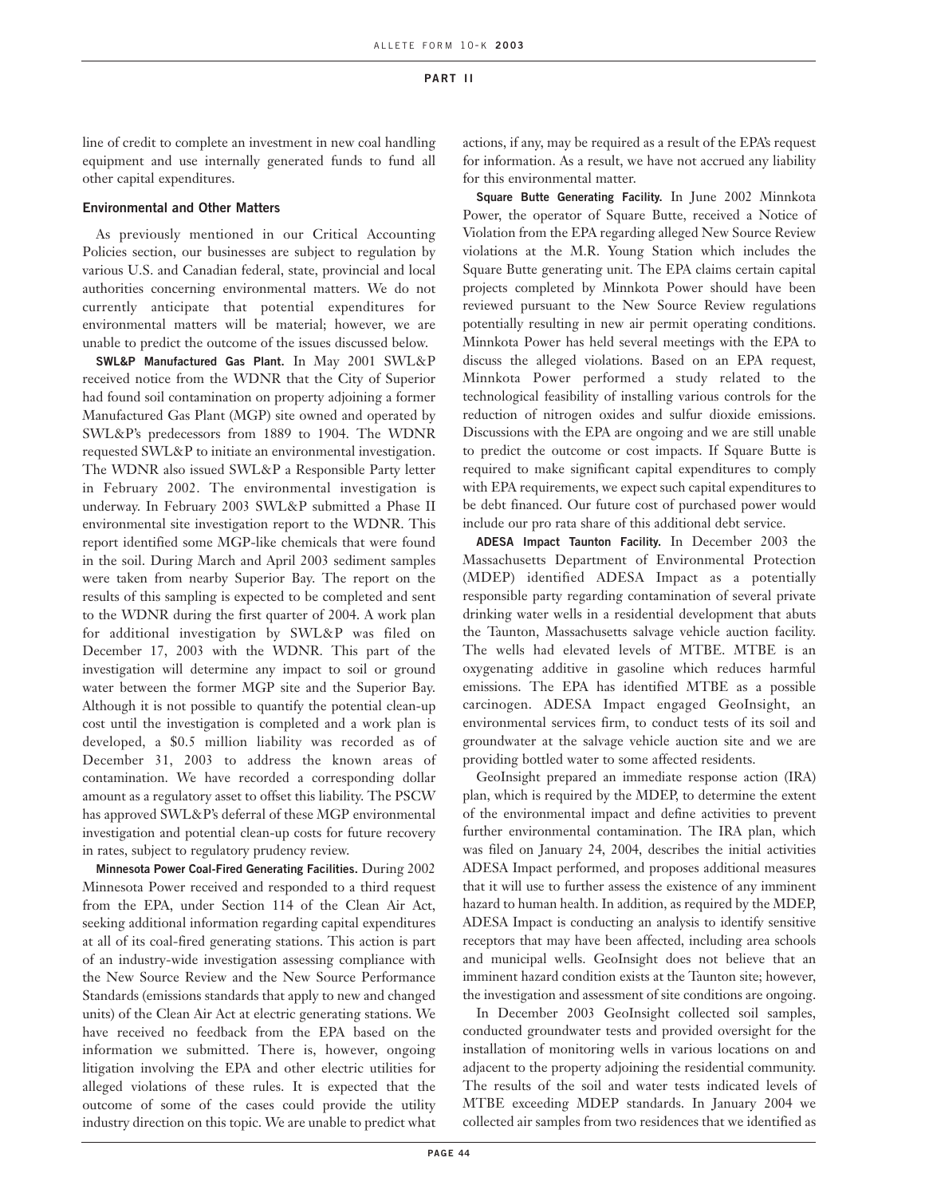line of credit to complete an investment in new coal handling equipment and use internally generated funds to fund all other capital expenditures.

### Environmental and Other Matters

As previously mentioned in our Critical Accounting Policies section, our businesses are subject to regulation by various U.S. and Canadian federal, state, provincial and local authorities concerning environmental matters. We do not currently anticipate that potential expenditures for environmental matters will be material; however, we are unable to predict the outcome of the issues discussed below.

**SWL&P Manufactured Gas Plant.** In May 2001 SWL&P received notice from the WDNR that the City of Superior had found soil contamination on property adjoining a former Manufactured Gas Plant (MGP) site owned and operated by SWL&P's predecessors from 1889 to 1904. The WDNR requested SWL&P to initiate an environmental investigation. The WDNR also issued SWL&P a Responsible Party letter in February 2002. The environmental investigation is underway. In February 2003 SWL&P submitted a Phase II environmental site investigation report to the WDNR. This report identified some MGP-like chemicals that were found in the soil. During March and April 2003 sediment samples were taken from nearby Superior Bay. The report on the results of this sampling is expected to be completed and sent to the WDNR during the first quarter of 2004. A work plan for additional investigation by SWL&P was filed on December 17, 2003 with the WDNR. This part of the investigation will determine any impact to soil or ground water between the former MGP site and the Superior Bay. Although it is not possible to quantify the potential clean-up cost until the investigation is completed and a work plan is developed, a $0.5 million liability was recorded as of December 31, 2003 to address the known areas of contamination. We have recorded a corresponding dollar amount as a regulatory asset to offset this liability. The PSCW has approved SWL&P's deferral of these MGP environmental investigation and potential clean-up costs for future recovery in rates, subject to regulatory prudency review.

**Minnesota Power Coal-Fired Generating Facilities.** During 2002 Minnesota Power received and responded to a third request from the EPA, under Section 114 of the Clean Air Act, seeking additional information regarding capital expenditures at all of its coal-fired generating stations. This action is part of an industry-wide investigation assessing compliance with the New Source Review and the New Source Performance Standards (emissions standards that apply to new and changed units) of the Clean Air Act at electric generating stations. We have received no feedback from the EPA based on the information we submitted. There is, however, ongoing litigation involving the EPA and other electric utilities for alleged violations of these rules. It is expected that the outcome of some of the cases could provide the utility industry direction on this topic. We are unable to predict what actions, if any, may be required as a result of the EPA's request for information. As a result, we have not accrued any liability for this environmental matter.

**Square Butte Generating Facility.** In June 2002 Minnkota Power, the operator of Square Butte, received a Notice of Violation from the EPA regarding alleged New Source Review violations at the M.R. Young Station which includes the Square Butte generating unit. The EPA claims certain capital projects completed by Minnkota Power should have been reviewed pursuant to the New Source Review regulations potentially resulting in new air permit operating conditions. Minnkota Power has held several meetings with the EPA to discuss the alleged violations. Based on an EPA request, Minnkota Power performed a study related to the technological feasibility of installing various controls for the reduction of nitrogen oxides and sulfur dioxide emissions. Discussions with the EPA are ongoing and we are still unable to predict the outcome or cost impacts. If Square Butte is required to make significant capital expenditures to comply with EPA requirements, we expect such capital expenditures to be debt financed. Our future cost of purchased power would include our pro rata share of this additional debt service.

**ADESA Impact Taunton Facility.** In December 2003 the Massachusetts Department of Environmental Protection (MDEP) identified ADESA Impact as a potentially responsible party regarding contamination of several private drinking water wells in a residential development that abuts the Taunton, Massachusetts salvage vehicle auction facility. The wells had elevated levels of MTBE. MTBE is an oxygenating additive in gasoline which reduces harmful emissions. The EPA has identified MTBE as a possible carcinogen. ADESA Impact engaged GeoInsight, an environmental services firm, to conduct tests of its soil and groundwater at the salvage vehicle auction site and we are providing bottled water to some affected residents.

GeoInsight prepared an immediate response action (IRA) plan, which is required by the MDEP, to determine the extent of the environmental impact and define activities to prevent further environmental contamination. The IRA plan, which was filed on January 24, 2004, describes the initial activities ADESA Impact performed, and proposes additional measures that it will use to further assess the existence of any imminent hazard to human health. In addition, as required by the MDEP, ADESA Impact is conducting an analysis to identify sensitive receptors that may have been affected, including area schools and municipal wells. GeoInsight does not believe that an imminent hazard condition exists at the Taunton site; however, the investigation and assessment of site conditions are ongoing.

In December 2003 GeoInsight collected soil samples, conducted groundwater tests and provided oversight for the installation of monitoring wells in various locations on and adjacent to the property adjoining the residential community. The results of the soil and water tests indicated levels of MTBE exceeding MDEP standards. In January 2004 we collected air samples from two residences that we identified as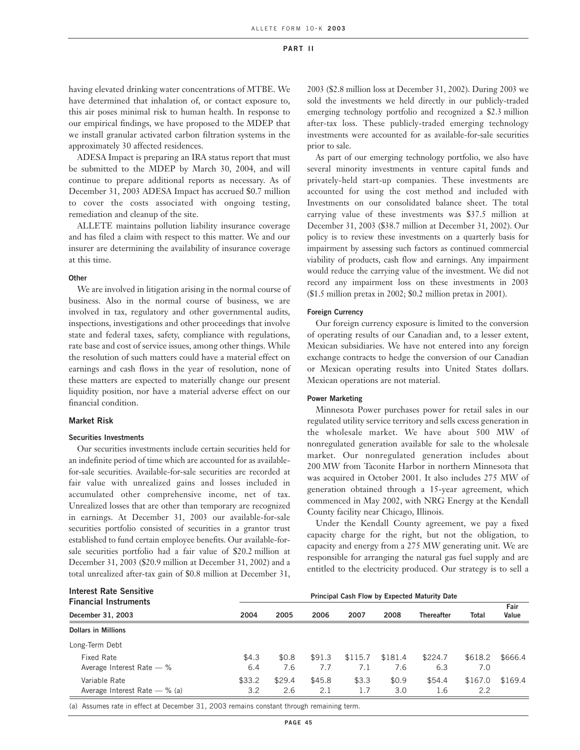having elevated drinking water concentrations of MTBE. We have determined that inhalation of, or contact exposure to, this air poses minimal risk to human health. In response to our empirical findings, we have proposed to the MDEP that we install granular activated carbon filtration systems in the approximately 30 affected residences.

ADESA Impact is preparing an IRA status report that must be submitted to the MDEP by March 30, 2004, and will continue to prepare additional reports as necessary. As of December 31, 2003 ADESA Impact has accrued $0.7 million to cover the costs associated with ongoing testing, remediation and cleanup of the site.

ALLETE maintains pollution liability insurance coverage and has filed a claim with respect to this matter. We and our insurer are determining the availability of insurance coverage at this time.

#### Other

We are involved in litigation arising in the normal course of business. Also in the normal course of business, we are involved in tax, regulatory and other governmental audits, inspections, investigations and other proceedings that involve state and federal taxes, safety, compliance with regulations, rate base and cost of service issues, among other things. While the resolution of such matters could have a material effect on earnings and cash flows in the year of resolution, none of these matters are expected to materially change our present liquidity position, nor have a material adverse effect on our financial condition.

### Market Risk

#### Securities Investments

Our securities investments include certain securities held for an indefinite period of time which are accounted for as available-for-sale securities. Available-for-sale securities are recorded at fair value with unrealized gains and losses included in accumulated other comprehensive income, net of tax. Unrealized losses that are other than temporary are recognized in earnings. At December 31, 2003 our available-for-sale securities portfolio consisted of securities in a grantor trust established to fund certain employee benefits. Our available-for-sale securities portfolio had a fair value of $20.2 million at December 31, 2003 ($20.9 million at December 31, 2002) and a total unrealized after-tax gain of $0.8 million at December 31, 2003 ($2.8 million loss at December 31, 2002). During 2003 we sold the investments we held directly in our publicly-traded emerging technology portfolio and recognized a $2.3 million after-tax loss. These publicly-traded emerging technology investments were accounted for as available-for-sale securities prior to sale.

As part of our emerging technology portfolio, we also have several minority investments in venture capital funds and privately-held start-up companies. These investments are accounted for using the cost method and included with Investments on our consolidated balance sheet. The total carrying value of these investments was $37.5 million at December 31, 2003 ($38.7 million at December 31, 2002). Our policy is to review these investments on a quarterly basis for impairment by assessing such factors as continued commercial viability of products, cash flow and earnings. Any impairment would reduce the carrying value of the investment. We did not record any impairment loss on these investments in 2003 ($1.5 million pretax in 2002; $0.2 million pretax in 2001).

#### Foreign Currency

Our foreign currency exposure is limited to the conversion of operating results of our Canadian and, to a lesser extent, Mexican subsidiaries. We have not entered into any foreign exchange contracts to hedge the conversion of our Canadian or Mexican operating results into United States dollars. Mexican operations are not material.

#### Power Marketing

Minnesota Power purchases power for retail sales in our regulated utility service territory and sells excess generation in the wholesale market. We have about 500 MW of nonregulated generation available for sale to the wholesale market. Our nonregulated generation includes about 200 MW from Taconite Harbor in northern Minnesota that was acquired in October 2001. It also includes 275 MW of generation obtained through a 15-year agreement, which commenced in May 2002, with NRG Energy at the Kendall County facility near Chicago, Illinois.

Under the Kendall County agreement, we pay a fixed capacity charge for the right, but not the obligation, to capacity and energy from a 275 MW generating unit. We are responsible for arranging the natural gas fuel supply and are entitled to the electricity produced. Our strategy is to sell a

**Interest Rate Sensitive Financial Instruments**

| December 31, 2003 | Principal Cash Flow by Expected Maturity Date | | | | | | | |
|---|---|---|---|---|---|---|---|---|
| | 2004 | 2005 | 2006 | 2007 | 2008 | Thereafter | Total | Fair Value |
| **Dollars in Millions** | | | | | | | | |
| Long-Term Debt | | | | | | | | |
| Fixed Rate | $4.3 | $0.8 | $91.3 | $115.7 | $181.4 | $224.7 | $618.2 | $666.4 |
| Average Interest Rate — % | 6.4 | 7.6 | 7.7 | 7.1 | 7.6 | 6.3 | 7.0 | |
| Variable Rate | $33.2 | $29.4 | $45.8 | $3.3 | $0.9 | $54.4 | $167.0 | $169.4 |
| Average Interest Rate — % (a) | 3.2 | 2.6 | 2.1 | 1.7 | 3.0 | 1.6 | 2.2 | |

(a) Assumes rate in effect at December 31, 2003 remains constant through remaining term.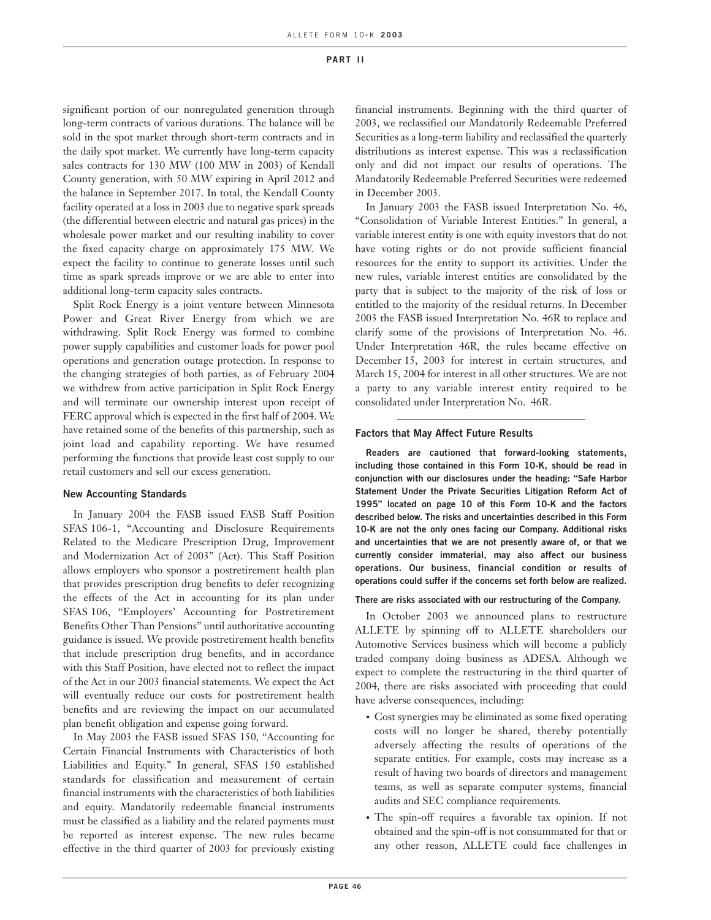significant portion of our nonregulated generation through long-term contracts of various durations. The balance will be sold in the spot market through short-term contracts and in the daily spot market. We currently have long-term capacity sales contracts for 130 MW (100 MW in 2003) of Kendall County generation, with 50 MW expiring in April 2012 and the balance in September 2017. In total, the Kendall County facility operated at a loss in 2003 due to negative spark spreads (the differential between electric and natural gas prices) in the wholesale power market and our resulting inability to cover the fixed capacity charge on approximately 175 MW. We expect the facility to continue to generate losses until such time as spark spreads improve or we are able to enter into additional long-term capacity sales contracts.

Split Rock Energy is a joint venture between Minnesota Power and Great River Energy from which we are withdrawing. Split Rock Energy was formed to combine power supply capabilities and customer loads for power pool operations and generation outage protection. In response to the changing strategies of both parties, as of February 2004 we withdrew from active participation in Split Rock Energy and will terminate our ownership interest upon receipt of FERC approval which is expected in the first half of 2004. We have retained some of the benefits of this partnership, such as joint load and capability reporting. We have resumed performing the functions that provide least cost supply to our retail customers and sell our excess generation.

### New Accounting Standards

In January 2004 the FASB issued FASB Staff Position SFAS 106-1, "Accounting and Disclosure Requirements Related to the Medicare Prescription Drug, Improvement and Modernization Act of 2003" (Act). This Staff Position allows employers who sponsor a postretirement health plan that provides prescription drug benefits to defer recognizing the effects of the Act in accounting for its plan under SFAS 106, "Employers' Accounting for Postretirement Benefits Other Than Pensions" until authoritative accounting guidance is issued. We provide postretirement health benefits that include prescription drug benefits, and in accordance with this Staff Position, have elected not to reflect the impact of the Act in our 2003 financial statements. We expect the Act will eventually reduce our costs for postretirement health benefits and are reviewing the impact on our accumulated plan benefit obligation and expense going forward.

In May 2003 the FASB issued SFAS 150, "Accounting for Certain Financial Instruments with Characteristics of both Liabilities and Equity." In general, SFAS 150 established standards for classification and measurement of certain financial instruments with the characteristics of both liabilities and equity. Mandatorily redeemable financial instruments must be classified as a liability and the related payments must be reported as interest expense. The new rules became effective in the third quarter of 2003 for previously existing financial instruments. Beginning with the third quarter of 2003, we reclassified our Mandatorily Redeemable Preferred Securities as a long-term liability and reclassified the quarterly distributions as interest expense. This was a reclassification only and did not impact our results of operations. The Mandatorily Redeemable Preferred Securities were redeemed in December 2003.

In January 2003 the FASB issued Interpretation No. 46, "Consolidation of Variable Interest Entities." In general, a variable interest entity is one with equity investors that do not have voting rights or do not provide sufficient financial resources for the entity to support its activities. Under the new rules, variable interest entities are consolidated by the party that is subject to the majority of the risk of loss or entitled to the majority of the residual returns. In December 2003 the FASB issued Interpretation No. 46R to replace and clarify some of the provisions of Interpretation No. 46. Under Interpretation 46R, the rules became effective on December 15, 2003 for interest in certain structures, and March 15, 2004 for interest in all other structures. We are not a party to any variable interest entity required to be consolidated under Interpretation No. 46R.

---

### Factors that May Affect Future Results

**Readers are cautioned that forward-looking statements, including those contained in this Form 10-K, should be read in conjunction with our disclosures under the heading: "Safe Harbor Statement Under the Private Securities Litigation Reform Act of 1995" located on page 10 of this Form 10-K and the factors described below. The risks and uncertainties described in this Form 10-K are not the only ones facing our Company. Additional risks and uncertainties that we are not presently aware of, or that we currently consider immaterial, may also affect our business operations. Our business, financial condition or results of operations could suffer if the concerns set forth below are realized.**

**There are risks associated with our restructuring of the Company.**

In October 2003 we announced plans to restructure ALLETE by spinning off to ALLETE shareholders our Automotive Services business which will become a publicly traded company doing business as ADESA. Although we expect to complete the restructuring in the third quarter of 2004, there are risks associated with proceeding that could have adverse consequences, including:

- Cost synergies may be eliminated as some fixed operating costs will no longer be shared, thereby potentially adversely affecting the results of operations of the separate entities. For example, costs may increase as a result of having two boards of directors and management teams, as well as separate computer systems, financial audits and SEC compliance requirements.
- The spin-off requires a favorable tax opinion. If not obtained and the spin-off is not consummated for that or any other reason, ALLETE could face challenges in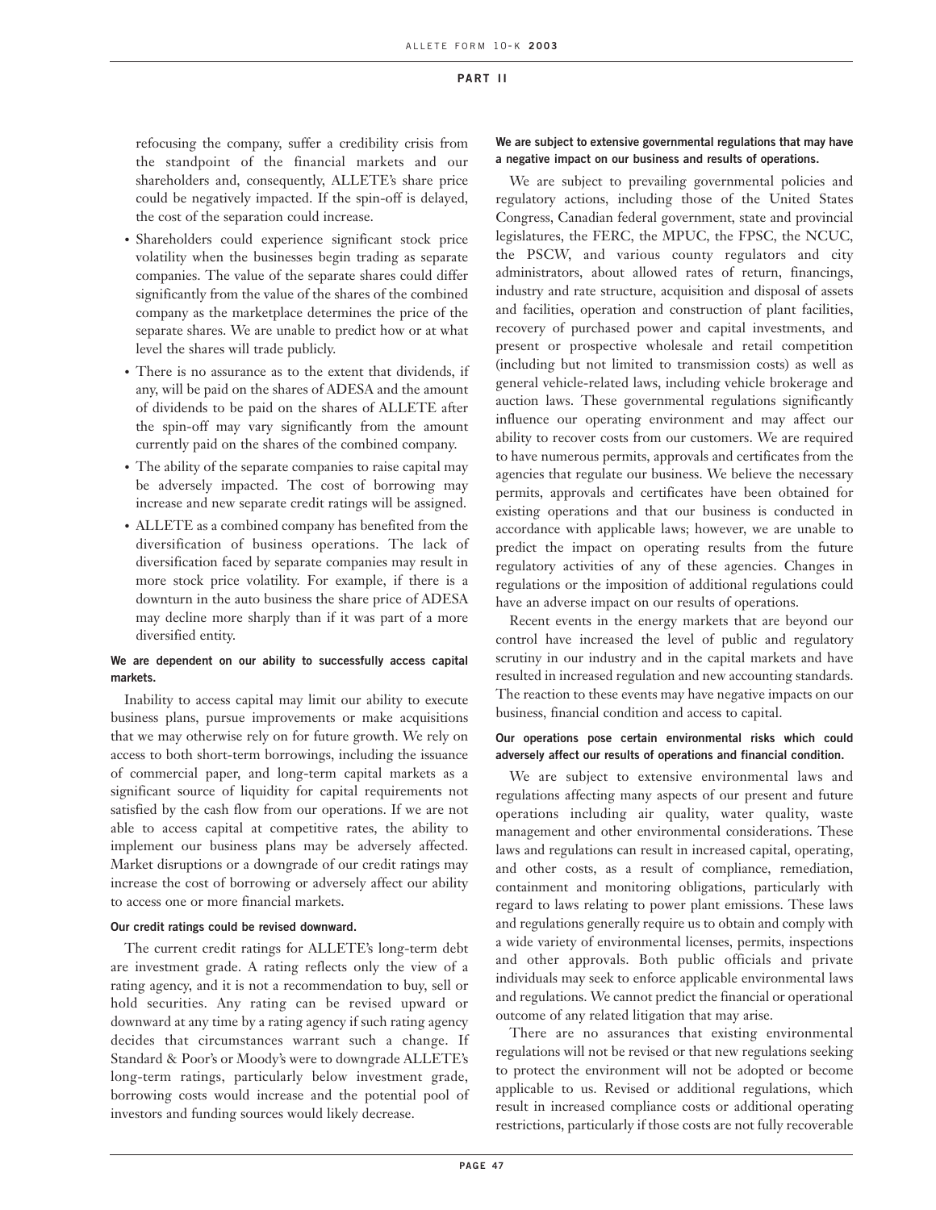refocusing the company, suffer a credibility crisis from the standpoint of the financial markets and our shareholders and, consequently, ALLETE's share price could be negatively impacted. If the spin-off is delayed, the cost of the separation could increase.

- Shareholders could experience significant stock price volatility when the businesses begin trading as separate companies. The value of the separate shares could differ significantly from the value of the shares of the combined company as the marketplace determines the price of the separate shares. We are unable to predict how or at what level the shares will trade publicly.
- There is no assurance as to the extent that dividends, if any, will be paid on the shares of ADESA and the amount of dividends to be paid on the shares of ALLETE after the spin-off may vary significantly from the amount currently paid on the shares of the combined company.
- The ability of the separate companies to raise capital may be adversely impacted. The cost of borrowing may increase and new separate credit ratings will be assigned.
- ALLETE as a combined company has benefited from the diversification of business operations. The lack of diversification faced by separate companies may result in more stock price volatility. For example, if there is a downturn in the auto business the share price of ADESA may decline more sharply than if it was part of a more diversified entity.

**We are dependent on our ability to successfully access capital markets.**

Inability to access capital may limit our ability to execute business plans, pursue improvements or make acquisitions that we may otherwise rely on for future growth. We rely on access to both short-term borrowings, including the issuance of commercial paper, and long-term capital markets as a significant source of liquidity for capital requirements not satisfied by the cash flow from our operations. If we are not able to access capital at competitive rates, the ability to implement our business plans may be adversely affected. Market disruptions or a downgrade of our credit ratings may increase the cost of borrowing or adversely affect our ability to access one or more financial markets.

**Our credit ratings could be revised downward.**

The current credit ratings for ALLETE's long-term debt are investment grade. A rating reflects only the view of a rating agency, and it is not a recommendation to buy, sell or hold securities. Any rating can be revised upward or downward at any time by a rating agency if such rating agency decides that circumstances warrant such a change. If Standard & Poor's or Moody's were to downgrade ALLETE's long-term ratings, particularly below investment grade, borrowing costs would increase and the potential pool of investors and funding sources would likely decrease.

**We are subject to extensive governmental regulations that may have a negative impact on our business and results of operations.**

We are subject to prevailing governmental policies and regulatory actions, including those of the United States Congress, Canadian federal government, state and provincial legislatures, the FERC, the MPUC, the FPSC, the NCUC, the PSCW, and various county regulators and city administrators, about allowed rates of return, financings, industry and rate structure, acquisition and disposal of assets and facilities, operation and construction of plant facilities, recovery of purchased power and capital investments, and present or prospective wholesale and retail competition (including but not limited to transmission costs) as well as general vehicle-related laws, including vehicle brokerage and auction laws. These governmental regulations significantly influence our operating environment and may affect our ability to recover costs from our customers. We are required to have numerous permits, approvals and certificates from the agencies that regulate our business. We believe the necessary permits, approvals and certificates have been obtained for existing operations and that our business is conducted in accordance with applicable laws; however, we are unable to predict the impact on operating results from the future regulatory activities of any of these agencies. Changes in regulations or the imposition of additional regulations could have an adverse impact on our results of operations.

Recent events in the energy markets that are beyond our control have increased the level of public and regulatory scrutiny in our industry and in the capital markets and have resulted in increased regulation and new accounting standards. The reaction to these events may have negative impacts on our business, financial condition and access to capital.

**Our operations pose certain environmental risks which could adversely affect our results of operations and financial condition.**

We are subject to extensive environmental laws and regulations affecting many aspects of our present and future operations including air quality, water quality, waste management and other environmental considerations. These laws and regulations can result in increased capital, operating, and other costs, as a result of compliance, remediation, containment and monitoring obligations, particularly with regard to laws relating to power plant emissions. These laws and regulations generally require us to obtain and comply with a wide variety of environmental licenses, permits, inspections and other approvals. Both public officials and private individuals may seek to enforce applicable environmental laws and regulations. We cannot predict the financial or operational outcome of any related litigation that may arise.

There are no assurances that existing environmental regulations will not be revised or that new regulations seeking to protect the environment will not be adopted or become applicable to us. Revised or additional regulations, which result in increased compliance costs or additional operating restrictions, particularly if those costs are not fully recoverable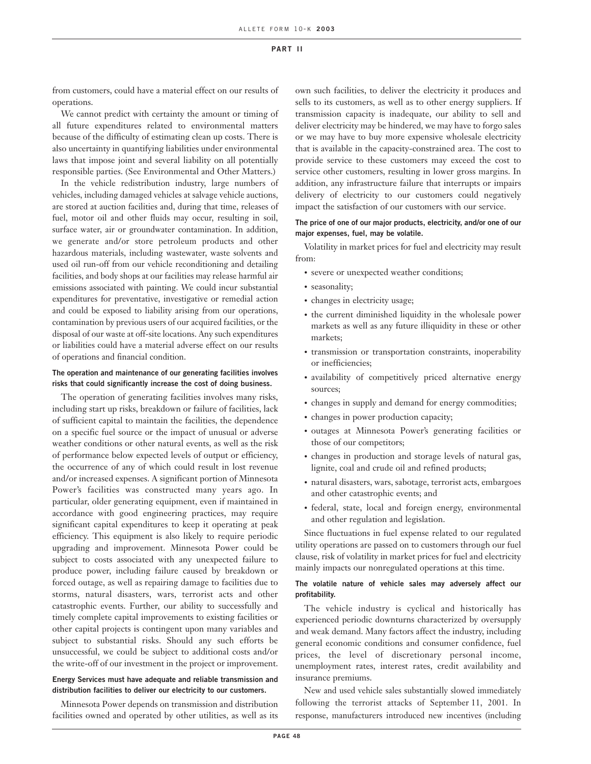from customers, could have a material effect on our results of operations.

We cannot predict with certainty the amount or timing of all future expenditures related to environmental matters because of the difficulty of estimating clean up costs. There is also uncertainty in quantifying liabilities under environmental laws that impose joint and several liability on all potentially responsible parties. (See Environmental and Other Matters.)

In the vehicle redistribution industry, large numbers of vehicles, including damaged vehicles at salvage vehicle auctions, are stored at auction facilities and, during that time, releases of fuel, motor oil and other fluids may occur, resulting in soil, surface water, air or groundwater contamination. In addition, we generate and/or store petroleum products and other hazardous materials, including wastewater, waste solvents and used oil run-off from our vehicle reconditioning and detailing facilities, and body shops at our facilities may release harmful air emissions associated with painting. We could incur substantial expenditures for preventative, investigative or remedial action and could be exposed to liability arising from our operations, contamination by previous users of our acquired facilities, or the disposal of our waste at off-site locations. Any such expenditures or liabilities could have a material adverse effect on our results of operations and financial condition.

**The operation and maintenance of our generating facilities involves risks that could significantly increase the cost of doing business.**

The operation of generating facilities involves many risks, including start up risks, breakdown or failure of facilities, lack of sufficient capital to maintain the facilities, the dependence on a specific fuel source or the impact of unusual or adverse weather conditions or other natural events, as well as the risk of performance below expected levels of output or efficiency, the occurrence of any of which could result in lost revenue and/or increased expenses. A significant portion of Minnesota Power's facilities was constructed many years ago. In particular, older generating equipment, even if maintained in accordance with good engineering practices, may require significant capital expenditures to keep it operating at peak efficiency. This equipment is also likely to require periodic upgrading and improvement. Minnesota Power could be subject to costs associated with any unexpected failure to produce power, including failure caused by breakdown or forced outage, as well as repairing damage to facilities due to storms, natural disasters, wars, terrorist acts and other catastrophic events. Further, our ability to successfully and timely complete capital improvements to existing facilities or other capital projects is contingent upon many variables and subject to substantial risks. Should any such efforts be unsuccessful, we could be subject to additional costs and/or the write-off of our investment in the project or improvement.

**Energy Services must have adequate and reliable transmission and distribution facilities to deliver our electricity to our customers.**

Minnesota Power depends on transmission and distribution facilities owned and operated by other utilities, as well as its own such facilities, to deliver the electricity it produces and sells to its customers, as well as to other energy suppliers. If transmission capacity is inadequate, our ability to sell and deliver electricity may be hindered, we may have to forgo sales or we may have to buy more expensive wholesale electricity that is available in the capacity-constrained area. The cost to provide service to these customers may exceed the cost to service other customers, resulting in lower gross margins. In addition, any infrastructure failure that interrupts or impairs delivery of electricity to our customers could negatively impact the satisfaction of our customers with our service.

**The price of one of our major products, electricity, and/or one of our major expenses, fuel, may be volatile.**

Volatility in market prices for fuel and electricity may result from:

- severe or unexpected weather conditions;
- seasonality;
- changes in electricity usage;
- the current diminished liquidity in the wholesale power markets as well as any future illiquidity in these or other markets;
- transmission or transportation constraints, inoperability or inefficiencies;
- availability of competitively priced alternative energy sources;
- changes in supply and demand for energy commodities;
- changes in power production capacity;
- outages at Minnesota Power's generating facilities or those of our competitors;
- changes in production and storage levels of natural gas, lignite, coal and crude oil and refined products;
- natural disasters, wars, sabotage, terrorist acts, embargoes and other catastrophic events; and
- federal, state, local and foreign energy, environmental and other regulation and legislation.

Since fluctuations in fuel expense related to our regulated utility operations are passed on to customers through our fuel clause, risk of volatility in market prices for fuel and electricity mainly impacts our nonregulated operations at this time.

**The volatile nature of vehicle sales may adversely affect our profitability.**

The vehicle industry is cyclical and historically has experienced periodic downturns characterized by oversupply and weak demand. Many factors affect the industry, including general economic conditions and consumer confidence, fuel prices, the level of discretionary personal income, unemployment rates, interest rates, credit availability and insurance premiums.

New and used vehicle sales substantially slowed immediately following the terrorist attacks of September 11, 2001. In response, manufacturers introduced new incentives (including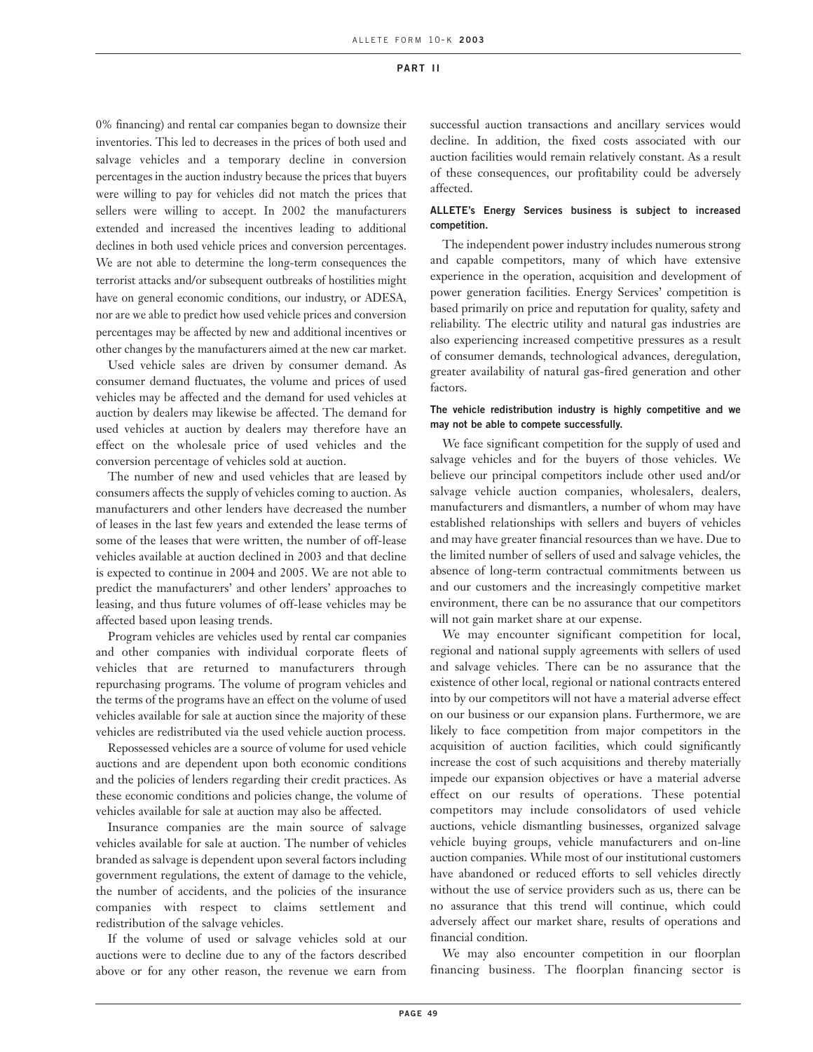0% financing) and rental car companies began to downsize their inventories. This led to decreases in the prices of both used and salvage vehicles and a temporary decline in conversion percentages in the auction industry because the prices that buyers were willing to pay for vehicles did not match the prices that sellers were willing to accept. In 2002 the manufacturers extended and increased the incentives leading to additional declines in both used vehicle prices and conversion percentages. We are not able to determine the long-term consequences the terrorist attacks and/or subsequent outbreaks of hostilities might have on general economic conditions, our industry, or ADESA, nor are we able to predict how used vehicle prices and conversion percentages may be affected by new and additional incentives or other changes by the manufacturers aimed at the new car market.

Used vehicle sales are driven by consumer demand. As consumer demand fluctuates, the volume and prices of used vehicles may be affected and the demand for used vehicles at auction by dealers may likewise be affected. The demand for used vehicles at auction by dealers may therefore have an effect on the wholesale price of used vehicles and the conversion percentage of vehicles sold at auction.

The number of new and used vehicles that are leased by consumers affects the supply of vehicles coming to auction. As manufacturers and other lenders have decreased the number of leases in the last few years and extended the lease terms of some of the leases that were written, the number of off-lease vehicles available at auction declined in 2003 and that decline is expected to continue in 2004 and 2005. We are not able to predict the manufacturers' and other lenders' approaches to leasing, and thus future volumes of off-lease vehicles may be affected based upon leasing trends.

Program vehicles are vehicles used by rental car companies and other companies with individual corporate fleets of vehicles that are returned to manufacturers through repurchasing programs. The volume of program vehicles and the terms of the programs have an effect on the volume of used vehicles available for sale at auction since the majority of these vehicles are redistributed via the used vehicle auction process.

Repossessed vehicles are a source of volume for used vehicle auctions and are dependent upon both economic conditions and the policies of lenders regarding their credit practices. As these economic conditions and policies change, the volume of vehicles available for sale at auction may also be affected.

Insurance companies are the main source of salvage vehicles available for sale at auction. The number of vehicles branded as salvage is dependent upon several factors including government regulations, the extent of damage to the vehicle, the number of accidents, and the policies of the insurance companies with respect to claims settlement and redistribution of the salvage vehicles.

If the volume of used or salvage vehicles sold at our auctions were to decline due to any of the factors described above or for any other reason, the revenue we earn from successful auction transactions and ancillary services would decline. In addition, the fixed costs associated with our auction facilities would remain relatively constant. As a result of these consequences, our profitability could be adversely affected.

**ALLETE's Energy Services business is subject to increased competition.**

The independent power industry includes numerous strong and capable competitors, many of which have extensive experience in the operation, acquisition and development of power generation facilities. Energy Services' competition is based primarily on price and reputation for quality, safety and reliability. The electric utility and natural gas industries are also experiencing increased competitive pressures as a result of consumer demands, technological advances, deregulation, greater availability of natural gas-fired generation and other factors.

**The vehicle redistribution industry is highly competitive and we may not be able to compete successfully.**

We face significant competition for the supply of used and salvage vehicles and for the buyers of those vehicles. We believe our principal competitors include other used and/or salvage vehicle auction companies, wholesalers, dealers, manufacturers and dismantlers, a number of whom may have established relationships with sellers and buyers of vehicles and may have greater financial resources than we have. Due to the limited number of sellers of used and salvage vehicles, the absence of long-term contractual commitments between us and our customers and the increasingly competitive market environment, there can be no assurance that our competitors will not gain market share at our expense.

We may encounter significant competition for local, regional and national supply agreements with sellers of used and salvage vehicles. There can be no assurance that the existence of other local, regional or national contracts entered into by our competitors will not have a material adverse effect on our business or our expansion plans. Furthermore, we are likely to face competition from major competitors in the acquisition of auction facilities, which could significantly increase the cost of such acquisitions and thereby materially impede our expansion objectives or have a material adverse effect on our results of operations. These potential competitors may include consolidators of used vehicle auctions, vehicle dismantling businesses, organized salvage vehicle buying groups, vehicle manufacturers and on-line auction companies. While most of our institutional customers have abandoned or reduced efforts to sell vehicles directly without the use of service providers such as us, there can be no assurance that this trend will continue, which could adversely affect our market share, results of operations and financial condition.

We may also encounter competition in our floorplan financing business. The floorplan financing sector is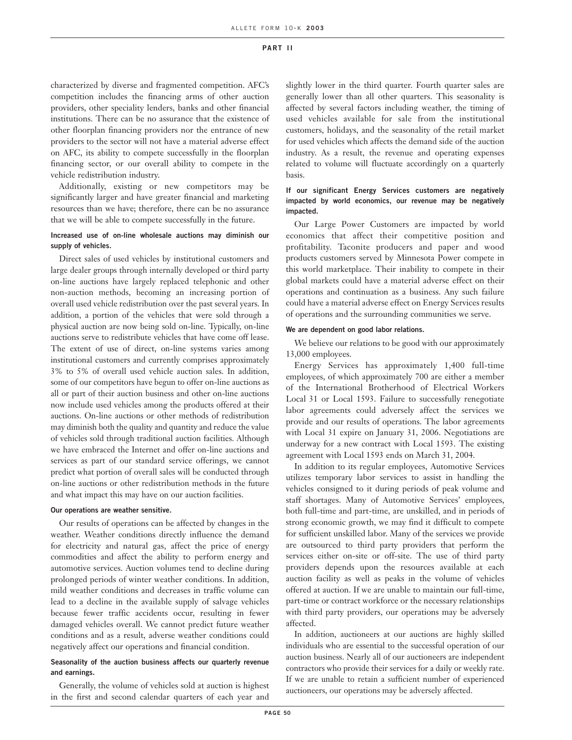characterized by diverse and fragmented competition. AFC's competition includes the financing arms of other auction providers, other speciality lenders, banks and other financial institutions. There can be no assurance that the existence of other floorplan financing providers nor the entrance of new providers to the sector will not have a material adverse effect on AFC, its ability to compete successfully in the floorplan financing sector, or our overall ability to compete in the vehicle redistribution industry.

Additionally, existing or new competitors may be significantly larger and have greater financial and marketing resources than we have; therefore, there can be no assurance that we will be able to compete successfully in the future.

**Increased use of on-line wholesale auctions may diminish our supply of vehicles.**

Direct sales of used vehicles by institutional customers and large dealer groups through internally developed or third party on-line auctions have largely replaced telephonic and other non-auction methods, becoming an increasing portion of overall used vehicle redistribution over the past several years. In addition, a portion of the vehicles that were sold through a physical auction are now being sold on-line. Typically, on-line auctions serve to redistribute vehicles that have come off lease. The extent of use of direct, on-line systems varies among institutional customers and currently comprises approximately 3% to 5% of overall used vehicle auction sales. In addition, some of our competitors have begun to offer on-line auctions as all or part of their auction business and other on-line auctions now include used vehicles among the products offered at their auctions. On-line auctions or other methods of redistribution may diminish both the quality and quantity and reduce the value of vehicles sold through traditional auction facilities. Although we have embraced the Internet and offer on-line auctions and services as part of our standard service offerings, we cannot predict what portion of overall sales will be conducted through on-line auctions or other redistribution methods in the future and what impact this may have on our auction facilities.

**Our operations are weather sensitive.**

Our results of operations can be affected by changes in the weather. Weather conditions directly influence the demand for electricity and natural gas, affect the price of energy commodities and affect the ability to perform energy and automotive services. Auction volumes tend to decline during prolonged periods of winter weather conditions. In addition, mild weather conditions and decreases in traffic volume can lead to a decline in the available supply of salvage vehicles because fewer traffic accidents occur, resulting in fewer damaged vehicles overall. We cannot predict future weather conditions and as a result, adverse weather conditions could negatively affect our operations and financial condition.

**Seasonality of the auction business affects our quarterly revenue and earnings.**

Generally, the volume of vehicles sold at auction is highest in the first and second calendar quarters of each year and slightly lower in the third quarter. Fourth quarter sales are generally lower than all other quarters. This seasonality is affected by several factors including weather, the timing of used vehicles available for sale from the institutional customers, holidays, and the seasonality of the retail market for used vehicles which affects the demand side of the auction industry. As a result, the revenue and operating expenses related to volume will fluctuate accordingly on a quarterly basis.

**If our significant Energy Services customers are negatively impacted by world economics, our revenue may be negatively impacted.**

Our Large Power Customers are impacted by world economics that affect their competitive position and profitability. Taconite producers and paper and wood products customers served by Minnesota Power compete in this world marketplace. Their inability to compete in their global markets could have a material adverse effect on their operations and continuation as a business. Any such failure could have a material adverse effect on Energy Services results of operations and the surrounding communities we serve.

**We are dependent on good labor relations.**

We believe our relations to be good with our approximately 13,000 employees.

Energy Services has approximately 1,400 full-time employees, of which approximately 700 are either a member of the International Brotherhood of Electrical Workers Local 31 or Local 1593. Failure to successfully renegotiate labor agreements could adversely affect the services we provide and our results of operations. The labor agreements with Local 31 expire on January 31, 2006. Negotiations are underway for a new contract with Local 1593. The existing agreement with Local 1593 ends on March 31, 2004.

In addition to its regular employees, Automotive Services utilizes temporary labor services to assist in handling the vehicles consigned to it during periods of peak volume and staff shortages. Many of Automotive Services' employees, both full-time and part-time, are unskilled, and in periods of strong economic growth, we may find it difficult to compete for sufficient unskilled labor. Many of the services we provide are outsourced to third party providers that perform the services either on-site or off-site. The use of third party providers depends upon the resources available at each auction facility as well as peaks in the volume of vehicles offered at auction. If we are unable to maintain our full-time, part-time or contract workforce or the necessary relationships with third party providers, our operations may be adversely affected.

In addition, auctioneers at our auctions are highly skilled individuals who are essential to the successful operation of our auction business. Nearly all of our auctioneers are independent contractors who provide their services for a daily or weekly rate. If we are unable to retain a sufficient number of experienced auctioneers, our operations may be adversely affected.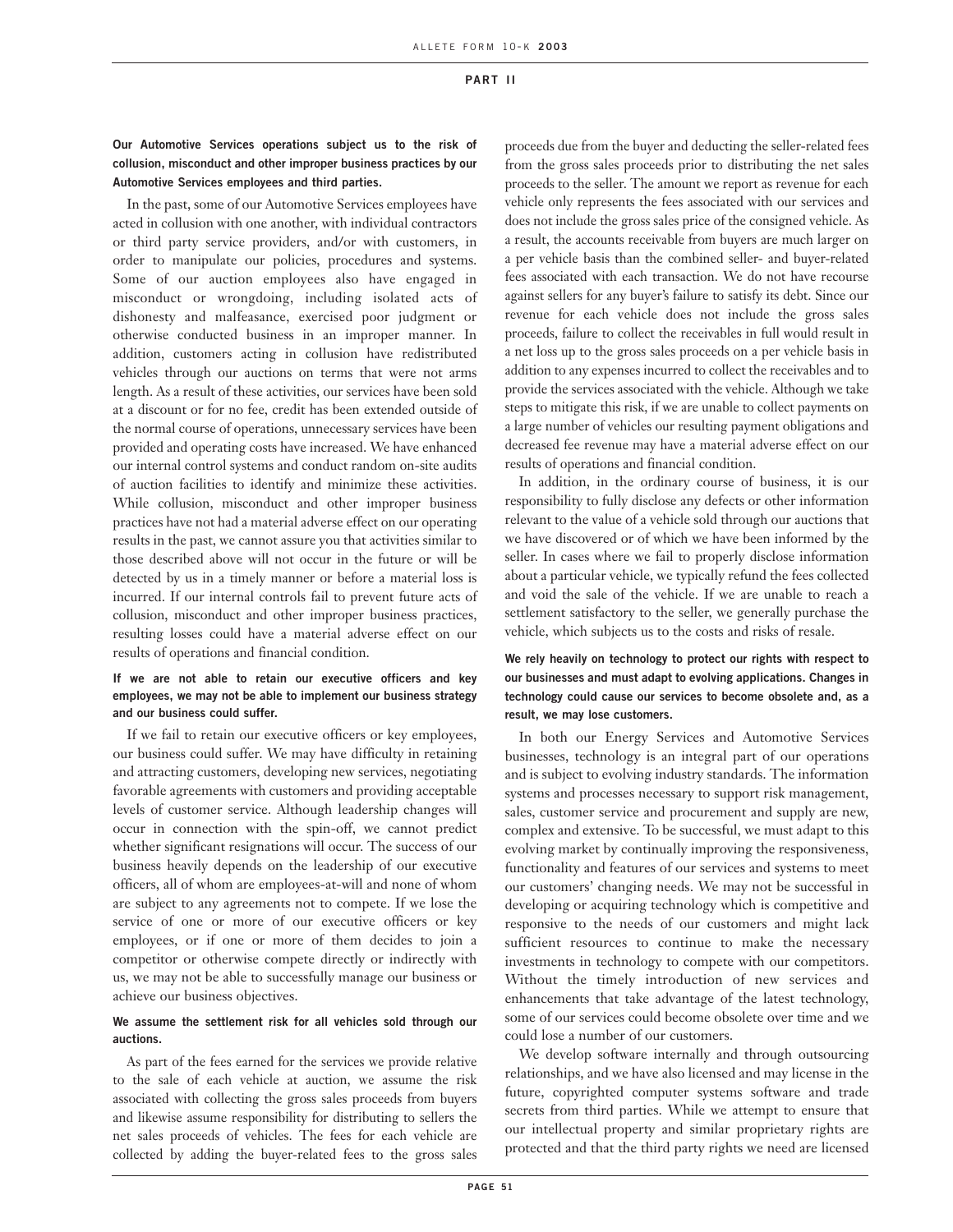**Our Automotive Services operations subject us to the risk of collusion, misconduct and other improper business practices by our Automotive Services employees and third parties.**

In the past, some of our Automotive Services employees have acted in collusion with one another, with individual contractors or third party service providers, and/or with customers, in order to manipulate our policies, procedures and systems. Some of our auction employees also have engaged in misconduct or wrongdoing, including isolated acts of dishonesty and malfeasance, exercised poor judgment or otherwise conducted business in an improper manner. In addition, customers acting in collusion have redistributed vehicles through our auctions on terms that were not arms length. As a result of these activities, our services have been sold at a discount or for no fee, credit has been extended outside of the normal course of operations, unnecessary services have been provided and operating costs have increased. We have enhanced our internal control systems and conduct random on-site audits of auction facilities to identify and minimize these activities. While collusion, misconduct and other improper business practices have not had a material adverse effect on our operating results in the past, we cannot assure you that activities similar to those described above will not occur in the future or will be detected by us in a timely manner or before a material loss is incurred. If our internal controls fail to prevent future acts of collusion, misconduct and other improper business practices, resulting losses could have a material adverse effect on our results of operations and financial condition.

**If we are not able to retain our executive officers and key employees, we may not be able to implement our business strategy and our business could suffer.**

If we fail to retain our executive officers or key employees, our business could suffer. We may have difficulty in retaining and attracting customers, developing new services, negotiating favorable agreements with customers and providing acceptable levels of customer service. Although leadership changes will occur in connection with the spin-off, we cannot predict whether significant resignations will occur. The success of our business heavily depends on the leadership of our executive officers, all of whom are employees-at-will and none of whom are subject to any agreements not to compete. If we lose the service of one or more of our executive officers or key employees, or if one or more of them decides to join a competitor or otherwise compete directly or indirectly with us, we may not be able to successfully manage our business or achieve our business objectives.

**We assume the settlement risk for all vehicles sold through our auctions.**

As part of the fees earned for the services we provide relative to the sale of each vehicle at auction, we assume the risk associated with collecting the gross sales proceeds from buyers and likewise assume responsibility for distributing to sellers the net sales proceeds of vehicles. The fees for each vehicle are collected by adding the buyer-related fees to the gross sales proceeds due from the buyer and deducting the seller-related fees from the gross sales proceeds prior to distributing the net sales proceeds to the seller. The amount we report as revenue for each vehicle only represents the fees associated with our services and does not include the gross sales price of the consigned vehicle. As a result, the accounts receivable from buyers are much larger on a per vehicle basis than the combined seller- and buyer-related fees associated with each transaction. We do not have recourse against sellers for any buyer's failure to satisfy its debt. Since our revenue for each vehicle does not include the gross sales proceeds, failure to collect the receivables in full would result in a net loss up to the gross sales proceeds on a per vehicle basis in addition to any expenses incurred to collect the receivables and to provide the services associated with the vehicle. Although we take steps to mitigate this risk, if we are unable to collect payments on a large number of vehicles our resulting payment obligations and decreased fee revenue may have a material adverse effect on our results of operations and financial condition.

In addition, in the ordinary course of business, it is our responsibility to fully disclose any defects or other information relevant to the value of a vehicle sold through our auctions that we have discovered or of which we have been informed by the seller. In cases where we fail to properly disclose information about a particular vehicle, we typically refund the fees collected and void the sale of the vehicle. If we are unable to reach a settlement satisfactory to the seller, we generally purchase the vehicle, which subjects us to the costs and risks of resale.

**We rely heavily on technology to protect our rights with respect to our businesses and must adapt to evolving applications. Changes in technology could cause our services to become obsolete and, as a result, we may lose customers.**

In both our Energy Services and Automotive Services businesses, technology is an integral part of our operations and is subject to evolving industry standards. The information systems and processes necessary to support risk management, sales, customer service and procurement and supply are new, complex and extensive. To be successful, we must adapt to this evolving market by continually improving the responsiveness, functionality and features of our services and systems to meet our customers' changing needs. We may not be successful in developing or acquiring technology which is competitive and responsive to the needs of our customers and might lack sufficient resources to continue to make the necessary investments in technology to compete with our competitors. Without the timely introduction of new services and enhancements that take advantage of the latest technology, some of our services could become obsolete over time and we could lose a number of our customers.

We develop software internally and through outsourcing relationships, and we have also licensed and may license in the future, copyrighted computer systems software and trade secrets from third parties. While we attempt to ensure that our intellectual property and similar proprietary rights are protected and that the third party rights we need are licensed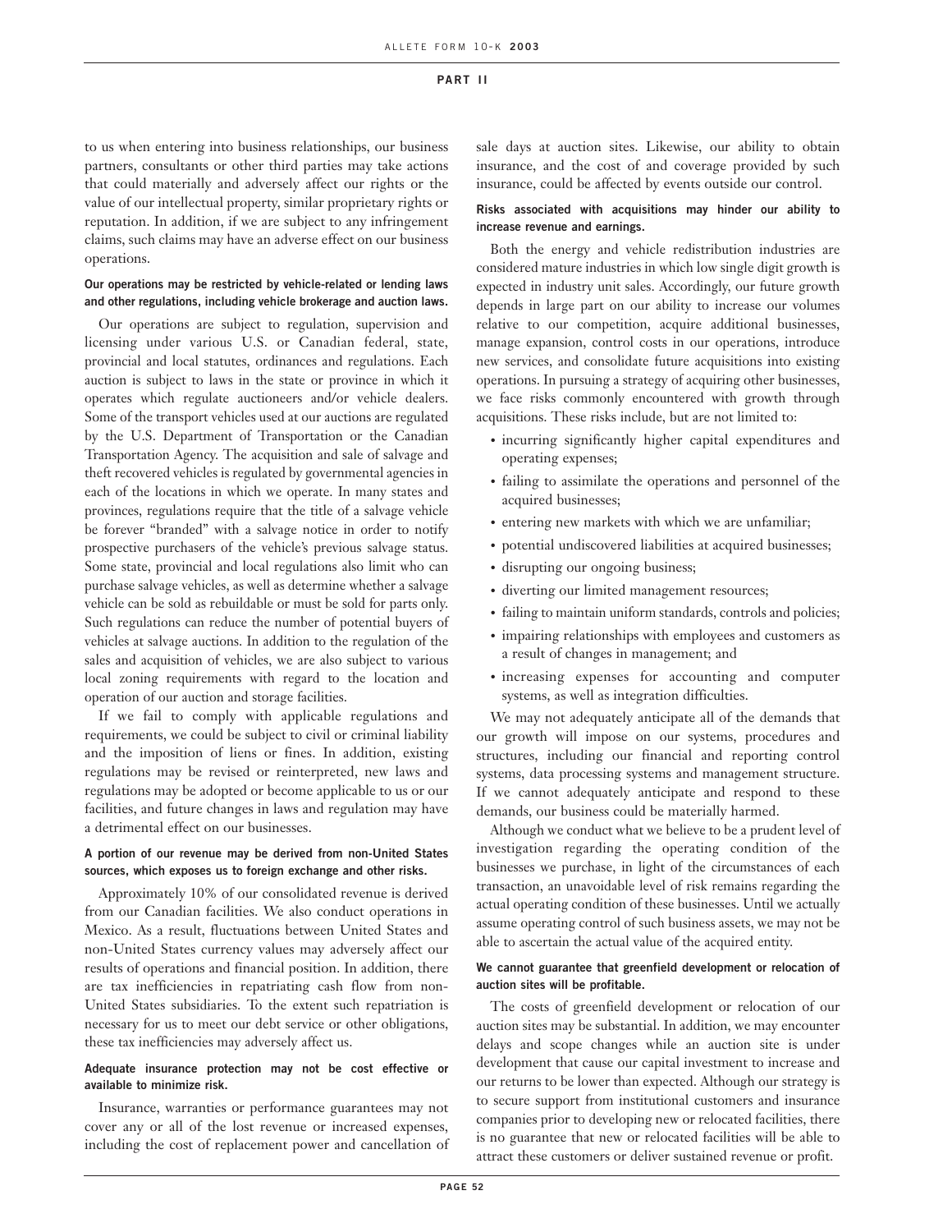to us when entering into business relationships, our business partners, consultants or other third parties may take actions that could materially and adversely affect our rights or the value of our intellectual property, similar proprietary rights or reputation. In addition, if we are subject to any infringement claims, such claims may have an adverse effect on our business operations.

**Our operations may be restricted by vehicle-related or lending laws and other regulations, including vehicle brokerage and auction laws.**

Our operations are subject to regulation, supervision and licensing under various U.S. or Canadian federal, state, provincial and local statutes, ordinances and regulations. Each auction is subject to laws in the state or province in which it operates which regulate auctioneers and/or vehicle dealers. Some of the transport vehicles used at our auctions are regulated by the U.S. Department of Transportation or the Canadian Transportation Agency. The acquisition and sale of salvage and theft recovered vehicles is regulated by governmental agencies in each of the locations in which we operate. In many states and provinces, regulations require that the title of a salvage vehicle be forever "branded" with a salvage notice in order to notify prospective purchasers of the vehicle's previous salvage status. Some state, provincial and local regulations also limit who can purchase salvage vehicles, as well as determine whether a salvage vehicle can be sold as rebuildable or must be sold for parts only. Such regulations can reduce the number of potential buyers of vehicles at salvage auctions. In addition to the regulation of the sales and acquisition of vehicles, we are also subject to various local zoning requirements with regard to the location and operation of our auction and storage facilities.

If we fail to comply with applicable regulations and requirements, we could be subject to civil or criminal liability and the imposition of liens or fines. In addition, existing regulations may be revised or reinterpreted, new laws and regulations may be adopted or become applicable to us or our facilities, and future changes in laws and regulation may have a detrimental effect on our businesses.

**A portion of our revenue may be derived from non-United States sources, which exposes us to foreign exchange and other risks.**

Approximately 10% of our consolidated revenue is derived from our Canadian facilities. We also conduct operations in Mexico. As a result, fluctuations between United States and non-United States currency values may adversely affect our results of operations and financial position. In addition, there are tax inefficiencies in repatriating cash flow from non-United States subsidiaries. To the extent such repatriation is necessary for us to meet our debt service or other obligations, these tax inefficiencies may adversely affect us.

**Adequate insurance protection may not be cost effective or available to minimize risk.**

Insurance, warranties or performance guarantees may not cover any or all of the lost revenue or increased expenses, including the cost of replacement power and cancellation of sale days at auction sites. Likewise, our ability to obtain insurance, and the cost of and coverage provided by such insurance, could be affected by events outside our control.

**Risks associated with acquisitions may hinder our ability to increase revenue and earnings.**

Both the energy and vehicle redistribution industries are considered mature industries in which low single digit growth is expected in industry unit sales. Accordingly, our future growth depends in large part on our ability to increase our volumes relative to our competition, acquire additional businesses, manage expansion, control costs in our operations, introduce new services, and consolidate future acquisitions into existing operations. In pursuing a strategy of acquiring other businesses, we face risks commonly encountered with growth through acquisitions. These risks include, but are not limited to:

- incurring significantly higher capital expenditures and operating expenses;
- failing to assimilate the operations and personnel of the acquired businesses;
- entering new markets with which we are unfamiliar;
- potential undiscovered liabilities at acquired businesses;
- disrupting our ongoing business;
- diverting our limited management resources;
- failing to maintain uniform standards, controls and policies;
- impairing relationships with employees and customers as a result of changes in management; and
- increasing expenses for accounting and computer systems, as well as integration difficulties.

We may not adequately anticipate all of the demands that our growth will impose on our systems, procedures and structures, including our financial and reporting control systems, data processing systems and management structure. If we cannot adequately anticipate and respond to these demands, our business could be materially harmed.

Although we conduct what we believe to be a prudent level of investigation regarding the operating condition of the businesses we purchase, in light of the circumstances of each transaction, an unavoidable level of risk remains regarding the actual operating condition of these businesses. Until we actually assume operating control of such business assets, we may not be able to ascertain the actual value of the acquired entity.

**We cannot guarantee that greenfield development or relocation of auction sites will be profitable.**

The costs of greenfield development or relocation of our auction sites may be substantial. In addition, we may encounter delays and scope changes while an auction site is under development that cause our capital investment to increase and our returns to be lower than expected. Although our strategy is to secure support from institutional customers and insurance companies prior to developing new or relocated facilities, there is no guarantee that new or relocated facilities will be able to attract these customers or deliver sustained revenue or profit.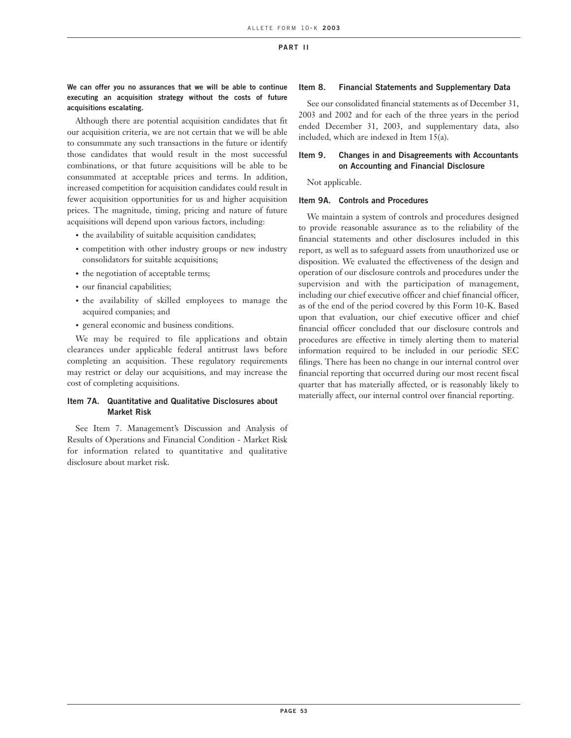**We can offer you no assurances that we will be able to continue executing an acquisition strategy without the costs of future acquisitions escalating.**

Although there are potential acquisition candidates that fit our acquisition criteria, we are not certain that we will be able to consummate any such transactions in the future or identify those candidates that would result in the most successful combinations, or that future acquisitions will be able to be consummated at acceptable prices and terms. In addition, increased competition for acquisition candidates could result in fewer acquisition opportunities for us and higher acquisition prices. The magnitude, timing, pricing and nature of future acquisitions will depend upon various factors, including:

- the availability of suitable acquisition candidates;
- competition with other industry groups or new industry consolidators for suitable acquisitions;
- the negotiation of acceptable terms;
- our financial capabilities;
- the availability of skilled employees to manage the acquired companies; and
- general economic and business conditions.

We may be required to file applications and obtain clearances under applicable federal antitrust laws before completing an acquisition. These regulatory requirements may restrict or delay our acquisitions, and may increase the cost of completing acquisitions.

### Item 7A. Quantitative and Qualitative Disclosures about Market Risk

See Item 7. Management's Discussion and Analysis of Results of Operations and Financial Condition - Market Risk for information related to quantitative and qualitative disclosure about market risk.

### Item 8. Financial Statements and Supplementary Data

See our consolidated financial statements as of December 31, 2003 and 2002 and for each of the three years in the period ended December 31, 2003, and supplementary data, also included, which are indexed in Item 15(a).

### Item 9. Changes in and Disagreements with Accountants on Accounting and Financial Disclosure

Not applicable.

### Item 9A. Controls and Procedures

We maintain a system of controls and procedures designed to provide reasonable assurance as to the reliability of the financial statements and other disclosures included in this report, as well as to safeguard assets from unauthorized use or disposition. We evaluated the effectiveness of the design and operation of our disclosure controls and procedures under the supervision and with the participation of management, including our chief executive officer and chief financial officer, as of the end of the period covered by this Form 10-K. Based upon that evaluation, our chief executive officer and chief financial officer concluded that our disclosure controls and procedures are effective in timely alerting them to material information required to be included in our periodic SEC filings. There has been no change in our internal control over financial reporting that occurred during our most recent fiscal quarter that has materially affected, or is reasonably likely to materially affect, our internal control over financial reporting.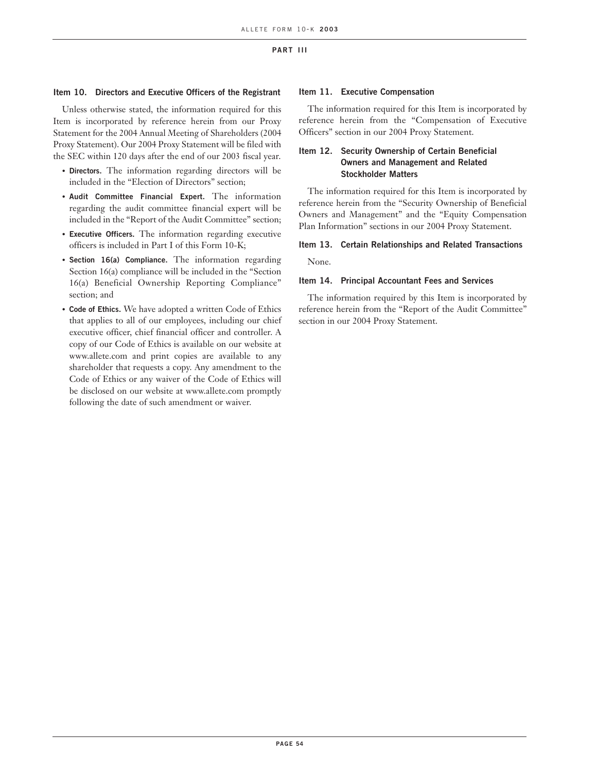## PART III

### Item 10. Directors and Executive Officers of the Registrant

Unless otherwise stated, the information required for this Item is incorporated by reference herein from our Proxy Statement for the 2004 Annual Meeting of Shareholders (2004 Proxy Statement). Our 2004 Proxy Statement will be filed with the SEC within 120 days after the end of our 2003 fiscal year.

- **Directors.** The information regarding directors will be included in the "Election of Directors" section;
- **Audit Committee Financial Expert.** The information regarding the audit committee financial expert will be included in the "Report of the Audit Committee" section;
- **Executive Officers.** The information regarding executive officers is included in Part I of this Form 10-K;
- **Section 16(a) Compliance.** The information regarding Section 16(a) compliance will be included in the "Section 16(a) Beneficial Ownership Reporting Compliance" section; and
- **Code of Ethics.** We have adopted a written Code of Ethics that applies to all of our employees, including our chief executive officer, chief financial officer and controller. A copy of our Code of Ethics is available on our website at www.allete.com and print copies are available to any shareholder that requests a copy. Any amendment to the Code of Ethics or any waiver of the Code of Ethics will be disclosed on our website at www.allete.com promptly following the date of such amendment or waiver.

### Item 11. Executive Compensation

The information required for this Item is incorporated by reference herein from the "Compensation of Executive Officers" section in our 2004 Proxy Statement.

### Item 12. Security Ownership of Certain Beneficial Owners and Management and Related Stockholder Matters

The information required for this Item is incorporated by reference herein from the "Security Ownership of Beneficial Owners and Management" and the "Equity Compensation Plan Information" sections in our 2004 Proxy Statement.

### Item 13. Certain Relationships and Related Transactions

None.

### Item 14. Principal Accountant Fees and Services

The information required by this Item is incorporated by reference herein from the "Report of the Audit Committee" section in our 2004 Proxy Statement.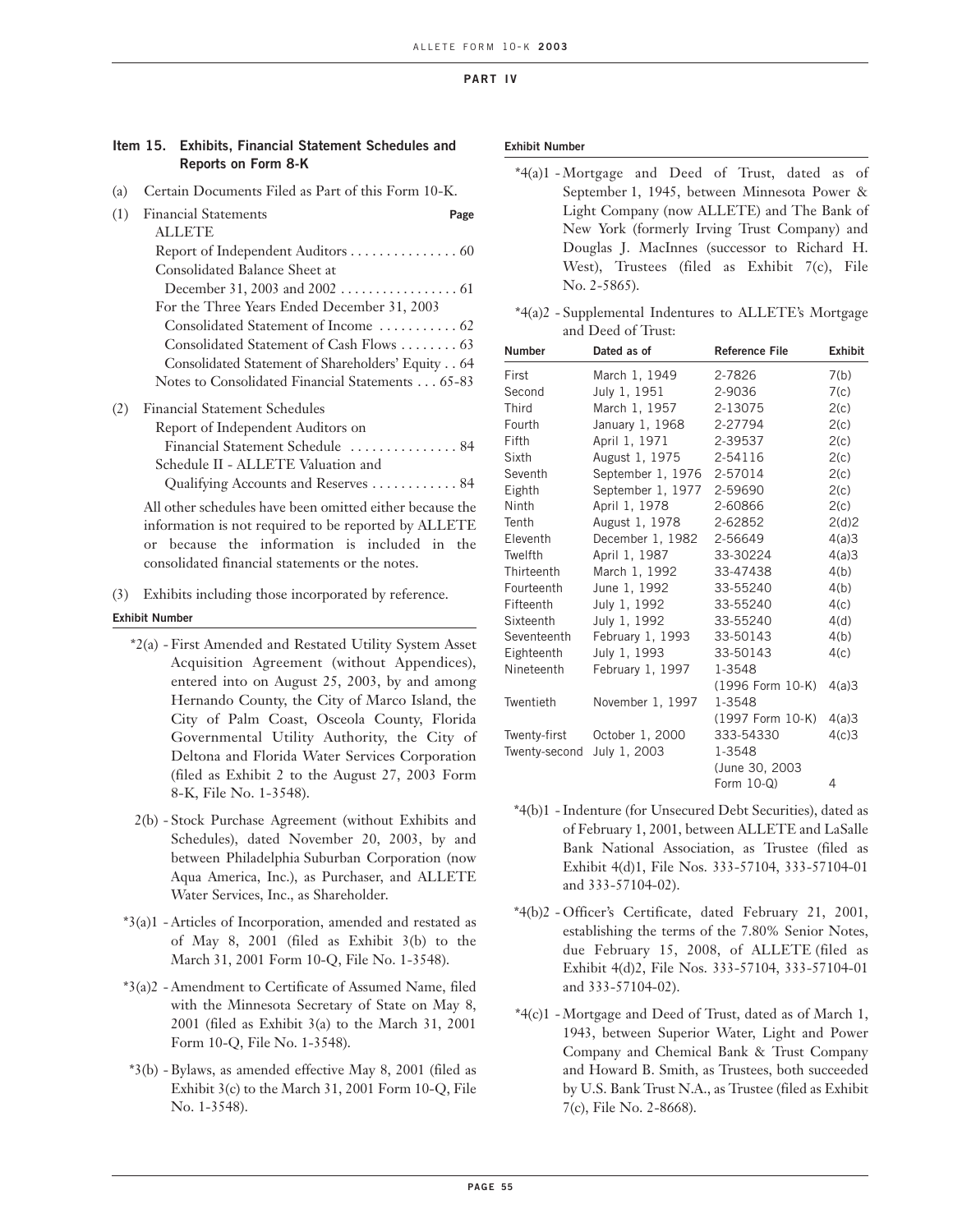## PART IV

### Item 15. Exhibits, Financial Statement Schedules and Reports on Form 8-K

(a) Certain Documents Filed as Part of this Form 10-K.

(1) Financial Statements

| | Page |
|---|---|
| ALLETE | |
| Report of Independent Auditors | 60 |
| Consolidated Balance Sheet at December 31, 2003 and 2002 | 61 |
| For the Three Years Ended December 31, 2003 | |
| Consolidated Statement of Income | 62 |
| Consolidated Statement of Cash Flows | 63 |
| Consolidated Statement of Shareholders' Equity | 64 |
| Notes to Consolidated Financial Statements | 65-83 |

(2) Financial Statement Schedules

| | |
|---|---|
| Report of Independent Auditors on Financial Statement Schedule | 84 |
| Schedule II - ALLETE Valuation and Qualifying Accounts and Reserves | 84 |

All other schedules have been omitted either because the information is not required to be reported by ALLETE or because the information is included in the consolidated financial statements or the notes.

(3) Exhibits including those incorporated by reference.

**Exhibit Number**

*2(a) - First Amended and Restated Utility System Asset Acquisition Agreement (without Appendices), entered into on August 25, 2003, by and among Hernando County, the City of Marco Island, the City of Palm Coast, Osceola County, Florida Governmental Utility Authority, the City of Deltona and Florida Water Services Corporation (filed as Exhibit 2 to the August 27, 2003 Form 8-K, File No. 1-3548).

2(b) - Stock Purchase Agreement (without Exhibits and Schedules), dated November 20, 2003, by and between Philadelphia Suburban Corporation (now Aqua America, Inc.), as Purchaser, and ALLETE Water Services, Inc., as Shareholder.

*3(a)1 - Articles of Incorporation, amended and restated as of May 8, 2001 (filed as Exhibit 3(b) to the March 31, 2001 Form 10-Q, File No. 1-3548).

*3(a)2 - Amendment to Certificate of Assumed Name, filed with the Minnesota Secretary of State on May 8, 2001 (filed as Exhibit 3(a) to the March 31, 2001 Form 10-Q, File No. 1-3548).

*3(b) - Bylaws, as amended effective May 8, 2001 (filed as Exhibit 3(c) to the March 31, 2001 Form 10-Q, File No. 1-3548).

**Exhibit Number**

*4(a)1 - Mortgage and Deed of Trust, dated as of September 1, 1945, between Minnesota Power & Light Company (now ALLETE) and The Bank of New York (formerly Irving Trust Company) and Douglas J. MacInnes (successor to Richard H. West), Trustees (filed as Exhibit 7(c), File No. 2-5865).

*4(a)2 - Supplemental Indentures to ALLETE's Mortgage and Deed of Trust:

| Number | Dated as of | Reference File | Exhibit |
|---|---|---|---|
| First | March 1, 1949 | 2-7826 | 7(b) |
| Second | July 1, 1951 | 2-9036 | 7(c) |
| Third | March 1, 1957 | 2-13075 | 2(c) |
| Fourth | January 1, 1968 | 2-27794 | 2(c) |
| Fifth | April 1, 1971 | 2-39537 | 2(c) |
| Sixth | August 1, 1975 | 2-54116 | 2(c) |
| Seventh | September 1, 1976 | 2-57014 | 2(c) |
| Eighth | September 1, 1977 | 2-59690 | 2(c) |
| Ninth | April 1, 1978 | 2-60866 | 2(c) |
| Tenth | August 1, 1978 | 2-62852 | 2(d)2 |
| Eleventh | December 1, 1982 | 2-56649 | 4(a)3 |
| Twelfth | April 1, 1987 | 33-30224 | 4(a)3 |
| Thirteenth | March 1, 1992 | 33-47438 | 4(b) |
| Fourteenth | June 1, 1992 | 33-55240 | 4(b) |
| Fifteenth | July 1, 1992 | 33-55240 | 4(c) |
| Sixteenth | July 1, 1992 | 33-55240 | 4(d) |
| Seventeenth | February 1, 1993 | 33-50143 | 4(b) |
| Eighteenth | July 1, 1993 | 33-50143 | 4(c) |
| Nineteenth | February 1, 1997 | 1-3548 (1996 Form 10-K) | 4(a)3 |
| Twentieth | November 1, 1997 | 1-3548 (1997 Form 10-K) | 4(a)3 |
| Twenty-first | October 1, 2000 | 333-54330 | 4(c)3 |
| Twenty-second | July 1, 2003 | 1-3548 (June 30, 2003 Form 10-Q) | 4 |

*4(b)1 - Indenture (for Unsecured Debt Securities), dated as of February 1, 2001, between ALLETE and LaSalle Bank National Association, as Trustee (filed as Exhibit 4(d)1, File Nos. 333-57104, 333-57104-01 and 333-57104-02).

*4(b)2 - Officer's Certificate, dated February 21, 2001, establishing the terms of the 7.80% Senior Notes, due February 15, 2008, of ALLETE (filed as Exhibit 4(d)2, File Nos. 333-57104, 333-57104-01 and 333-57104-02).

*4(c)1 - Mortgage and Deed of Trust, dated as of March 1, 1943, between Superior Water, Light and Power Company and Chemical Bank & Trust Company and Howard B. Smith, as Trustees, both succeeded by U.S. Bank Trust N.A., as Trustee (filed as Exhibit 7(c), File No. 2-8668).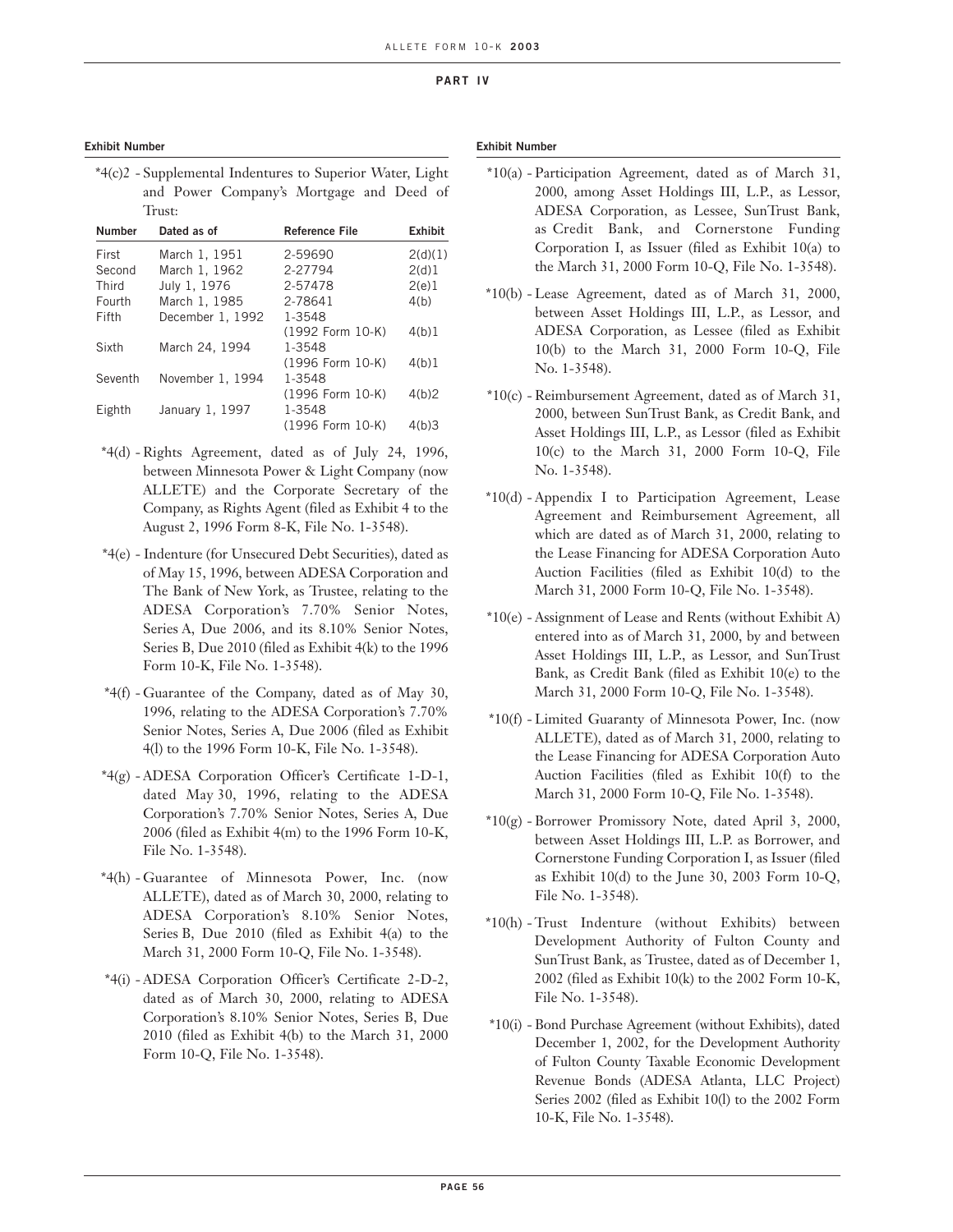## PART IV

**Exhibit Number**

*4(c)2 - Supplemental Indentures to Superior Water, Light and Power Company's Mortgage and Deed of Trust:

| Number | Dated as of | Reference File | Exhibit |
|---|---|---|---|
| First | March 1, 1951 | 2-59690 | 2(d)(1) |
| Second | March 1, 1962 | 2-27794 | 2(d)1 |
| Third | July 1, 1976 | 2-57478 | 2(e)1 |
| Fourth | March 1, 1985 | 2-78641 | 4(b) |
| Fifth | December 1, 1992 | 1-3548 (1992 Form 10-K) | 4(b)1 |
| Sixth | March 24, 1994 | 1-3548 (1996 Form 10-K) | 4(b)1 |
| Seventh | November 1, 1994 | 1-3548 (1996 Form 10-K) | 4(b)2 |
| Eighth | January 1, 1997 | 1-3548 (1996 Form 10-K) | 4(b)3 |

*4(d) - Rights Agreement, dated as of July 24, 1996, between Minnesota Power & Light Company (now ALLETE) and the Corporate Secretary of the Company, as Rights Agent (filed as Exhibit 4 to the August 2, 1996 Form 8-K, File No. 1-3548).

*4(e) - Indenture (for Unsecured Debt Securities), dated as of May 15, 1996, between ADESA Corporation and The Bank of New York, as Trustee, relating to the ADESA Corporation's 7.70% Senior Notes, Series A, Due 2006, and its 8.10% Senior Notes, Series B, Due 2010 (filed as Exhibit 4(k) to the 1996 Form 10-K, File No. 1-3548).

*4(f) - Guarantee of the Company, dated as of May 30, 1996, relating to the ADESA Corporation's 7.70% Senior Notes, Series A, Due 2006 (filed as Exhibit 4(l) to the 1996 Form 10-K, File No. 1-3548).

*4(g) - ADESA Corporation Officer's Certificate 1-D-1, dated May 30, 1996, relating to the ADESA Corporation's 7.70% Senior Notes, Series A, Due 2006 (filed as Exhibit 4(m) to the 1996 Form 10-K, File No. 1-3548).

*4(h) - Guarantee of Minnesota Power, Inc. (now ALLETE), dated as of March 30, 2000, relating to ADESA Corporation's 8.10% Senior Notes, Series B, Due 2010 (filed as Exhibit 4(a) to the March 31, 2000 Form 10-Q, File No. 1-3548).

*4(i) - ADESA Corporation Officer's Certificate 2-D-2, dated as of March 30, 2000, relating to ADESA Corporation's 8.10% Senior Notes, Series B, Due 2010 (filed as Exhibit 4(b) to the March 31, 2000 Form 10-Q, File No. 1-3548).

**Exhibit Number**

*10(a) - Participation Agreement, dated as of March 31, 2000, among Asset Holdings III, L.P., as Lessor, ADESA Corporation, as Lessee, SunTrust Bank, as Credit Bank, and Cornerstone Funding Corporation I, as Issuer (filed as Exhibit 10(a) to the March 31, 2000 Form 10-Q, File No. 1-3548).

*10(b) - Lease Agreement, dated as of March 31, 2000, between Asset Holdings III, L.P., as Lessor, and ADESA Corporation, as Lessee (filed as Exhibit 10(b) to the March 31, 2000 Form 10-Q, File No. 1-3548).

*10(c) - Reimbursement Agreement, dated as of March 31, 2000, between SunTrust Bank, as Credit Bank, and Asset Holdings III, L.P., as Lessor (filed as Exhibit 10(c) to the March 31, 2000 Form 10-Q, File No. 1-3548).

*10(d) - Appendix I to Participation Agreement, Lease Agreement and Reimbursement Agreement, all which are dated as of March 31, 2000, relating to the Lease Financing for ADESA Corporation Auto Auction Facilities (filed as Exhibit 10(d) to the March 31, 2000 Form 10-Q, File No. 1-3548).

*10(e) - Assignment of Lease and Rents (without Exhibit A) entered into as of March 31, 2000, by and between Asset Holdings III, L.P., as Lessor, and SunTrust Bank, as Credit Bank (filed as Exhibit 10(e) to the March 31, 2000 Form 10-Q, File No. 1-3548).

*10(f) - Limited Guaranty of Minnesota Power, Inc. (now ALLETE), dated as of March 31, 2000, relating to the Lease Financing for ADESA Corporation Auto Auction Facilities (filed as Exhibit 10(f) to the March 31, 2000 Form 10-Q, File No. 1-3548).

*10(g) - Borrower Promissory Note, dated April 3, 2000, between Asset Holdings III, L.P. as Borrower, and Cornerstone Funding Corporation I, as Issuer (filed as Exhibit 10(d) to the June 30, 2003 Form 10-Q, File No. 1-3548).

*10(h) - Trust Indenture (without Exhibits) between Development Authority of Fulton County and SunTrust Bank, as Trustee, dated as of December 1, 2002 (filed as Exhibit 10(k) to the 2002 Form 10-K, File No. 1-3548).

*10(i) - Bond Purchase Agreement (without Exhibits), dated December 1, 2002, for the Development Authority of Fulton County Taxable Economic Development Revenue Bonds (ADESA Atlanta, LLC Project) Series 2002 (filed as Exhibit 10(l) to the 2002 Form 10-K, File No. 1-3548).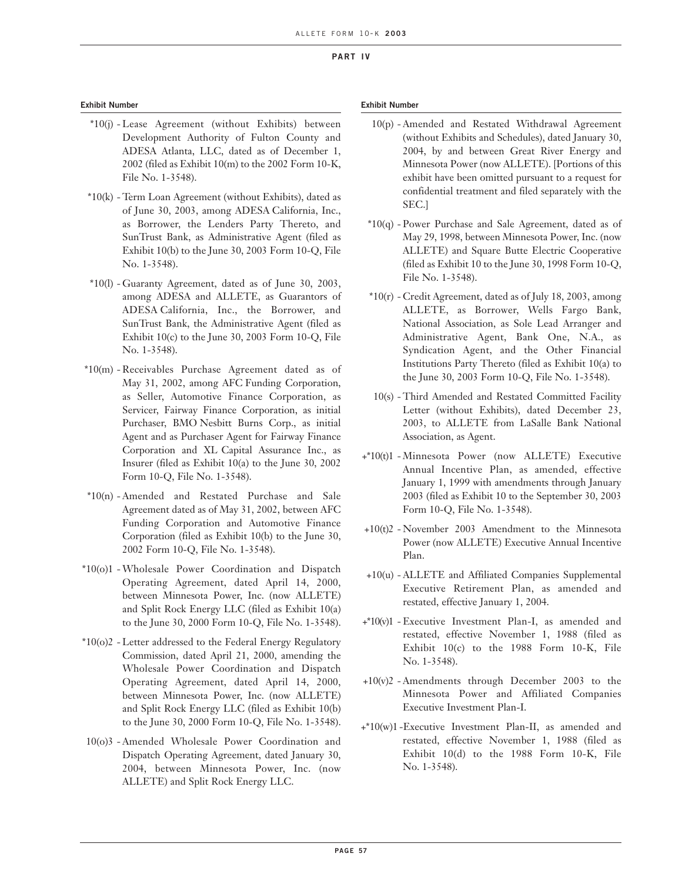**PART IV**

**Exhibit Number**

*10(j) - Lease Agreement (without Exhibits) between Development Authority of Fulton County and ADESA Atlanta, LLC, dated as of December 1, 2002 (filed as Exhibit 10(m) to the 2002 Form 10-K, File No. 1-3548).

*10(k) - Term Loan Agreement (without Exhibits), dated as of June 30, 2003, among ADESA California, Inc., as Borrower, the Lenders Party Thereto, and SunTrust Bank, as Administrative Agent (filed as Exhibit 10(b) to the June 30, 2003 Form 10-Q, File No. 1-3548).

*10(l) - Guaranty Agreement, dated as of June 30, 2003, among ADESA and ALLETE, as Guarantors of ADESA California, Inc., the Borrower, and SunTrust Bank, the Administrative Agent (filed as Exhibit 10(c) to the June 30, 2003 Form 10-Q, File No. 1-3548).

*10(m) - Receivables Purchase Agreement dated as of May 31, 2002, among AFC Funding Corporation, as Seller, Automotive Finance Corporation, as Servicer, Fairway Finance Corporation, as initial Purchaser, BMO Nesbitt Burns Corp., as initial Agent and as Purchaser Agent for Fairway Finance Corporation and XL Capital Assurance Inc., as Insurer (filed as Exhibit 10(a) to the June 30, 2002 Form 10-Q, File No. 1-3548).

*10(n) - Amended and Restated Purchase and Sale Agreement dated as of May 31, 2002, between AFC Funding Corporation and Automotive Finance Corporation (filed as Exhibit 10(b) to the June 30, 2002 Form 10-Q, File No. 1-3548).

*10(o)1 - Wholesale Power Coordination and Dispatch Operating Agreement, dated April 14, 2000, between Minnesota Power, Inc. (now ALLETE) and Split Rock Energy LLC (filed as Exhibit 10(a) to the June 30, 2000 Form 10-Q, File No. 1-3548).

*10(o)2 - Letter addressed to the Federal Energy Regulatory Commission, dated April 21, 2000, amending the Wholesale Power Coordination and Dispatch Operating Agreement, dated April 14, 2000, between Minnesota Power, Inc. (now ALLETE) and Split Rock Energy LLC (filed as Exhibit 10(b) to the June 30, 2000 Form 10-Q, File No. 1-3548).

10(o)3 - Amended Wholesale Power Coordination and Dispatch Operating Agreement, dated January 30, 2004, between Minnesota Power, Inc. (now ALLETE) and Split Rock Energy LLC.

10(p) - Amended and Restated Withdrawal Agreement (without Exhibits and Schedules), dated January 30, 2004, by and between Great River Energy and Minnesota Power (now ALLETE). [Portions of this exhibit have been omitted pursuant to a request for confidential treatment and filed separately with the SEC.]

*10(q) - Power Purchase and Sale Agreement, dated as of May 29, 1998, between Minnesota Power, Inc. (now ALLETE) and Square Butte Electric Cooperative (filed as Exhibit 10 to the June 30, 1998 Form 10-Q, File No. 1-3548).

*10(r) - Credit Agreement, dated as of July 18, 2003, among ALLETE, as Borrower, Wells Fargo Bank, National Association, as Sole Lead Arranger and Administrative Agent, Bank One, N.A., as Syndication Agent, and the Other Financial Institutions Party Thereto (filed as Exhibit 10(a) to the June 30, 2003 Form 10-Q, File No. 1-3548).

10(s) - Third Amended and Restated Committed Facility Letter (without Exhibits), dated December 23, 2003, to ALLETE from LaSalle Bank National Association, as Agent.

+*10(t)1 - Minnesota Power (now ALLETE) Executive Annual Incentive Plan, as amended, effective January 1, 1999 with amendments through January 2003 (filed as Exhibit 10 to the September 30, 2003 Form 10-Q, File No. 1-3548).

+10(t)2 - November 2003 Amendment to the Minnesota Power (now ALLETE) Executive Annual Incentive Plan.

+10(u) - ALLETE and Affiliated Companies Supplemental Executive Retirement Plan, as amended and restated, effective January 1, 2004.

+*10(v)1 - Executive Investment Plan-I, as amended and restated, effective November 1, 1988 (filed as Exhibit 10(c) to the 1988 Form 10-K, File No. 1-3548).

+10(v)2 - Amendments through December 2003 to the Minnesota Power and Affiliated Companies Executive Investment Plan-I.

+*10(w)1 - Executive Investment Plan-II, as amended and restated, effective November 1, 1988 (filed as Exhibit 10(d) to the 1988 Form 10-K, File No. 1-3548).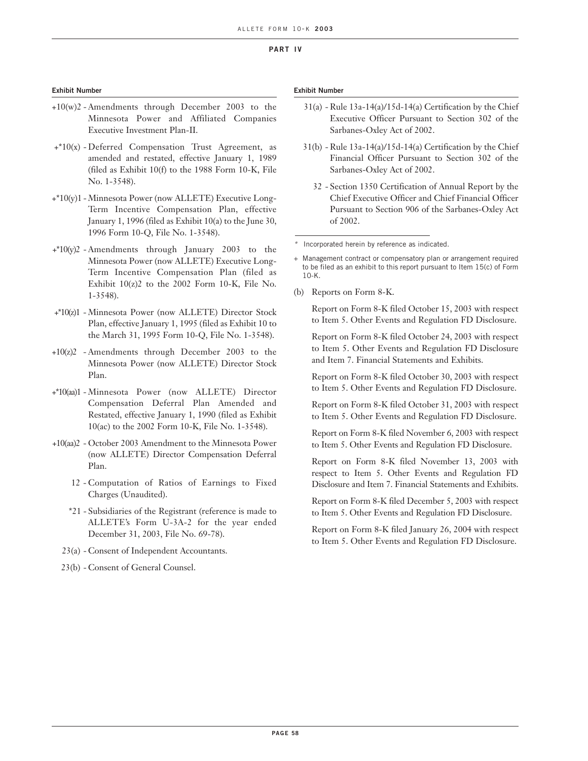**PART IV**

**Exhibit Number**

- +10(w)2 - Amendments through December 2003 to the Minnesota Power and Affiliated Companies Executive Investment Plan-II.
- +*10(x) - Deferred Compensation Trust Agreement, as amended and restated, effective January 1, 1989 (filed as Exhibit 10(f) to the 1988 Form 10-K, File No. 1-3548).
- +*10(y)1 - Minnesota Power (now ALLETE) Executive Long-Term Incentive Compensation Plan, effective January 1, 1996 (filed as Exhibit 10(a) to the June 30, 1996 Form 10-Q, File No. 1-3548).
- +*10(y)2 - Amendments through January 2003 to the Minnesota Power (now ALLETE) Executive Long-Term Incentive Compensation Plan (filed as Exhibit 10(z)2 to the 2002 Form 10-K, File No. 1-3548).
- +*10(z)1 - Minnesota Power (now ALLETE) Director Stock Plan, effective January 1, 1995 (filed as Exhibit 10 to the March 31, 1995 Form 10-Q, File No. 1-3548).
- +10(z)2 - Amendments through December 2003 to the Minnesota Power (now ALLETE) Director Stock Plan.
- +*10(aa)1 - Minnesota Power (now ALLETE) Director Compensation Deferral Plan Amended and Restated, effective January 1, 1990 (filed as Exhibit 10(ac) to the 2002 Form 10-K, File No. 1-3548).
- +10(aa)2 - October 2003 Amendment to the Minnesota Power (now ALLETE) Director Compensation Deferral Plan.
- 12 - Computation of Ratios of Earnings to Fixed Charges (Unaudited).
- *21 - Subsidiaries of the Registrant (reference is made to ALLETE's Form U-3A-2 for the year ended December 31, 2003, File No. 69-78).
- 23(a) - Consent of Independent Accountants.
- 23(b) - Consent of General Counsel.

**Exhibit Number**

- 31(a) - Rule 13a-14(a)/15d-14(a) Certification by the Chief Executive Officer Pursuant to Section 302 of the Sarbanes-Oxley Act of 2002.
- 31(b) - Rule 13a-14(a)/15d-14(a) Certification by the Chief Financial Officer Pursuant to Section 302 of the Sarbanes-Oxley Act of 2002.
- 32 - Section 1350 Certification of Annual Report by the Chief Executive Officer and Chief Financial Officer Pursuant to Section 906 of the Sarbanes-Oxley Act of 2002.

\* Incorporated herein by reference as indicated.

\+ Management contract or compensatory plan or arrangement required to be filed as an exhibit to this report pursuant to Item 15(c) of Form 10-K.

(b) Reports on Form 8-K.

Report on Form 8-K filed October 15, 2003 with respect to Item 5. Other Events and Regulation FD Disclosure.

Report on Form 8-K filed October 24, 2003 with respect to Item 5. Other Events and Regulation FD Disclosure and Item 7. Financial Statements and Exhibits.

Report on Form 8-K filed October 30, 2003 with respect to Item 5. Other Events and Regulation FD Disclosure.

Report on Form 8-K filed October 31, 2003 with respect to Item 5. Other Events and Regulation FD Disclosure.

Report on Form 8-K filed November 6, 2003 with respect to Item 5. Other Events and Regulation FD Disclosure.

Report on Form 8-K filed November 13, 2003 with respect to Item 5. Other Events and Regulation FD Disclosure and Item 7. Financial Statements and Exhibits.

Report on Form 8-K filed December 5, 2003 with respect to Item 5. Other Events and Regulation FD Disclosure.

Report on Form 8-K filed January 26, 2004 with respect to Item 5. Other Events and Regulation FD Disclosure.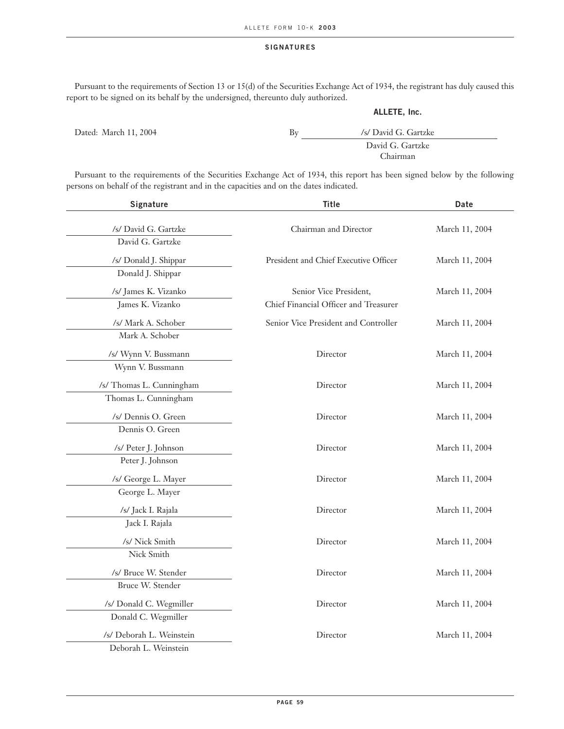## SIGNATURES

Pursuant to the requirements of Section 13 or 15(d) of the Securities Exchange Act of 1934, the registrant has duly caused this report to be signed on its behalf by the undersigned, thereunto duly authorized.

**ALLETE, Inc.**

Dated: March 11, 2004

By /s/ David G. Gartzke
David G. Gartzke
Chairman

Pursuant to the requirements of the Securities Exchange Act of 1934, this report has been signed below by the following persons on behalf of the registrant and in the capacities and on the dates indicated.

| Signature | Title | Date |
|---|---|---|
| /s/ David G. Gartzke<br>David G. Gartzke | Chairman and Director | March 11, 2004 |
| /s/ Donald J. Shippar<br>Donald J. Shippar | President and Chief Executive Officer | March 11, 2004 |
| /s/ James K. Vizanko<br>James K. Vizanko | Senior Vice President,<br>Chief Financial Officer and Treasurer | March 11, 2004 |
| /s/ Mark A. Schober<br>Mark A. Schober | Senior Vice President and Controller | March 11, 2004 |
| /s/ Wynn V. Bussmann<br>Wynn V. Bussmann | Director | March 11, 2004 |
| /s/ Thomas L. Cunningham<br>Thomas L. Cunningham | Director | March 11, 2004 |
| /s/ Dennis O. Green<br>Dennis O. Green | Director | March 11, 2004 |
| /s/ Peter J. Johnson<br>Peter J. Johnson | Director | March 11, 2004 |
| /s/ George L. Mayer<br>George L. Mayer | Director | March 11, 2004 |
| /s/ Jack I. Rajala<br>Jack I. Rajala | Director | March 11, 2004 |
| /s/ Nick Smith<br>Nick Smith | Director | March 11, 2004 |
| /s/ Bruce W. Stender<br>Bruce W. Stender | Director | March 11, 2004 |
| /s/ Donald C. Wegmiller<br>Donald C. Wegmiller | Director | March 11, 2004 |
| /s/ Deborah L. Weinstein<br>Deborah L. Weinstein | Director | March 11, 2004 |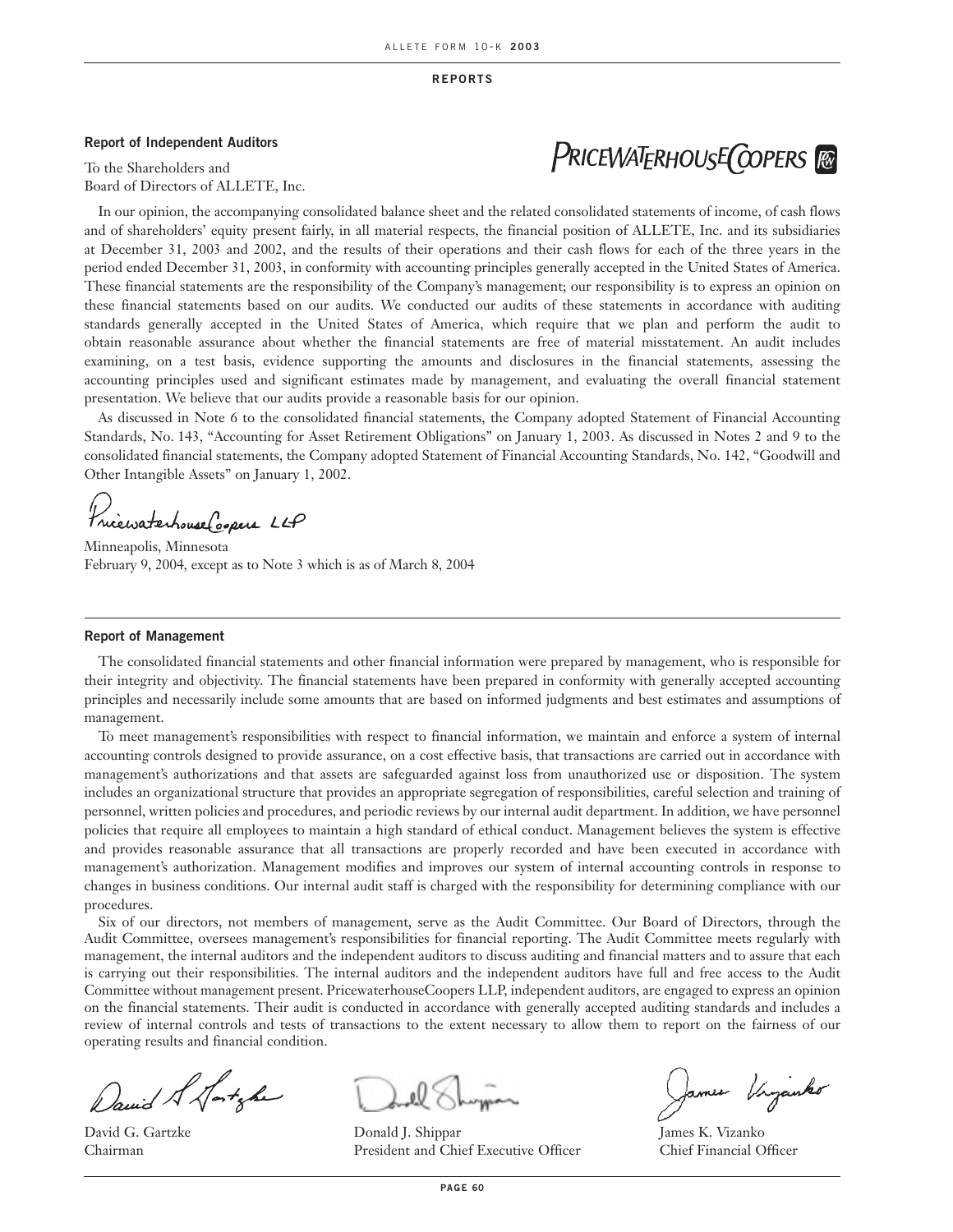## REPORTS

### Report of Independent Auditors

To the Shareholders and
Board of Directors of ALLETE, Inc.

PRICEWATERHOUSECOOPERS

In our opinion, the accompanying consolidated balance sheet and the related consolidated statements of income, of cash flows and of shareholders' equity present fairly, in all material respects, the financial position of ALLETE, Inc. and its subsidiaries at December 31, 2003 and 2002, and the results of their operations and their cash flows for each of the three years in the period ended December 31, 2003, in conformity with accounting principles generally accepted in the United States of America. These financial statements are the responsibility of the Company's management; our responsibility is to express an opinion on these financial statements based on our audits. We conducted our audits of these statements in accordance with auditing standards generally accepted in the United States of America, which require that we plan and perform the audit to obtain reasonable assurance about whether the financial statements are free of material misstatement. An audit includes examining, on a test basis, evidence supporting the amounts and disclosures in the financial statements, assessing the accounting principles used and significant estimates made by management, and evaluating the overall financial statement presentation. We believe that our audits provide a reasonable basis for our opinion.

As discussed in Note 6 to the consolidated financial statements, the Company adopted Statement of Financial Accounting Standards, No. 143, "Accounting for Asset Retirement Obligations" on January 1, 2003. As discussed in Notes 2 and 9 to the consolidated financial statements, the Company adopted Statement of Financial Accounting Standards, No. 142, "Goodwill and Other Intangible Assets" on January 1, 2002.

PricewaterhouseCoopers LLP

Minneapolis, Minnesota
February 9, 2004, except as to Note 3 which is as of March 8, 2004

### Report of Management

The consolidated financial statements and other financial information were prepared by management, who is responsible for their integrity and objectivity. The financial statements have been prepared in conformity with generally accepted accounting principles and necessarily include some amounts that are based on informed judgments and best estimates and assumptions of management.

To meet management's responsibilities with respect to financial information, we maintain and enforce a system of internal accounting controls designed to provide assurance, on a cost effective basis, that transactions are carried out in accordance with management's authorizations and that assets are safeguarded against loss from unauthorized use or disposition. The system includes an organizational structure that provides an appropriate segregation of responsibilities, careful selection and training of personnel, written policies and procedures, and periodic reviews by our internal audit department. In addition, we have personnel policies that require all employees to maintain a high standard of ethical conduct. Management believes the system is effective and provides reasonable assurance that all transactions are properly recorded and have been executed in accordance with management's authorization. Management modifies and improves our system of internal accounting controls in response to changes in business conditions. Our internal audit staff is charged with the responsibility for determining compliance with our procedures.

Six of our directors, not members of management, serve as the Audit Committee. Our Board of Directors, through the Audit Committee, oversees management's responsibilities for financial reporting. The Audit Committee meets regularly with management, the internal auditors and the independent auditors to discuss auditing and financial matters and to assure that each is carrying out their responsibilities. The internal auditors and the independent auditors have full and free access to the Audit Committee without management present. PricewaterhouseCoopers LLP, independent auditors, are engaged to express an opinion on the financial statements. Their audit is conducted in accordance with generally accepted auditing standards and includes a review of internal controls and tests of transactions to the extent necessary to allow them to report on the fairness of our operating results and financial condition.

| | | |
|---|---|---|
| David G. Gartzke | Donald J. Shippar | James K. Vizanko |
| Chairman | President and Chief Executive Officer | Chief Financial Officer |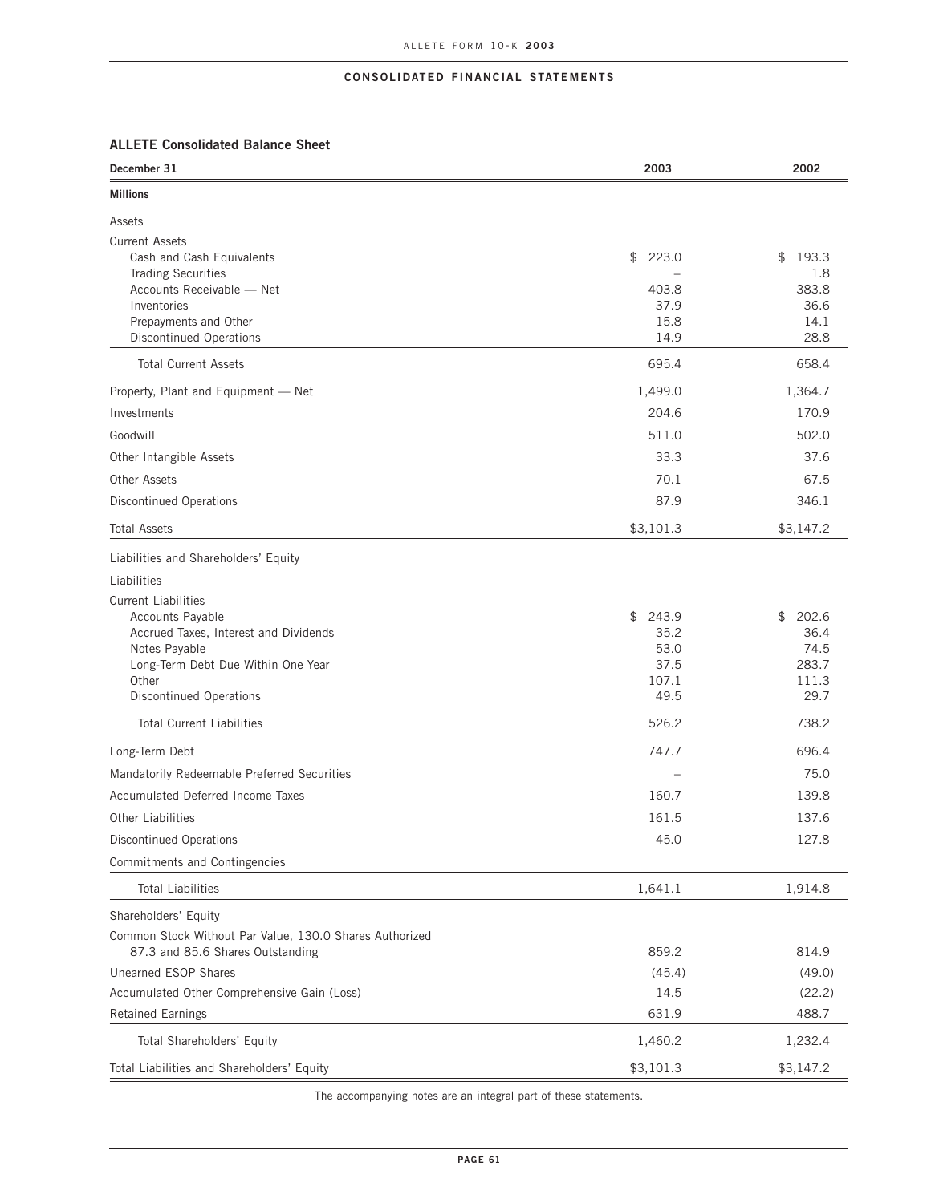## CONSOLIDATED FINANCIAL STATEMENTS

### ALLETE Consolidated Balance Sheet

| December 31 | 2003 | 2002 |
|---|---|---|
| **Millions** | | |
| Assets | | |
| Current Assets | | |
| Cash and Cash Equivalents | $ 223.0 | $ 193.3 |
| Trading Securities | – | 1.8 |
| Accounts Receivable — Net | 403.8 | 383.8 |
| Inventories | 37.9 | 36.6 |
| Prepayments and Other | 15.8 | 14.1 |
| Discontinued Operations | 14.9 | 28.8 |
| Total Current Assets | 695.4 | 658.4 |
| Property, Plant and Equipment — Net | 1,499.0 | 1,364.7 |
| Investments | 204.6 | 170.9 |
| Goodwill | 511.0 | 502.0 |
| Other Intangible Assets | 33.3 | 37.6 |
| Other Assets | 70.1 | 67.5 |
| Discontinued Operations | 87.9 | 346.1 |
| Total Assets | $3,101.3 | $3,147.2 |
| Liabilities and Shareholders' Equity | | |
| Liabilities | | |
| Current Liabilities | | |
| Accounts Payable | $ 243.9 | $ 202.6 |
| Accrued Taxes, Interest and Dividends | 35.2 | 36.4 |
| Notes Payable | 53.0 | 74.5 |
| Long-Term Debt Due Within One Year | 37.5 | 283.7 |
| Other | 107.1 | 111.3 |
| Discontinued Operations | 49.5 | 29.7 |
| Total Current Liabilities | 526.2 | 738.2 |
| Long-Term Debt | 747.7 | 696.4 |
| Mandatorily Redeemable Preferred Securities | – | 75.0 |
| Accumulated Deferred Income Taxes | 160.7 | 139.8 |
| Other Liabilities | 161.5 | 137.6 |
| Discontinued Operations | 45.0 | 127.8 |
| Commitments and Contingencies | | |
| Total Liabilities | 1,641.1 | 1,914.8 |
| Shareholders' Equity | | |
| Common Stock Without Par Value, 130.0 Shares Authorized 87.3 and 85.6 Shares Outstanding | 859.2 | 814.9 |
| Unearned ESOP Shares | (45.4) | (49.0) |
| Accumulated Other Comprehensive Gain (Loss) | 14.5 | (22.2) |
| Retained Earnings | 631.9 | 488.7 |
| Total Shareholders' Equity | 1,460.2 | 1,232.4 |
| Total Liabilities and Shareholders' Equity | $3,101.3 | $3,147.2 |

The accompanying notes are an integral part of these statements.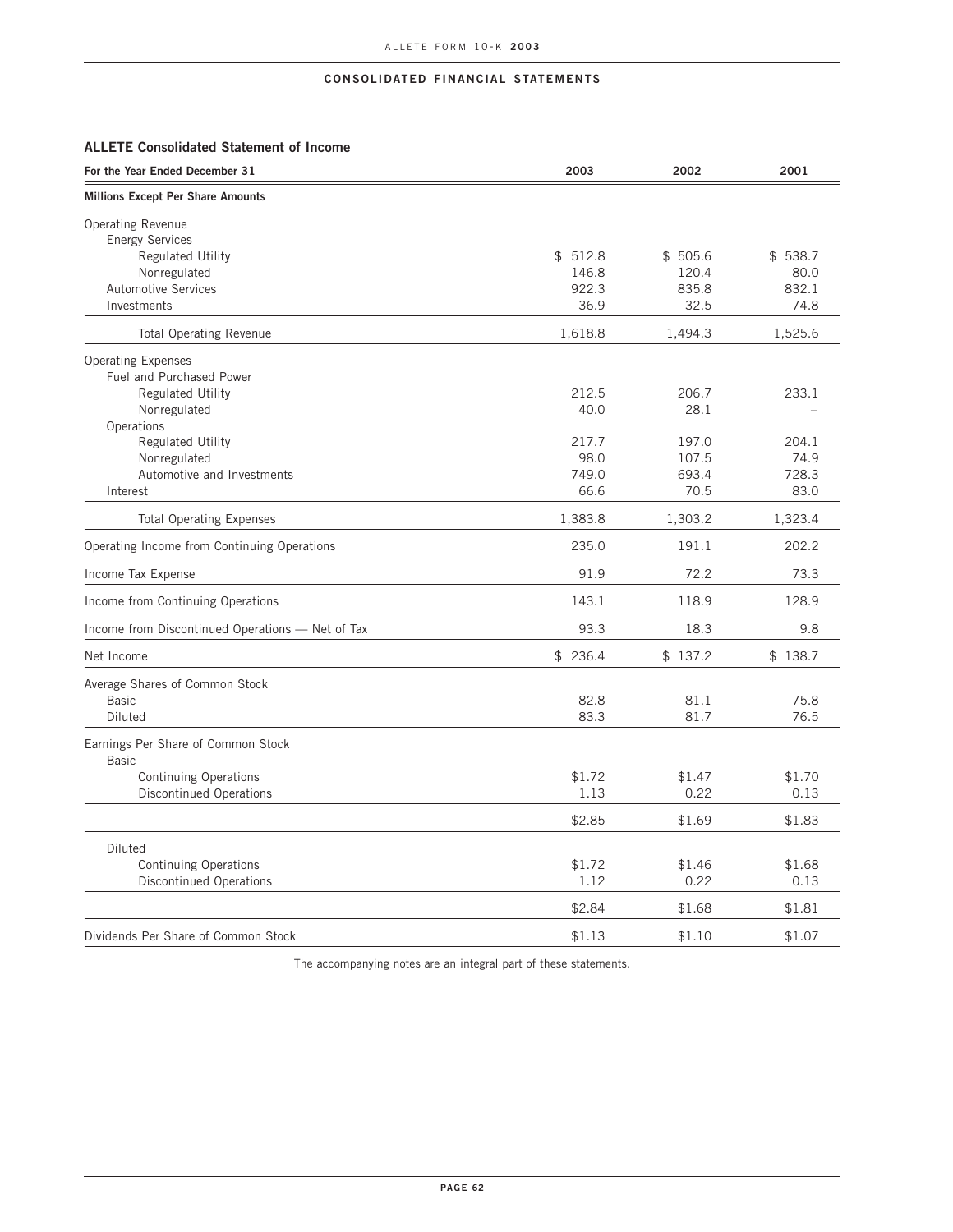## CONSOLIDATED FINANCIAL STATEMENTS

### ALLETE Consolidated Statement of Income

| For the Year Ended December 31 | 2003 | 2002 | 2001 |
|---|---|---|---|
| **Millions Except Per Share Amounts** | | | |
| Operating Revenue | | | |
| Energy Services | | | |
| Regulated Utility | $ 512.8 | $ 505.6 | $ 538.7 |
| Nonregulated | 146.8 | 120.4 | 80.0 |
| Automotive Services | 922.3 | 835.8 | 832.1 |
| Investments | 36.9 | 32.5 | 74.8 |
| Total Operating Revenue | 1,618.8 | 1,494.3 | 1,525.6 |
| Operating Expenses | | | |
| Fuel and Purchased Power | | | |
| Regulated Utility | 212.5 | 206.7 | 233.1 |
| Nonregulated | 40.0 | 28.1 | – |
| Operations | | | |
| Regulated Utility | 217.7 | 197.0 | 204.1 |
| Nonregulated | 98.0 | 107.5 | 74.9 |
| Automotive and Investments | 749.0 | 693.4 | 728.3 |
| Interest | 66.6 | 70.5 | 83.0 |
| Total Operating Expenses | 1,383.8 | 1,303.2 | 1,323.4 |
| Operating Income from Continuing Operations | 235.0 | 191.1 | 202.2 |
| Income Tax Expense | 91.9 | 72.2 | 73.3 |
| Income from Continuing Operations | 143.1 | 118.9 | 128.9 |
| Income from Discontinued Operations — Net of Tax | 93.3 | 18.3 | 9.8 |
| Net Income | $ 236.4 | $ 137.2 | $ 138.7 |
| Average Shares of Common Stock | | | |
| Basic | 82.8 | 81.1 | 75.8 |
| Diluted | 83.3 | 81.7 | 76.5 |
| Earnings Per Share of Common Stock | | | |
| Basic | | | |
| Continuing Operations | $1.72 | $1.47 | $1.70 |
| Discontinued Operations | 1.13 | 0.22 | 0.13 |
| | $2.85 | $1.69 | $1.83 |
| Diluted | | | |
| Continuing Operations | $1.72 | $1.46 | $1.68 |
| Discontinued Operations | 1.12 | 0.22 | 0.13 |
| | $2.84 | $1.68 | $1.81 |
| Dividends Per Share of Common Stock | $1.13 | $1.10 | $1.07 |

The accompanying notes are an integral part of these statements.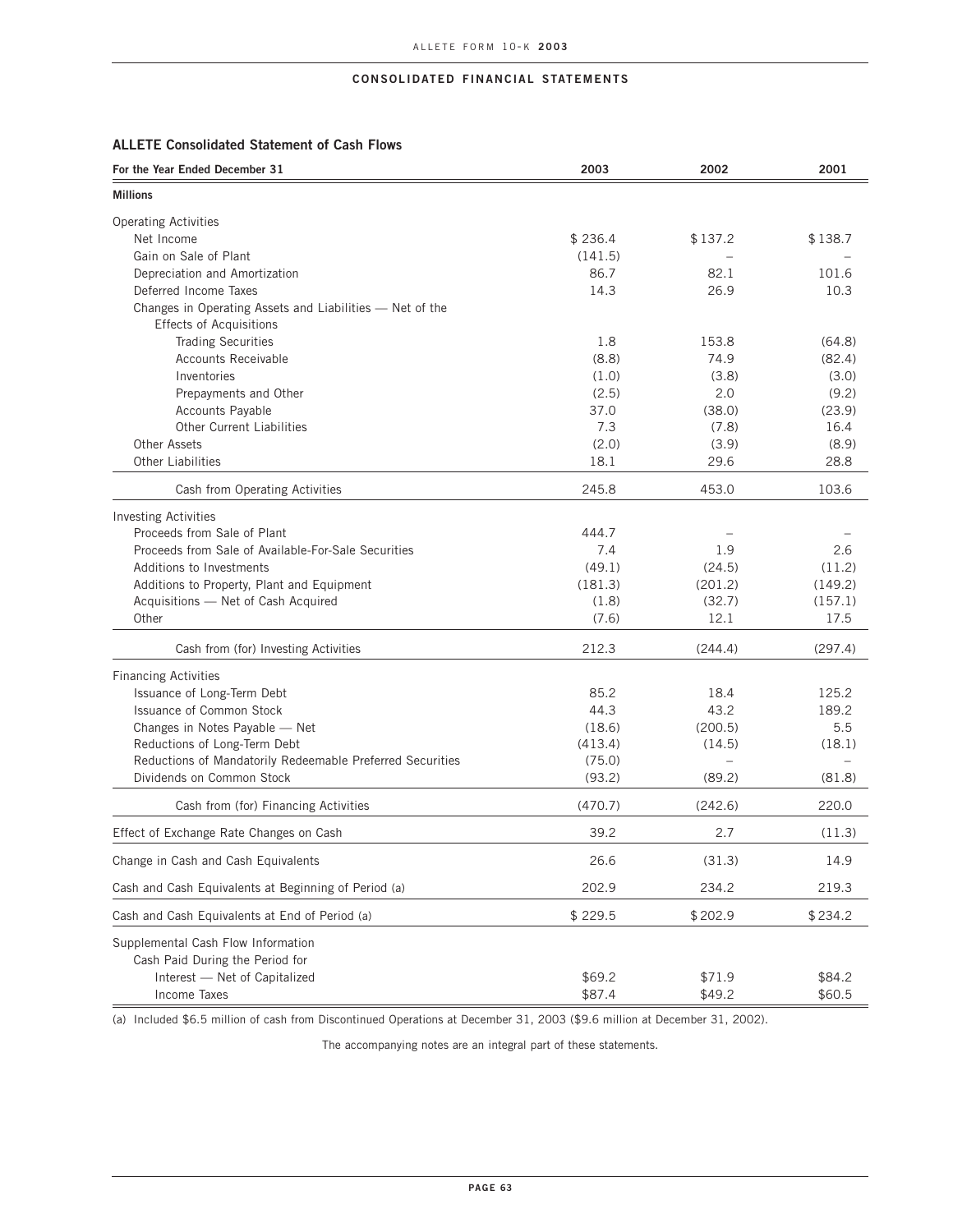## CONSOLIDATED FINANCIAL STATEMENTS

### ALLETE Consolidated Statement of Cash Flows

| For the Year Ended December 31 | 2003 | 2002 | 2001 |
|---|---|---|---|
| **Millions** | | | |
| Operating Activities | | | |
| Net Income | $236.4 | $137.2 | $138.7 |
| Gain on Sale of Plant | (141.5) | – | – |
| Depreciation and Amortization | 86.7 | 82.1 | 101.6 |
| Deferred Income Taxes | 14.3 | 26.9 | 10.3 |
| Changes in Operating Assets and Liabilities — Net of the Effects of Acquisitions | | | |
| Trading Securities | 1.8 | 153.8 | (64.8) |
| Accounts Receivable | (8.8) | 74.9 | (82.4) |
| Inventories | (1.0) | (3.8) | (3.0) |
| Prepayments and Other | (2.5) | 2.0 | (9.2) |
| Accounts Payable | 37.0 | (38.0) | (23.9) |
| Other Current Liabilities | 7.3 | (7.8) | 16.4 |
| Other Assets | (2.0) | (3.9) | (8.9) |
| Other Liabilities | 18.1 | 29.6 | 28.8 |
| Cash from Operating Activities | 245.8 | 453.0 | 103.6 |
| Investing Activities | | | |
| Proceeds from Sale of Plant | 444.7 | – | – |
| Proceeds from Sale of Available-For-Sale Securities | 7.4 | 1.9 | 2.6 |
| Additions to Investments | (49.1) | (24.5) | (11.2) |
| Additions to Property, Plant and Equipment | (181.3) | (201.2) | (149.2) |
| Acquisitions — Net of Cash Acquired | (1.8) | (32.7) | (157.1) |
| Other | (7.6) | 12.1 | 17.5 |
| Cash from (for) Investing Activities | 212.3 | (244.4) | (297.4) |
| Financing Activities | | | |
| Issuance of Long-Term Debt | 85.2 | 18.4 | 125.2 |
| Issuance of Common Stock | 44.3 | 43.2 | 189.2 |
| Changes in Notes Payable — Net | (18.6) | (200.5) | 5.5 |
| Reductions of Long-Term Debt | (413.4) | (14.5) | (18.1) |
| Reductions of Mandatorily Redeemable Preferred Securities | (75.0) | – | – |
| Dividends on Common Stock | (93.2) | (89.2) | (81.8) |
| Cash from (for) Financing Activities | (470.7) | (242.6) | 220.0 |
| Effect of Exchange Rate Changes on Cash | 39.2 | 2.7 | (11.3) |
| Change in Cash and Cash Equivalents | 26.6 | (31.3) | 14.9 |
| Cash and Cash Equivalents at Beginning of Period (a) | 202.9 | 234.2 | 219.3 |
| Cash and Cash Equivalents at End of Period (a) | $229.5 | $202.9 | $234.2 |
| Supplemental Cash Flow Information | | | |
| Cash Paid During the Period for | | | |
| Interest — Net of Capitalized | $69.2 | $71.9 | $84.2 |
| Income Taxes | $87.4 | $49.2 | $60.5 |

(a) Included $6.5 million of cash from Discontinued Operations at December 31, 2003 ($9.6 million at December 31, 2002).

The accompanying notes are an integral part of these statements.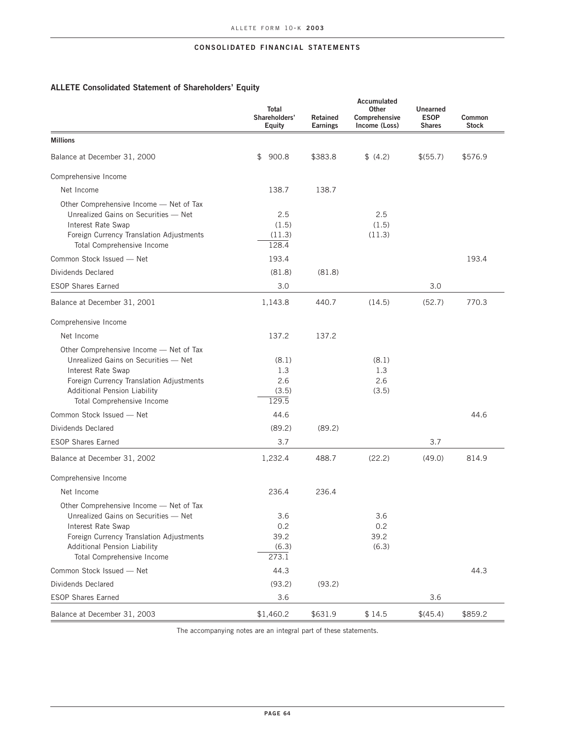## CONSOLIDATED FINANCIAL STATEMENTS

### ALLETE Consolidated Statement of Shareholders' Equity

| Millions | Total Shareholders' Equity | Retained Earnings | Accumulated Other Comprehensive Income (Loss) | Unearned ESOP Shares | Common Stock |
|---|---|---|---|---|---|
| Balance at December 31, 2000 | $ 900.8 | $383.8 | $ (4.2) | $(55.7) | $576.9 |
| Comprehensive Income | | | | | |
| Net Income | 138.7 | 138.7 | | | |
| Other Comprehensive Income — Net of Tax | | | | | |
| Unrealized Gains on Securities — Net | 2.5 | | 2.5 | | |
| Interest Rate Swap | (1.5) | | (1.5) | | |
| Foreign Currency Translation Adjustments | (11.3) | | (11.3) | | |
| Total Comprehensive Income | 128.4 | | | | |
| Common Stock Issued — Net | 193.4 | | | | 193.4 |
| Dividends Declared | (81.8) | (81.8) | | | |
| ESOP Shares Earned | 3.0 | | | 3.0 | |
| Balance at December 31, 2001 | 1,143.8 | 440.7 | (14.5) | (52.7) | 770.3 |
| Comprehensive Income | | | | | |
| Net Income | 137.2 | 137.2 | | | |
| Other Comprehensive Income — Net of Tax | | | | | |
| Unrealized Gains on Securities — Net | (8.1) | | (8.1) | | |
| Interest Rate Swap | 1.3 | | 1.3 | | |
| Foreign Currency Translation Adjustments | 2.6 | | 2.6 | | |
| Additional Pension Liability | (3.5) | | (3.5) | | |
| Total Comprehensive Income | 129.5 | | | | |
| Common Stock Issued — Net | 44.6 | | | | 44.6 |
| Dividends Declared | (89.2) | (89.2) | | | |
| ESOP Shares Earned | 3.7 | | | 3.7 | |
| Balance at December 31, 2002 | 1,232.4 | 488.7 | (22.2) | (49.0) | 814.9 |
| Comprehensive Income | | | | | |
| Net Income | 236.4 | 236.4 | | | |
| Other Comprehensive Income — Net of Tax | | | | | |
| Unrealized Gains on Securities — Net | 3.6 | | 3.6 | | |
| Interest Rate Swap | 0.2 | | 0.2 | | |
| Foreign Currency Translation Adjustments | 39.2 | | 39.2 | | |
| Additional Pension Liability | (6.3) | | (6.3) | | |
| Total Comprehensive Income | 273.1 | | | | |
| Common Stock Issued — Net | 44.3 | | | | 44.3 |
| Dividends Declared | (93.2) | (93.2) | | | |
| ESOP Shares Earned | 3.6 | | | 3.6 | |
| Balance at December 31, 2003 | $1,460.2 | $631.9 | $ 14.5 | $(45.4) | $859.2 |

The accompanying notes are an integral part of these statements.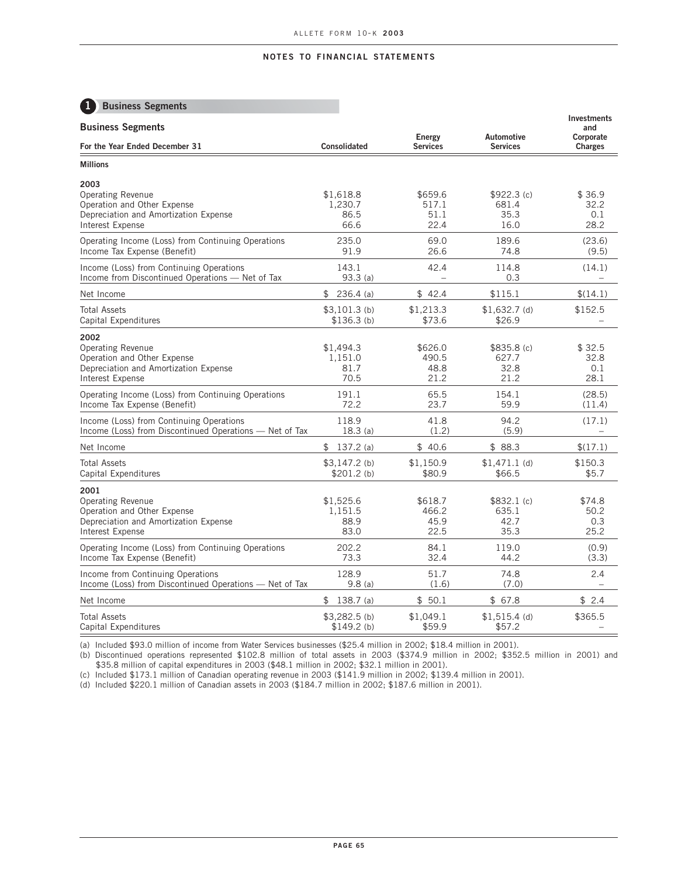## NOTES TO FINANCIAL STATEMENTS

### 1 Business Segments

**Business Segments**

| For the Year Ended December 31 | Consolidated | Energy Services | Automotive Services | Investments and Corporate Charges |
|---|---|---|---|---|
| **Millions** | | | | |
| **2003** | | | | |
| Operating Revenue | $1,618.8 | $659.6 | $922.3 (c) | $ 36.9 |
| Operation and Other Expense | 1,230.7 | 517.1 | 681.4 | 32.2 |
| Depreciation and Amortization Expense | 86.5 | 51.1 | 35.3 | 0.1 |
| Interest Expense | 66.6 | 22.4 | 16.0 | 28.2 |
| Operating Income (Loss) from Continuing Operations | 235.0 | 69.0 | 189.6 | (23.6) |
| Income Tax Expense (Benefit) | 91.9 | 26.6 | 74.8 | (9.5) |
| Income (Loss) from Continuing Operations | 143.1 | 42.4 | 114.8 | (14.1) |
| Income from Discontinued Operations — Net of Tax | 93.3 (a) | – | 0.3 | – |
| Net Income | $ 236.4 (a) | $ 42.4 | $115.1 | $(14.1) |
| Total Assets | $3,101.3 (b) | $1,213.3 | $1,632.7 (d) | $152.5 |
| Capital Expenditures | $136.3 (b) | $73.6 | $26.9 | – |
| **2002** | | | | |
| Operating Revenue | $1,494.3 | $626.0 | $835.8 (c) | $ 32.5 |
| Operation and Other Expense | 1,151.0 | 490.5 | 627.7 | 32.8 |
| Depreciation and Amortization Expense | 81.7 | 48.8 | 32.8 | 0.1 |
| Interest Expense | 70.5 | 21.2 | 21.2 | 28.1 |
| Operating Income (Loss) from Continuing Operations | 191.1 | 65.5 | 154.1 | (28.5) |
| Income Tax Expense (Benefit) | 72.2 | 23.7 | 59.9 | (11.4) |
| Income (Loss) from Continuing Operations | 118.9 | 41.8 | 94.2 | (17.1) |
| Income (Loss) from Discontinued Operations — Net of Tax | 18.3 (a) | (1.2) | (5.9) | – |
| Net Income | $ 137.2 (a) | $ 40.6 | $ 88.3 | $(17.1) |
| Total Assets | $3,147.2 (b) | $1,150.9 | $1,471.1 (d) | $150.3 |
| Capital Expenditures | $201.2 (b) | $80.9 | $66.5 | $5.7 |
| **2001** | | | | |
| Operating Revenue | $1,525.6 | $618.7 | $832.1 (c) | $74.8 |
| Operation and Other Expense | 1,151.5 | 466.2 | 635.1 | 50.2 |
| Depreciation and Amortization Expense | 88.9 | 45.9 | 42.7 | 0.3 |
| Interest Expense | 83.0 | 22.5 | 35.3 | 25.2 |
| Operating Income (Loss) from Continuing Operations | 202.2 | 84.1 | 119.0 | (0.9) |
| Income Tax Expense (Benefit) | 73.3 | 32.4 | 44.2 | (3.3) |
| Income from Continuing Operations | 128.9 | 51.7 | 74.8 | 2.4 |
| Income (Loss) from Discontinued Operations — Net of Tax | 9.8 (a) | (1.6) | (7.0) | – |
| Net Income | $ 138.7 (a) | $ 50.1 | $ 67.8 | $ 2.4 |
| Total Assets | $3,282.5 (b) | $1,049.1 | $1,515.4 (d) | $365.5 |
| Capital Expenditures | $149.2 (b) | $59.9 | $57.2 | – |

(a) Included $93.0 million of income from Water Services businesses ($25.4 million in 2002; $18.4 million in 2001).

(b) Discontinued operations represented $102.8 million of total assets in 2003 ($374.9 million in 2002; $352.5 million in 2001) and $35.8 million of capital expenditures in 2003 ($48.1 million in 2002; $32.1 million in 2001).

(c) Included $173.1 million of Canadian operating revenue in 2003 ($141.9 million in 2002; $139.4 million in 2001).

(d) Included $220.1 million of Canadian assets in 2003 ($184.7 million in 2002; $187.6 million in 2001).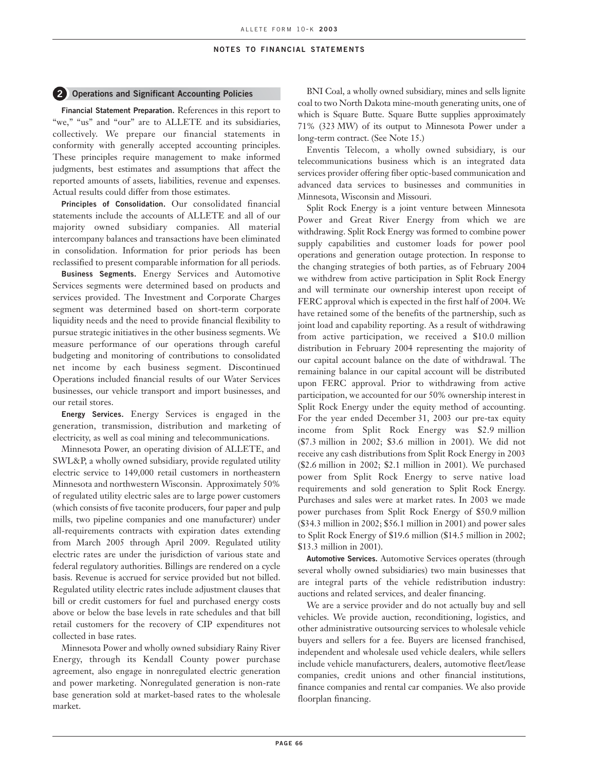## 2 Operations and Significant Accounting Policies

**Financial Statement Preparation.** References in this report to "we," "us" and "our" are to ALLETE and its subsidiaries, collectively. We prepare our financial statements in conformity with generally accepted accounting principles. These principles require management to make informed judgments, best estimates and assumptions that affect the reported amounts of assets, liabilities, revenue and expenses. Actual results could differ from those estimates.

**Principles of Consolidation.** Our consolidated financial statements include the accounts of ALLETE and all of our majority owned subsidiary companies. All material intercompany balances and transactions have been eliminated in consolidation. Information for prior periods has been reclassified to present comparable information for all periods.

**Business Segments.** Energy Services and Automotive Services segments were determined based on products and services provided. The Investment and Corporate Charges segment was determined based on short-term corporate liquidity needs and the need to provide financial flexibility to pursue strategic initiatives in the other business segments. We measure performance of our operations through careful budgeting and monitoring of contributions to consolidated net income by each business segment. Discontinued Operations included financial results of our Water Services businesses, our vehicle transport and import businesses, and our retail stores.

**Energy Services.** Energy Services is engaged in the generation, transmission, distribution and marketing of electricity, as well as coal mining and telecommunications.

Minnesota Power, an operating division of ALLETE, and SWL&P, a wholly owned subsidiary, provide regulated utility electric service to 149,000 retail customers in northeastern Minnesota and northwestern Wisconsin. Approximately 50% of regulated utility electric sales are to large power customers (which consists of five taconite producers, four paper and pulp mills, two pipeline companies and one manufacturer) under all-requirements contracts with expiration dates extending from March 2005 through April 2009. Regulated utility electric rates are under the jurisdiction of various state and federal regulatory authorities. Billings are rendered on a cycle basis. Revenue is accrued for service provided but not billed. Regulated utility electric rates include adjustment clauses that bill or credit customers for fuel and purchased energy costs above or below the base levels in rate schedules and that bill retail customers for the recovery of CIP expenditures not collected in base rates.

Minnesota Power and wholly owned subsidiary Rainy River Energy, through its Kendall County power purchase agreement, also engage in nonregulated electric generation and power marketing. Nonregulated generation is non-rate base generation sold at market-based rates to the wholesale market.

BNI Coal, a wholly owned subsidiary, mines and sells lignite coal to two North Dakota mine-mouth generating units, one of which is Square Butte. Square Butte supplies approximately 71% (323 MW) of its output to Minnesota Power under a long-term contract. (See Note 15.)

Enventis Telecom, a wholly owned subsidiary, is our telecommunications business which is an integrated data services provider offering fiber optic-based communication and advanced data services to businesses and communities in Minnesota, Wisconsin and Missouri.

Split Rock Energy is a joint venture between Minnesota Power and Great River Energy from which we are withdrawing. Split Rock Energy was formed to combine power supply capabilities and customer loads for power pool operations and generation outage protection. In response to the changing strategies of both parties, as of February 2004 we withdrew from active participation in Split Rock Energy and will terminate our ownership interest upon receipt of FERC approval which is expected in the first half of 2004. We have retained some of the benefits of the partnership, such as joint load and capability reporting. As a result of withdrawing from active participation, we received a $10.0 million distribution in February 2004 representing the majority of our capital account balance on the date of withdrawal. The remaining balance in our capital account will be distributed upon FERC approval. Prior to withdrawing from active participation, we accounted for our 50% ownership interest in Split Rock Energy under the equity method of accounting. For the year ended December 31, 2003 our pre-tax equity income from Split Rock Energy was $2.9 million ($7.3 million in 2002; $3.6 million in 2001). We did not receive any cash distributions from Split Rock Energy in 2003 ($2.6 million in 2002; $2.1 million in 2001). We purchased power from Split Rock Energy to serve native load requirements and sold generation to Split Rock Energy. Purchases and sales were at market rates. In 2003 we made power purchases from Split Rock Energy of $50.9 million ($34.3 million in 2002; $56.1 million in 2001) and power sales to Split Rock Energy of $19.6 million ($14.5 million in 2002; $13.3 million in 2001).

**Automotive Services.** Automotive Services operates (through several wholly owned subsidiaries) two main businesses that are integral parts of the vehicle redistribution industry: auctions and related services, and dealer financing.

We are a service provider and do not actually buy and sell vehicles. We provide auction, reconditioning, logistics, and other administrative outsourcing services to wholesale vehicle buyers and sellers for a fee. Buyers are licensed franchised, independent and wholesale used vehicle dealers, while sellers include vehicle manufacturers, dealers, automotive fleet/lease companies, credit unions and other financial institutions, finance companies and rental car companies. We also provide floorplan financing.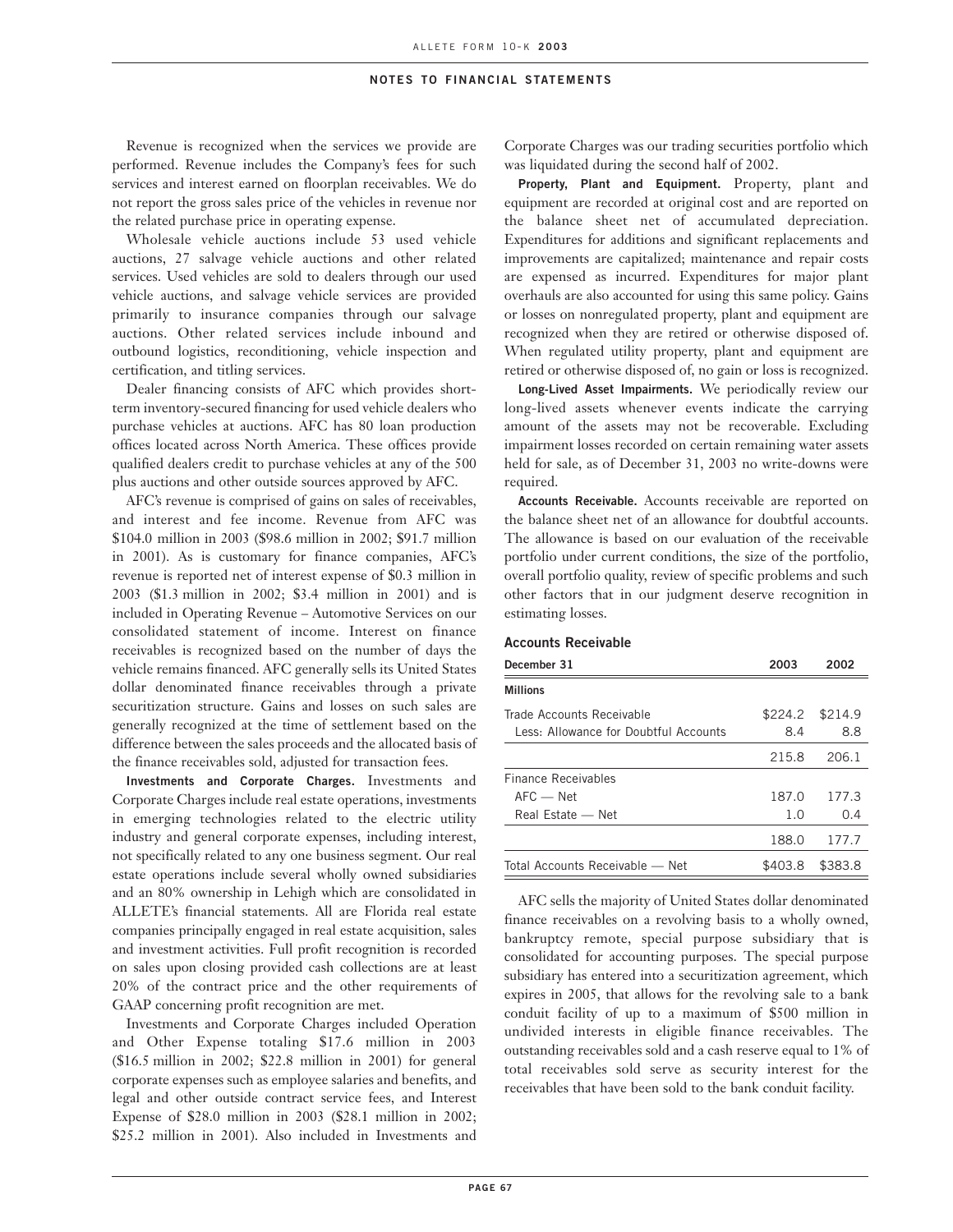Revenue is recognized when the services we provide are performed. Revenue includes the Company's fees for such services and interest earned on floorplan receivables. We do not report the gross sales price of the vehicles in revenue nor the related purchase price in operating expense.

Wholesale vehicle auctions include 53 used vehicle auctions, 27 salvage vehicle auctions and other related services. Used vehicles are sold to dealers through our used vehicle auctions, and salvage vehicle services are provided primarily to insurance companies through our salvage auctions. Other related services include inbound and outbound logistics, reconditioning, vehicle inspection and certification, and titling services.

Dealer financing consists of AFC which provides short-term inventory-secured financing for used vehicle dealers who purchase vehicles at auctions. AFC has 80 loan production offices located across North America. These offices provide qualified dealers credit to purchase vehicles at any of the 500 plus auctions and other outside sources approved by AFC.

AFC's revenue is comprised of gains on sales of receivables, and interest and fee income. Revenue from AFC was \$104.0 million in 2003 (\$98.6 million in 2002; \$91.7 million in 2001). As is customary for finance companies, AFC's revenue is reported net of interest expense of \$0.3 million in 2003 (\$1.3 million in 2002; \$3.4 million in 2001) and is included in Operating Revenue – Automotive Services on our consolidated statement of income. Interest on finance receivables is recognized based on the number of days the vehicle remains financed. AFC generally sells its United States dollar denominated finance receivables through a private securitization structure. Gains and losses on such sales are generally recognized at the time of settlement based on the difference between the sales proceeds and the allocated basis of the finance receivables sold, adjusted for transaction fees.

**Investments and Corporate Charges.** Investments and Corporate Charges include real estate operations, investments in emerging technologies related to the electric utility industry and general corporate expenses, including interest, not specifically related to any one business segment. Our real estate operations include several wholly owned subsidiaries and an 80% ownership in Lehigh which are consolidated in ALLETE's financial statements. All are Florida real estate companies principally engaged in real estate acquisition, sales and investment activities. Full profit recognition is recorded on sales upon closing provided cash collections are at least 20% of the contract price and the other requirements of GAAP concerning profit recognition are met.

Investments and Corporate Charges included Operation and Other Expense totaling \$17.6 million in 2003 (\$16.5 million in 2002; \$22.8 million in 2001) for general corporate expenses such as employee salaries and benefits, and legal and other outside contract service fees, and Interest Expense of \$28.0 million in 2003 (\$28.1 million in 2002; \$25.2 million in 2001). Also included in Investments and Corporate Charges was our trading securities portfolio which was liquidated during the second half of 2002.

**Property, Plant and Equipment.** Property, plant and equipment are recorded at original cost and are reported on the balance sheet net of accumulated depreciation. Expenditures for additions and significant replacements and improvements are capitalized; maintenance and repair costs are expensed as incurred. Expenditures for major plant overhauls are also accounted for using this same policy. Gains or losses on nonregulated property, plant and equipment are recognized when they are retired or otherwise disposed of. When regulated utility property, plant and equipment are retired or otherwise disposed of, no gain or loss is recognized.

**Long-Lived Asset Impairments.** We periodically review our long-lived assets whenever events indicate the carrying amount of the assets may not be recoverable. Excluding impairment losses recorded on certain remaining water assets held for sale, as of December 31, 2003 no write-downs were required.

**Accounts Receivable.** Accounts receivable are reported on the balance sheet net of an allowance for doubtful accounts. The allowance is based on our evaluation of the receivable portfolio under current conditions, the size of the portfolio, overall portfolio quality, review of specific problems and such other factors that in our judgment deserve recognition in estimating losses.

**Accounts Receivable**

| December 31 | 2003 | 2002 |
|---|---|---|
| **Millions** | | |
| Trade Accounts Receivable | \$224.2 | \$214.9 |
| Less: Allowance for Doubtful Accounts | 8.4 | 8.8 |
| | 215.8 | 206.1 |
| Finance Receivables | | |
| AFC — Net | 187.0 | 177.3 |
| Real Estate — Net | 1.0 | 0.4 |
| | 188.0 | 177.7 |
| Total Accounts Receivable — Net | \$403.8 | \$383.8 |

AFC sells the majority of United States dollar denominated finance receivables on a revolving basis to a wholly owned, bankruptcy remote, special purpose subsidiary that is consolidated for accounting purposes. The special purpose subsidiary has entered into a securitization agreement, which expires in 2005, that allows for the revolving sale to a bank conduit facility of up to a maximum of \$500 million in undivided interests in eligible finance receivables. The outstanding receivables sold and a cash reserve equal to 1% of total receivables sold serve as security interest for the receivables that have been sold to the bank conduit facility.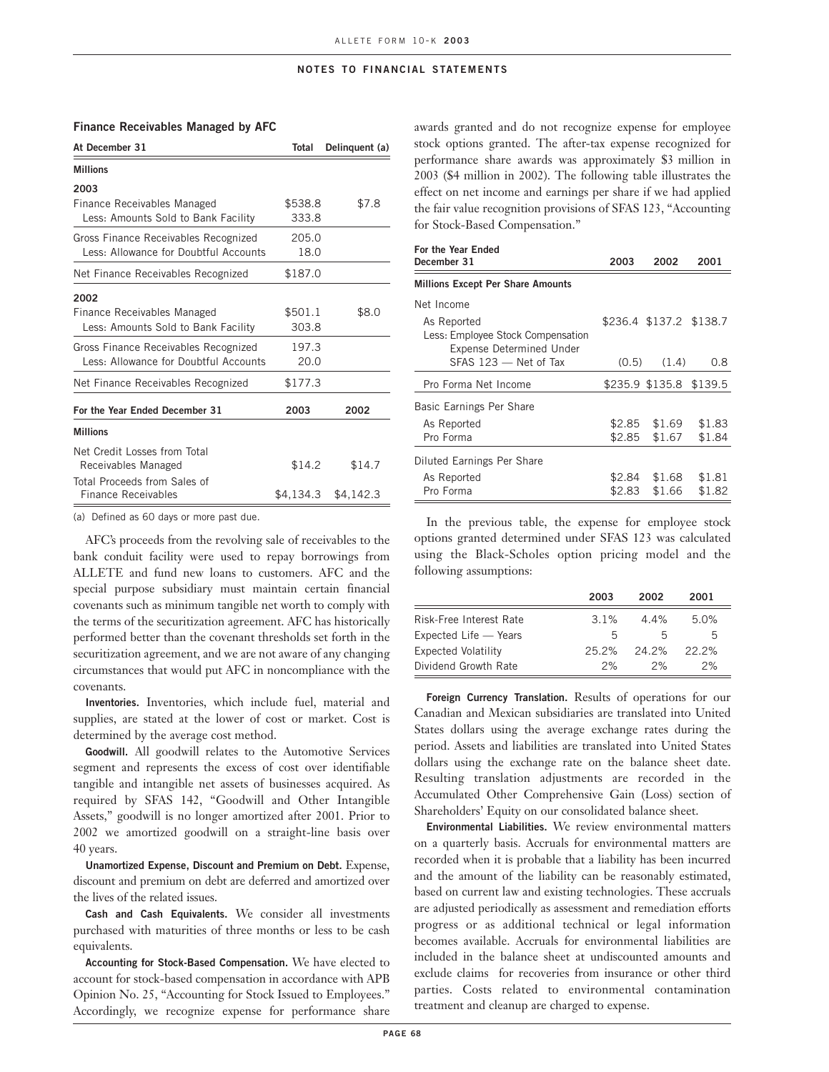**Finance Receivables Managed by AFC**

| At December 31 | Total | Delinquent (a) |
|---|---|---|
| **Millions** | | |
| **2003** | | |
| Finance Receivables Managed | $538.8 | $7.8 |
| Less: Amounts Sold to Bank Facility | 333.8 | |
| Gross Finance Receivables Recognized | 205.0 | |
| Less: Allowance for Doubtful Accounts | 18.0 | |
| Net Finance Receivables Recognized | $187.0 | |
| **2002** | | |
| Finance Receivables Managed | $501.1 | $8.0 |
| Less: Amounts Sold to Bank Facility | 303.8 | |
| Gross Finance Receivables Recognized | 197.3 | |
| Less: Allowance for Doubtful Accounts | 20.0 | |
| Net Finance Receivables Recognized | $177.3 | |

| For the Year Ended December 31 | 2003 | 2002 |
|---|---|---|
| **Millions** | | |
| Net Credit Losses from Total Receivables Managed | $14.2 | $14.7 |
| Total Proceeds from Sales of Finance Receivables | $4,134.3 | $4,142.3 |

(a) Defined as 60 days or more past due.

AFC's proceeds from the revolving sale of receivables to the bank conduit facility were used to repay borrowings from ALLETE and fund new loans to customers. AFC and the special purpose subsidiary must maintain certain financial covenants such as minimum tangible net worth to comply with the terms of the securitization agreement. AFC has historically performed better than the covenant thresholds set forth in the securitization agreement, and we are not aware of any changing circumstances that would put AFC in noncompliance with the covenants.

**Inventories.** Inventories, which include fuel, material and supplies, are stated at the lower of cost or market. Cost is determined by the average cost method.

**Goodwill.** All goodwill relates to the Automotive Services segment and represents the excess of cost over identifiable tangible and intangible net assets of businesses acquired. As required by SFAS 142, "Goodwill and Other Intangible Assets," goodwill is no longer amortized after 2001. Prior to 2002 we amortized goodwill on a straight-line basis over 40 years.

**Unamortized Expense, Discount and Premium on Debt.** Expense, discount and premium on debt are deferred and amortized over the lives of the related issues.

**Cash and Cash Equivalents.** We consider all investments purchased with maturities of three months or less to be cash equivalents.

**Accounting for Stock-Based Compensation.** We have elected to account for stock-based compensation in accordance with APB Opinion No. 25, "Accounting for Stock Issued to Employees." Accordingly, we recognize expense for performance share awards granted and do not recognize expense for employee stock options granted. The after-tax expense recognized for performance share awards was approximately $3 million in 2003 ($4 million in 2002). The following table illustrates the effect on net income and earnings per share if we had applied the fair value recognition provisions of SFAS 123, "Accounting for Stock-Based Compensation."

| For the Year Ended December 31 | 2003 | 2002 | 2001 |
|---|---|---|---|
| **Millions Except Per Share Amounts** | | | |
| Net Income | | | |
| As Reported | $236.4 | $137.2 | $138.7 |
| Less: Employee Stock Compensation Expense Determined Under SFAS 123 — Net of Tax | (0.5) | (1.4) | 0.8 |
| Pro Forma Net Income | $235.9 | $135.8 | $139.5 |
| Basic Earnings Per Share | | | |
| As Reported | $2.85 | $1.69 | $1.83 |
| Pro Forma | $2.85 | $1.67 | $1.84 |
| Diluted Earnings Per Share | | | |
| As Reported | $2.84 | $1.68 | $1.81 |
| Pro Forma | $2.83 | $1.66 | $1.82 |

In the previous table, the expense for employee stock options granted determined under SFAS 123 was calculated using the Black-Scholes option pricing model and the following assumptions:

| | 2003 | 2002 | 2001 |
|---|---|---|---|
| Risk-Free Interest Rate | 3.1% | 4.4% | 5.0% |
| Expected Life — Years | 5 | 5 | 5 |
| Expected Volatility | 25.2% | 24.2% | 22.2% |
| Dividend Growth Rate | 2% | 2% | 2% |

**Foreign Currency Translation.** Results of operations for our Canadian and Mexican subsidiaries are translated into United States dollars using the average exchange rates during the period. Assets and liabilities are translated into United States dollars using the exchange rate on the balance sheet date. Resulting translation adjustments are recorded in the Accumulated Other Comprehensive Gain (Loss) section of Shareholders' Equity on our consolidated balance sheet.

**Environmental Liabilities.** We review environmental matters on a quarterly basis. Accruals for environmental matters are recorded when it is probable that a liability has been incurred and the amount of the liability can be reasonably estimated, based on current law and existing technologies. These accruals are adjusted periodically as assessment and remediation efforts progress or as additional technical or legal information becomes available. Accruals for environmental liabilities are included in the balance sheet at undiscounted amounts and exclude claims for recoveries from insurance or other third parties. Costs related to environmental contamination treatment and cleanup are charged to expense.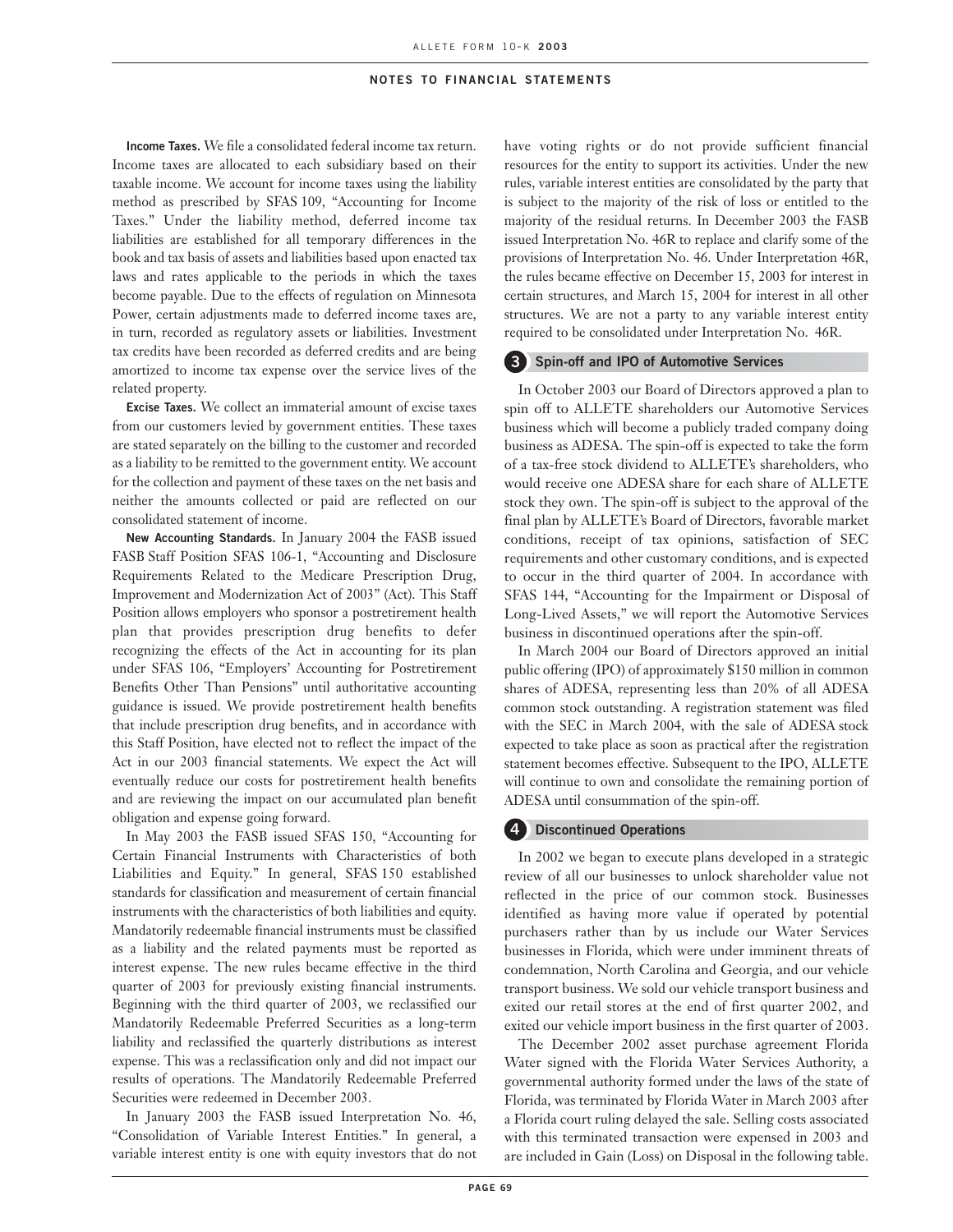**Income Taxes.** We file a consolidated federal income tax return. Income taxes are allocated to each subsidiary based on their taxable income. We account for income taxes using the liability method as prescribed by SFAS 109, "Accounting for Income Taxes." Under the liability method, deferred income tax liabilities are established for all temporary differences in the book and tax basis of assets and liabilities based upon enacted tax laws and rates applicable to the periods in which the taxes become payable. Due to the effects of regulation on Minnesota Power, certain adjustments made to deferred income taxes are, in turn, recorded as regulatory assets or liabilities. Investment tax credits have been recorded as deferred credits and are being amortized to income tax expense over the service lives of the related property.

**Excise Taxes.** We collect an immaterial amount of excise taxes from our customers levied by government entities. These taxes are stated separately on the billing to the customer and recorded as a liability to be remitted to the government entity. We account for the collection and payment of these taxes on the net basis and neither the amounts collected or paid are reflected on our consolidated statement of income.

**New Accounting Standards.** In January 2004 the FASB issued FASB Staff Position SFAS 106-1, "Accounting and Disclosure Requirements Related to the Medicare Prescription Drug, Improvement and Modernization Act of 2003" (Act). This Staff Position allows employers who sponsor a postretirement health plan that provides prescription drug benefits to defer recognizing the effects of the Act in accounting for its plan under SFAS 106, "Employers' Accounting for Postretirement Benefits Other Than Pensions" until authoritative accounting guidance is issued. We provide postretirement health benefits that include prescription drug benefits, and in accordance with this Staff Position, have elected not to reflect the impact of the Act in our 2003 financial statements. We expect the Act will eventually reduce our costs for postretirement health benefits and are reviewing the impact on our accumulated plan benefit obligation and expense going forward.

In May 2003 the FASB issued SFAS 150, "Accounting for Certain Financial Instruments with Characteristics of both Liabilities and Equity." In general, SFAS 150 established standards for classification and measurement of certain financial instruments with the characteristics of both liabilities and equity. Mandatorily redeemable financial instruments must be classified as a liability and the related payments must be reported as interest expense. The new rules became effective in the third quarter of 2003 for previously existing financial instruments. Beginning with the third quarter of 2003, we reclassified our Mandatorily Redeemable Preferred Securities as a long-term liability and reclassified the quarterly distributions as interest expense. This was a reclassification only and did not impact our results of operations. The Mandatorily Redeemable Preferred Securities were redeemed in December 2003.

In January 2003 the FASB issued Interpretation No. 46, "Consolidation of Variable Interest Entities." In general, a variable interest entity is one with equity investors that do not have voting rights or do not provide sufficient financial resources for the entity to support its activities. Under the new rules, variable interest entities are consolidated by the party that is subject to the majority of the risk of loss or entitled to the majority of the residual returns. In December 2003 the FASB issued Interpretation No. 46R to replace and clarify some of the provisions of Interpretation No. 46. Under Interpretation 46R, the rules became effective on December 15, 2003 for interest in certain structures, and March 15, 2004 for interest in all other structures. We are not a party to any variable interest entity required to be consolidated under Interpretation No. 46R.

## 3 Spin-off and IPO of Automotive Services

In October 2003 our Board of Directors approved a plan to spin off to ALLETE shareholders our Automotive Services business which will become a publicly traded company doing business as ADESA. The spin-off is expected to take the form of a tax-free stock dividend to ALLETE's shareholders, who would receive one ADESA share for each share of ALLETE stock they own. The spin-off is subject to the approval of the final plan by ALLETE's Board of Directors, favorable market conditions, receipt of tax opinions, satisfaction of SEC requirements and other customary conditions, and is expected to occur in the third quarter of 2004. In accordance with SFAS 144, "Accounting for the Impairment or Disposal of Long-Lived Assets," we will report the Automotive Services business in discontinued operations after the spin-off.

In March 2004 our Board of Directors approved an initial public offering (IPO) of approximately $150 million in common shares of ADESA, representing less than 20% of all ADESA common stock outstanding. A registration statement was filed with the SEC in March 2004, with the sale of ADESA stock expected to take place as soon as practical after the registration statement becomes effective. Subsequent to the IPO, ALLETE will continue to own and consolidate the remaining portion of ADESA until consummation of the spin-off.

## 4 Discontinued Operations

In 2002 we began to execute plans developed in a strategic review of all our businesses to unlock shareholder value not reflected in the price of our common stock. Businesses identified as having more value if operated by potential purchasers rather than by us include our Water Services businesses in Florida, which were under imminent threats of condemnation, North Carolina and Georgia, and our vehicle transport business. We sold our vehicle transport business and exited our retail stores at the end of first quarter 2002, and exited our vehicle import business in the first quarter of 2003.

The December 2002 asset purchase agreement Florida Water signed with the Florida Water Services Authority, a governmental authority formed under the laws of the state of Florida, was terminated by Florida Water in March 2003 after a Florida court ruling delayed the sale. Selling costs associated with this terminated transaction were expensed in 2003 and are included in Gain (Loss) on Disposal in the following table.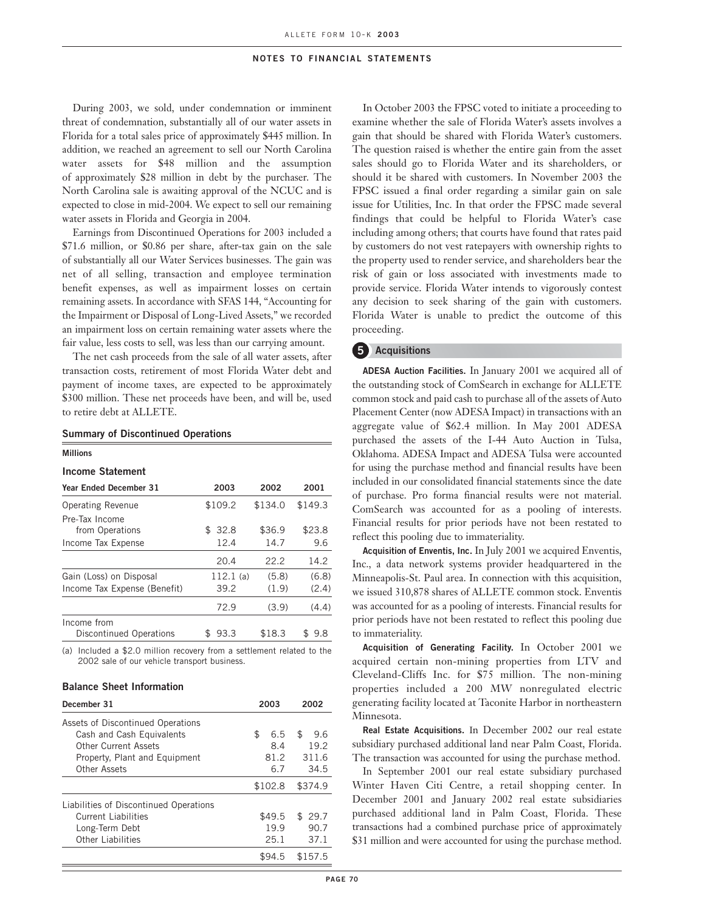During 2003, we sold, under condemnation or imminent threat of condemnation, substantially all of our water assets in Florida for a total sales price of approximately $445 million. In addition, we reached an agreement to sell our North Carolina water assets for $48 million and the assumption of approximately $28 million in debt by the purchaser. The North Carolina sale is awaiting approval of the NCUC and is expected to close in mid-2004. We expect to sell our remaining water assets in Florida and Georgia in 2004.

Earnings from Discontinued Operations for 2003 included a $71.6 million, or $0.86 per share, after-tax gain on the sale of substantially all our Water Services businesses. The gain was net of all selling, transaction and employee termination benefit expenses, as well as impairment losses on certain remaining assets. In accordance with SFAS 144, "Accounting for the Impairment or Disposal of Long-Lived Assets," we recorded an impairment loss on certain remaining water assets where the fair value, less costs to sell, was less than our carrying amount.

The net cash proceeds from the sale of all water assets, after transaction costs, retirement of most Florida Water debt and payment of income taxes, are expected to be approximately $300 million. These net proceeds have been, and will be, used to retire debt at ALLETE.

### Summary of Discontinued Operations

**Millions**

**Income Statement**

| Year Ended December 31 | 2003 | 2002 | 2001 |
|---|---|---|---|
| Operating Revenue | $109.2 | $134.0 | $149.3 |
| Pre-Tax Income from Operations | $ 32.8 | $36.9 | $23.8 |
| Income Tax Expense | 12.4 | 14.7 | 9.6 |
| | 20.4 | 22.2 | 14.2 |
| Gain (Loss) on Disposal | 112.1 (a) | (5.8) | (6.8) |
| Income Tax Expense (Benefit) | 39.2 | (1.9) | (2.4) |
| | 72.9 | (3.9) | (4.4) |
| Income from Discontinued Operations | $ 93.3 | $18.3 | $ 9.8 |

(a) Included a $2.0 million recovery from a settlement related to the 2002 sale of our vehicle transport business.

**Balance Sheet Information**

| December 31 | 2003 | 2002 |
|---|---|---|
| Assets of Discontinued Operations | | |
| Cash and Cash Equivalents | $ 6.5 | $ 9.6 |
| Other Current Assets | 8.4 | 19.2 |
| Property, Plant and Equipment | 81.2 | 311.6 |
| Other Assets | 6.7 | 34.5 |
| | $102.8 | $374.9 |
| Liabilities of Discontinued Operations | | |
| Current Liabilities | $49.5 | $ 29.7 |
| Long-Term Debt | 19.9 | 90.7 |
| Other Liabilities | 25.1 | 37.1 |
| | $94.5 | $157.5 |

In October 2003 the FPSC voted to initiate a proceeding to examine whether the sale of Florida Water's assets involves a gain that should be shared with Florida Water's customers. The question raised is whether the entire gain from the asset sales should go to Florida Water and its shareholders, or should it be shared with customers. In November 2003 the FPSC issued a final order regarding a similar gain on sale issue for Utilities, Inc. In that order the FPSC made several findings that could be helpful to Florida Water's case including among others; that courts have found that rates paid by customers do not vest ratepayers with ownership rights to the property used to render service, and shareholders bear the risk of gain or loss associated with investments made to provide service. Florida Water intends to vigorously contest any decision to seek sharing of the gain with customers. Florida Water is unable to predict the outcome of this proceeding.

## 5 Acquisitions

**ADESA Auction Facilities.** In January 2001 we acquired all of the outstanding stock of ComSearch in exchange for ALLETE common stock and paid cash to purchase all of the assets of Auto Placement Center (now ADESA Impact) in transactions with an aggregate value of $62.4 million. In May 2001 ADESA purchased the assets of the I-44 Auto Auction in Tulsa, Oklahoma. ADESA Impact and ADESA Tulsa were accounted for using the purchase method and financial results have been included in our consolidated financial statements since the date of purchase. Pro forma financial results were not material. ComSearch was accounted for as a pooling of interests. Financial results for prior periods have not been restated to reflect this pooling due to immateriality.

**Acquisition of Enventis, Inc.** In July 2001 we acquired Enventis, Inc., a data network systems provider headquartered in the Minneapolis-St. Paul area. In connection with this acquisition, we issued 310,878 shares of ALLETE common stock. Enventis was accounted for as a pooling of interests. Financial results for prior periods have not been restated to reflect this pooling due to immateriality.

**Acquisition of Generating Facility.** In October 2001 we acquired certain non-mining properties from LTV and Cleveland-Cliffs Inc. for $75 million. The non-mining properties included a 200 MW nonregulated electric generating facility located at Taconite Harbor in northeastern Minnesota.

**Real Estate Acquisitions.** In December 2002 our real estate subsidiary purchased additional land near Palm Coast, Florida. The transaction was accounted for using the purchase method.

In September 2001 our real estate subsidiary purchased Winter Haven Citi Centre, a retail shopping center. In December 2001 and January 2002 real estate subsidiaries purchased additional land in Palm Coast, Florida. These transactions had a combined purchase price of approximately $31 million and were accounted for using the purchase method.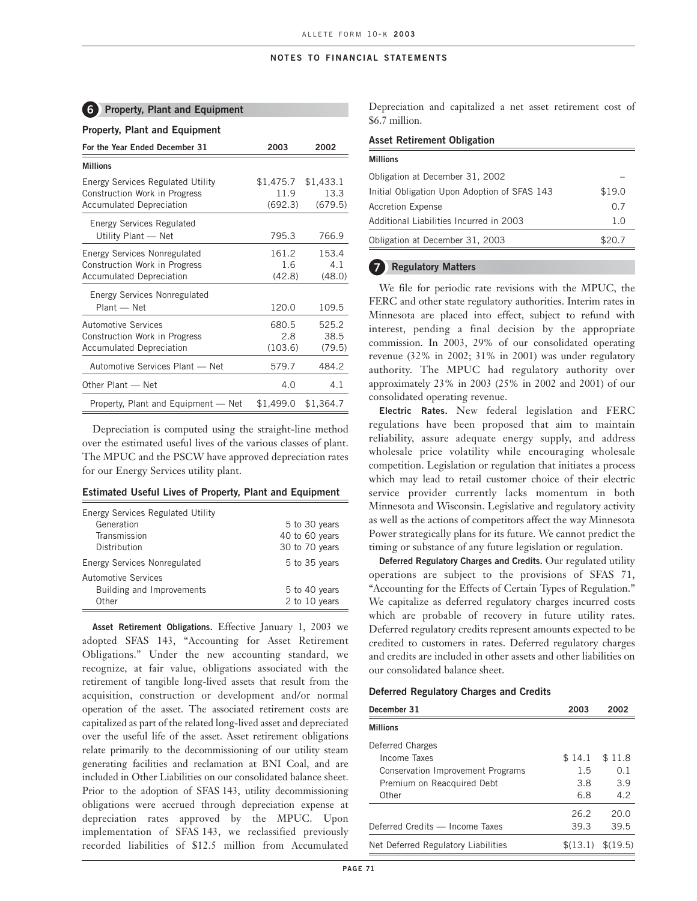## 6 Property, Plant and Equipment

### Property, Plant and Equipment

| For the Year Ended December 31 | 2003 | 2002 |
|---|---|---|
| **Millions** | | |
| Energy Services Regulated Utility | $1,475.7 | $1,433.1 |
| Construction Work in Progress | 11.9 | 13.3 |
| Accumulated Depreciation | (692.3) | (679.5) |
| Energy Services Regulated Utility Plant — Net | 795.3 | 766.9 |
| Energy Services Nonregulated | 161.2 | 153.4 |
| Construction Work in Progress | 1.6 | 4.1 |
| Accumulated Depreciation | (42.8) | (48.0) |
| Energy Services Nonregulated Plant — Net | 120.0 | 109.5 |
| Automotive Services | 680.5 | 525.2 |
| Construction Work in Progress | 2.8 | 38.5 |
| Accumulated Depreciation | (103.6) | (79.5) |
| Automotive Services Plant — Net | 579.7 | 484.2 |
| Other Plant — Net | 4.0 | 4.1 |
| Property, Plant and Equipment — Net | $1,499.0 | $1,364.7 |

Depreciation is computed using the straight-line method over the estimated useful lives of the various classes of plant. The MPUC and the PSCW have approved depreciation rates for our Energy Services utility plant.

### Estimated Useful Lives of Property, Plant and Equipment

| | |
|---|---|
| Energy Services Regulated Utility | |
| Generation | 5 to 30 years |
| Transmission | 40 to 60 years |
| Distribution | 30 to 70 years |
| Energy Services Nonregulated | 5 to 35 years |
| Automotive Services | |
| Building and Improvements | 5 to 40 years |
| Other | 2 to 10 years |

**Asset Retirement Obligations.** Effective January 1, 2003 we adopted SFAS 143, "Accounting for Asset Retirement Obligations." Under the new accounting standard, we recognize, at fair value, obligations associated with the retirement of tangible long-lived assets that result from the acquisition, construction or development and/or normal operation of the asset. The associated retirement costs are capitalized as part of the related long-lived asset and depreciated over the useful life of the asset. Asset retirement obligations relate primarily to the decommissioning of our utility steam generating facilities and reclamation at BNI Coal, and are included in Other Liabilities on our consolidated balance sheet. Prior to the adoption of SFAS 143, utility decommissioning obligations were accrued through depreciation expense at depreciation rates approved by the MPUC. Upon implementation of SFAS 143, we reclassified previously recorded liabilities of $12.5 million from Accumulated Depreciation and capitalized a net asset retirement cost of $6.7 million.

### Asset Retirement Obligation

| Millions | |
|---|---|
| Obligation at December 31, 2002 | – |
| Initial Obligation Upon Adoption of SFAS 143 | $19.0 |
| Accretion Expense | 0.7 |
| Additional Liabilities Incurred in 2003 | 1.0 |
| Obligation at December 31, 2003 | $20.7 |

## 7 Regulatory Matters

We file for periodic rate revisions with the MPUC, the FERC and other state regulatory authorities. Interim rates in Minnesota are placed into effect, subject to refund with interest, pending a final decision by the appropriate commission. In 2003, 29% of our consolidated operating revenue (32% in 2002; 31% in 2001) was under regulatory authority. The MPUC had regulatory authority over approximately 23% in 2003 (25% in 2002 and 2001) of our consolidated operating revenue.

**Electric Rates.** New federal legislation and FERC regulations have been proposed that aim to maintain reliability, assure adequate energy supply, and address wholesale price volatility while encouraging wholesale competition. Legislation or regulation that initiates a process which may lead to retail customer choice of their electric service provider currently lacks momentum in both Minnesota and Wisconsin. Legislative and regulatory activity as well as the actions of competitors affect the way Minnesota Power strategically plans for its future. We cannot predict the timing or substance of any future legislation or regulation.

**Deferred Regulatory Charges and Credits.** Our regulated utility operations are subject to the provisions of SFAS 71, "Accounting for the Effects of Certain Types of Regulation." We capitalize as deferred regulatory charges incurred costs which are probable of recovery in future utility rates. Deferred regulatory credits represent amounts expected to be credited to customers in rates. Deferred regulatory charges and credits are included in other assets and other liabilities on our consolidated balance sheet.

### Deferred Regulatory Charges and Credits

| December 31 | 2003 | 2002 |
|---|---|---|
| **Millions** | | |
| Deferred Charges | | |
| Income Taxes | $ 14.1 | $ 11.8 |
| Conservation Improvement Programs | 1.5 | 0.1 |
| Premium on Reacquired Debt | 3.8 | 3.9 |
| Other | 6.8 | 4.2 |
| | 26.2 | 20.0 |
| Deferred Credits — Income Taxes | 39.3 | 39.5 |
| Net Deferred Regulatory Liabilities | $(13.1) | $(19.5) |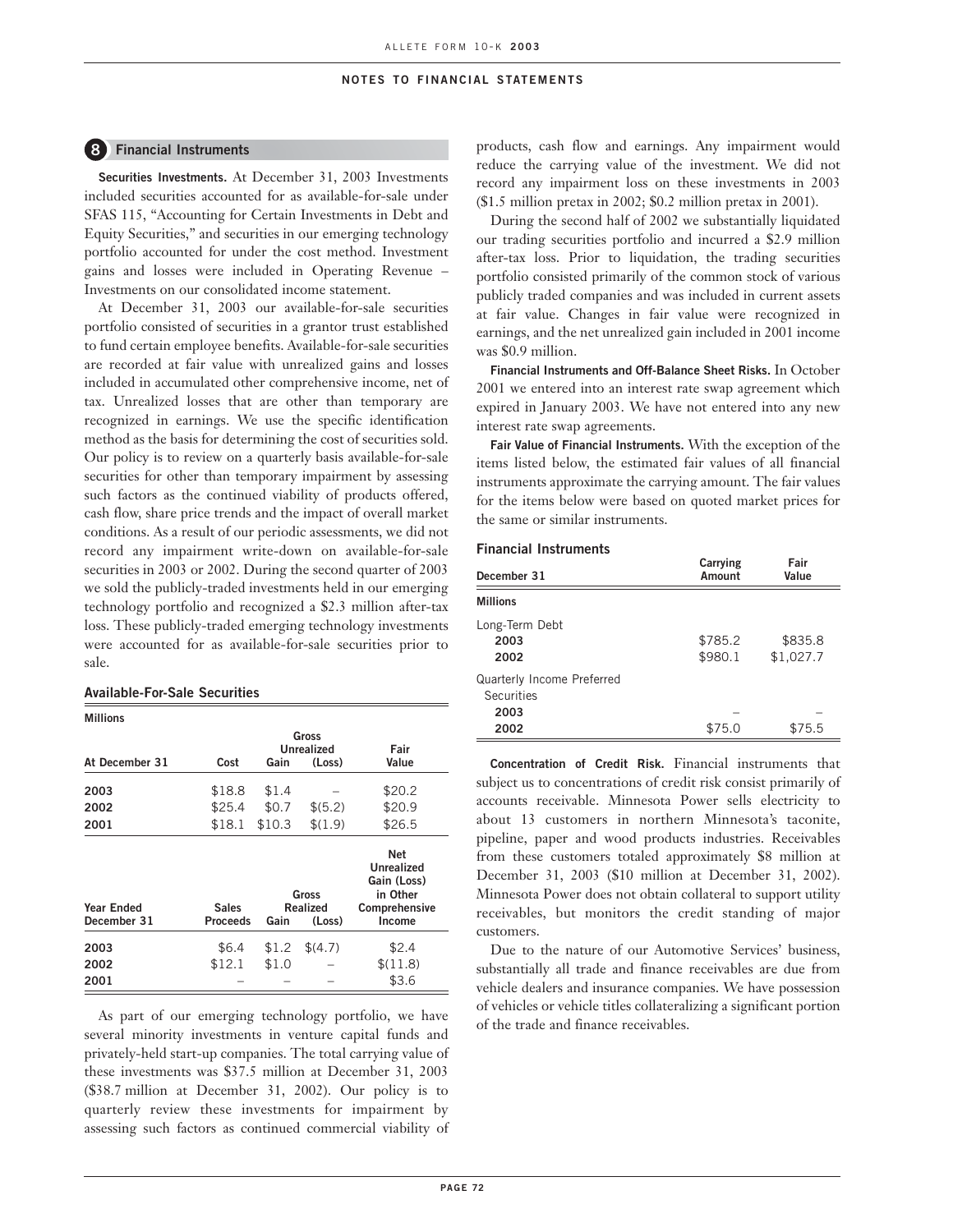## 8 Financial Instruments

**Securities Investments.** At December 31, 2003 Investments included securities accounted for as available-for-sale under SFAS 115, "Accounting for Certain Investments in Debt and Equity Securities," and securities in our emerging technology portfolio accounted for under the cost method. Investment gains and losses were included in Operating Revenue – Investments on our consolidated income statement.

At December 31, 2003 our available-for-sale securities portfolio consisted of securities in a grantor trust established to fund certain employee benefits. Available-for-sale securities are recorded at fair value with unrealized gains and losses included in accumulated other comprehensive income, net of tax. Unrealized losses that are other than temporary are recognized in earnings. We use the specific identification method as the basis for determining the cost of securities sold. Our policy is to review on a quarterly basis available-for-sale securities for other than temporary impairment by assessing such factors as the continued viability of products offered, cash flow, share price trends and the impact of overall market conditions. As a result of our periodic assessments, we did not record any impairment write-down on available-for-sale securities in 2003 or 2002. During the second quarter of 2003 we sold the publicly-traded investments held in our emerging technology portfolio and recognized a $2.3 million after-tax loss. These publicly-traded emerging technology investments were accounted for as available-for-sale securities prior to sale.

**Available-For-Sale Securities**

| Millions | | | | |
|---|---|---|---|---|
| | | Gross Unrealized | | |
| At December 31 | Cost | Gain | (Loss) | Fair Value |
| 2003 | $18.8 | $1.4 | – | $20.2 |
| 2002 | $25.4 | $0.7 | $(5.2) | $20.9 |
| 2001 | $18.1 | $10.3 | $(1.9) | $26.5 |

| Year Ended December 31 | Sales Proceeds | Gross Realized Gain | Gross Realized (Loss) | Net Unrealized Gain (Loss) in Other Comprehensive Income |
|---|---|---|---|---|
| 2003 | $6.4 | $1.2 | $(4.7) | $2.4 |
| 2002 | $12.1 | $1.0 | – | $(11.8) |
| 2001 | – | – | – | $3.6 |

As part of our emerging technology portfolio, we have several minority investments in venture capital funds and privately-held start-up companies. The total carrying value of these investments was $37.5 million at December 31, 2003 ($38.7 million at December 31, 2002). Our policy is to quarterly review these investments for impairment by assessing such factors as continued commercial viability of products, cash flow and earnings. Any impairment would reduce the carrying value of the investment. We did not record any impairment loss on these investments in 2003 ($1.5 million pretax in 2002; $0.2 million pretax in 2001).

During the second half of 2002 we substantially liquidated our trading securities portfolio and incurred a $2.9 million after-tax loss. Prior to liquidation, the trading securities portfolio consisted primarily of the common stock of various publicly traded companies and was included in current assets at fair value. Changes in fair value were recognized in earnings, and the net unrealized gain included in 2001 income was $0.9 million.

**Financial Instruments and Off-Balance Sheet Risks.** In October 2001 we entered into an interest rate swap agreement which expired in January 2003. We have not entered into any new interest rate swap agreements.

**Fair Value of Financial Instruments.** With the exception of the items listed below, the estimated fair values of all financial instruments approximate the carrying amount. The fair values for the items below were based on quoted market prices for the same or similar instruments.

**Financial Instruments**

| December 31 | Carrying Amount | Fair Value |
|---|---|---|
| **Millions** | | |
| Long-Term Debt | | |
| 2003 | $785.2 | $835.8 |
| 2002 | $980.1 | $1,027.7 |
| Quarterly Income Preferred Securities | | |
| 2003 | – | – |
| 2002 | $75.0 | $75.5 |

**Concentration of Credit Risk.** Financial instruments that subject us to concentrations of credit risk consist primarily of accounts receivable. Minnesota Power sells electricity to about 13 customers in northern Minnesota's taconite, pipeline, paper and wood products industries. Receivables from these customers totaled approximately $8 million at December 31, 2003 ($10 million at December 31, 2002). Minnesota Power does not obtain collateral to support utility receivables, but monitors the credit standing of major customers.

Due to the nature of our Automotive Services' business, substantially all trade and finance receivables are due from vehicle dealers and insurance companies. We have possession of vehicles or vehicle titles collateralizing a significant portion of the trade and finance receivables.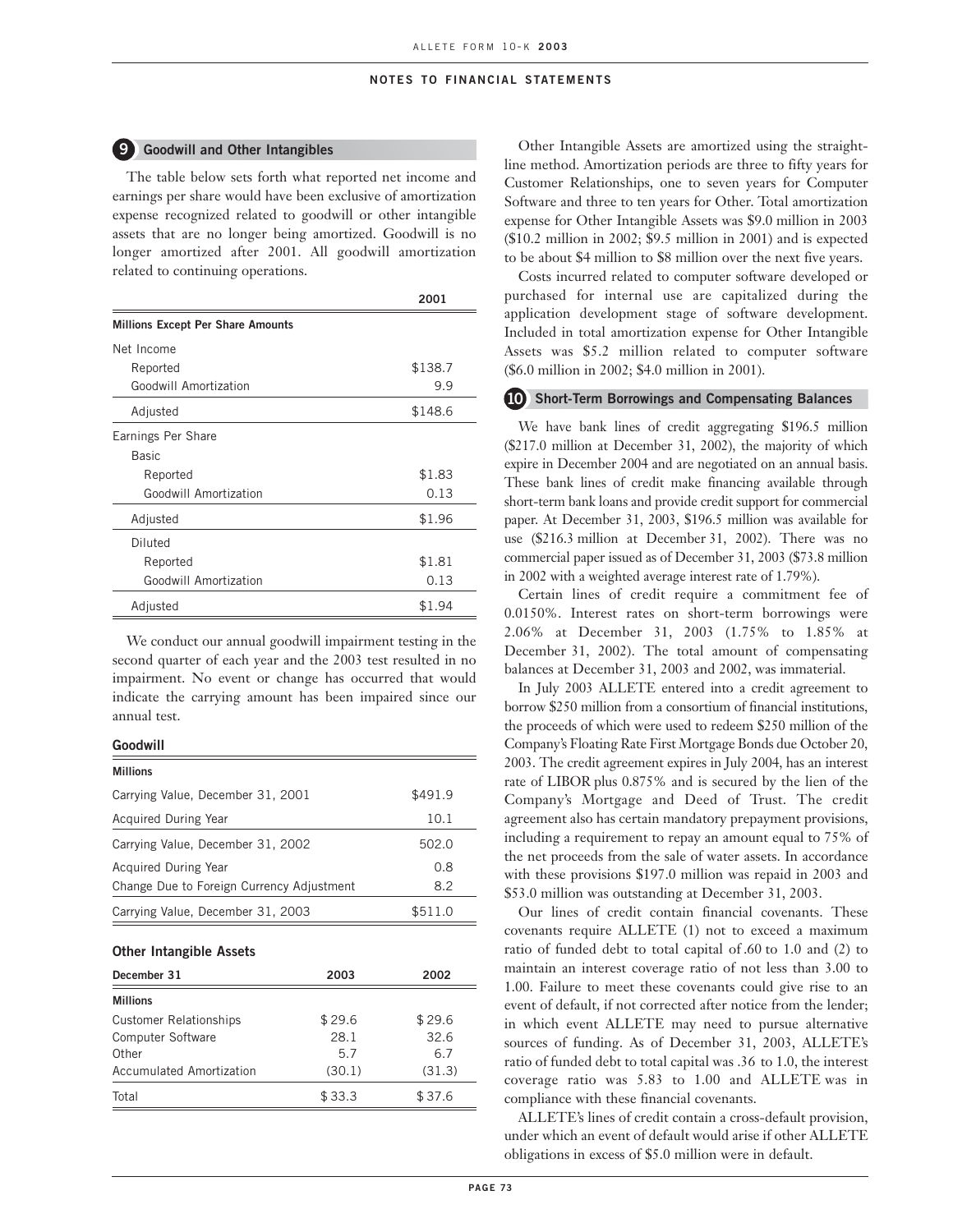## 9 Goodwill and Other Intangibles

The table below sets forth what reported net income and earnings per share would have been exclusive of amortization expense recognized related to goodwill or other intangible assets that are no longer being amortized. Goodwill is no longer amortized after 2001. All goodwill amortization related to continuing operations.

| | 2001 |
|---|---|
| **Millions Except Per Share Amounts** | |
| Net Income | |
| Reported | $138.7 |
| Goodwill Amortization | 9.9 |
| Adjusted | $148.6 |
| Earnings Per Share | |
| Basic | |
| Reported | $1.83 |
| Goodwill Amortization | 0.13 |
| Adjusted | $1.96 |
| Diluted | |
| Reported | $1.81 |
| Goodwill Amortization | 0.13 |
| Adjusted | $1.94 |

We conduct our annual goodwill impairment testing in the second quarter of each year and the 2003 test resulted in no impairment. No event or change has occurred that would indicate the carrying amount has been impaired since our annual test.

**Goodwill**

| Millions | |
|---|---|
| Carrying Value, December 31, 2001 | $491.9 |
| Acquired During Year | 10.1 |
| Carrying Value, December 31, 2002 | 502.0 |
| Acquired During Year | 0.8 |
| Change Due to Foreign Currency Adjustment | 8.2 |
| Carrying Value, December 31, 2003 | $511.0 |

**Other Intangible Assets**

| December 31 | 2003 | 2002 |
|---|---|---|
| **Millions** | | |
| Customer Relationships | $29.6 | $29.6 |
| Computer Software | 28.1 | 32.6 |
| Other | 5.7 | 6.7 |
| Accumulated Amortization | (30.1) | (31.3) |
| Total | $33.3 | $37.6 |

Other Intangible Assets are amortized using the straight-line method. Amortization periods are three to fifty years for Customer Relationships, one to seven years for Computer Software and three to ten years for Other. Total amortization expense for Other Intangible Assets was $9.0 million in 2003 ($10.2 million in 2002; $9.5 million in 2001) and is expected to be about $4 million to $8 million over the next five years.

Costs incurred related to computer software developed or purchased for internal use are capitalized during the application development stage of software development. Included in total amortization expense for Other Intangible Assets was $5.2 million related to computer software ($6.0 million in 2002; $4.0 million in 2001).

## 10 Short-Term Borrowings and Compensating Balances

We have bank lines of credit aggregating $196.5 million ($217.0 million at December 31, 2002), the majority of which expire in December 2004 and are negotiated on an annual basis. These bank lines of credit make financing available through short-term bank loans and provide credit support for commercial paper. At December 31, 2003, $196.5 million was available for use ($216.3 million at December 31, 2002). There was no commercial paper issued as of December 31, 2003 ($73.8 million in 2002 with a weighted average interest rate of 1.79%).

Certain lines of credit require a commitment fee of 0.0150%. Interest rates on short-term borrowings were 2.06% at December 31, 2003 (1.75% to 1.85% at December 31, 2002). The total amount of compensating balances at December 31, 2003 and 2002, was immaterial.

In July 2003 ALLETE entered into a credit agreement to borrow $250 million from a consortium of financial institutions, the proceeds of which were used to redeem $250 million of the Company's Floating Rate First Mortgage Bonds due October 20, 2003. The credit agreement expires in July 2004, has an interest rate of LIBOR plus 0.875% and is secured by the lien of the Company's Mortgage and Deed of Trust. The credit agreement also has certain mandatory prepayment provisions, including a requirement to repay an amount equal to 75% of the net proceeds from the sale of water assets. In accordance with these provisions $197.0 million was repaid in 2003 and $53.0 million was outstanding at December 31, 2003.

Our lines of credit contain financial covenants. These covenants require ALLETE (1) not to exceed a maximum ratio of funded debt to total capital of .60 to 1.0 and (2) to maintain an interest coverage ratio of not less than 3.00 to 1.00. Failure to meet these covenants could give rise to an event of default, if not corrected after notice from the lender; in which event ALLETE may need to pursue alternative sources of funding. As of December 31, 2003, ALLETE's ratio of funded debt to total capital was .36 to 1.0, the interest coverage ratio was 5.83 to 1.00 and ALLETE was in compliance with these financial covenants.

ALLETE's lines of credit contain a cross-default provision, under which an event of default would arise if other ALLETE obligations in excess of $5.0 million were in default.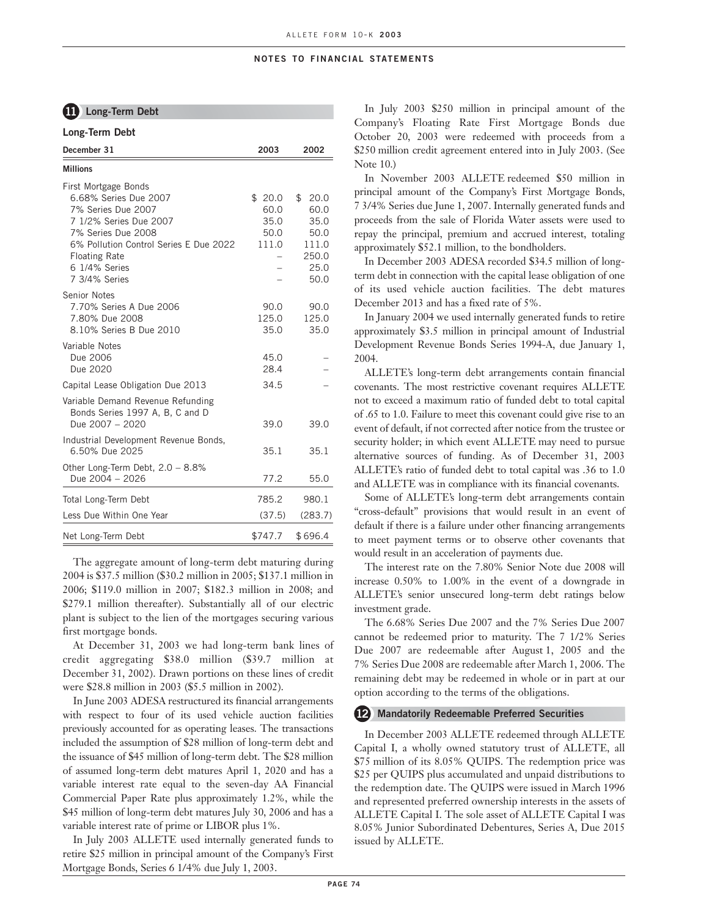## 11 Long-Term Debt

### Long-Term Debt

| December 31 | 2003 | 2002 |
|---|---|---|
| **Millions** | | |
| First Mortgage Bonds | | |
| 6.68% Series Due 2007 | $ 20.0 | $ 20.0 |
| 7% Series Due 2007 | 60.0 | 60.0 |
| 7 1/2% Series Due 2007 | 35.0 | 35.0 |
| 7% Series Due 2008 | 50.0 | 50.0 |
| 6% Pollution Control Series E Due 2022 | 111.0 | 111.0 |
| Floating Rate | – | 250.0 |
| 6 1/4% Series | – | 25.0 |
| 7 3/4% Series | – | 50.0 |
| Senior Notes | | |
| 7.70% Series A Due 2006 | 90.0 | 90.0 |
| 7.80% Due 2008 | 125.0 | 125.0 |
| 8.10% Series B Due 2010 | 35.0 | 35.0 |
| Variable Notes | | |
| Due 2006 | 45.0 | – |
| Due 2020 | 28.4 | – |
| Capital Lease Obligation Due 2013 | 34.5 | – |
| Variable Demand Revenue Refunding Bonds Series 1997 A, B, C and D Due 2007 – 2020 | 39.0 | 39.0 |
| Industrial Development Revenue Bonds, 6.50% Due 2025 | 35.1 | 35.1 |
| Other Long-Term Debt, 2.0 – 8.8% Due 2004 – 2026 | 77.2 | 55.0 |
| Total Long-Term Debt | 785.2 | 980.1 |
| Less Due Within One Year | (37.5) | (283.7) |
| Net Long-Term Debt | $747.7 | $696.4 |

The aggregate amount of long-term debt maturing during 2004 is $37.5 million ($30.2 million in 2005; $137.1 million in 2006; $119.0 million in 2007; $182.3 million in 2008; and $279.1 million thereafter). Substantially all of our electric plant is subject to the lien of the mortgages securing various first mortgage bonds.

At December 31, 2003 we had long-term bank lines of credit aggregating $38.0 million ($39.7 million at December 31, 2002). Drawn portions on these lines of credit were $28.8 million in 2003 ($5.5 million in 2002).

In June 2003 ADESA restructured its financial arrangements with respect to four of its used vehicle auction facilities previously accounted for as operating leases. The transactions included the assumption of $28 million of long-term debt and the issuance of $45 million of long-term debt. The $28 million of assumed long-term debt matures April 1, 2020 and has a variable interest rate equal to the seven-day AA Financial Commercial Paper Rate plus approximately 1.2%, while the $45 million of long-term debt matures July 30, 2006 and has a variable interest rate of prime or LIBOR plus 1%.

In July 2003 ALLETE used internally generated funds to retire $25 million in principal amount of the Company's First Mortgage Bonds, Series 6 1/4% due July 1, 2003.

In July 2003 $250 million in principal amount of the Company's Floating Rate First Mortgage Bonds due October 20, 2003 were redeemed with proceeds from a $250 million credit agreement entered into in July 2003. (See Note 10.)

In November 2003 ALLETE redeemed $50 million in principal amount of the Company's First Mortgage Bonds, 7 3/4% Series due June 1, 2007. Internally generated funds and proceeds from the sale of Florida Water assets were used to repay the principal, premium and accrued interest, totaling approximately $52.1 million, to the bondholders.

In December 2003 ADESA recorded $34.5 million of long-term debt in connection with the capital lease obligation of one of its used vehicle auction facilities. The debt matures December 2013 and has a fixed rate of 5%.

In January 2004 we used internally generated funds to retire approximately $3.5 million in principal amount of Industrial Development Revenue Bonds Series 1994-A, due January 1, 2004.

ALLETE's long-term debt arrangements contain financial covenants. The most restrictive covenant requires ALLETE not to exceed a maximum ratio of funded debt to total capital of .65 to 1.0. Failure to meet this covenant could give rise to an event of default, if not corrected after notice from the trustee or security holder; in which event ALLETE may need to pursue alternative sources of funding. As of December 31, 2003 ALLETE's ratio of funded debt to total capital was .36 to 1.0 and ALLETE was in compliance with its financial covenants.

Some of ALLETE's long-term debt arrangements contain "cross-default" provisions that would result in an event of default if there is a failure under other financing arrangements to meet payment terms or to observe other covenants that would result in an acceleration of payments due.

The interest rate on the 7.80% Senior Note due 2008 will increase 0.50% to 1.00% in the event of a downgrade in ALLETE's senior unsecured long-term debt ratings below investment grade.

The 6.68% Series Due 2007 and the 7% Series Due 2007 cannot be redeemed prior to maturity. The 7 1/2% Series Due 2007 are redeemable after August 1, 2005 and the 7% Series Due 2008 are redeemable after March 1, 2006. The remaining debt may be redeemed in whole or in part at our option according to the terms of the obligations.

## 12 Mandatorily Redeemable Preferred Securities

In December 2003 ALLETE redeemed through ALLETE Capital I, a wholly owned statutory trust of ALLETE, all $75 million of its 8.05% QUIPS. The redemption price was $25 per QUIPS plus accumulated and unpaid distributions to the redemption date. The QUIPS were issued in March 1996 and represented preferred ownership interests in the assets of ALLETE Capital I. The sole asset of ALLETE Capital I was 8.05% Junior Subordinated Debentures, Series A, Due 2015 issued by ALLETE.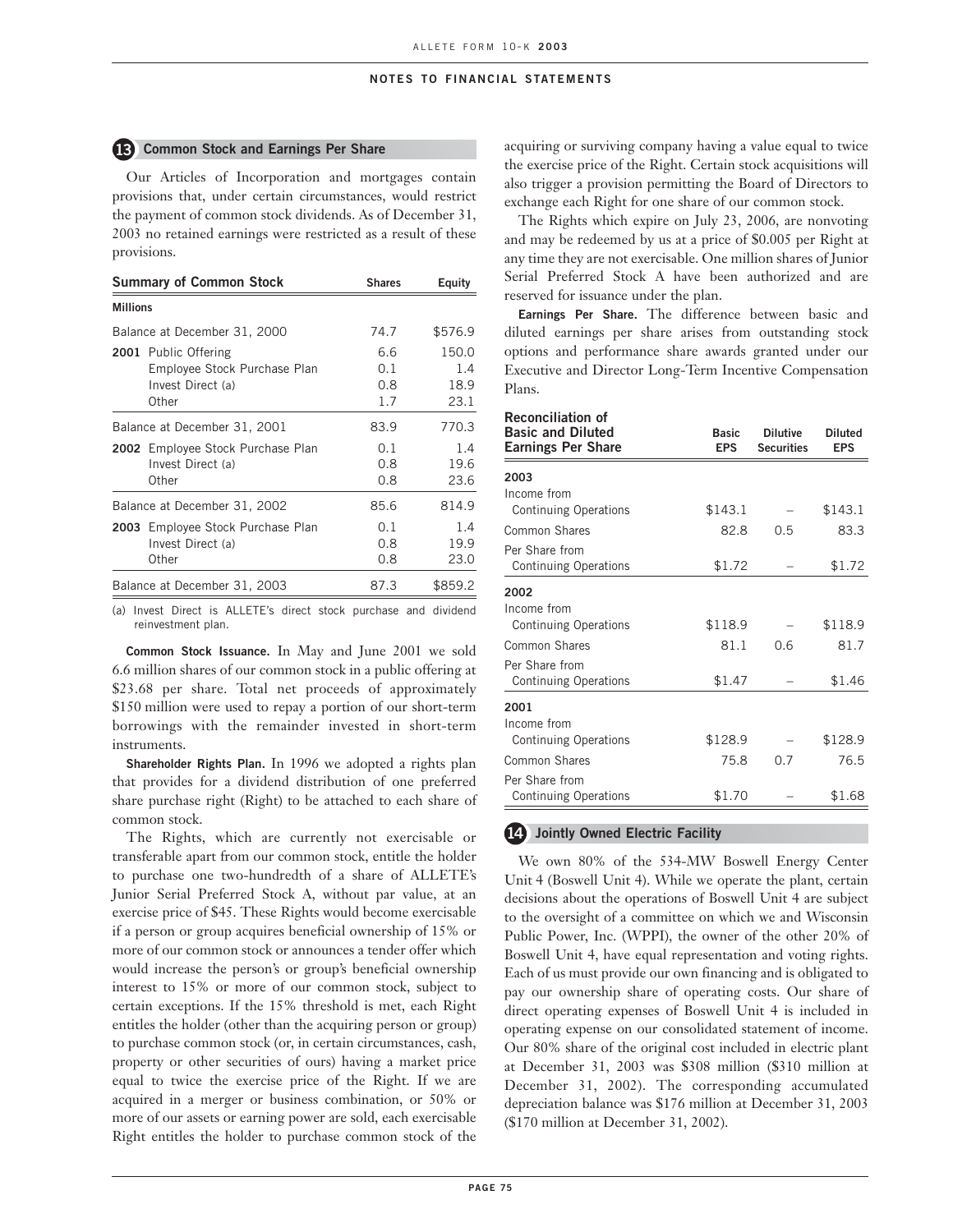## 13 Common Stock and Earnings Per Share

Our Articles of Incorporation and mortgages contain provisions that, under certain circumstances, would restrict the payment of common stock dividends. As of December 31, 2003 no retained earnings were restricted as a result of these provisions.

| Summary of Common Stock | Shares | Equity |
|---|---|---|
| **Millions** | | |
| Balance at December 31, 2000 | 74.7 | $576.9 |
| **2001** Public Offering | 6.6 | 150.0 |
| Employee Stock Purchase Plan | 0.1 | 1.4 |
| Invest Direct (a) | 0.8 | 18.9 |
| Other | 1.7 | 23.1 |
| Balance at December 31, 2001 | 83.9 | 770.3 |
| **2002** Employee Stock Purchase Plan | 0.1 | 1.4 |
| Invest Direct (a) | 0.8 | 19.6 |
| Other | 0.8 | 23.6 |
| Balance at December 31, 2002 | 85.6 | 814.9 |
| **2003** Employee Stock Purchase Plan | 0.1 | 1.4 |
| Invest Direct (a) | 0.8 | 19.9 |
| Other | 0.8 | 23.0 |
| Balance at December 31, 2003 | 87.3 | $859.2 |

(a) Invest Direct is ALLETE's direct stock purchase and dividend reinvestment plan.

**Common Stock Issuance.** In May and June 2001 we sold 6.6 million shares of our common stock in a public offering at $23.68 per share. Total net proceeds of approximately $150 million were used to repay a portion of our short-term borrowings with the remainder invested in short-term instruments.

**Shareholder Rights Plan.** In 1996 we adopted a rights plan that provides for a dividend distribution of one preferred share purchase right (Right) to be attached to each share of common stock.

The Rights, which are currently not exercisable or transferable apart from our common stock, entitle the holder to purchase one two-hundredth of a share of ALLETE's Junior Serial Preferred Stock A, without par value, at an exercise price of $45. These Rights would become exercisable if a person or group acquires beneficial ownership of 15% or more of our common stock or announces a tender offer which would increase the person's or group's beneficial ownership interest to 15% or more of our common stock, subject to certain exceptions. If the 15% threshold is met, each Right entitles the holder (other than the acquiring person or group) to purchase common stock (or, in certain circumstances, cash, property or other securities of ours) having a market price equal to twice the exercise price of the Right. If we are acquired in a merger or business combination, or 50% or more of our assets or earning power are sold, each exercisable Right entitles the holder to purchase common stock of the acquiring or surviving company having a value equal to twice the exercise price of the Right. Certain stock acquisitions will also trigger a provision permitting the Board of Directors to exchange each Right for one share of our common stock.

The Rights which expire on July 23, 2006, are nonvoting and may be redeemed by us at a price of $0.005 per Right at any time they are not exercisable. One million shares of Junior Serial Preferred Stock A have been authorized and are reserved for issuance under the plan.

**Earnings Per Share.** The difference between basic and diluted earnings per share arises from outstanding stock options and performance share awards granted under our Executive and Director Long-Term Incentive Compensation Plans.

| Reconciliation of Basic and Diluted Earnings Per Share | Basic EPS | Dilutive Securities | Diluted EPS |
|---|---|---|---|
| **2003** | | | |
| Income from Continuing Operations | $143.1 | – | $143.1 |
| Common Shares | 82.8 | 0.5 | 83.3 |
| Per Share from Continuing Operations | $1.72 | – | $1.72 |
| **2002** | | | |
| Income from Continuing Operations | $118.9 | – | $118.9 |
| Common Shares | 81.1 | 0.6 | 81.7 |
| Per Share from Continuing Operations | $1.47 | – | $1.46 |
| **2001** | | | |
| Income from Continuing Operations | $128.9 | – | $128.9 |
| Common Shares | 75.8 | 0.7 | 76.5 |
| Per Share from Continuing Operations | $1.70 | – | $1.68 |

## 14 Jointly Owned Electric Facility

We own 80% of the 534-MW Boswell Energy Center Unit 4 (Boswell Unit 4). While we operate the plant, certain decisions about the operations of Boswell Unit 4 are subject to the oversight of a committee on which we and Wisconsin Public Power, Inc. (WPPI), the owner of the other 20% of Boswell Unit 4, have equal representation and voting rights. Each of us must provide our own financing and is obligated to pay our ownership share of operating costs. Our share of direct operating expenses of Boswell Unit 4 is included in operating expense on our consolidated statement of income. Our 80% share of the original cost included in electric plant at December 31, 2003 was $308 million ($310 million at December 31, 2002). The corresponding accumulated depreciation balance was $176 million at December 31, 2003 ($170 million at December 31, 2002).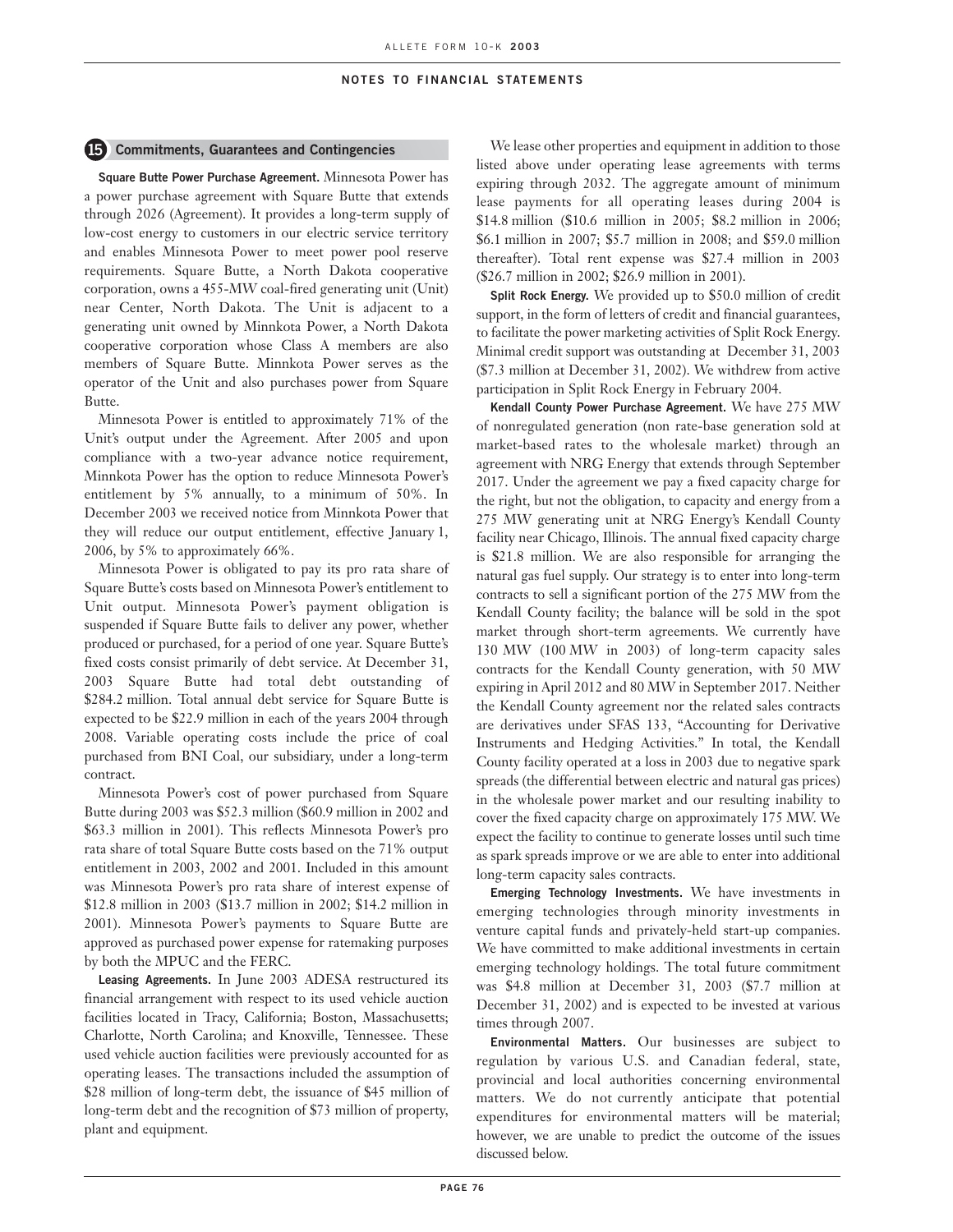## NOTES TO FINANCIAL STATEMENTS

### 15 Commitments, Guarantees and Contingencies

**Square Butte Power Purchase Agreement.** Minnesota Power has a power purchase agreement with Square Butte that extends through 2026 (Agreement). It provides a long-term supply of low-cost energy to customers in our electric service territory and enables Minnesota Power to meet power pool reserve requirements. Square Butte, a North Dakota cooperative corporation, owns a 455-MW coal-fired generating unit (Unit) near Center, North Dakota. The Unit is adjacent to a generating unit owned by Minnkota Power, a North Dakota cooperative corporation whose Class A members are also members of Square Butte. Minnkota Power serves as the operator of the Unit and also purchases power from Square Butte.

Minnesota Power is entitled to approximately 71% of the Unit's output under the Agreement. After 2005 and upon compliance with a two-year advance notice requirement, Minnkota Power has the option to reduce Minnesota Power's entitlement by 5% annually, to a minimum of 50%. In December 2003 we received notice from Minnkota Power that they will reduce our output entitlement, effective January 1, 2006, by 5% to approximately 66%.

Minnesota Power is obligated to pay its pro rata share of Square Butte's costs based on Minnesota Power's entitlement to Unit output. Minnesota Power's payment obligation is suspended if Square Butte fails to deliver any power, whether produced or purchased, for a period of one year. Square Butte's fixed costs consist primarily of debt service. At December 31, 2003 Square Butte had total debt outstanding of $284.2 million. Total annual debt service for Square Butte is expected to be $22.9 million in each of the years 2004 through 2008. Variable operating costs include the price of coal purchased from BNI Coal, our subsidiary, under a long-term contract.

Minnesota Power's cost of power purchased from Square Butte during 2003 was $52.3 million ($60.9 million in 2002 and $63.3 million in 2001). This reflects Minnesota Power's pro rata share of total Square Butte costs based on the 71% output entitlement in 2003, 2002 and 2001. Included in this amount was Minnesota Power's pro rata share of interest expense of $12.8 million in 2003 ($13.7 million in 2002; $14.2 million in 2001). Minnesota Power's payments to Square Butte are approved as purchased power expense for ratemaking purposes by both the MPUC and the FERC.

**Leasing Agreements.** In June 2003 ADESA restructured its financial arrangement with respect to its used vehicle auction facilities located in Tracy, California; Boston, Massachusetts; Charlotte, North Carolina; and Knoxville, Tennessee. These used vehicle auction facilities were previously accounted for as operating leases. The transactions included the assumption of $28 million of long-term debt, the issuance of $45 million of long-term debt and the recognition of $73 million of property, plant and equipment.

We lease other properties and equipment in addition to those listed above under operating lease agreements with terms expiring through 2032. The aggregate amount of minimum lease payments for all operating leases during 2004 is $14.8 million ($10.6 million in 2005; $8.2 million in 2006; $6.1 million in 2007; $5.7 million in 2008; and $59.0 million thereafter). Total rent expense was $27.4 million in 2003 ($26.7 million in 2002; $26.9 million in 2001).

**Split Rock Energy.** We provided up to $50.0 million of credit support, in the form of letters of credit and financial guarantees, to facilitate the power marketing activities of Split Rock Energy. Minimal credit support was outstanding at December 31, 2003 ($7.3 million at December 31, 2002). We withdrew from active participation in Split Rock Energy in February 2004.

**Kendall County Power Purchase Agreement.** We have 275 MW of nonregulated generation (non rate-base generation sold at market-based rates to the wholesale market) through an agreement with NRG Energy that extends through September 2017. Under the agreement we pay a fixed capacity charge for the right, but not the obligation, to capacity and energy from a 275 MW generating unit at NRG Energy's Kendall County facility near Chicago, Illinois. The annual fixed capacity charge is $21.8 million. We are also responsible for arranging the natural gas fuel supply. Our strategy is to enter into long-term contracts to sell a significant portion of the 275 MW from the Kendall County facility; the balance will be sold in the spot market through short-term agreements. We currently have 130 MW (100 MW in 2003) of long-term capacity sales contracts for the Kendall County generation, with 50 MW expiring in April 2012 and 80 MW in September 2017. Neither the Kendall County agreement nor the related sales contracts are derivatives under SFAS 133, "Accounting for Derivative Instruments and Hedging Activities." In total, the Kendall County facility operated at a loss in 2003 due to negative spark spreads (the differential between electric and natural gas prices) in the wholesale power market and our resulting inability to cover the fixed capacity charge on approximately 175 MW. We expect the facility to continue to generate losses until such time as spark spreads improve or we are able to enter into additional long-term capacity sales contracts.

**Emerging Technology Investments.** We have investments in emerging technologies through minority investments in venture capital funds and privately-held start-up companies. We have committed to make additional investments in certain emerging technology holdings. The total future commitment was $4.8 million at December 31, 2003 ($7.7 million at December 31, 2002) and is expected to be invested at various times through 2007.

**Environmental Matters.** Our businesses are subject to regulation by various U.S. and Canadian federal, state, provincial and local authorities concerning environmental matters. We do not currently anticipate that potential expenditures for environmental matters will be material; however, we are unable to predict the outcome of the issues discussed below.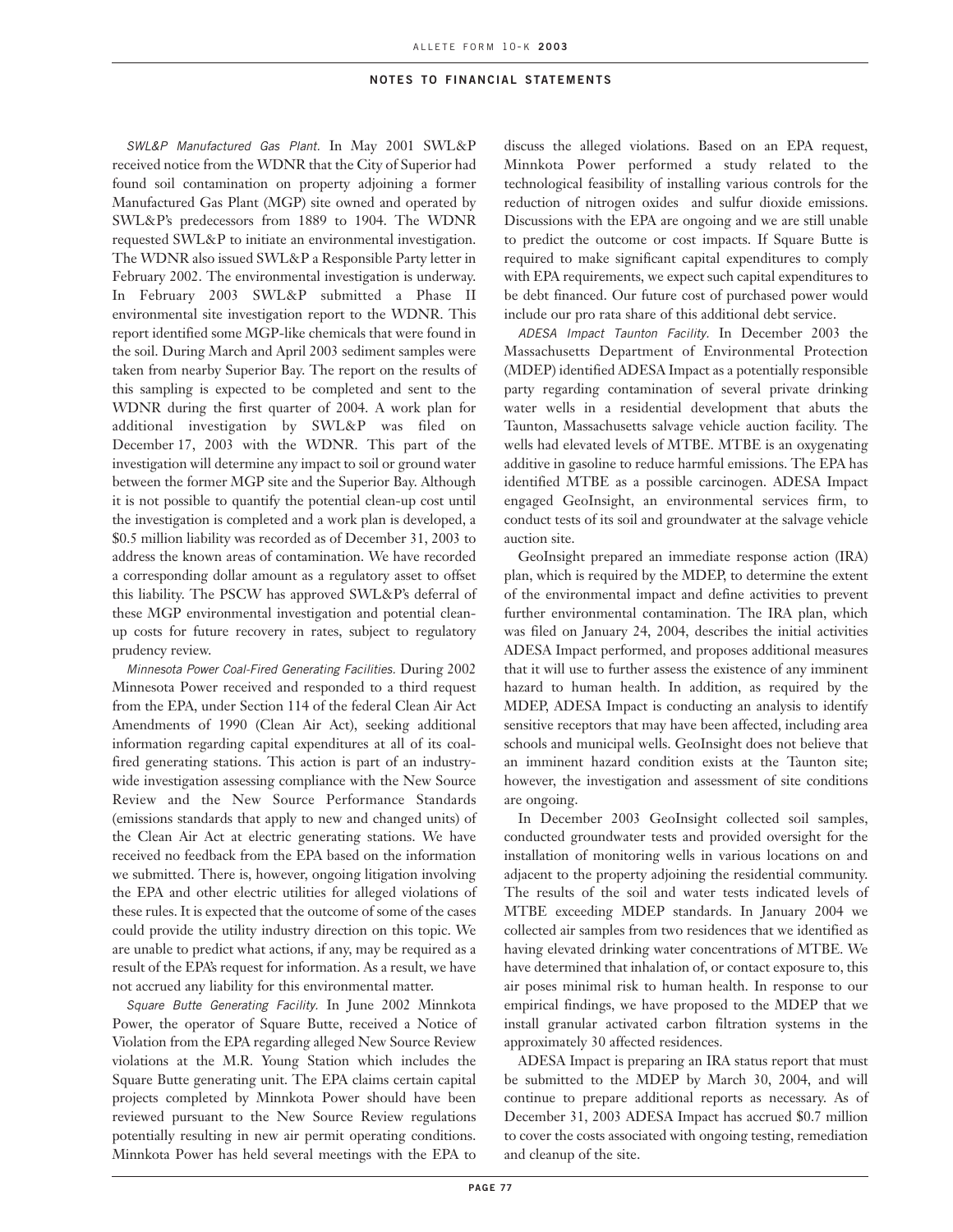*SWL&P Manufactured Gas Plant.* In May 2001 SWL&P received notice from the WDNR that the City of Superior had found soil contamination on property adjoining a former Manufactured Gas Plant (MGP) site owned and operated by SWL&P's predecessors from 1889 to 1904. The WDNR requested SWL&P to initiate an environmental investigation. The WDNR also issued SWL&P a Responsible Party letter in February 2002. The environmental investigation is underway. In February 2003 SWL&P submitted a Phase II environmental site investigation report to the WDNR. This report identified some MGP-like chemicals that were found in the soil. During March and April 2003 sediment samples were taken from nearby Superior Bay. The report on the results of this sampling is expected to be completed and sent to the WDNR during the first quarter of 2004. A work plan for additional investigation by SWL&P was filed on December 17, 2003 with the WDNR. This part of the investigation will determine any impact to soil or ground water between the former MGP site and the Superior Bay. Although it is not possible to quantify the potential clean-up cost until the investigation is completed and a work plan is developed, a \$0.5 million liability was recorded as of December 31, 2003 to address the known areas of contamination. We have recorded a corresponding dollar amount as a regulatory asset to offset this liability. The PSCW has approved SWL&P's deferral of these MGP environmental investigation and potential clean-up costs for future recovery in rates, subject to regulatory prudency review.

*Minnesota Power Coal-Fired Generating Facilities.* During 2002 Minnesota Power received and responded to a third request from the EPA, under Section 114 of the federal Clean Air Act Amendments of 1990 (Clean Air Act), seeking additional information regarding capital expenditures at all of its coal-fired generating stations. This action is part of an industry-wide investigation assessing compliance with the New Source Review and the New Source Performance Standards (emissions standards that apply to new and changed units) of the Clean Air Act at electric generating stations. We have received no feedback from the EPA based on the information we submitted. There is, however, ongoing litigation involving the EPA and other electric utilities for alleged violations of these rules. It is expected that the outcome of some of the cases could provide the utility industry direction on this topic. We are unable to predict what actions, if any, may be required as a result of the EPA's request for information. As a result, we have not accrued any liability for this environmental matter.

*Square Butte Generating Facility.* In June 2002 Minnkota Power, the operator of Square Butte, received a Notice of Violation from the EPA regarding alleged New Source Review violations at the M.R. Young Station which includes the Square Butte generating unit. The EPA claims certain capital projects completed by Minnkota Power should have been reviewed pursuant to the New Source Review regulations potentially resulting in new air permit operating conditions. Minnkota Power has held several meetings with the EPA to discuss the alleged violations. Based on an EPA request, Minnkota Power performed a study related to the technological feasibility of installing various controls for the reduction of nitrogen oxides and sulfur dioxide emissions. Discussions with the EPA are ongoing and we are still unable to predict the outcome or cost impacts. If Square Butte is required to make significant capital expenditures to comply with EPA requirements, we expect such capital expenditures to be debt financed. Our future cost of purchased power would include our pro rata share of this additional debt service.

*ADESA Impact Taunton Facility.* In December 2003 the Massachusetts Department of Environmental Protection (MDEP) identified ADESA Impact as a potentially responsible party regarding contamination of several private drinking water wells in a residential development that abuts the Taunton, Massachusetts salvage vehicle auction facility. The wells had elevated levels of MTBE. MTBE is an oxygenating additive in gasoline to reduce harmful emissions. The EPA has identified MTBE as a possible carcinogen. ADESA Impact engaged GeoInsight, an environmental services firm, to conduct tests of its soil and groundwater at the salvage vehicle auction site.

GeoInsight prepared an immediate response action (IRA) plan, which is required by the MDEP, to determine the extent of the environmental impact and define activities to prevent further environmental contamination. The IRA plan, which was filed on January 24, 2004, describes the initial activities ADESA Impact performed, and proposes additional measures that it will use to further assess the existence of any imminent hazard to human health. In addition, as required by the MDEP, ADESA Impact is conducting an analysis to identify sensitive receptors that may have been affected, including area schools and municipal wells. GeoInsight does not believe that an imminent hazard condition exists at the Taunton site; however, the investigation and assessment of site conditions are ongoing.

In December 2003 GeoInsight collected soil samples, conducted groundwater tests and provided oversight for the installation of monitoring wells in various locations on and adjacent to the property adjoining the residential community. The results of the soil and water tests indicated levels of MTBE exceeding MDEP standards. In January 2004 we collected air samples from two residences that we identified as having elevated drinking water concentrations of MTBE. We have determined that inhalation of, or contact exposure to, this air poses minimal risk to human health. In response to our empirical findings, we have proposed to the MDEP that we install granular activated carbon filtration systems in the approximately 30 affected residences.

ADESA Impact is preparing an IRA status report that must be submitted to the MDEP by March 30, 2004, and will continue to prepare additional reports as necessary. As of December 31, 2003 ADESA Impact has accrued \$0.7 million to cover the costs associated with ongoing testing, remediation and cleanup of the site.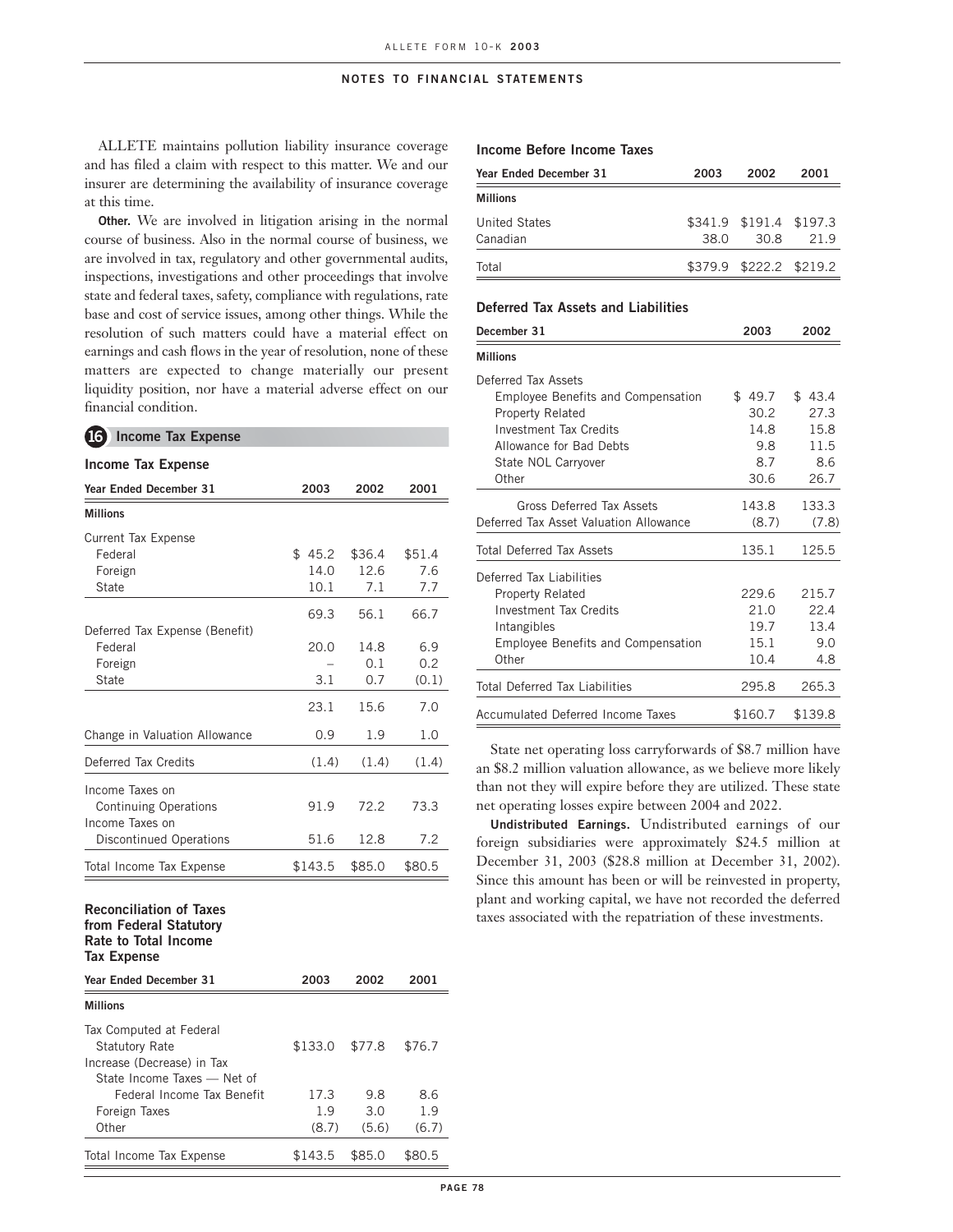ALLETE maintains pollution liability insurance coverage and has filed a claim with respect to this matter. We and our insurer are determining the availability of insurance coverage at this time.

**Other.** We are involved in litigation arising in the normal course of business. Also in the normal course of business, we are involved in tax, regulatory and other governmental audits, inspections, investigations and other proceedings that involve state and federal taxes, safety, compliance with regulations, rate base and cost of service issues, among other things. While the resolution of such matters could have a material effect on earnings and cash flows in the year of resolution, none of these matters are expected to change materially our present liquidity position, nor have a material adverse effect on our financial condition.

## 16 Income Tax Expense

### Income Tax Expense

| Year Ended December 31 | 2003 | 2002 | 2001 |
|---|---|---|---|
| **Millions** | | | |
| Current Tax Expense | | | |
| Federal | $ 45.2 | $36.4 | $51.4 |
| Foreign | 14.0 | 12.6 | 7.6 |
| State | 10.1 | 7.1 | 7.7 |
| | 69.3 | 56.1 | 66.7 |
| Deferred Tax Expense (Benefit) | | | |
| Federal | 20.0 | 14.8 | 6.9 |
| Foreign | – | 0.1 | 0.2 |
| State | 3.1 | 0.7 | (0.1) |
| | 23.1 | 15.6 | 7.0 |
| Change in Valuation Allowance | 0.9 | 1.9 | 1.0 |
| Deferred Tax Credits | (1.4) | (1.4) | (1.4) |
| Income Taxes on Continuing Operations | 91.9 | 72.2 | 73.3 |
| Income Taxes on Discontinued Operations | 51.6 | 12.8 | 7.2 |
| Total Income Tax Expense | $143.5 | $85.0 | $80.5 |

### Reconciliation of Taxes from Federal Statutory Rate to Total Income Tax Expense

| Year Ended December 31 | 2003 | 2002 | 2001 |
|---|---|---|---|
| **Millions** | | | |
| Tax Computed at Federal Statutory Rate | $133.0 | $77.8 | $76.7 |
| Increase (Decrease) in Tax | | | |
| State Income Taxes — Net of Federal Income Tax Benefit | 17.3 | 9.8 | 8.6 |
| Foreign Taxes | 1.9 | 3.0 | 1.9 |
| Other | (8.7) | (5.6) | (6.7) |
| Total Income Tax Expense | $143.5 | $85.0 | $80.5 |

### Income Before Income Taxes

| Year Ended December 31 | 2003 | 2002 | 2001 |
|---|---|---|---|
| **Millions** | | | |
| United States | $341.9 | $191.4 | $197.3 |
| Canadian | 38.0 | 30.8 | 21.9 |
| Total | $379.9 | $222.2 | $219.2 |

### Deferred Tax Assets and Liabilities

| December 31 | 2003 | 2002 |
|---|---|---|
| **Millions** | | |
| Deferred Tax Assets | | |
| Employee Benefits and Compensation | $ 49.7 | $ 43.4 |
| Property Related | 30.2 | 27.3 |
| Investment Tax Credits | 14.8 | 15.8 |
| Allowance for Bad Debts | 9.8 | 11.5 |
| State NOL Carryover | 8.7 | 8.6 |
| Other | 30.6 | 26.7 |
| Gross Deferred Tax Assets | 143.8 | 133.3 |
| Deferred Tax Asset Valuation Allowance | (8.7) | (7.8) |
| Total Deferred Tax Assets | 135.1 | 125.5 |
| Deferred Tax Liabilities | | |
| Property Related | 229.6 | 215.7 |
| Investment Tax Credits | 21.0 | 22.4 |
| Intangibles | 19.7 | 13.4 |
| Employee Benefits and Compensation | 15.1 | 9.0 |
| Other | 10.4 | 4.8 |
| Total Deferred Tax Liabilities | 295.8 | 265.3 |
| Accumulated Deferred Income Taxes | $160.7 | $139.8 |

State net operating loss carryforwards of $8.7 million have an $8.2 million valuation allowance, as we believe more likely than not they will expire before they are utilized. These state net operating losses expire between 2004 and 2022.

**Undistributed Earnings.** Undistributed earnings of our foreign subsidiaries were approximately $24.5 million at December 31, 2003 ($28.8 million at December 31, 2002). Since this amount has been or will be reinvested in property, plant and working capital, we have not recorded the deferred taxes associated with the repatriation of these investments.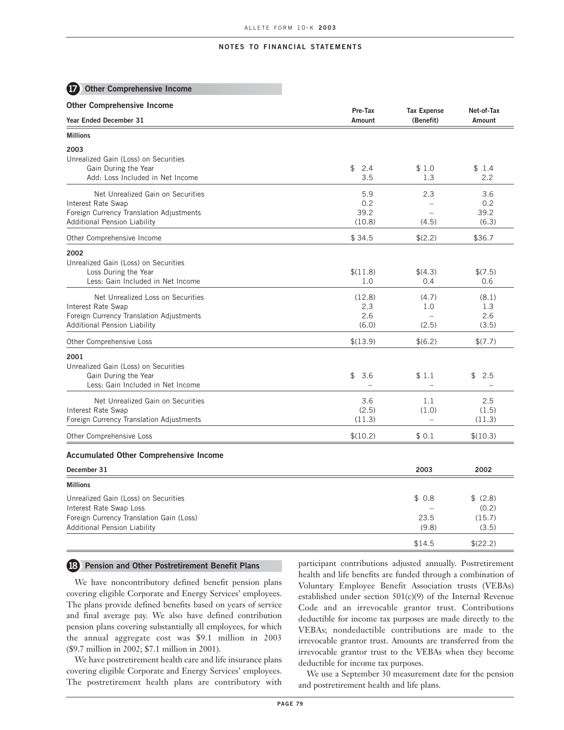## 17 Other Comprehensive Income

### Other Comprehensive Income

| Year Ended December 31 | Pre-Tax Amount | Tax Expense (Benefit) | Net-of-Tax Amount |
|---|---|---|---|
| **Millions** | | | |
| **2003** | | | |
| Unrealized Gain (Loss) on Securities | | | |
| Gain During the Year | $ 2.4 | $ 1.0 | $ 1.4 |
| Add: Loss Included in Net Income | 3.5 | 1.3 | 2.2 |
| Net Unrealized Gain on Securities | 5.9 | 2.3 | 3.6 |
| Interest Rate Swap | 0.2 | – | 0.2 |
| Foreign Currency Translation Adjustments | 39.2 | – | 39.2 |
| Additional Pension Liability | (10.8) | (4.5) | (6.3) |
| Other Comprehensive Income | $ 34.5 | $(2.2) | $36.7 |
| **2002** | | | |
| Unrealized Gain (Loss) on Securities | | | |
| Loss During the Year | $(11.8) | $(4.3) | $(7.5) |
| Less: Gain Included in Net Income | 1.0 | 0.4 | 0.6 |
| Net Unrealized Loss on Securities | (12.8) | (4.7) | (8.1) |
| Interest Rate Swap | 2.3 | 1.0 | 1.3 |
| Foreign Currency Translation Adjustments | 2.6 | – | 2.6 |
| Additional Pension Liability | (6.0) | (2.5) | (3.5) |
| Other Comprehensive Loss | $(13.9) | $(6.2) | $(7.7) |
| **2001** | | | |
| Unrealized Gain (Loss) on Securities | | | |
| Gain During the Year | $ 3.6 | $ 1.1 | $ 2.5 |
| Less: Gain Included in Net Income | – | – | – |
| Net Unrealized Gain on Securities | 3.6 | 1.1 | 2.5 |
| Interest Rate Swap | (2.5) | (1.0) | (1.5) |
| Foreign Currency Translation Adjustments | (11.3) | – | (11.3) |
| Other Comprehensive Loss | $(10.2) | $ 0.1 | $(10.3) |

### Accumulated Other Comprehensive Income

| December 31 | 2003 | 2002 |
|---|---|---|
| **Millions** | | |
| Unrealized Gain (Loss) on Securities | $ 0.8 | $ (2.8) |
| Interest Rate Swap Loss | – | (0.2) |
| Foreign Currency Translation Gain (Loss) | 23.5 | (15.7) |
| Additional Pension Liability | (9.8) | (3.5) |
| | $14.5 | $(22.2) |

## 18 Pension and Other Postretirement Benefit Plans

We have noncontributory defined benefit pension plans covering eligible Corporate and Energy Services' employees. The plans provide defined benefits based on years of service and final average pay. We also have defined contribution pension plans covering substantially all employees, for which the annual aggregate cost was $9.1 million in 2003 ($9.7 million in 2002; $7.1 million in 2001).

We have postretirement health care and life insurance plans covering eligible Corporate and Energy Services' employees. The postretirement health plans are contributory with participant contributions adjusted annually. Postretirement health and life benefits are funded through a combination of Voluntary Employee Benefit Association trusts (VEBAs) established under section 501(c)(9) of the Internal Revenue Code and an irrevocable grantor trust. Contributions deductible for income tax purposes are made directly to the VEBAs; nondeductible contributions are made to the irrevocable grantor trust. Amounts are transferred from the irrevocable grantor trust to the VEBAs when they become deductible for income tax purposes.

We use a September 30 measurement date for the pension and postretirement health and life plans.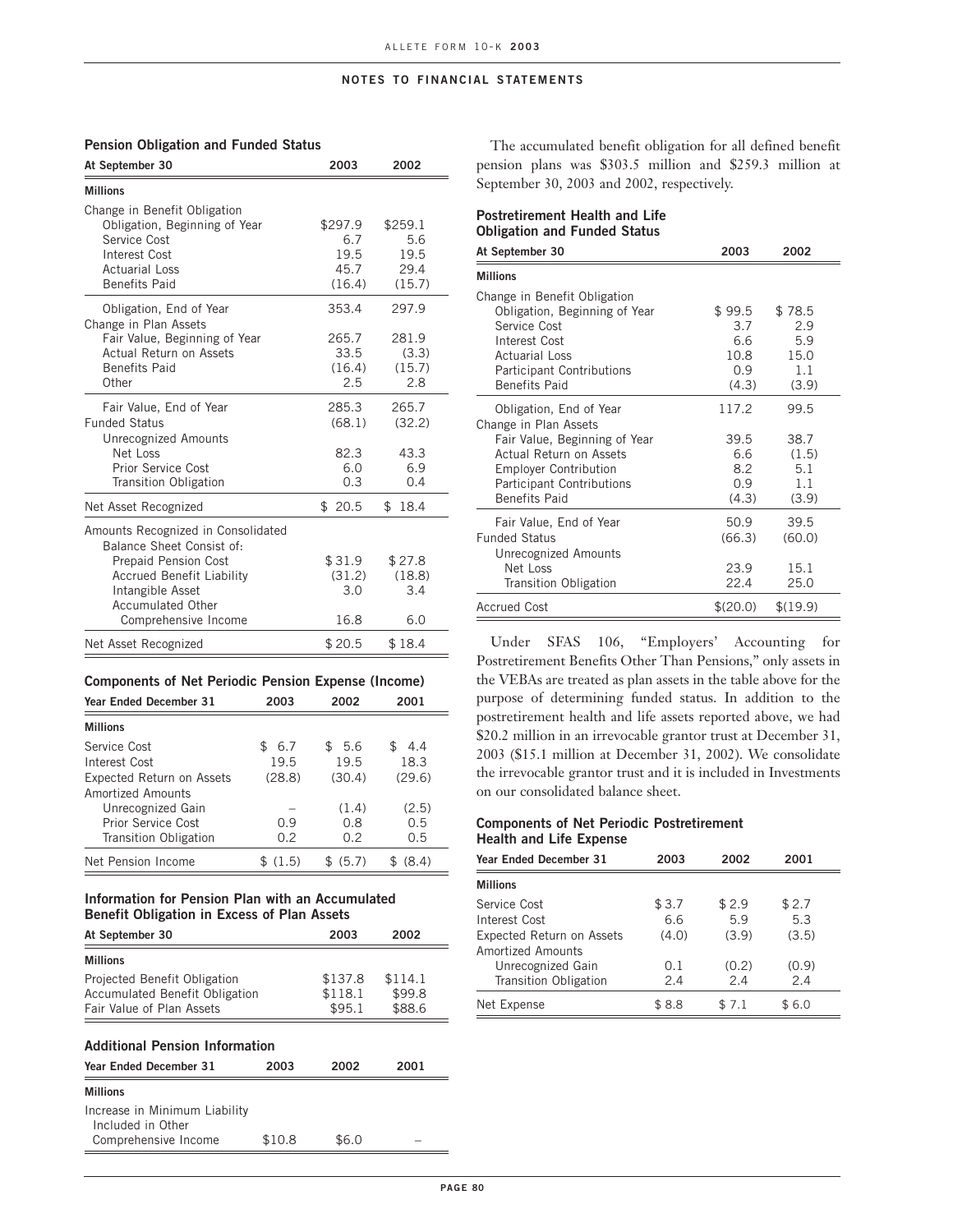#### Pension Obligation and Funded Status

| At September 30 | 2003 | 2002 |
|---|---|---|
| **Millions** | | |
| Change in Benefit Obligation | | |
| Obligation, Beginning of Year | $297.9 | $259.1 |
| Service Cost | 6.7 | 5.6 |
| Interest Cost | 19.5 | 19.5 |
| Actuarial Loss | 45.7 | 29.4 |
| Benefits Paid | (16.4) | (15.7) |
| Obligation, End of Year | 353.4 | 297.9 |
| Change in Plan Assets | | |
| Fair Value, Beginning of Year | 265.7 | 281.9 |
| Actual Return on Assets | 33.5 | (3.3) |
| Benefits Paid | (16.4) | (15.7) |
| Other | 2.5 | 2.8 |
| Fair Value, End of Year | 285.3 | 265.7 |
| Funded Status | (68.1) | (32.2) |
| Unrecognized Amounts | | |
| Net Loss | 82.3 | 43.3 |
| Prior Service Cost | 6.0 | 6.9 |
| Transition Obligation | 0.3 | 0.4 |
| Net Asset Recognized | $ 20.5 | $ 18.4 |
| Amounts Recognized in Consolidated Balance Sheet Consist of: | | |
| Prepaid Pension Cost | $31.9 | $27.8 |
| Accrued Benefit Liability | (31.2) | (18.8) |
| Intangible Asset | 3.0 | 3.4 |
| Accumulated Other Comprehensive Income | 16.8 | 6.0 |
| Net Asset Recognized | $20.5 | $18.4 |

#### Components of Net Periodic Pension Expense (Income)

| Year Ended December 31 | 2003 | 2002 | 2001 |
|---|---|---|---|
| **Millions** | | | |
| Service Cost | $ 6.7 | $ 5.6 | $ 4.4 |
| Interest Cost | 19.5 | 19.5 | 18.3 |
| Expected Return on Assets | (28.8) | (30.4) | (29.6) |
| Amortized Amounts | | | |
| Unrecognized Gain | – | (1.4) | (2.5) |
| Prior Service Cost | 0.9 | 0.8 | 0.5 |
| Transition Obligation | 0.2 | 0.2 | 0.5 |
| Net Pension Income | $ (1.5) | $ (5.7) | $ (8.4) |

#### Information for Pension Plan with an Accumulated Benefit Obligation in Excess of Plan Assets

| At September 30 | 2003 | 2002 |
|---|---|---|
| **Millions** | | |
| Projected Benefit Obligation | $137.8 | $114.1 |
| Accumulated Benefit Obligation | $118.1 | $99.8 |
| Fair Value of Plan Assets | $95.1 | $88.6 |

#### Additional Pension Information

| Year Ended December 31 | 2003 | 2002 | 2001 |
|---|---|---|---|
| **Millions** | | | |
| Increase in Minimum Liability Included in Other Comprehensive Income | $10.8 | $6.0 | – |

The accumulated benefit obligation for all defined benefit pension plans was $303.5 million and $259.3 million at September 30, 2003 and 2002, respectively.

#### Postretirement Health and Life Obligation and Funded Status

| At September 30 | 2003 | 2002 |
|---|---|---|
| **Millions** | | |
| Change in Benefit Obligation | | |
| Obligation, Beginning of Year | $ 99.5 | $ 78.5 |
| Service Cost | 3.7 | 2.9 |
| Interest Cost | 6.6 | 5.9 |
| Actuarial Loss | 10.8 | 15.0 |
| Participant Contributions | 0.9 | 1.1 |
| Benefits Paid | (4.3) | (3.9) |
| Obligation, End of Year | 117.2 | 99.5 |
| Change in Plan Assets | | |
| Fair Value, Beginning of Year | 39.5 | 38.7 |
| Actual Return on Assets | 6.6 | (1.5) |
| Employer Contribution | 8.2 | 5.1 |
| Participant Contributions | 0.9 | 1.1 |
| Benefits Paid | (4.3) | (3.9) |
| Fair Value, End of Year | 50.9 | 39.5 |
| Funded Status | (66.3) | (60.0) |
| Unrecognized Amounts | | |
| Net Loss | 23.9 | 15.1 |
| Transition Obligation | 22.4 | 25.0 |
| Accrued Cost | $(20.0) | $(19.9) |

Under SFAS 106, "Employers' Accounting for Postretirement Benefits Other Than Pensions," only assets in the VEBAs are treated as plan assets in the table above for the purpose of determining funded status. In addition to the postretirement health and life assets reported above, we had $20.2 million in an irrevocable grantor trust at December 31, 2003 ($15.1 million at December 31, 2002). We consolidate the irrevocable grantor trust and it is included in Investments on our consolidated balance sheet.

#### Components of Net Periodic Postretirement Health and Life Expense

| Year Ended December 31 | 2003 | 2002 | 2001 |
|---|---|---|---|
| **Millions** | | | |
| Service Cost | $ 3.7 | $ 2.9 | $ 2.7 |
| Interest Cost | 6.6 | 5.9 | 5.3 |
| Expected Return on Assets | (4.0) | (3.9) | (3.5) |
| Amortized Amounts | | | |
| Unrecognized Gain | 0.1 | (0.2) | (0.9) |
| Transition Obligation | 2.4 | 2.4 | 2.4 |
| Net Expense | $ 8.8 | $ 7.1 | $ 6.0 |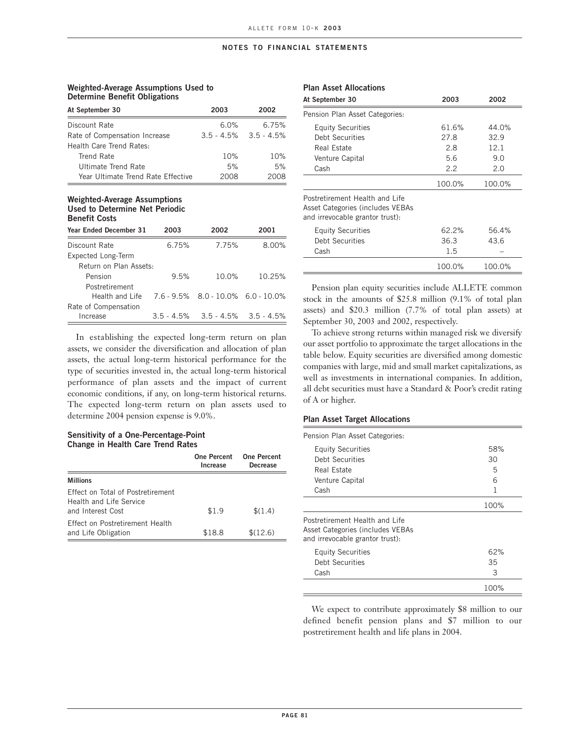## NOTES TO FINANCIAL STATEMENTS

**Weighted-Average Assumptions Used to Determine Benefit Obligations**

| At September 30 | 2003 | 2002 |
|---|---|---|
| Discount Rate | 6.0% | 6.75% |
| Rate of Compensation Increase | 3.5 - 4.5% | 3.5 - 4.5% |
| Health Care Trend Rates: | | |
| Trend Rate | 10% | 10% |
| Ultimate Trend Rate | 5% | 5% |
| Year Ultimate Trend Rate Effective | 2008 | 2008 |

**Weighted-Average Assumptions Used to Determine Net Periodic Benefit Costs**

| Year Ended December 31 | 2003 | 2002 | 2001 |
|---|---|---|---|
| Discount Rate | 6.75% | 7.75% | 8.00% |
| Expected Long-Term Return on Plan Assets: | | | |
| Pension | 9.5% | 10.0% | 10.25% |
| Postretirement Health and Life | 7.6 - 9.5% | 8.0 - 10.0% | 6.0 - 10.0% |
| Rate of Compensation Increase | 3.5 - 4.5% | 3.5 - 4.5% | 3.5 - 4.5% |

In establishing the expected long-term return on plan assets, we consider the diversification and allocation of plan assets, the actual long-term historical performance for the type of securities invested in, the actual long-term historical performance of plan assets and the impact of current economic conditions, if any, on long-term historical returns. The expected long-term return on plan assets used to determine 2004 pension expense is 9.0%.

**Sensitivity of a One-Percentage-Point Change in Health Care Trend Rates**

| | One Percent Increase | One Percent Decrease |
|---|---|---|
| **Millions** | | |
| Effect on Total of Postretirement Health and Life Service and Interest Cost | $1.9 | $(1.4) |
| Effect on Postretirement Health and Life Obligation | $18.8 | $(12.6) |

**Plan Asset Allocations**

| At September 30 | 2003 | 2002 |
|---|---|---|
| Pension Plan Asset Categories: | | |
| Equity Securities | 61.6% | 44.0% |
| Debt Securities | 27.8 | 32.9 |
| Real Estate | 2.8 | 12.1 |
| Venture Capital | 5.6 | 9.0 |
| Cash | 2.2 | 2.0 |
| | 100.0% | 100.0% |
| Postretirement Health and Life Asset Categories (includes VEBAs and irrevocable grantor trust): | | |
| Equity Securities | 62.2% | 56.4% |
| Debt Securities | 36.3 | 43.6 |
| Cash | 1.5 | – |
| | 100.0% | 100.0% |

Pension plan equity securities include ALLETE common stock in the amounts of $25.8 million (9.1% of total plan assets) and $20.3 million (7.7% of total plan assets) at September 30, 2003 and 2002, respectively.

To achieve strong returns within managed risk we diversify our asset portfolio to approximate the target allocations in the table below. Equity securities are diversified among domestic companies with large, mid and small market capitalizations, as well as investments in international companies. In addition, all debt securities must have a Standard & Poor's credit rating of A or higher.

**Plan Asset Target Allocations**

| | |
|---|---|
| Pension Plan Asset Categories: | |
| Equity Securities | 58% |
| Debt Securities | 30 |
| Real Estate | 5 |
| Venture Capital | 6 |
| Cash | 1 |
| | 100% |
| Postretirement Health and Life Asset Categories (includes VEBAs and irrevocable grantor trust): | |
| Equity Securities | 62% |
| Debt Securities | 35 |
| Cash | 3 |
| | 100% |

We expect to contribute approximately $8 million to our defined benefit pension plans and $7 million to our postretirement health and life plans in 2004.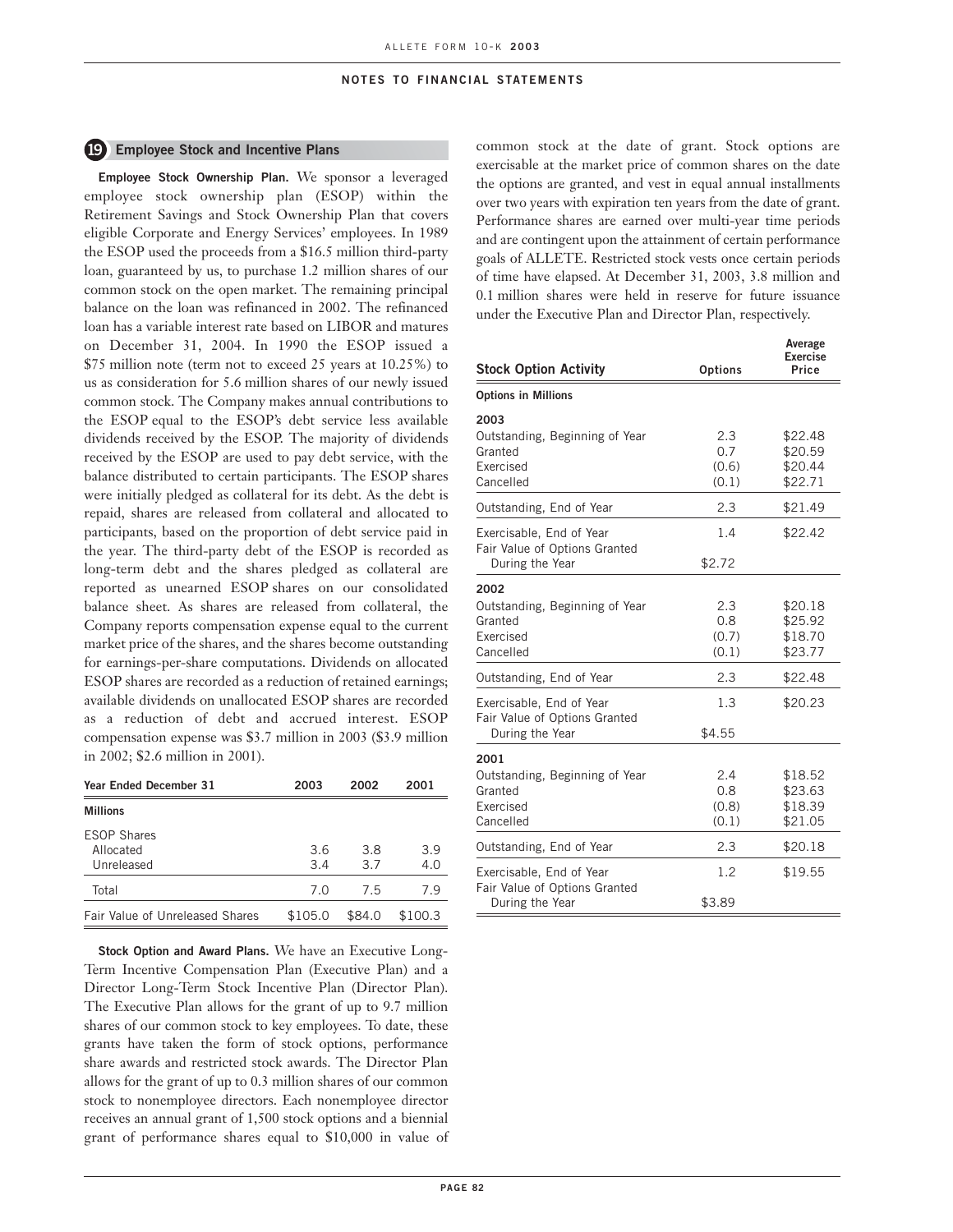## 19 Employee Stock and Incentive Plans

**Employee Stock Ownership Plan.** We sponsor a leveraged employee stock ownership plan (ESOP) within the Retirement Savings and Stock Ownership Plan that covers eligible Corporate and Energy Services' employees. In 1989 the ESOP used the proceeds from a $16.5 million third-party loan, guaranteed by us, to purchase 1.2 million shares of our common stock on the open market. The remaining principal balance on the loan was refinanced in 2002. The refinanced loan has a variable interest rate based on LIBOR and matures on December 31, 2004. In 1990 the ESOP issued a $75 million note (term not to exceed 25 years at 10.25%) to us as consideration for 5.6 million shares of our newly issued common stock. The Company makes annual contributions to the ESOP equal to the ESOP's debt service less available dividends received by the ESOP. The majority of dividends received by the ESOP are used to pay debt service, with the balance distributed to certain participants. The ESOP shares were initially pledged as collateral for its debt. As the debt is repaid, shares are released from collateral and allocated to participants, based on the proportion of debt service paid in the year. The third-party debt of the ESOP is recorded as long-term debt and the shares pledged as collateral are reported as unearned ESOP shares on our consolidated balance sheet. As shares are released from collateral, the Company reports compensation expense equal to the current market price of the shares, and the shares become outstanding for earnings-per-share computations. Dividends on allocated ESOP shares are recorded as a reduction of retained earnings; available dividends on unallocated ESOP shares are recorded as a reduction of debt and accrued interest. ESOP compensation expense was $3.7 million in 2003 ($3.9 million in 2002; $2.6 million in 2001).

| Year Ended December 31 | 2003 | 2002 | 2001 |
|---|---|---|---|
| **Millions** | | | |
| ESOP Shares | | | |
| Allocated | 3.6 | 3.8 | 3.9 |
| Unreleased | 3.4 | 3.7 | 4.0 |
| Total | 7.0 | 7.5 | 7.9 |
| Fair Value of Unreleased Shares | $105.0 | $84.0 | $100.3 |

**Stock Option and Award Plans.** We have an Executive Long-Term Incentive Compensation Plan (Executive Plan) and a Director Long-Term Stock Incentive Plan (Director Plan). The Executive Plan allows for the grant of up to 9.7 million shares of our common stock to key employees. To date, these grants have taken the form of stock options, performance share awards and restricted stock awards. The Director Plan allows for the grant of up to 0.3 million shares of our common stock to nonemployee directors. Each nonemployee director receives an annual grant of 1,500 stock options and a biennial grant of performance shares equal to $10,000 in value of common stock at the date of grant. Stock options are exercisable at the market price of common shares on the date the options are granted, and vest in equal annual installments over two years with expiration ten years from the date of grant. Performance shares are earned over multi-year time periods and are contingent upon the attainment of certain performance goals of ALLETE. Restricted stock vests once certain periods of time have elapsed. At December 31, 2003, 3.8 million and 0.1 million shares were held in reserve for future issuance under the Executive Plan and Director Plan, respectively.

| Stock Option Activity | Options | Average Exercise Price |
|---|---|---|
| **Options in Millions** | | |
| **2003** | | |
| Outstanding, Beginning of Year | 2.3 | $22.48 |
| Granted | 0.7 | $20.59 |
| Exercised | (0.6) | $20.44 |
| Cancelled | (0.1) | $22.71 |
| Outstanding, End of Year | 2.3 | $21.49 |
| Exercisable, End of Year | 1.4 | $22.42 |
| Fair Value of Options Granted During the Year | $2.72 | |
| **2002** | | |
| Outstanding, Beginning of Year | 2.3 | $20.18 |
| Granted | 0.8 | $25.92 |
| Exercised | (0.7) | $18.70 |
| Cancelled | (0.1) | $23.77 |
| Outstanding, End of Year | 2.3 | $22.48 |
| Exercisable, End of Year | 1.3 | $20.23 |
| Fair Value of Options Granted During the Year | $4.55 | |
| **2001** | | |
| Outstanding, Beginning of Year | 2.4 | $18.52 |
| Granted | 0.8 | $23.63 |
| Exercised | (0.8) | $18.39 |
| Cancelled | (0.1) | $21.05 |
| Outstanding, End of Year | 2.3 | $20.18 |
| Exercisable, End of Year | 1.2 | $19.55 |
| Fair Value of Options Granted During the Year | $3.89 | |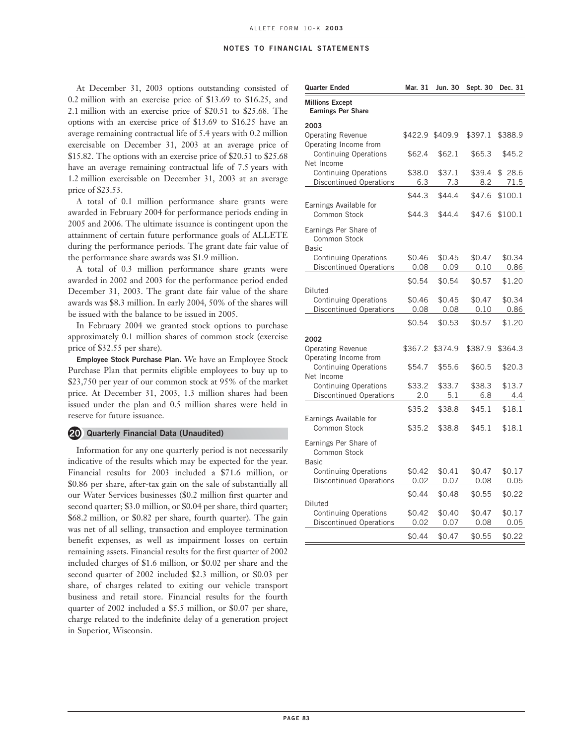At December 31, 2003 options outstanding consisted of 0.2 million with an exercise price of $13.69 to $16.25, and 2.1 million with an exercise price of $20.51 to $25.68. The options with an exercise price of $13.69 to $16.25 have an average remaining contractual life of 5.4 years with 0.2 million exercisable on December 31, 2003 at an average price of $15.82. The options with an exercise price of $20.51 to $25.68 have an average remaining contractual life of 7.5 years with 1.2 million exercisable on December 31, 2003 at an average price of $23.53.

A total of 0.1 million performance share grants were awarded in February 2004 for performance periods ending in 2005 and 2006. The ultimate issuance is contingent upon the attainment of certain future performance goals of ALLETE during the performance periods. The grant date fair value of the performance share awards was $1.9 million.

A total of 0.3 million performance share grants were awarded in 2002 and 2003 for the performance period ended December 31, 2003. The grant date fair value of the share awards was $8.3 million. In early 2004, 50% of the shares will be issued with the balance to be issued in 2005.

In February 2004 we granted stock options to purchase approximately 0.1 million shares of common stock (exercise price of $32.55 per share).

**Employee Stock Purchase Plan.** We have an Employee Stock Purchase Plan that permits eligible employees to buy up to $23,750 per year of our common stock at 95% of the market price. At December 31, 2003, 1.3 million shares had been issued under the plan and 0.5 million shares were held in reserve for future issuance.

## 20 Quarterly Financial Data (Unaudited)

Information for any one quarterly period is not necessarily indicative of the results which may be expected for the year. Financial results for 2003 included a $71.6 million, or $0.86 per share, after-tax gain on the sale of substantially all our Water Services businesses ($0.2 million first quarter and second quarter; $3.0 million, or $0.04 per share, third quarter; $68.2 million, or $0.82 per share, fourth quarter). The gain was net of all selling, transaction and employee termination benefit expenses, as well as impairment losses on certain remaining assets. Financial results for the first quarter of 2002 included charges of $1.6 million, or $0.02 per share and the second quarter of 2002 included $2.3 million, or $0.03 per share, of charges related to exiting our vehicle transport business and retail store. Financial results for the fourth quarter of 2002 included a $5.5 million, or $0.07 per share, charge related to the indefinite delay of a generation project in Superior, Wisconsin.

| Quarter Ended | Mar. 31 | Jun. 30 | Sept. 30 | Dec. 31 |
|---|---|---|---|---|
| **Millions Except Earnings Per Share** | | | | |
| **2003** | | | | |
| Operating Revenue | $422.9 | $409.9 | $397.1 | $388.9 |
| Operating Income from Continuing Operations | $62.4 | $62.1 | $65.3 | $45.2 |
| Net Income | | | | |
| Continuing Operations | $38.0 | $37.1 | $39.4 | $ 28.6 |
| Discontinued Operations | 6.3 | 7.3 | 8.2 | 71.5 |
| | $44.3 | $44.4 | $47.6 | $100.1 |
| Earnings Available for Common Stock | $44.3 | $44.4 | $47.6 | $100.1 |
| Earnings Per Share of Common Stock | | | | |
| Basic | | | | |
| Continuing Operations | $0.46 | $0.45 | $0.47 | $0.34 |
| Discontinued Operations | 0.08 | 0.09 | 0.10 | 0.86 |
| | $0.54 | $0.54 | $0.57 | $1.20 |
| Diluted | | | | |
| Continuing Operations | $0.46 | $0.45 | $0.47 | $0.34 |
| Discontinued Operations | 0.08 | 0.08 | 0.10 | 0.86 |
| | $0.54 | $0.53 | $0.57 | $1.20 |
| **2002** | | | | |
| Operating Revenue | $367.2 | $374.9 | $387.9 | $364.3 |
| Operating Income from Continuing Operations | $54.7 | $55.6 | $60.5 | $20.3 |
| Net Income | | | | |
| Continuing Operations | $33.2 | $33.7 | $38.3 | $13.7 |
| Discontinued Operations | 2.0 | 5.1 | 6.8 | 4.4 |
| | $35.2 | $38.8 | $45.1 | $18.1 |
| Earnings Available for Common Stock | $35.2 | $38.8 | $45.1 | $18.1 |
| Earnings Per Share of Common Stock | | | | |
| Basic | | | | |
| Continuing Operations | $0.42 | $0.41 | $0.47 | $0.17 |
| Discontinued Operations | 0.02 | 0.07 | 0.08 | 0.05 |
| | $0.44 | $0.48 | $0.55 | $0.22 |
| Diluted | | | | |
| Continuing Operations | $0.42 | $0.40 | $0.47 | $0.17 |
| Discontinued Operations | 0.02 | 0.07 | 0.08 | 0.05 |
| | $0.44 | $0.47 | $0.55 | $0.22 |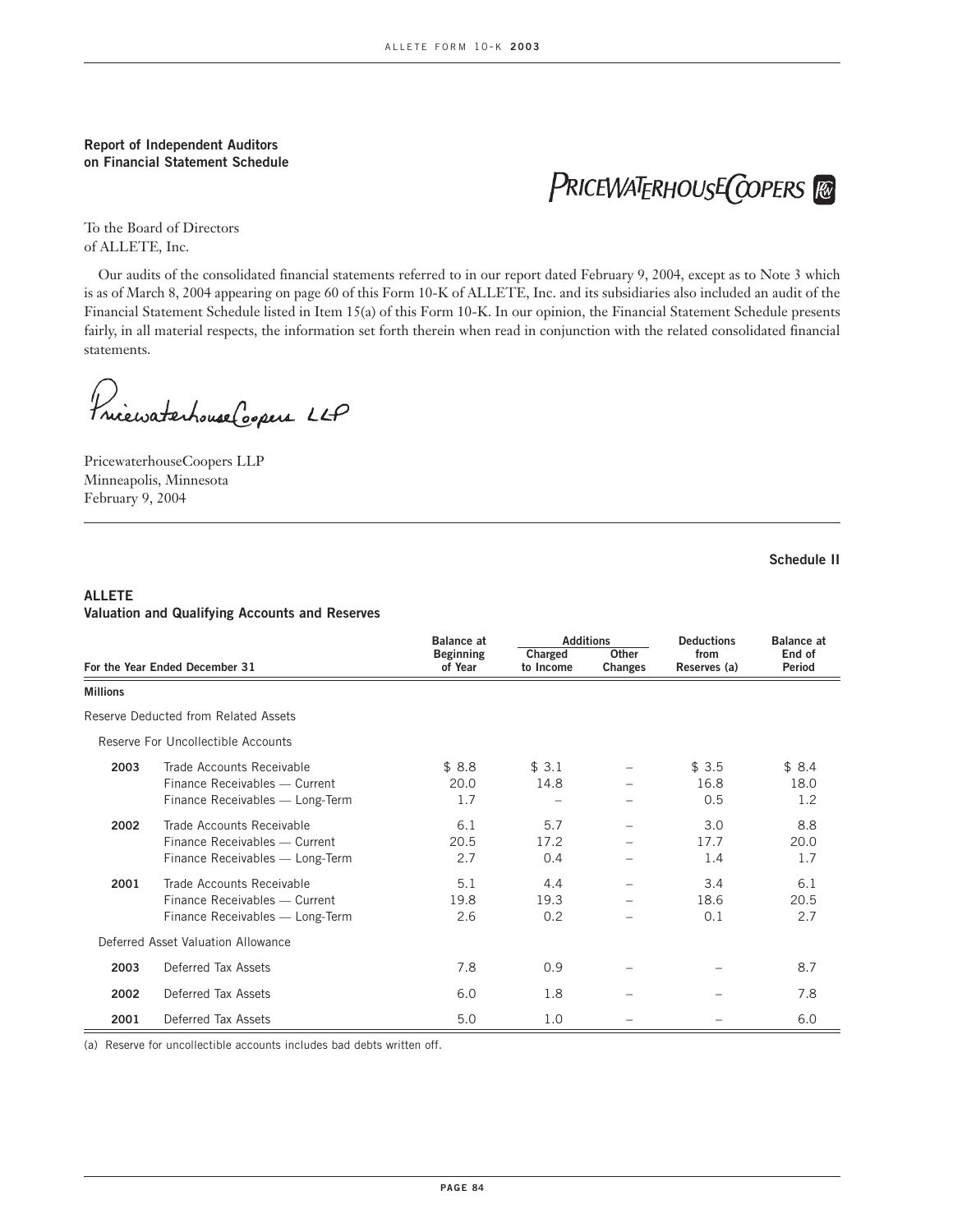**Report of Independent Auditors on Financial Statement Schedule**

PRICEWATERHOUSECOOPERS

To the Board of Directors
of ALLETE, Inc.

Our audits of the consolidated financial statements referred to in our report dated February 9, 2004, except as to Note 3 which is as of March 8, 2004 appearing on page 60 of this Form 10-K of ALLETE, Inc. and its subsidiaries also included an audit of the Financial Statement Schedule listed in Item 15(a) of this Form 10-K. In our opinion, the Financial Statement Schedule presents fairly, in all material respects, the information set forth therein when read in conjunction with the related consolidated financial statements.

PricewaterhouseCoopers LLP

PricewaterhouseCoopers LLP
Minneapolis, Minnesota
February 9, 2004

**Schedule II**

## ALLETE
### Valuation and Qualifying Accounts and Reserves

| For the Year Ended December 31 | | Balance at Beginning of Year | Additions | | Deductions from Reserves (a) | Balance at End of Period |
|---|---|---|---|---|---|---|
| | | | Charged to Income | Other Changes | | |
| **Millions** | | | | | | |
| Reserve Deducted from Related Assets | | | | | | |
| Reserve For Uncollectible Accounts | | | | | | |
| **2003** | Trade Accounts Receivable | $ 8.8 | $ 3.1 | – | $ 3.5 | $ 8.4 |
| | Finance Receivables — Current | 20.0 | 14.8 | – | 16.8 | 18.0 |
| | Finance Receivables — Long-Term | 1.7 | – | – | 0.5 | 1.2 |
| **2002** | Trade Accounts Receivable | 6.1 | 5.7 | – | 3.0 | 8.8 |
| | Finance Receivables — Current | 20.5 | 17.2 | – | 17.7 | 20.0 |
| | Finance Receivables — Long-Term | 2.7 | 0.4 | – | 1.4 | 1.7 |
| **2001** | Trade Accounts Receivable | 5.1 | 4.4 | – | 3.4 | 6.1 |
| | Finance Receivables — Current | 19.8 | 19.3 | – | 18.6 | 20.5 |
| | Finance Receivables — Long-Term | 2.6 | 0.2 | – | 0.1 | 2.7 |
| Deferred Asset Valuation Allowance | | | | | | |
| **2003** | Deferred Tax Assets | 7.8 | 0.9 | – | – | 8.7 |
| **2002** | Deferred Tax Assets | 6.0 | 1.8 | – | – | 7.8 |
| **2001** | Deferred Tax Assets | 5.0 | 1.0 | – | – | 6.0 |

(a) Reserve for uncollectible accounts includes bad debts written off.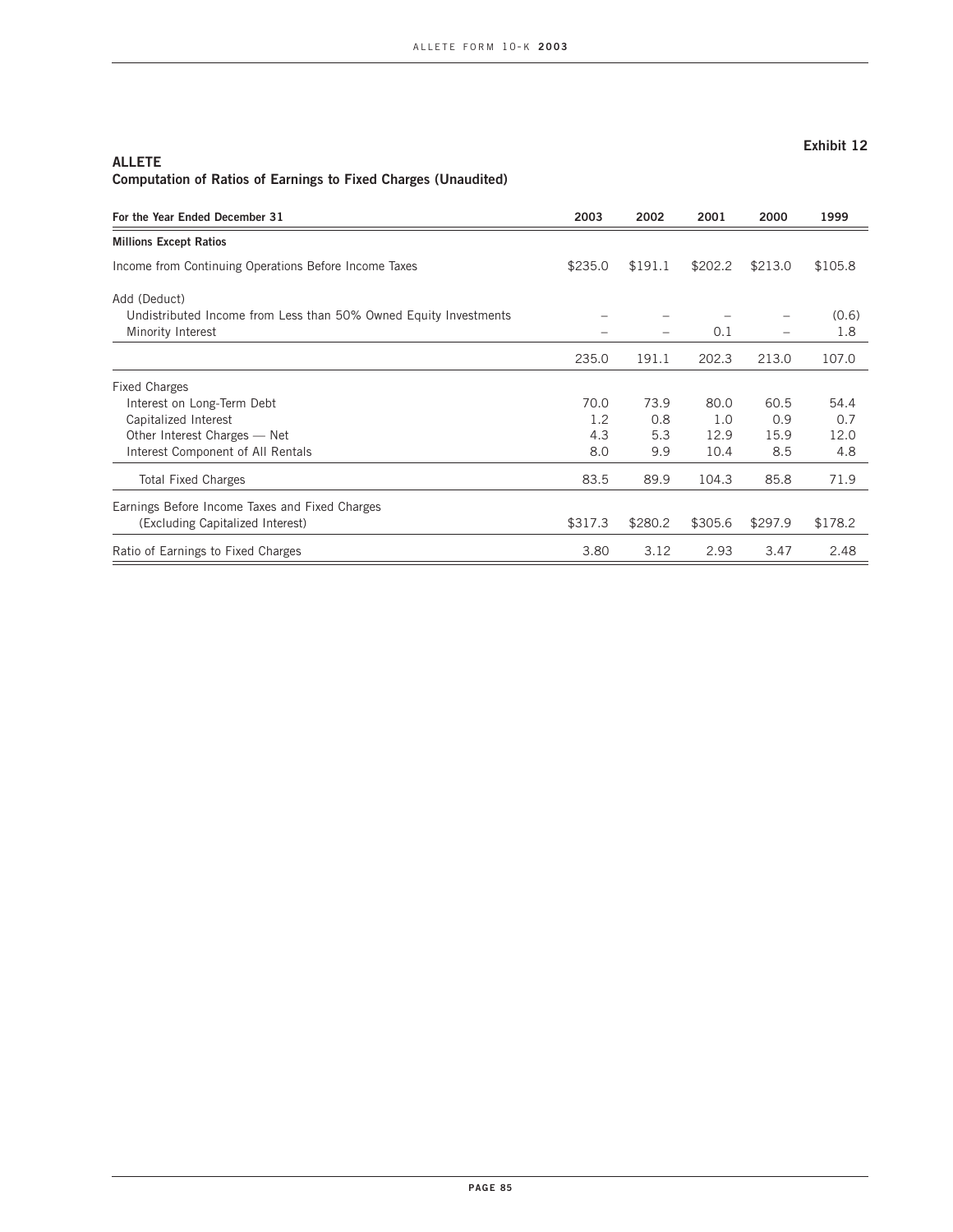**Exhibit 12**

**ALLETE**
**Computation of Ratios of Earnings to Fixed Charges (Unaudited)**

| For the Year Ended December 31 | 2003 | 2002 | 2001 | 2000 | 1999 |
|---|---|---|---|---|---|
| **Millions Except Ratios** | | | | | |
| Income from Continuing Operations Before Income Taxes | $235.0 | $191.1 | $202.2 | $213.0 | $105.8 |
| Add (Deduct) | | | | | |
| Undistributed Income from Less than 50% Owned Equity Investments | – | – | – | – | (0.6) |
| Minority Interest | – | – | 0.1 | – | 1.8 |
| | 235.0 | 191.1 | 202.3 | 213.0 | 107.0 |
| Fixed Charges | | | | | |
| Interest on Long-Term Debt | 70.0 | 73.9 | 80.0 | 60.5 | 54.4 |
| Capitalized Interest | 1.2 | 0.8 | 1.0 | 0.9 | 0.7 |
| Other Interest Charges — Net | 4.3 | 5.3 | 12.9 | 15.9 | 12.0 |
| Interest Component of All Rentals | 8.0 | 9.9 | 10.4 | 8.5 | 4.8 |
| Total Fixed Charges | 83.5 | 89.9 | 104.3 | 85.8 | 71.9 |
| Earnings Before Income Taxes and Fixed Charges (Excluding Capitalized Interest) | $317.3 | $280.2 | $305.6 | $297.9 | $178.2 |
| Ratio of Earnings to Fixed Charges | 3.80 | 3.12 | 2.93 | 3.47 | 2.48 |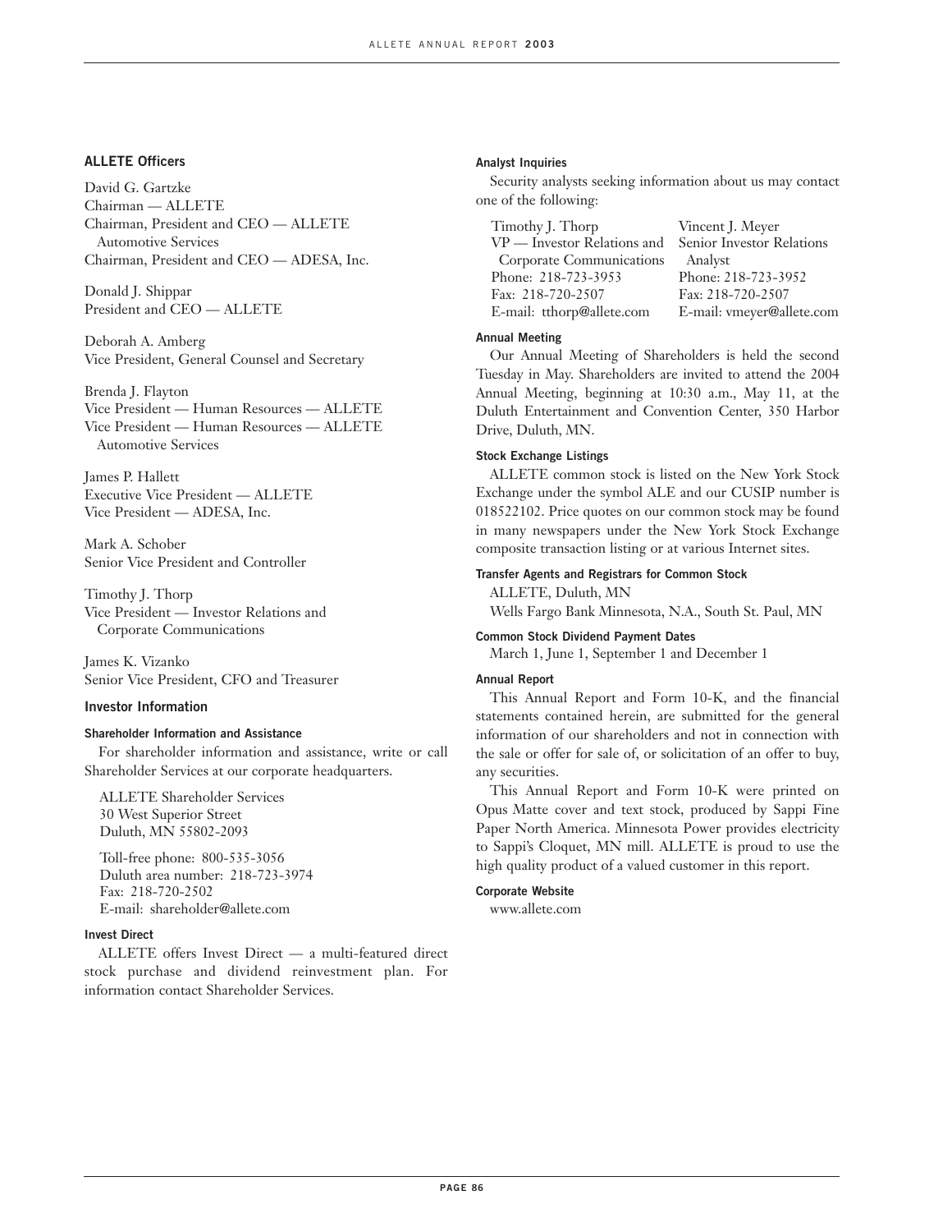## ALLETE Officers

David G. Gartzke
Chairman — ALLETE
Chairman, President and CEO — ALLETE Automotive Services
Chairman, President and CEO — ADESA, Inc.

Donald J. Shippar
President and CEO — ALLETE

Deborah A. Amberg
Vice President, General Counsel and Secretary

Brenda J. Flayton
Vice President — Human Resources — ALLETE
Vice President — Human Resources — ALLETE Automotive Services

James P. Hallett
Executive Vice President — ALLETE
Vice President — ADESA, Inc.

Mark A. Schober
Senior Vice President and Controller

Timothy J. Thorp
Vice President — Investor Relations and Corporate Communications

James K. Vizanko
Senior Vice President, CFO and Treasurer

## Investor Information

### Shareholder Information and Assistance

For shareholder information and assistance, write or call Shareholder Services at our corporate headquarters.

ALLETE Shareholder Services
30 West Superior Street
Duluth, MN 55802-2093

Toll-free phone: 800-535-3056
Duluth area number: 218-723-3974
Fax: 218-720-2502
E-mail: shareholder@allete.com

### Invest Direct

ALLETE offers Invest Direct — a multi-featured direct stock purchase and dividend reinvestment plan. For information contact Shareholder Services.

### Analyst Inquiries

Security analysts seeking information about us may contact one of the following:

Timothy J. Thorp
VP — Investor Relations and Corporate Communications
Phone: 218-723-3953
Fax: 218-720-2507
E-mail: tthorp@allete.com

Vincent J. Meyer
Senior Investor Relations Analyst
Phone: 218-723-3952
Fax: 218-720-2507
E-mail: vmeyer@allete.com

### Annual Meeting

Our Annual Meeting of Shareholders is held the second Tuesday in May. Shareholders are invited to attend the 2004 Annual Meeting, beginning at 10:30 a.m., May 11, at the Duluth Entertainment and Convention Center, 350 Harbor Drive, Duluth, MN.

### Stock Exchange Listings

ALLETE common stock is listed on the New York Stock Exchange under the symbol ALE and our CUSIP number is 018522102. Price quotes on our common stock may be found in many newspapers under the New York Stock Exchange composite transaction listing or at various Internet sites.

### Transfer Agents and Registrars for Common Stock

ALLETE, Duluth, MN
Wells Fargo Bank Minnesota, N.A., South St. Paul, MN

### Common Stock Dividend Payment Dates

March 1, June 1, September 1 and December 1

### Annual Report

This Annual Report and Form 10-K, and the financial statements contained herein, are submitted for the general information of our shareholders and not in connection with the sale or offer for sale of, or solicitation of an offer to buy, any securities.

This Annual Report and Form 10-K were printed on Opus Matte cover and text stock, produced by Sappi Fine Paper North America. Minnesota Power provides electricity to Sappi's Cloquet, MN mill. ALLETE is proud to use the high quality product of a valued customer in this report.

### Corporate Website

www.allete.com